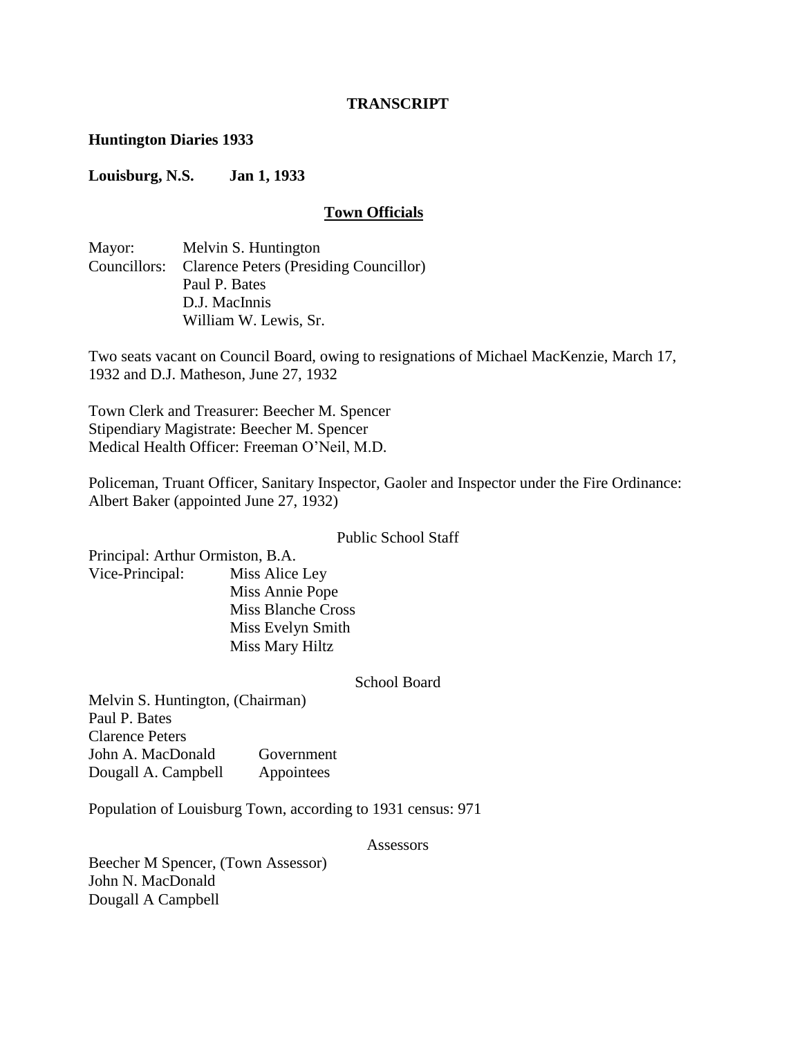**TRANSCRIPT**

**Huntington Diaries 1933**

**Louisburg, N.S. Jan 1, 1933**

## Town Officials

Mayor: Melvin S. Huntington
Councillors: Clarence Peters (Presiding Councillor)
Paul P. Bates
D.J. MacInnis
William W. Lewis, Sr.

Two seats vacant on Council Board, owing to resignations of Michael MacKenzie, March 17, 1932 and D.J. Matheson, June 27, 1932

Town Clerk and Treasurer: Beecher M. Spencer
Stipendiary Magistrate: Beecher M. Spencer
Medical Health Officer: Freeman O'Neil, M.D.

Policeman, Truant Officer, Sanitary Inspector, Gaoler and Inspector under the Fire Ordinance: Albert Baker (appointed June 27, 1932)

Public School Staff

Principal: Arthur Ormiston, B.A.
Vice-Principal: Miss Alice Ley
Miss Annie Pope
Miss Blanche Cross
Miss Evelyn Smith
Miss Mary Hiltz

School Board

Melvin S. Huntington, (Chairman)
Paul P. Bates
Clarence Peters
John A. MacDonald — Government
Dougall A. Campbell — Appointees

Population of Louisburg Town, according to 1931 census: 971

Assessors

Beecher M Spencer, (Town Assessor)
John N. MacDonald
Dougall A Campbell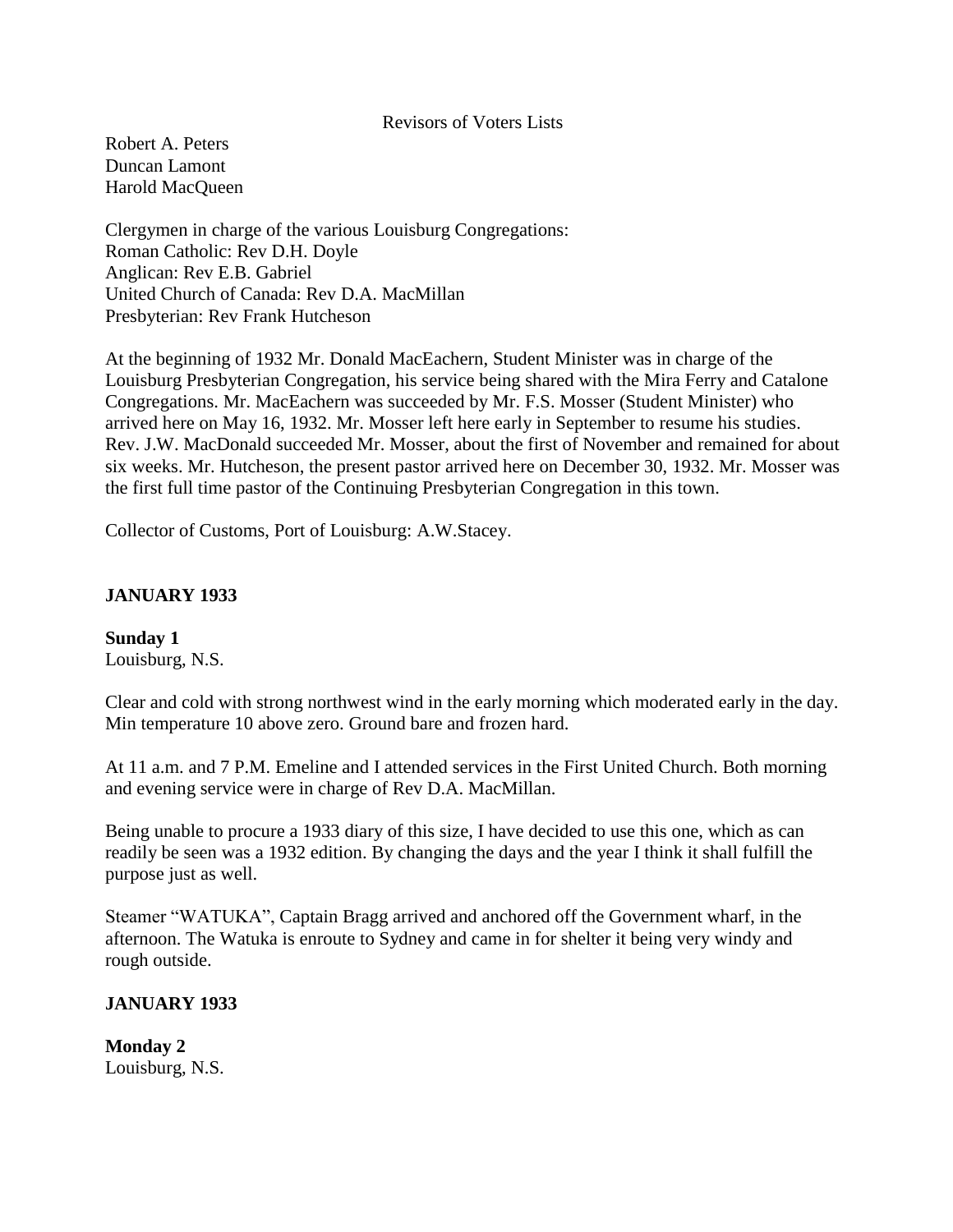Revisors of Voters Lists

Robert A. Peters
Duncan Lamont
Harold MacQueen

Clergymen in charge of the various Louisburg Congregations:
Roman Catholic: Rev D.H. Doyle
Anglican: Rev E.B. Gabriel
United Church of Canada: Rev D.A. MacMillan
Presbyterian: Rev Frank Hutcheson

At the beginning of 1932 Mr. Donald MacEachern, Student Minister was in charge of the Louisburg Presbyterian Congregation, his service being shared with the Mira Ferry and Catalone Congregations. Mr. MacEachern was succeeded by Mr. F.S. Mosser (Student Minister) who arrived here on May 16, 1932. Mr. Mosser left here early in September to resume his studies. Rev. J.W. MacDonald succeeded Mr. Mosser, about the first of November and remained for about six weeks. Mr. Hutcheson, the present pastor arrived here on December 30, 1932. Mr. Mosser was the first full time pastor of the Continuing Presbyterian Congregation in this town.

Collector of Customs, Port of Louisburg: A.W.Stacey.

**JANUARY 1933**

**Sunday 1**
Louisburg, N.S.

Clear and cold with strong northwest wind in the early morning which moderated early in the day. Min temperature 10 above zero. Ground bare and frozen hard.

At 11 a.m. and 7 P.M. Emeline and I attended services in the First United Church. Both morning and evening service were in charge of Rev D.A. MacMillan.

Being unable to procure a 1933 diary of this size, I have decided to use this one, which as can readily be seen was a 1932 edition. By changing the days and the year I think it shall fulfill the purpose just as well.

Steamer "WATUKA", Captain Bragg arrived and anchored off the Government wharf, in the afternoon. The Watuka is enroute to Sydney and came in for shelter it being very windy and rough outside.

**JANUARY 1933**

**Monday 2**
Louisburg, N.S.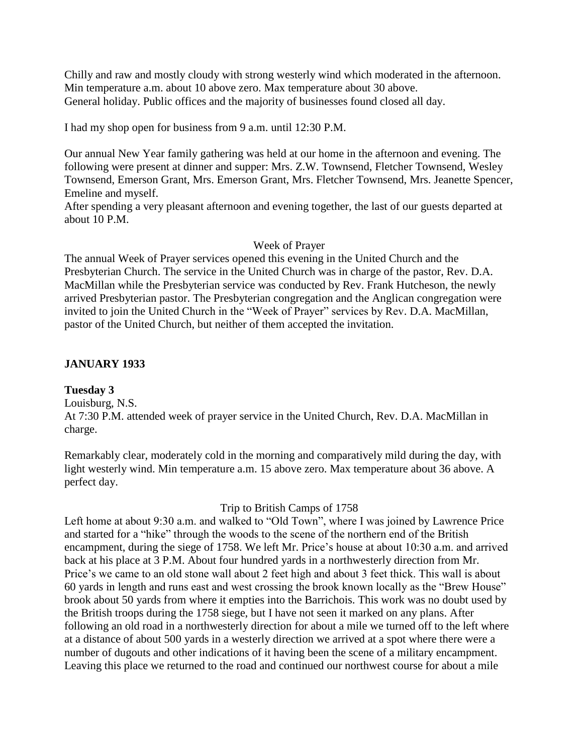Chilly and raw and mostly cloudy with strong westerly wind which moderated in the afternoon. Min temperature a.m. about 10 above zero. Max temperature about 30 above.
General holiday. Public offices and the majority of businesses found closed all day.

I had my shop open for business from 9 a.m. until 12:30 P.M.

Our annual New Year family gathering was held at our home in the afternoon and evening. The following were present at dinner and supper: Mrs. Z.W. Townsend, Fletcher Townsend, Wesley Townsend, Emerson Grant, Mrs. Emerson Grant, Mrs. Fletcher Townsend, Mrs. Jeanette Spencer, Emeline and myself.
After spending a very pleasant afternoon and evening together, the last of our guests departed at about 10 P.M.

Week of Prayer

The annual Week of Prayer services opened this evening in the United Church and the Presbyterian Church. The service in the United Church was in charge of the pastor, Rev. D.A. MacMillan while the Presbyterian service was conducted by Rev. Frank Hutcheson, the newly arrived Presbyterian pastor. The Presbyterian congregation and the Anglican congregation were invited to join the United Church in the "Week of Prayer" services by Rev. D.A. MacMillan, pastor of the United Church, but neither of them accepted the invitation.

## JANUARY 1933

### Tuesday 3

Louisburg, N.S.
At 7:30 P.M. attended week of prayer service in the United Church, Rev. D.A. MacMillan in charge.

Remarkably clear, moderately cold in the morning and comparatively mild during the day, with light westerly wind. Min temperature a.m. 15 above zero. Max temperature about 36 above. A perfect day.

Trip to British Camps of 1758

Left home at about 9:30 a.m. and walked to "Old Town", where I was joined by Lawrence Price and started for a "hike" through the woods to the scene of the northern end of the British encampment, during the siege of 1758. We left Mr. Price's house at about 10:30 a.m. and arrived back at his place at 3 P.M. About four hundred yards in a northwesterly direction from Mr. Price's we came to an old stone wall about 2 feet high and about 3 feet thick. This wall is about 60 yards in length and runs east and west crossing the brook known locally as the "Brew House" brook about 50 yards from where it empties into the Barrichois. This work was no doubt used by the British troops during the 1758 siege, but I have not seen it marked on any plans. After following an old road in a northwesterly direction for about a mile we turned off to the left where at a distance of about 500 yards in a westerly direction we arrived at a spot where there were a number of dugouts and other indications of it having been the scene of a military encampment. Leaving this place we returned to the road and continued our northwest course for about a mile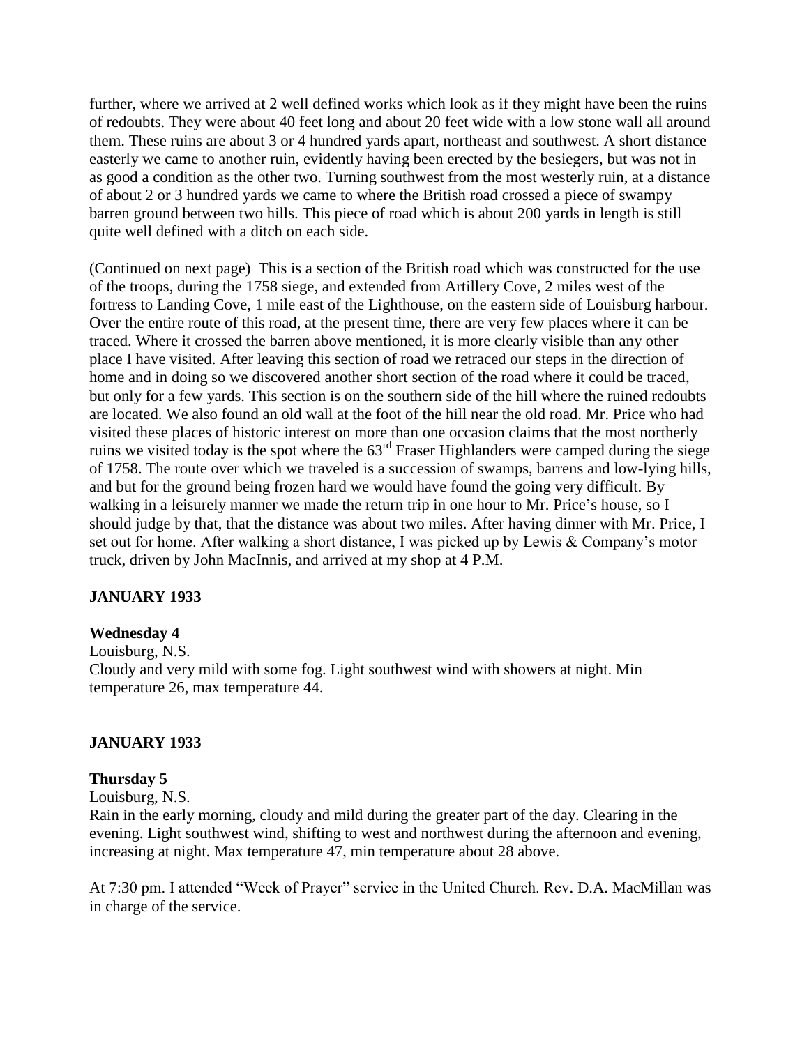further, where we arrived at 2 well defined works which look as if they might have been the ruins of redoubts. They were about 40 feet long and about 20 feet wide with a low stone wall all around them. These ruins are about 3 or 4 hundred yards apart, northeast and southwest. A short distance easterly we came to another ruin, evidently having been erected by the besiegers, but was not in as good a condition as the other two. Turning southwest from the most westerly ruin, at a distance of about 2 or 3 hundred yards we came to where the British road crossed a piece of swampy barren ground between two hills. This piece of road which is about 200 yards in length is still quite well defined with a ditch on each side.

(Continued on next page) This is a section of the British road which was constructed for the use of the troops, during the 1758 siege, and extended from Artillery Cove, 2 miles west of the fortress to Landing Cove, 1 mile east of the Lighthouse, on the eastern side of Louisburg harbour. Over the entire route of this road, at the present time, there are very few places where it can be traced. Where it crossed the barren above mentioned, it is more clearly visible than any other place I have visited. After leaving this section of road we retraced our steps in the direction of home and in doing so we discovered another short section of the road where it could be traced, but only for a few yards. This section is on the southern side of the hill where the ruined redoubts are located. We also found an old wall at the foot of the hill near the old road. Mr. Price who had visited these places of historic interest on more than one occasion claims that the most northerly ruins we visited today is the spot where the 63rd Fraser Highlanders were camped during the siege of 1758. The route over which we traveled is a succession of swamps, barrens and low-lying hills, and but for the ground being frozen hard we would have found the going very difficult. By walking in a leisurely manner we made the return trip in one hour to Mr. Price's house, so I should judge by that, that the distance was about two miles. After having dinner with Mr. Price, I set out for home. After walking a short distance, I was picked up by Lewis & Company's motor truck, driven by John MacInnis, and arrived at my shop at 4 P.M.

**JANUARY 1933**

**Wednesday 4**

Louisburg, N.S.
Cloudy and very mild with some fog. Light southwest wind with showers at night. Min temperature 26, max temperature 44.

**JANUARY 1933**

**Thursday 5**

Louisburg, N.S.
Rain in the early morning, cloudy and mild during the greater part of the day. Clearing in the evening. Light southwest wind, shifting to west and northwest during the afternoon and evening, increasing at night. Max temperature 47, min temperature about 28 above.

At 7:30 pm. I attended "Week of Prayer" service in the United Church. Rev. D.A. MacMillan was in charge of the service.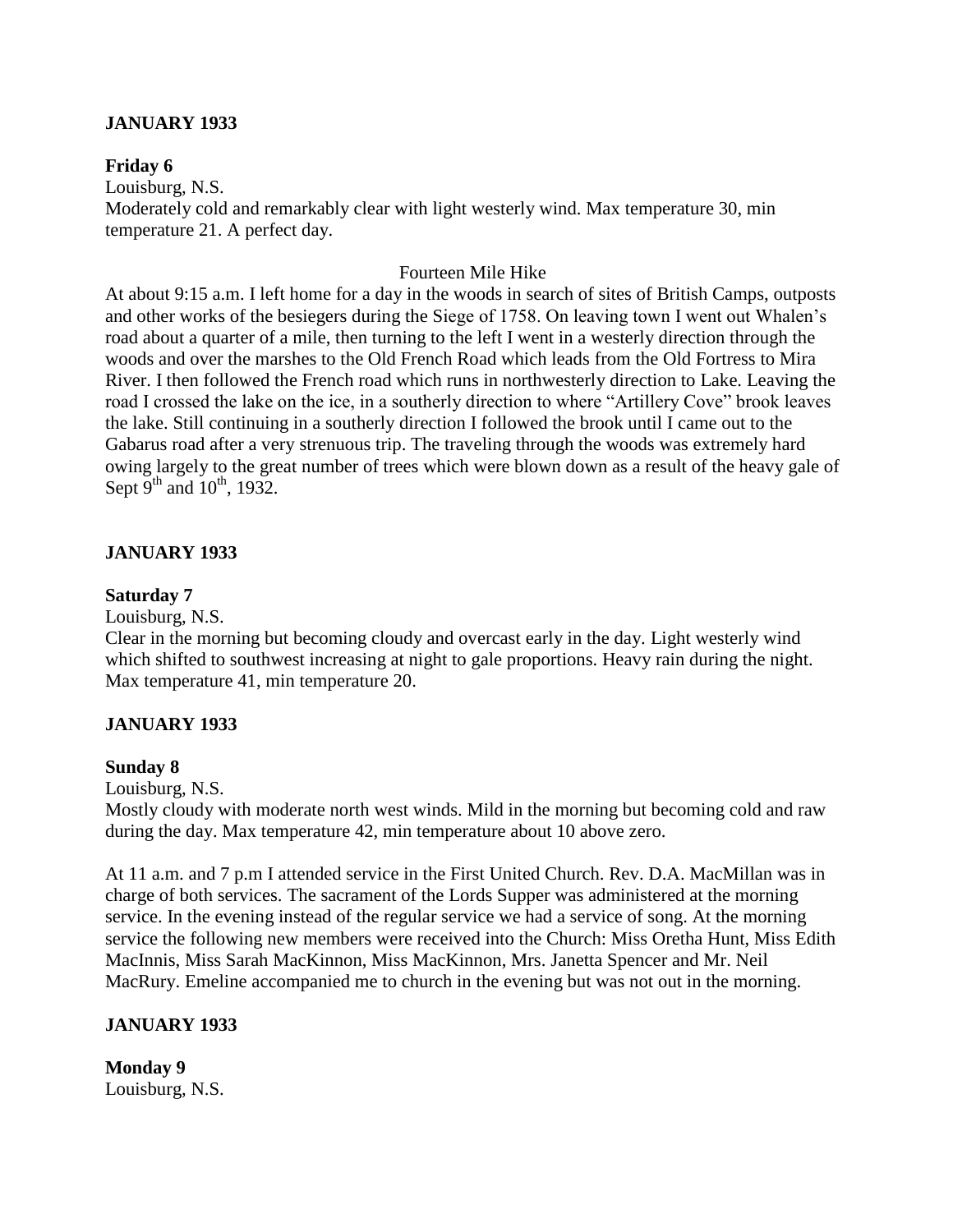**JANUARY 1933**

**Friday 6**

Louisburg, N.S.

Moderately cold and remarkably clear with light westerly wind. Max temperature 30, min temperature 21. A perfect day.

Fourteen Mile Hike

At about 9:15 a.m. I left home for a day in the woods in search of sites of British Camps, outposts and other works of the besiegers during the Siege of 1758. On leaving town I went out Whalen's road about a quarter of a mile, then turning to the left I went in a westerly direction through the woods and over the marshes to the Old French Road which leads from the Old Fortress to Mira River. I then followed the French road which runs in northwesterly direction to Lake. Leaving the road I crossed the lake on the ice, in a southerly direction to where "Artillery Cove" brook leaves the lake. Still continuing in a southerly direction I followed the brook until I came out to the Gabarus road after a very strenuous trip. The traveling through the woods was extremely hard owing largely to the great number of trees which were blown down as a result of the heavy gale of Sept 9th and 10th, 1932.

**JANUARY 1933**

**Saturday 7**

Louisburg, N.S.

Clear in the morning but becoming cloudy and overcast early in the day. Light westerly wind which shifted to southwest increasing at night to gale proportions. Heavy rain during the night. Max temperature 41, min temperature 20.

**JANUARY 1933**

**Sunday 8**

Louisburg, N.S.

Mostly cloudy with moderate north west winds. Mild in the morning but becoming cold and raw during the day. Max temperature 42, min temperature about 10 above zero.

At 11 a.m. and 7 p.m I attended service in the First United Church. Rev. D.A. MacMillan was in charge of both services. The sacrament of the Lords Supper was administered at the morning service. In the evening instead of the regular service we had a service of song. At the morning service the following new members were received into the Church: Miss Oretha Hunt, Miss Edith MacInnis, Miss Sarah MacKinnon, Miss MacKinnon, Mrs. Janetta Spencer and Mr. Neil MacRury. Emeline accompanied me to church in the evening but was not out in the morning.

**JANUARY 1933**

**Monday 9**

Louisburg, N.S.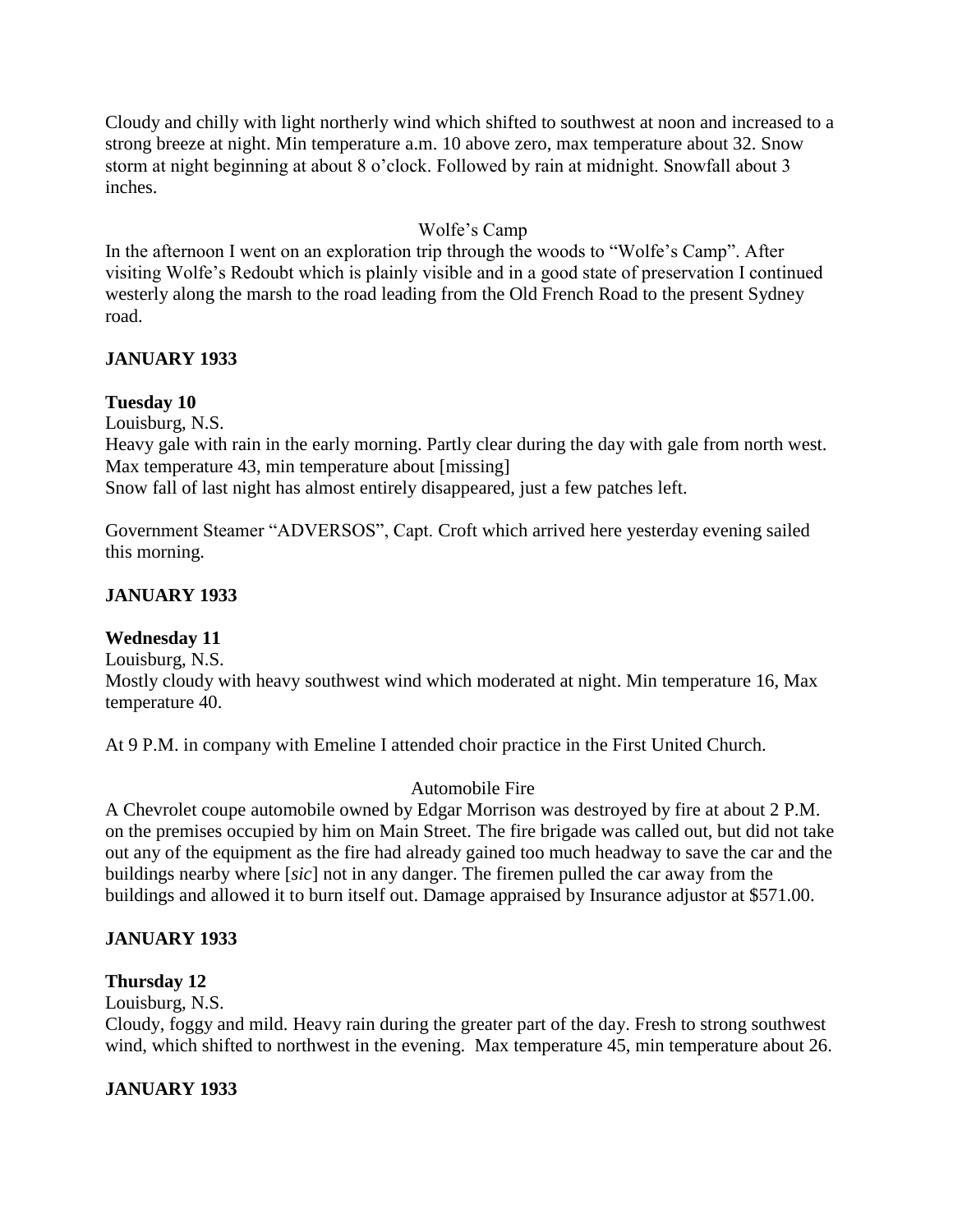Cloudy and chilly with light northerly wind which shifted to southwest at noon and increased to a strong breeze at night. Min temperature a.m. 10 above zero, max temperature about 32. Snow storm at night beginning at about 8 o'clock. Followed by rain at midnight. Snowfall about 3 inches.

Wolfe's Camp

In the afternoon I went on an exploration trip through the woods to "Wolfe's Camp". After visiting Wolfe's Redoubt which is plainly visible and in a good state of preservation I continued westerly along the marsh to the road leading from the Old French Road to the present Sydney road.

**JANUARY 1933**

**Tuesday 10**

Louisburg, N.S.

Heavy gale with rain in the early morning. Partly clear during the day with gale from north west. Max temperature 43, min temperature about [missing]

Snow fall of last night has almost entirely disappeared, just a few patches left.

Government Steamer "ADVERSOS", Capt. Croft which arrived here yesterday evening sailed this morning.

**JANUARY 1933**

**Wednesday 11**

Louisburg, N.S.

Mostly cloudy with heavy southwest wind which moderated at night. Min temperature 16, Max temperature 40.

At 9 P.M. in company with Emeline I attended choir practice in the First United Church.

Automobile Fire

A Chevrolet coupe automobile owned by Edgar Morrison was destroyed by fire at about 2 P.M. on the premises occupied by him on Main Street. The fire brigade was called out, but did not take out any of the equipment as the fire had already gained too much headway to save the car and the buildings nearby where [*sic*] not in any danger. The firemen pulled the car away from the buildings and allowed it to burn itself out. Damage appraised by Insurance adjustor at $571.00.

**JANUARY 1933**

**Thursday 12**

Louisburg, N.S.

Cloudy, foggy and mild. Heavy rain during the greater part of the day. Fresh to strong southwest wind, which shifted to northwest in the evening. Max temperature 45, min temperature about 26.

**JANUARY 1933**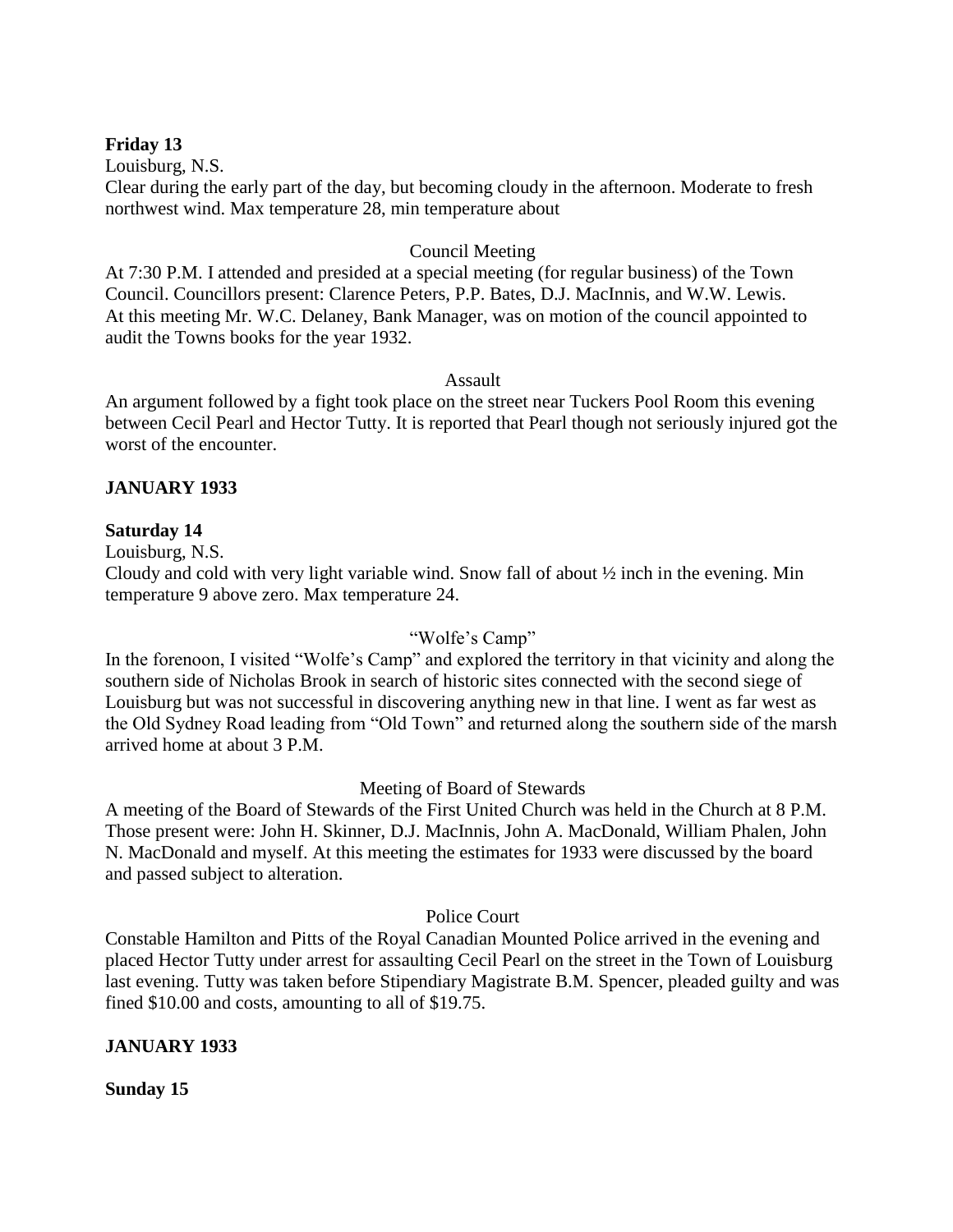**Friday 13**

Louisburg, N.S.

Clear during the early part of the day, but becoming cloudy in the afternoon. Moderate to fresh northwest wind. Max temperature 28, min temperature about

Council Meeting

At 7:30 P.M. I attended and presided at a special meeting (for regular business) of the Town Council. Councillors present: Clarence Peters, P.P. Bates, D.J. MacInnis, and W.W. Lewis. At this meeting Mr. W.C. Delaney, Bank Manager, was on motion of the council appointed to audit the Towns books for the year 1932.

Assault

An argument followed by a fight took place on the street near Tuckers Pool Room this evening between Cecil Pearl and Hector Tutty. It is reported that Pearl though not seriously injured got the worst of the encounter.

**JANUARY 1933**

**Saturday 14**

Louisburg, N.S.

Cloudy and cold with very light variable wind. Snow fall of about ½ inch in the evening. Min temperature 9 above zero. Max temperature 24.

"Wolfe's Camp"

In the forenoon, I visited "Wolfe's Camp" and explored the territory in that vicinity and along the southern side of Nicholas Brook in search of historic sites connected with the second siege of Louisburg but was not successful in discovering anything new in that line. I went as far west as the Old Sydney Road leading from "Old Town" and returned along the southern side of the marsh arrived home at about 3 P.M.

Meeting of Board of Stewards

A meeting of the Board of Stewards of the First United Church was held in the Church at 8 P.M. Those present were: John H. Skinner, D.J. MacInnis, John A. MacDonald, William Phalen, John N. MacDonald and myself. At this meeting the estimates for 1933 were discussed by the board and passed subject to alteration.

Police Court

Constable Hamilton and Pitts of the Royal Canadian Mounted Police arrived in the evening and placed Hector Tutty under arrest for assaulting Cecil Pearl on the street in the Town of Louisburg last evening. Tutty was taken before Stipendiary Magistrate B.M. Spencer, pleaded guilty and was fined $10.00 and costs, amounting to all of $19.75.

**JANUARY 1933**

**Sunday 15**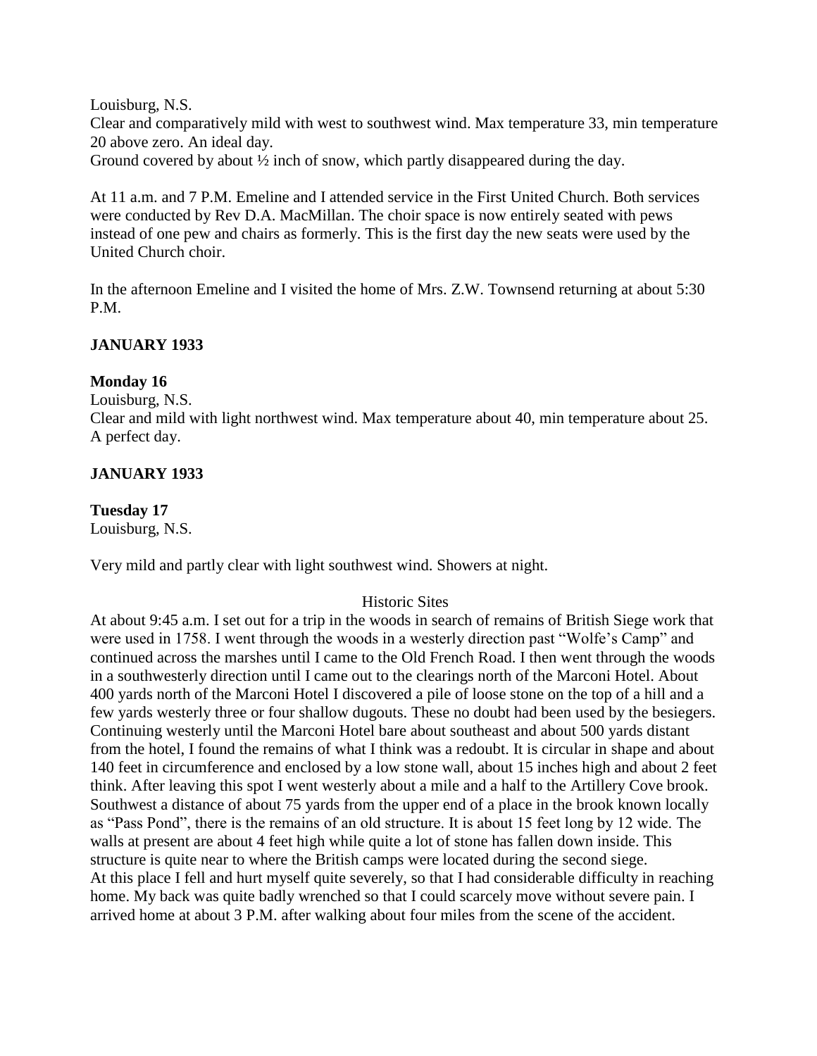Louisburg, N.S.

Clear and comparatively mild with west to southwest wind. Max temperature 33, min temperature 20 above zero. An ideal day.

Ground covered by about ½ inch of snow, which partly disappeared during the day.

At 11 a.m. and 7 P.M. Emeline and I attended service in the First United Church. Both services were conducted by Rev D.A. MacMillan. The choir space is now entirely seated with pews instead of one pew and chairs as formerly. This is the first day the new seats were used by the United Church choir.

In the afternoon Emeline and I visited the home of Mrs. Z.W. Townsend returning at about 5:30 P.M.

**JANUARY 1933**

**Monday 16**

Louisburg, N.S.

Clear and mild with light northwest wind. Max temperature about 40, min temperature about 25. A perfect day.

**JANUARY 1933**

**Tuesday 17**

Louisburg, N.S.

Very mild and partly clear with light southwest wind. Showers at night.

Historic Sites

At about 9:45 a.m. I set out for a trip in the woods in search of remains of British Siege work that were used in 1758. I went through the woods in a westerly direction past "Wolfe's Camp" and continued across the marshes until I came to the Old French Road. I then went through the woods in a southwesterly direction until I came out to the clearings north of the Marconi Hotel. About 400 yards north of the Marconi Hotel I discovered a pile of loose stone on the top of a hill and a few yards westerly three or four shallow dugouts. These no doubt had been used by the besiegers. Continuing westerly until the Marconi Hotel bare about southeast and about 500 yards distant from the hotel, I found the remains of what I think was a redoubt. It is circular in shape and about 140 feet in circumference and enclosed by a low stone wall, about 15 inches high and about 2 feet think. After leaving this spot I went westerly about a mile and a half to the Artillery Cove brook. Southwest a distance of about 75 yards from the upper end of a place in the brook known locally as "Pass Pond", there is the remains of an old structure. It is about 15 feet long by 12 wide. The walls at present are about 4 feet high while quite a lot of stone has fallen down inside. This structure is quite near to where the British camps were located during the second siege.

At this place I fell and hurt myself quite severely, so that I had considerable difficulty in reaching home. My back was quite badly wrenched so that I could scarcely move without severe pain. I arrived home at about 3 P.M. after walking about four miles from the scene of the accident.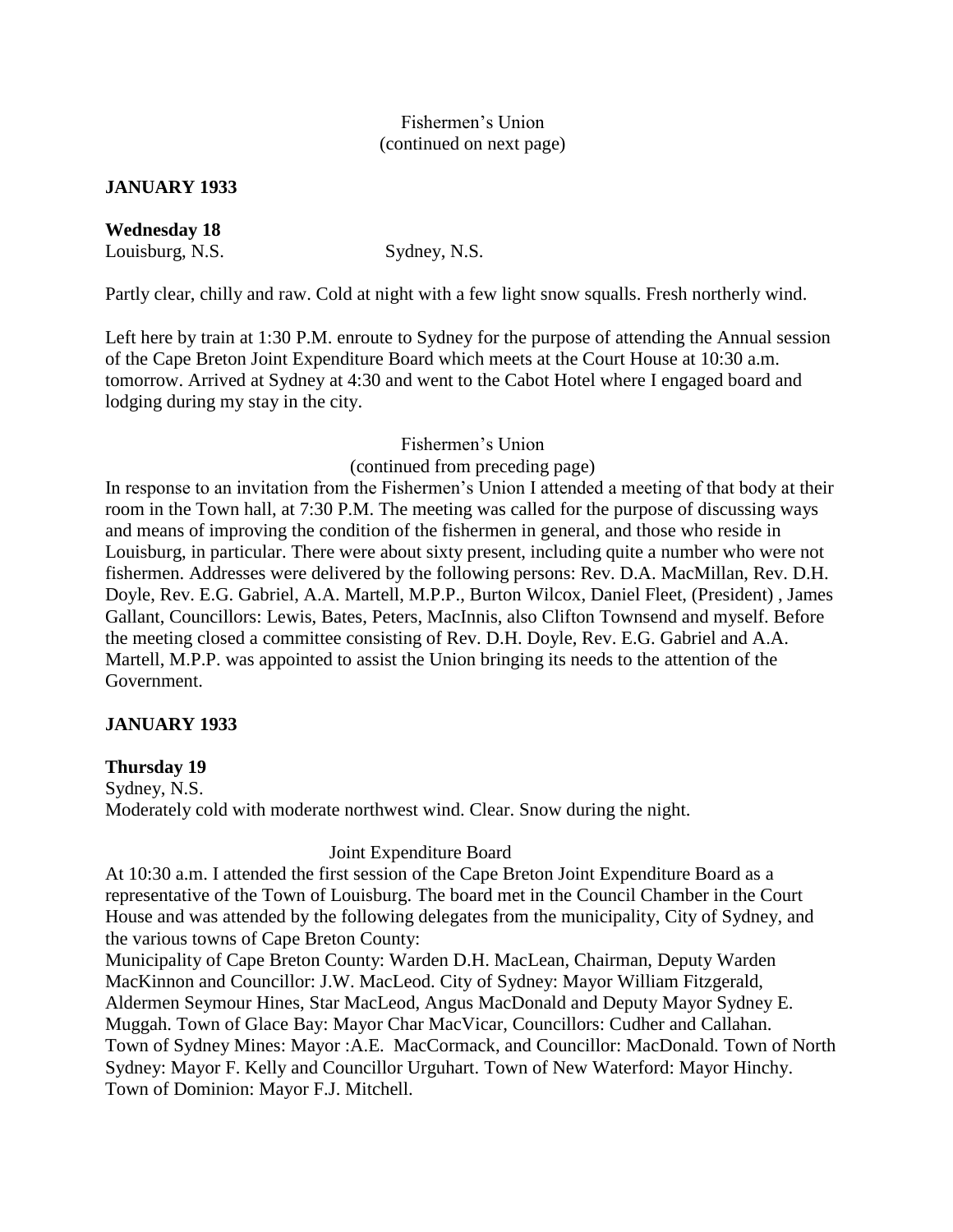Fishermen's Union
(continued on next page)

## JANUARY 1933

### Wednesday 18

Louisburg, N.S. Sydney, N.S.

Partly clear, chilly and raw. Cold at night with a few light snow squalls. Fresh northerly wind.

Left here by train at 1:30 P.M. enroute to Sydney for the purpose of attending the Annual session of the Cape Breton Joint Expenditure Board which meets at the Court House at 10:30 a.m. tomorrow. Arrived at Sydney at 4:30 and went to the Cabot Hotel where I engaged board and lodging during my stay in the city.

Fishermen's Union
(continued from preceding page)

In response to an invitation from the Fishermen's Union I attended a meeting of that body at their room in the Town hall, at 7:30 P.M. The meeting was called for the purpose of discussing ways and means of improving the condition of the fishermen in general, and those who reside in Louisburg, in particular. There were about sixty present, including quite a number who were not fishermen. Addresses were delivered by the following persons: Rev. D.A. MacMillan, Rev. D.H. Doyle, Rev. E.G. Gabriel, A.A. Martell, M.P.P., Burton Wilcox, Daniel Fleet, (President) , James Gallant, Councillors: Lewis, Bates, Peters, MacInnis, also Clifton Townsend and myself. Before the meeting closed a committee consisting of Rev. D.H. Doyle, Rev. E.G. Gabriel and A.A. Martell, M.P.P. was appointed to assist the Union bringing its needs to the attention of the Government.

## JANUARY 1933

### Thursday 19

Sydney, N.S.
Moderately cold with moderate northwest wind. Clear. Snow during the night.

Joint Expenditure Board

At 10:30 a.m. I attended the first session of the Cape Breton Joint Expenditure Board as a representative of the Town of Louisburg. The board met in the Council Chamber in the Court House and was attended by the following delegates from the municipality, City of Sydney, and the various towns of Cape Breton County:

Municipality of Cape Breton County: Warden D.H. MacLean, Chairman, Deputy Warden MacKinnon and Councillor: J.W. MacLeod. City of Sydney: Mayor William Fitzgerald, Aldermen Seymour Hines, Star MacLeod, Angus MacDonald and Deputy Mayor Sydney E. Muggah. Town of Glace Bay: Mayor Char MacVicar, Councillors: Cudher and Callahan. Town of Sydney Mines: Mayor :A.E. MacCormack, and Councillor: MacDonald. Town of North Sydney: Mayor F. Kelly and Councillor Urguhart. Town of New Waterford: Mayor Hinchy. Town of Dominion: Mayor F.J. Mitchell.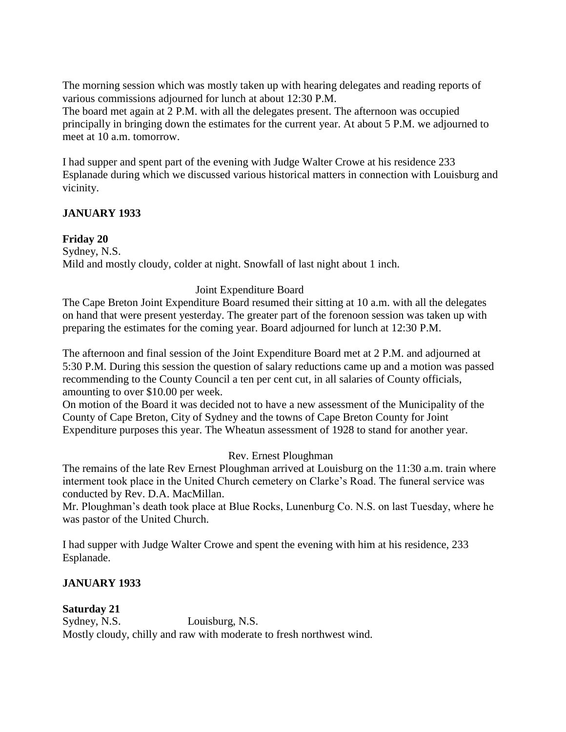The morning session which was mostly taken up with hearing delegates and reading reports of various commissions adjourned for lunch at about 12:30 P.M.
The board met again at 2 P.M. with all the delegates present. The afternoon was occupied principally in bringing down the estimates for the current year. At about 5 P.M. we adjourned to meet at 10 a.m. tomorrow.

I had supper and spent part of the evening with Judge Walter Crowe at his residence 233 Esplanade during which we discussed various historical matters in connection with Louisburg and vicinity.

**JANUARY 1933**

**Friday 20**
Sydney, N.S.
Mild and mostly cloudy, colder at night. Snowfall of last night about 1 inch.

Joint Expenditure Board

The Cape Breton Joint Expenditure Board resumed their sitting at 10 a.m. with all the delegates on hand that were present yesterday. The greater part of the forenoon session was taken up with preparing the estimates for the coming year. Board adjourned for lunch at 12:30 P.M.

The afternoon and final session of the Joint Expenditure Board met at 2 P.M. and adjourned at 5:30 P.M. During this session the question of salary reductions came up and a motion was passed recommending to the County Council a ten per cent cut, in all salaries of County officials, amounting to over $10.00 per week.
On motion of the Board it was decided not to have a new assessment of the Municipality of the County of Cape Breton, City of Sydney and the towns of Cape Breton County for Joint Expenditure purposes this year. The Wheatun assessment of 1928 to stand for another year.

Rev. Ernest Ploughman

The remains of the late Rev Ernest Ploughman arrived at Louisburg on the 11:30 a.m. train where interment took place in the United Church cemetery on Clarke's Road. The funeral service was conducted by Rev. D.A. MacMillan.
Mr. Ploughman's death took place at Blue Rocks, Lunenburg Co. N.S. on last Tuesday, where he was pastor of the United Church.

I had supper with Judge Walter Crowe and spent the evening with him at his residence, 233 Esplanade.

**JANUARY 1933**

**Saturday 21**
Sydney, N.S. Louisburg, N.S.
Mostly cloudy, chilly and raw with moderate to fresh northwest wind.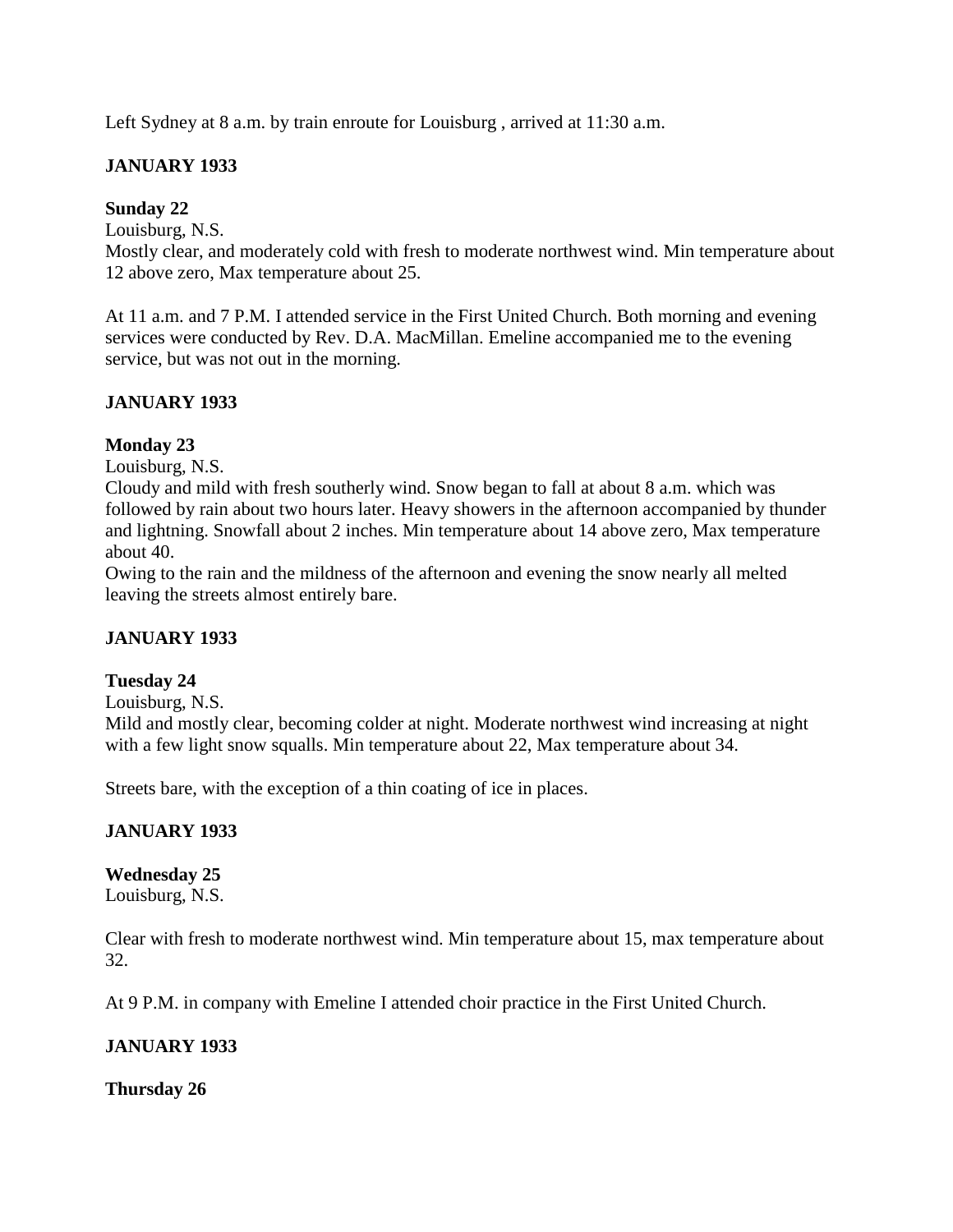Left Sydney at 8 a.m. by train enroute for Louisburg , arrived at 11:30 a.m.

**JANUARY 1933**

**Sunday 22**
Louisburg, N.S.
Mostly clear, and moderately cold with fresh to moderate northwest wind. Min temperature about 12 above zero, Max temperature about 25.

At 11 a.m. and 7 P.M. I attended service in the First United Church. Both morning and evening services were conducted by Rev. D.A. MacMillan. Emeline accompanied me to the evening service, but was not out in the morning.

**JANUARY 1933**

**Monday 23**
Louisburg, N.S.
Cloudy and mild with fresh southerly wind. Snow began to fall at about 8 a.m. which was followed by rain about two hours later. Heavy showers in the afternoon accompanied by thunder and lightning. Snowfall about 2 inches. Min temperature about 14 above zero, Max temperature about 40.
Owing to the rain and the mildness of the afternoon and evening the snow nearly all melted leaving the streets almost entirely bare.

**JANUARY 1933**

**Tuesday 24**
Louisburg, N.S.
Mild and mostly clear, becoming colder at night. Moderate northwest wind increasing at night with a few light snow squalls. Min temperature about 22, Max temperature about 34.

Streets bare, with the exception of a thin coating of ice in places.

**JANUARY 1933**

**Wednesday 25**
Louisburg, N.S.

Clear with fresh to moderate northwest wind. Min temperature about 15, max temperature about 32.

At 9 P.M. in company with Emeline I attended choir practice in the First United Church.

**JANUARY 1933**

**Thursday 26**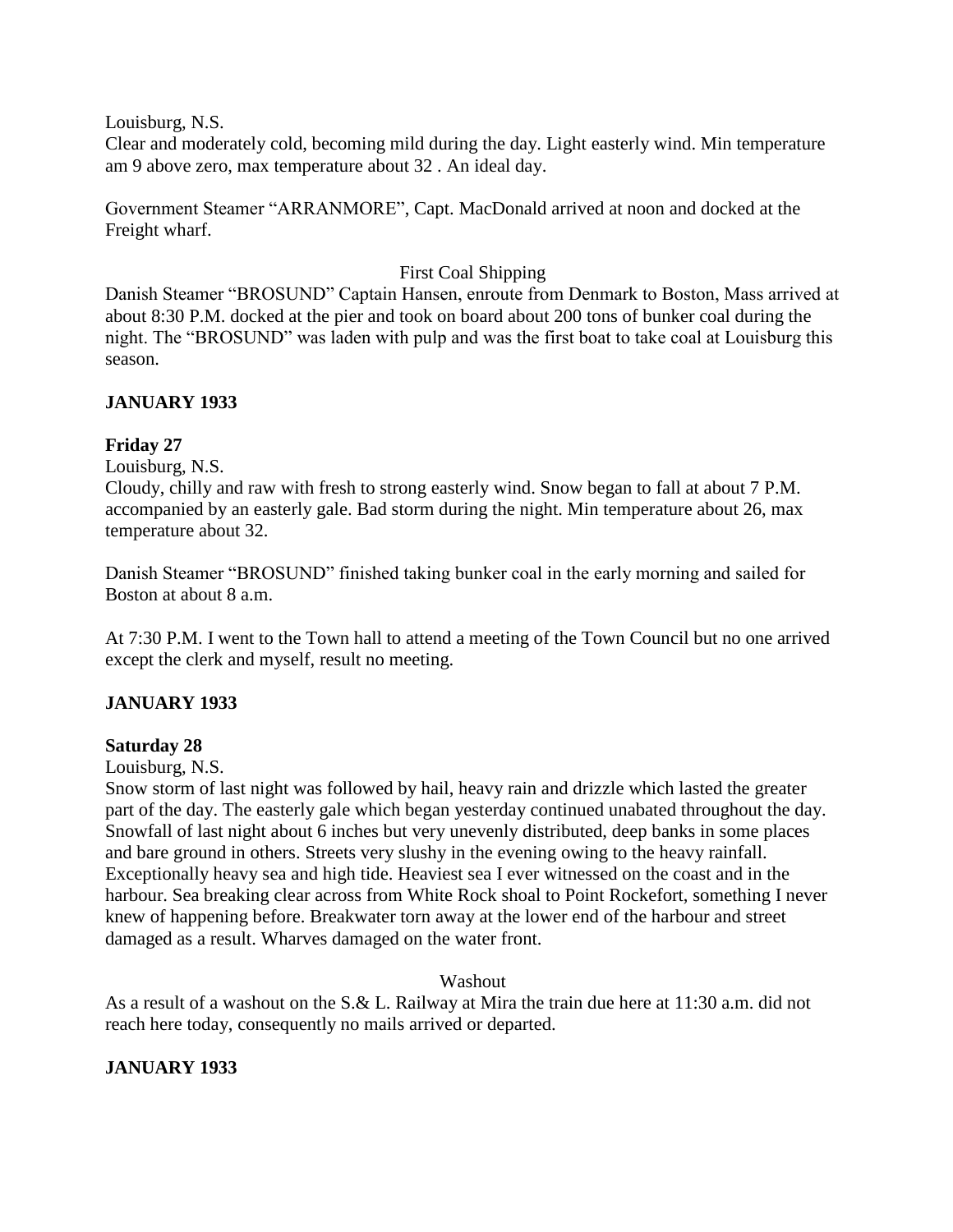Louisburg, N.S.

Clear and moderately cold, becoming mild during the day. Light easterly wind. Min temperature am 9 above zero, max temperature about 32 . An ideal day.

Government Steamer "ARRANMORE", Capt. MacDonald arrived at noon and docked at the Freight wharf.

First Coal Shipping

Danish Steamer "BROSUND" Captain Hansen, enroute from Denmark to Boston, Mass arrived at about 8:30 P.M. docked at the pier and took on board about 200 tons of bunker coal during the night. The "BROSUND" was laden with pulp and was the first boat to take coal at Louisburg this season.

## JANUARY 1933

### Friday 27

Louisburg, N.S.

Cloudy, chilly and raw with fresh to strong easterly wind. Snow began to fall at about 7 P.M. accompanied by an easterly gale. Bad storm during the night. Min temperature about 26, max temperature about 32.

Danish Steamer "BROSUND" finished taking bunker coal in the early morning and sailed for Boston at about 8 a.m.

At 7:30 P.M. I went to the Town hall to attend a meeting of the Town Council but no one arrived except the clerk and myself, result no meeting.

## JANUARY 1933

### Saturday 28

Louisburg, N.S.

Snow storm of last night was followed by hail, heavy rain and drizzle which lasted the greater part of the day. The easterly gale which began yesterday continued unabated throughout the day. Snowfall of last night about 6 inches but very unevenly distributed, deep banks in some places and bare ground in others. Streets very slushy in the evening owing to the heavy rainfall. Exceptionally heavy sea and high tide. Heaviest sea I ever witnessed on the coast and in the harbour. Sea breaking clear across from White Rock shoal to Point Rockefort, something I never knew of happening before. Breakwater torn away at the lower end of the harbour and street damaged as a result. Wharves damaged on the water front.

Washout

As a result of a washout on the S.& L. Railway at Mira the train due here at 11:30 a.m. did not reach here today, consequently no mails arrived or departed.

## JANUARY 1933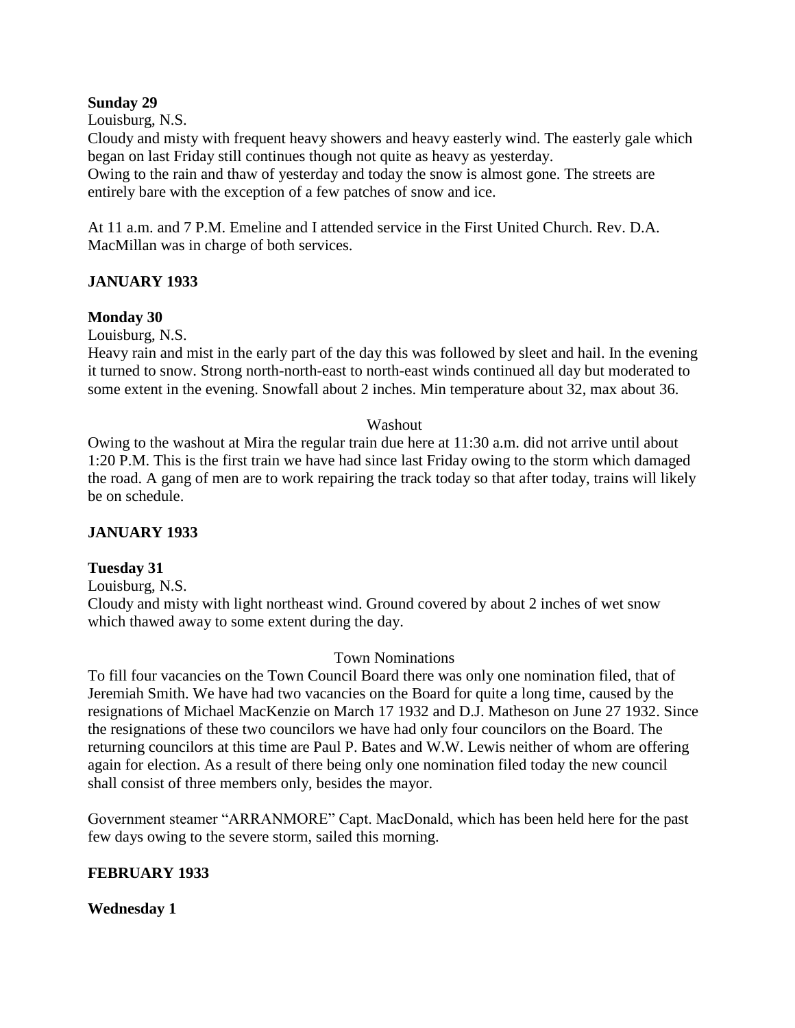**Sunday 29**

Louisburg, N.S.

Cloudy and misty with frequent heavy showers and heavy easterly wind. The easterly gale which began on last Friday still continues though not quite as heavy as yesterday.

Owing to the rain and thaw of yesterday and today the snow is almost gone. The streets are entirely bare with the exception of a few patches of snow and ice.

At 11 a.m. and 7 P.M. Emeline and I attended service in the First United Church. Rev. D.A. MacMillan was in charge of both services.

**JANUARY 1933**

**Monday 30**

Louisburg, N.S.

Heavy rain and mist in the early part of the day this was followed by sleet and hail. In the evening it turned to snow. Strong north-north-east to north-east winds continued all day but moderated to some extent in the evening. Snowfall about 2 inches. Min temperature about 32, max about 36.

Washout

Owing to the washout at Mira the regular train due here at 11:30 a.m. did not arrive until about 1:20 P.M. This is the first train we have had since last Friday owing to the storm which damaged the road. A gang of men are to work repairing the track today so that after today, trains will likely be on schedule.

**JANUARY 1933**

**Tuesday 31**

Louisburg, N.S.

Cloudy and misty with light northeast wind. Ground covered by about 2 inches of wet snow which thawed away to some extent during the day.

Town Nominations

To fill four vacancies on the Town Council Board there was only one nomination filed, that of Jeremiah Smith. We have had two vacancies on the Board for quite a long time, caused by the resignations of Michael MacKenzie on March 17 1932 and D.J. Matheson on June 27 1932. Since the resignations of these two councilors we have had only four councilors on the Board. The returning councilors at this time are Paul P. Bates and W.W. Lewis neither of whom are offering again for election. As a result of there being only one nomination filed today the new council shall consist of three members only, besides the mayor.

Government steamer "ARRANMORE" Capt. MacDonald, which has been held here for the past few days owing to the severe storm, sailed this morning.

**FEBRUARY 1933**

**Wednesday 1**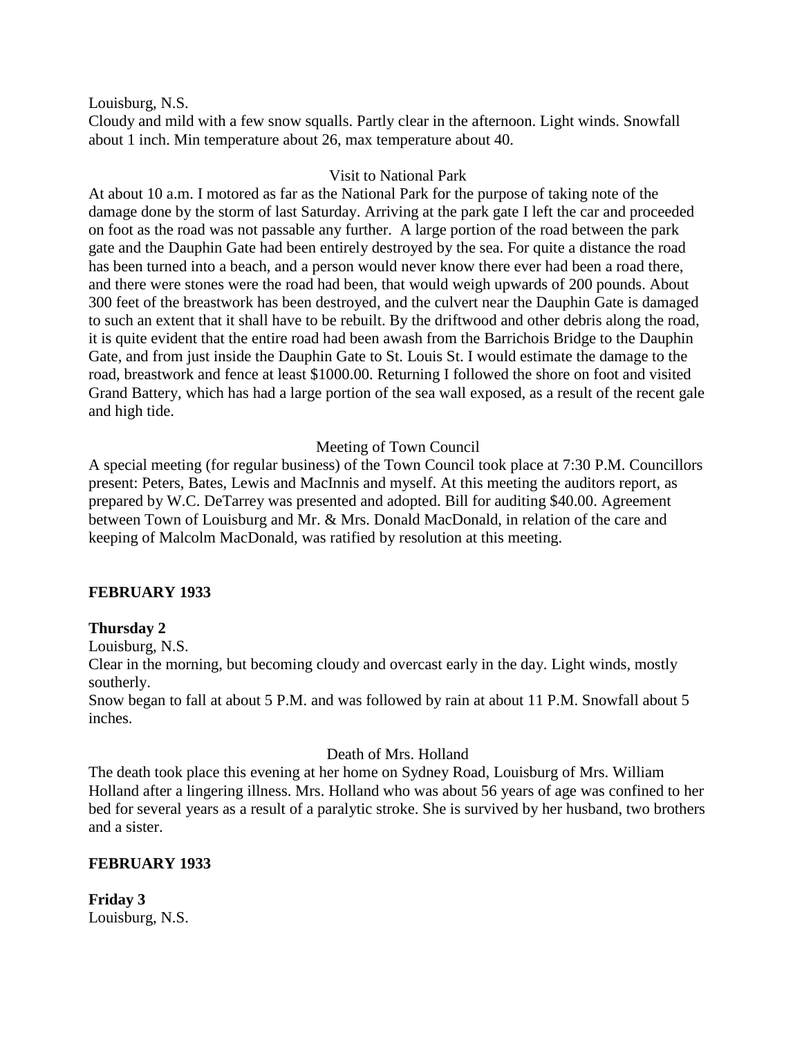Louisburg, N.S.

Cloudy and mild with a few snow squalls. Partly clear in the afternoon. Light winds. Snowfall about 1 inch. Min temperature about 26, max temperature about 40.

Visit to National Park

At about 10 a.m. I motored as far as the National Park for the purpose of taking note of the damage done by the storm of last Saturday. Arriving at the park gate I left the car and proceeded on foot as the road was not passable any further. A large portion of the road between the park gate and the Dauphin Gate had been entirely destroyed by the sea. For quite a distance the road has been turned into a beach, and a person would never know there ever had been a road there, and there were stones were the road had been, that would weigh upwards of 200 pounds. About 300 feet of the breastwork has been destroyed, and the culvert near the Dauphin Gate is damaged to such an extent that it shall have to be rebuilt. By the driftwood and other debris along the road, it is quite evident that the entire road had been awash from the Barrichois Bridge to the Dauphin Gate, and from just inside the Dauphin Gate to St. Louis St. I would estimate the damage to the road, breastwork and fence at least $1000.00. Returning I followed the shore on foot and visited Grand Battery, which has had a large portion of the sea wall exposed, as a result of the recent gale and high tide.

Meeting of Town Council

A special meeting (for regular business) of the Town Council took place at 7:30 P.M. Councillors present: Peters, Bates, Lewis and MacInnis and myself. At this meeting the auditors report, as prepared by W.C. DeTarrey was presented and adopted. Bill for auditing $40.00. Agreement between Town of Louisburg and Mr. & Mrs. Donald MacDonald, in relation of the care and keeping of Malcolm MacDonald, was ratified by resolution at this meeting.

**FEBRUARY 1933**

**Thursday 2**

Louisburg, N.S.

Clear in the morning, but becoming cloudy and overcast early in the day. Light winds, mostly southerly.

Snow began to fall at about 5 P.M. and was followed by rain at about 11 P.M. Snowfall about 5 inches.

Death of Mrs. Holland

The death took place this evening at her home on Sydney Road, Louisburg of Mrs. William Holland after a lingering illness. Mrs. Holland who was about 56 years of age was confined to her bed for several years as a result of a paralytic stroke. She is survived by her husband, two brothers and a sister.

**FEBRUARY 1933**

**Friday 3**

Louisburg, N.S.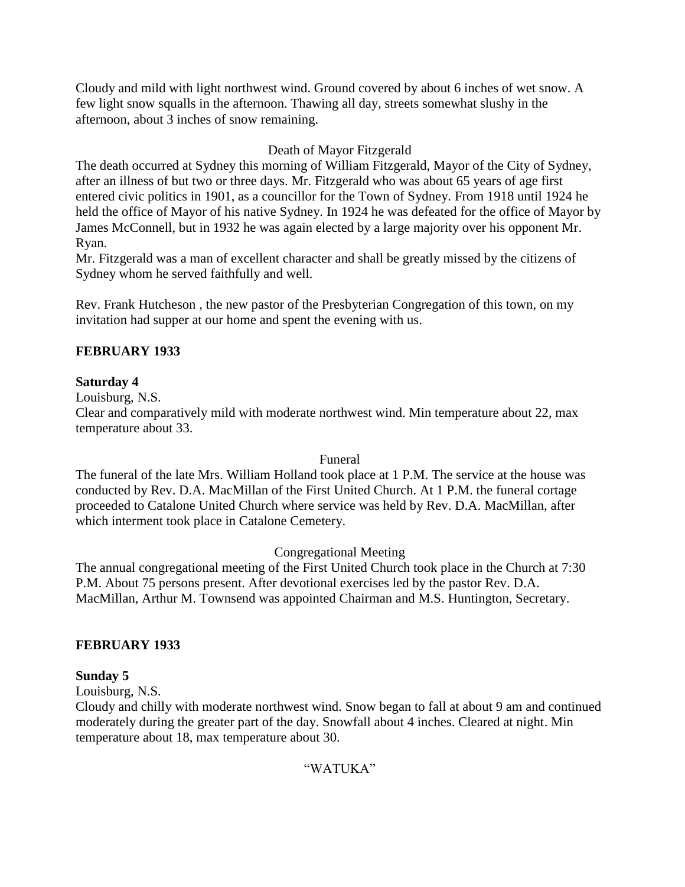Cloudy and mild with light northwest wind. Ground covered by about 6 inches of wet snow. A few light snow squalls in the afternoon. Thawing all day, streets somewhat slushy in the afternoon, about 3 inches of snow remaining.

Death of Mayor Fitzgerald

The death occurred at Sydney this morning of William Fitzgerald, Mayor of the City of Sydney, after an illness of but two or three days. Mr. Fitzgerald who was about 65 years of age first entered civic politics in 1901, as a councillor for the Town of Sydney. From 1918 until 1924 he held the office of Mayor of his native Sydney. In 1924 he was defeated for the office of Mayor by James McConnell, but in 1932 he was again elected by a large majority over his opponent Mr. Ryan.

Mr. Fitzgerald was a man of excellent character and shall be greatly missed by the citizens of Sydney whom he served faithfully and well.

Rev. Frank Hutcheson , the new pastor of the Presbyterian Congregation of this town, on my invitation had supper at our home and spent the evening with us.

**FEBRUARY 1933**

**Saturday 4**

Louisburg, N.S.

Clear and comparatively mild with moderate northwest wind. Min temperature about 22, max temperature about 33.

Funeral

The funeral of the late Mrs. William Holland took place at 1 P.M. The service at the house was conducted by Rev. D.A. MacMillan of the First United Church. At 1 P.M. the funeral cortage proceeded to Catalone United Church where service was held by Rev. D.A. MacMillan, after which interment took place in Catalone Cemetery.

Congregational Meeting

The annual congregational meeting of the First United Church took place in the Church at 7:30 P.M. About 75 persons present. After devotional exercises led by the pastor Rev. D.A. MacMillan, Arthur M. Townsend was appointed Chairman and M.S. Huntington, Secretary.

**FEBRUARY 1933**

**Sunday 5**

Louisburg, N.S.

Cloudy and chilly with moderate northwest wind. Snow began to fall at about 9 am and continued moderately during the greater part of the day. Snowfall about 4 inches. Cleared at night. Min temperature about 18, max temperature about 30.

"WATUKA"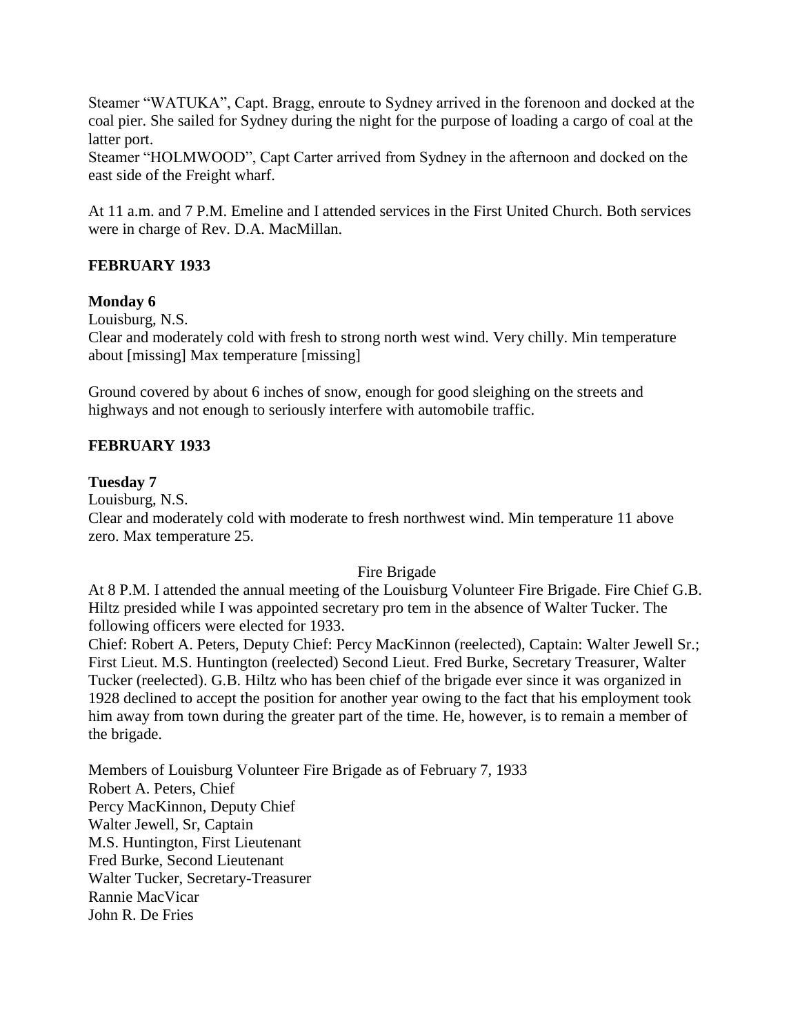Steamer "WATUKA", Capt. Bragg, enroute to Sydney arrived in the forenoon and docked at the coal pier. She sailed for Sydney during the night for the purpose of loading a cargo of coal at the latter port.
Steamer "HOLMWOOD", Capt Carter arrived from Sydney in the afternoon and docked on the east side of the Freight wharf.

At 11 a.m. and 7 P.M. Emeline and I attended services in the First United Church. Both services were in charge of Rev. D.A. MacMillan.

## FEBRUARY 1933

### Monday 6

Louisburg, N.S.
Clear and moderately cold with fresh to strong north west wind. Very chilly. Min temperature about [missing] Max temperature [missing]

Ground covered by about 6 inches of snow, enough for good sleighing on the streets and highways and not enough to seriously interfere with automobile traffic.

## FEBRUARY 1933

### Tuesday 7

Louisburg, N.S.
Clear and moderately cold with moderate to fresh northwest wind. Min temperature 11 above zero. Max temperature 25.

Fire Brigade

At 8 P.M. I attended the annual meeting of the Louisburg Volunteer Fire Brigade. Fire Chief G.B. Hiltz presided while I was appointed secretary pro tem in the absence of Walter Tucker. The following officers were elected for 1933.
Chief: Robert A. Peters, Deputy Chief: Percy MacKinnon (reelected), Captain: Walter Jewell Sr.; First Lieut. M.S. Huntington (reelected) Second Lieut. Fred Burke, Secretary Treasurer, Walter Tucker (reelected). G.B. Hiltz who has been chief of the brigade ever since it was organized in 1928 declined to accept the position for another year owing to the fact that his employment took him away from town during the greater part of the time. He, however, is to remain a member of the brigade.

Members of Louisburg Volunteer Fire Brigade as of February 7, 1933
Robert A. Peters, Chief
Percy MacKinnon, Deputy Chief
Walter Jewell, Sr, Captain
M.S. Huntington, First Lieutenant
Fred Burke, Second Lieutenant
Walter Tucker, Secretary-Treasurer
Rannie MacVicar
John R. De Fries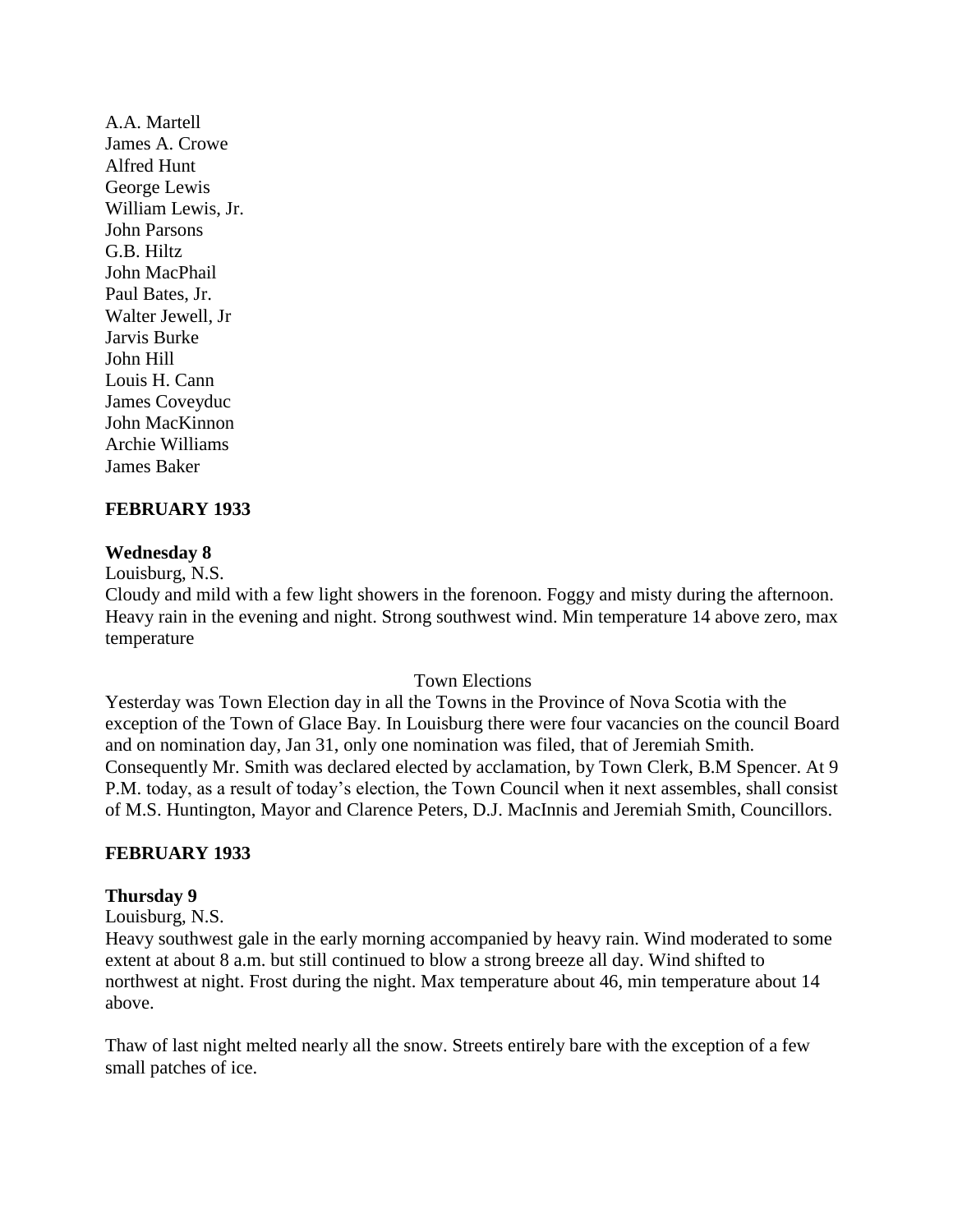A.A. Martell  
James A. Crowe  
Alfred Hunt  
George Lewis  
William Lewis, Jr.  
John Parsons  
G.B. Hiltz  
John MacPhail  
Paul Bates, Jr.  
Walter Jewell, Jr  
Jarvis Burke  
John Hill  
Louis H. Cann  
James Coveyduc  
John MacKinnon  
Archie Williams  
James Baker

**FEBRUARY 1933**

**Wednesday 8**

Louisburg, N.S.

Cloudy and mild with a few light showers in the forenoon. Foggy and misty during the afternoon. Heavy rain in the evening and night. Strong southwest wind. Min temperature 14 above zero, max temperature

Town Elections

Yesterday was Town Election day in all the Towns in the Province of Nova Scotia with the exception of the Town of Glace Bay. In Louisburg there were four vacancies on the council Board and on nomination day, Jan 31, only one nomination was filed, that of Jeremiah Smith. Consequently Mr. Smith was declared elected by acclamation, by Town Clerk, B.M Spencer. At 9 P.M. today, as a result of today's election, the Town Council when it next assembles, shall consist of M.S. Huntington, Mayor and Clarence Peters, D.J. MacInnis and Jeremiah Smith, Councillors.

**FEBRUARY 1933**

**Thursday 9**

Louisburg, N.S.

Heavy southwest gale in the early morning accompanied by heavy rain. Wind moderated to some extent at about 8 a.m. but still continued to blow a strong breeze all day. Wind shifted to northwest at night. Frost during the night. Max temperature about 46, min temperature about 14 above.

Thaw of last night melted nearly all the snow. Streets entirely bare with the exception of a few small patches of ice.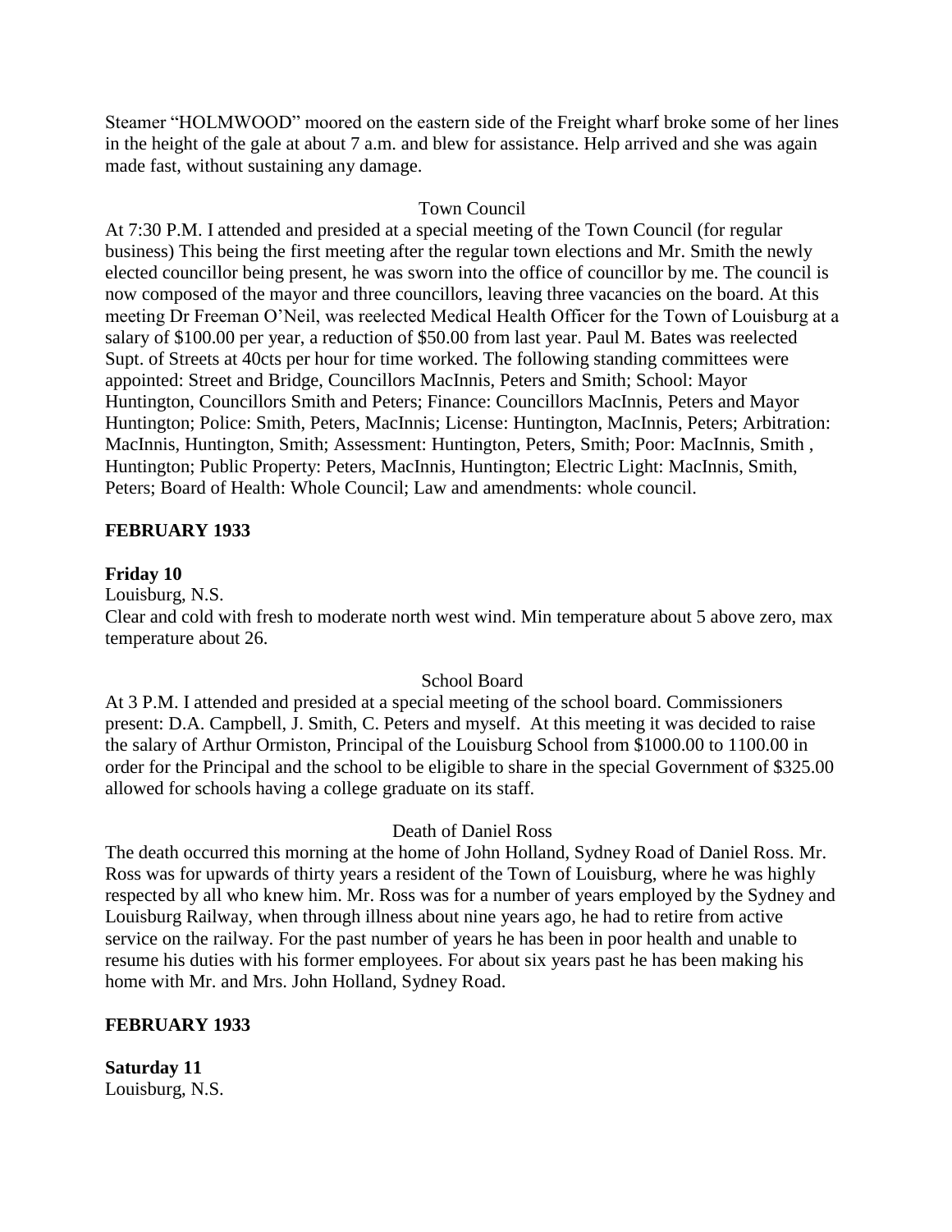Steamer "HOLMWOOD" moored on the eastern side of the Freight wharf broke some of her lines in the height of the gale at about 7 a.m. and blew for assistance. Help arrived and she was again made fast, without sustaining any damage.

Town Council

At 7:30 P.M. I attended and presided at a special meeting of the Town Council (for regular business) This being the first meeting after the regular town elections and Mr. Smith the newly elected councillor being present, he was sworn into the office of councillor by me. The council is now composed of the mayor and three councillors, leaving three vacancies on the board. At this meeting Dr Freeman O'Neil, was reelected Medical Health Officer for the Town of Louisburg at a salary of $100.00 per year, a reduction of $50.00 from last year. Paul M. Bates was reelected Supt. of Streets at 40cts per hour for time worked. The following standing committees were appointed: Street and Bridge, Councillors MacInnis, Peters and Smith; School: Mayor Huntington, Councillors Smith and Peters; Finance: Councillors MacInnis, Peters and Mayor Huntington; Police: Smith, Peters, MacInnis; License: Huntington, MacInnis, Peters; Arbitration: MacInnis, Huntington, Smith; Assessment: Huntington, Peters, Smith; Poor: MacInnis, Smith , Huntington; Public Property: Peters, MacInnis, Huntington; Electric Light: MacInnis, Smith, Peters; Board of Health: Whole Council; Law and amendments: whole council.

**FEBRUARY 1933**

**Friday 10**

Louisburg, N.S.

Clear and cold with fresh to moderate north west wind. Min temperature about 5 above zero, max temperature about 26.

School Board

At 3 P.M. I attended and presided at a special meeting of the school board. Commissioners present: D.A. Campbell, J. Smith, C. Peters and myself. At this meeting it was decided to raise the salary of Arthur Ormiston, Principal of the Louisburg School from $1000.00 to 1100.00 in order for the Principal and the school to be eligible to share in the special Government of $325.00 allowed for schools having a college graduate on its staff.

Death of Daniel Ross

The death occurred this morning at the home of John Holland, Sydney Road of Daniel Ross. Mr. Ross was for upwards of thirty years a resident of the Town of Louisburg, where he was highly respected by all who knew him. Mr. Ross was for a number of years employed by the Sydney and Louisburg Railway, when through illness about nine years ago, he had to retire from active service on the railway. For the past number of years he has been in poor health and unable to resume his duties with his former employees. For about six years past he has been making his home with Mr. and Mrs. John Holland, Sydney Road.

**FEBRUARY 1933**

**Saturday 11**

Louisburg, N.S.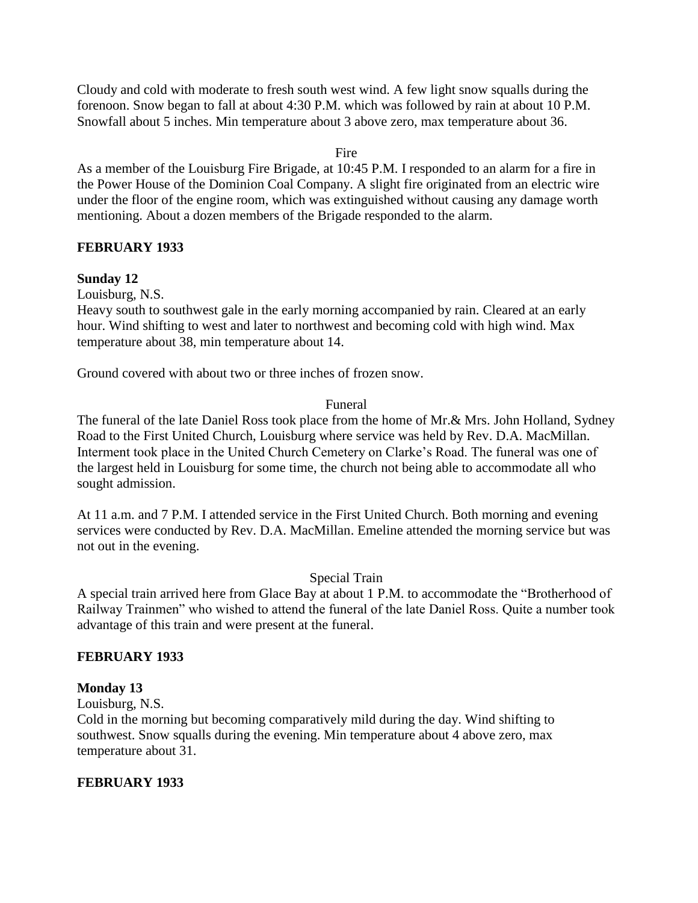Cloudy and cold with moderate to fresh south west wind. A few light snow squalls during the forenoon. Snow began to fall at about 4:30 P.M. which was followed by rain at about 10 P.M. Snowfall about 5 inches. Min temperature about 3 above zero, max temperature about 36.

Fire

As a member of the Louisburg Fire Brigade, at 10:45 P.M. I responded to an alarm for a fire in the Power House of the Dominion Coal Company. A slight fire originated from an electric wire under the floor of the engine room, which was extinguished without causing any damage worth mentioning. About a dozen members of the Brigade responded to the alarm.

**FEBRUARY 1933**

**Sunday 12**

Louisburg, N.S.

Heavy south to southwest gale in the early morning accompanied by rain. Cleared at an early hour. Wind shifting to west and later to northwest and becoming cold with high wind. Max temperature about 38, min temperature about 14.

Ground covered with about two or three inches of frozen snow.

Funeral

The funeral of the late Daniel Ross took place from the home of Mr.& Mrs. John Holland, Sydney Road to the First United Church, Louisburg where service was held by Rev. D.A. MacMillan. Interment took place in the United Church Cemetery on Clarke's Road. The funeral was one of the largest held in Louisburg for some time, the church not being able to accommodate all who sought admission.

At 11 a.m. and 7 P.M. I attended service in the First United Church. Both morning and evening services were conducted by Rev. D.A. MacMillan. Emeline attended the morning service but was not out in the evening.

Special Train

A special train arrived here from Glace Bay at about 1 P.M. to accommodate the "Brotherhood of Railway Trainmen" who wished to attend the funeral of the late Daniel Ross. Quite a number took advantage of this train and were present at the funeral.

**FEBRUARY 1933**

**Monday 13**

Louisburg, N.S.

Cold in the morning but becoming comparatively mild during the day. Wind shifting to southwest. Snow squalls during the evening. Min temperature about 4 above zero, max temperature about 31.

**FEBRUARY 1933**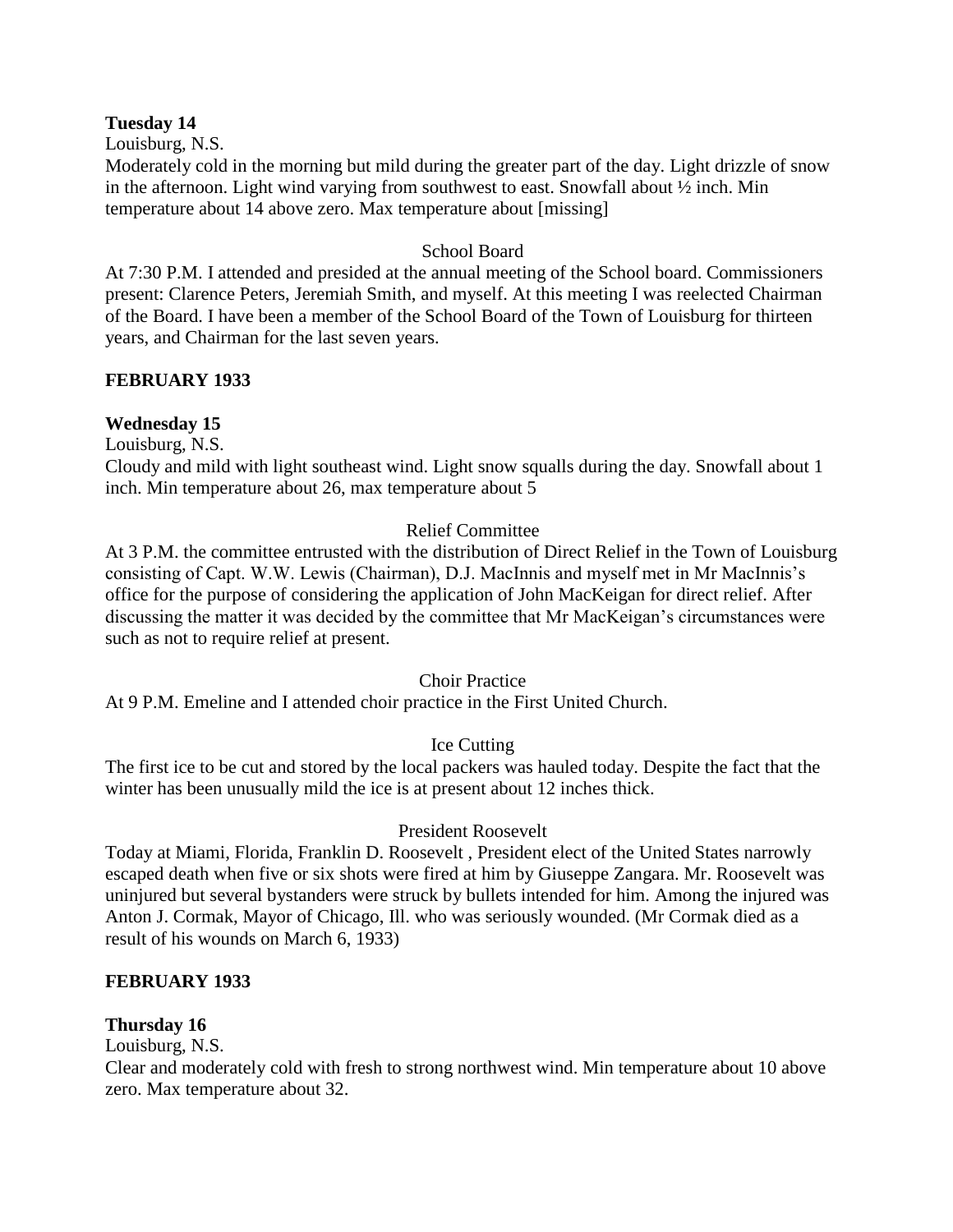**Tuesday 14**

Louisburg, N.S.

Moderately cold in the morning but mild during the greater part of the day. Light drizzle of snow in the afternoon. Light wind varying from southwest to east. Snowfall about ½ inch. Min temperature about 14 above zero. Max temperature about [missing]

School Board

At 7:30 P.M. I attended and presided at the annual meeting of the School board. Commissioners present: Clarence Peters, Jeremiah Smith, and myself. At this meeting I was reelected Chairman of the Board. I have been a member of the School Board of the Town of Louisburg for thirteen years, and Chairman for the last seven years.

**FEBRUARY 1933**

**Wednesday 15**

Louisburg, N.S.

Cloudy and mild with light southeast wind. Light snow squalls during the day. Snowfall about 1 inch. Min temperature about 26, max temperature about 5

Relief Committee

At 3 P.M. the committee entrusted with the distribution of Direct Relief in the Town of Louisburg consisting of Capt. W.W. Lewis (Chairman), D.J. MacInnis and myself met in Mr MacInnis's office for the purpose of considering the application of John MacKeigan for direct relief. After discussing the matter it was decided by the committee that Mr MacKeigan's circumstances were such as not to require relief at present.

Choir Practice

At 9 P.M. Emeline and I attended choir practice in the First United Church.

Ice Cutting

The first ice to be cut and stored by the local packers was hauled today. Despite the fact that the winter has been unusually mild the ice is at present about 12 inches thick.

President Roosevelt

Today at Miami, Florida, Franklin D. Roosevelt , President elect of the United States narrowly escaped death when five or six shots were fired at him by Giuseppe Zangara. Mr. Roosevelt was uninjured but several bystanders were struck by bullets intended for him. Among the injured was Anton J. Cormak, Mayor of Chicago, Ill. who was seriously wounded. (Mr Cormak died as a result of his wounds on March 6, 1933)

**FEBRUARY 1933**

**Thursday 16**

Louisburg, N.S.

Clear and moderately cold with fresh to strong northwest wind. Min temperature about 10 above zero. Max temperature about 32.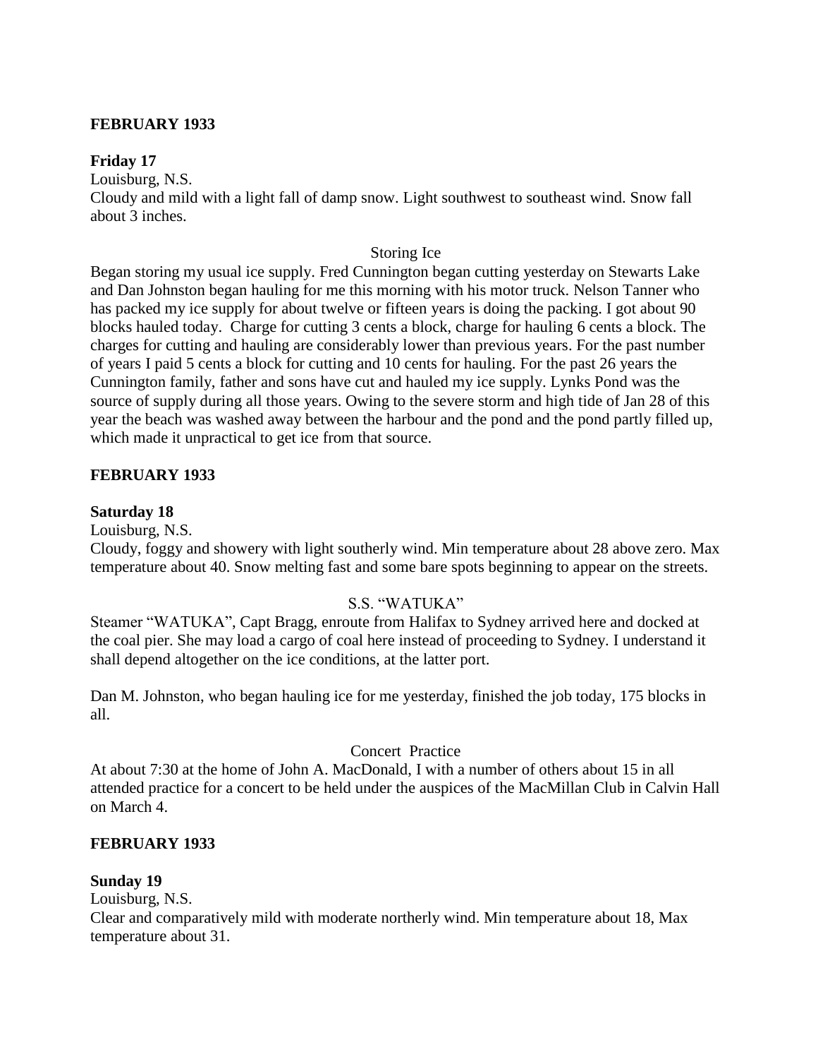**FEBRUARY 1933**

**Friday 17**

Louisburg, N.S.

Cloudy and mild with a light fall of damp snow. Light southwest to southeast wind. Snow fall about 3 inches.

Storing Ice

Began storing my usual ice supply. Fred Cunnington began cutting yesterday on Stewarts Lake and Dan Johnston began hauling for me this morning with his motor truck. Nelson Tanner who has packed my ice supply for about twelve or fifteen years is doing the packing. I got about 90 blocks hauled today. Charge for cutting 3 cents a block, charge for hauling 6 cents a block. The charges for cutting and hauling are considerably lower than previous years. For the past number of years I paid 5 cents a block for cutting and 10 cents for hauling. For the past 26 years the Cunnington family, father and sons have cut and hauled my ice supply. Lynks Pond was the source of supply during all those years. Owing to the severe storm and high tide of Jan 28 of this year the beach was washed away between the harbour and the pond and the pond partly filled up, which made it unpractical to get ice from that source.

**FEBRUARY 1933**

**Saturday 18**

Louisburg, N.S.

Cloudy, foggy and showery with light southerly wind. Min temperature about 28 above zero. Max temperature about 40. Snow melting fast and some bare spots beginning to appear on the streets.

S.S. "WATUKA"

Steamer "WATUKA", Capt Bragg, enroute from Halifax to Sydney arrived here and docked at the coal pier. She may load a cargo of coal here instead of proceeding to Sydney. I understand it shall depend altogether on the ice conditions, at the latter port.

Dan M. Johnston, who began hauling ice for me yesterday, finished the job today, 175 blocks in all.

Concert Practice

At about 7:30 at the home of John A. MacDonald, I with a number of others about 15 in all attended practice for a concert to be held under the auspices of the MacMillan Club in Calvin Hall on March 4.

**FEBRUARY 1933**

**Sunday 19**

Louisburg, N.S.

Clear and comparatively mild with moderate northerly wind. Min temperature about 18, Max temperature about 31.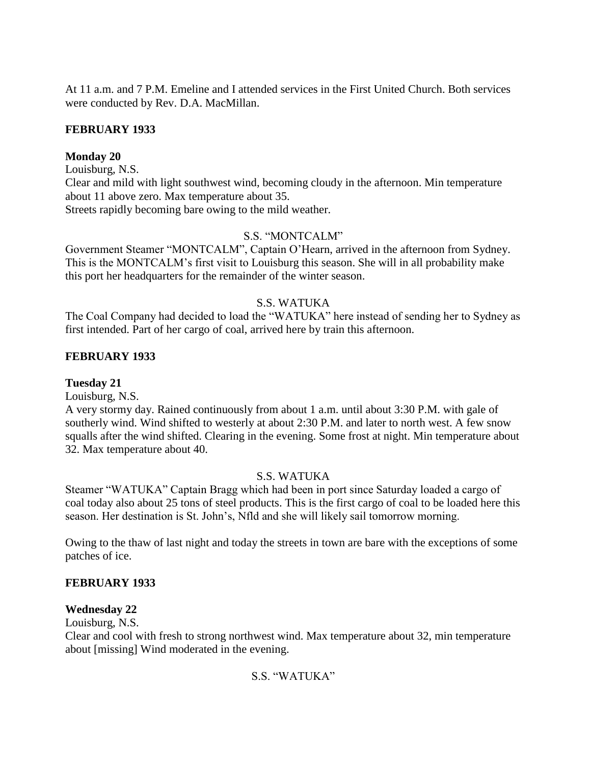At 11 a.m. and 7 P.M. Emeline and I attended services in the First United Church. Both services were conducted by Rev. D.A. MacMillan.

**FEBRUARY 1933**

**Monday 20**

Louisburg, N.S.
Clear and mild with light southwest wind, becoming cloudy in the afternoon. Min temperature about 11 above zero. Max temperature about 35.
Streets rapidly becoming bare owing to the mild weather.

S.S. "MONTCALM"

Government Steamer "MONTCALM", Captain O'Hearn, arrived in the afternoon from Sydney. This is the MONTCALM's first visit to Louisburg this season. She will in all probability make this port her headquarters for the remainder of the winter season.

S.S. WATUKA

The Coal Company had decided to load the "WATUKA" here instead of sending her to Sydney as first intended. Part of her cargo of coal, arrived here by train this afternoon.

**FEBRUARY 1933**

**Tuesday 21**

Louisburg, N.S.
A very stormy day. Rained continuously from about 1 a.m. until about 3:30 P.M. with gale of southerly wind. Wind shifted to westerly at about 2:30 P.M. and later to north west. A few snow squalls after the wind shifted. Clearing in the evening. Some frost at night. Min temperature about 32. Max temperature about 40.

S.S. WATUKA

Steamer "WATUKA" Captain Bragg which had been in port since Saturday loaded a cargo of coal today also about 25 tons of steel products. This is the first cargo of coal to be loaded here this season. Her destination is St. John's, Nfld and she will likely sail tomorrow morning.

Owing to the thaw of last night and today the streets in town are bare with the exceptions of some patches of ice.

**FEBRUARY 1933**

**Wednesday 22**

Louisburg, N.S.
Clear and cool with fresh to strong northwest wind. Max temperature about 32, min temperature about [missing] Wind moderated in the evening.

S.S. "WATUKA"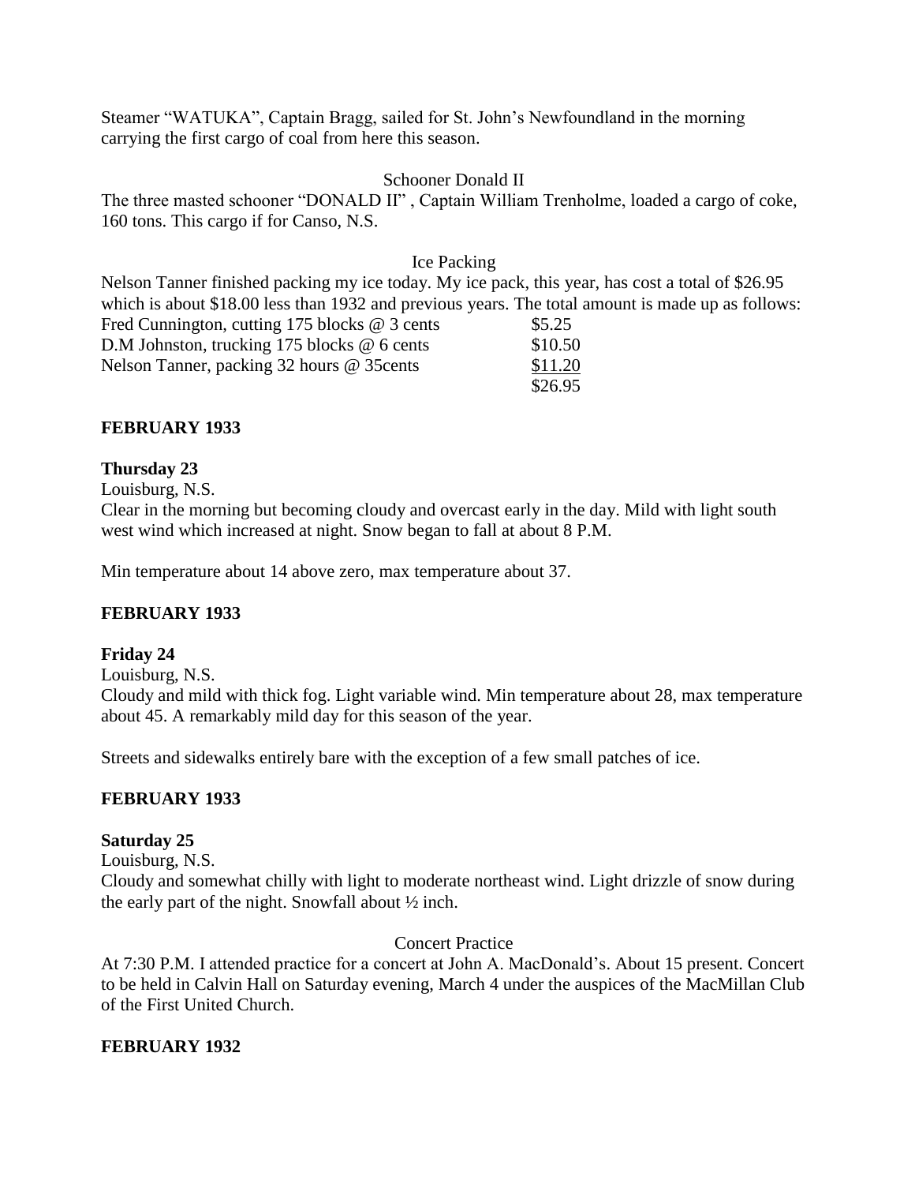Steamer "WATUKA", Captain Bragg, sailed for St. John's Newfoundland in the morning carrying the first cargo of coal from here this season.

Schooner Donald II

The three masted schooner "DONALD II" , Captain William Trenholme, loaded a cargo of coke, 160 tons. This cargo if for Canso, N.S.

Ice Packing

Nelson Tanner finished packing my ice today. My ice pack, this year, has cost a total of $26.95 which is about $18.00 less than 1932 and previous years. The total amount is made up as follows:

| | |
|---|---|
| Fred Cunnington, cutting 175 blocks @ 3 cents | $5.25 |
| D.M Johnston, trucking 175 blocks @ 6 cents | $10.50 |
| Nelson Tanner, packing 32 hours @ 35cents | $11.20 |
| | $26.95 |

**FEBRUARY 1933**

**Thursday 23**

Louisburg, N.S.

Clear in the morning but becoming cloudy and overcast early in the day. Mild with light south west wind which increased at night. Snow began to fall at about 8 P.M.

Min temperature about 14 above zero, max temperature about 37.

**FEBRUARY 1933**

**Friday 24**

Louisburg, N.S.

Cloudy and mild with thick fog. Light variable wind. Min temperature about 28, max temperature about 45. A remarkably mild day for this season of the year.

Streets and sidewalks entirely bare with the exception of a few small patches of ice.

**FEBRUARY 1933**

**Saturday 25**

Louisburg, N.S.

Cloudy and somewhat chilly with light to moderate northeast wind. Light drizzle of snow during the early part of the night. Snowfall about ½ inch.

Concert Practice

At 7:30 P.M. I attended practice for a concert at John A. MacDonald's. About 15 present. Concert to be held in Calvin Hall on Saturday evening, March 4 under the auspices of the MacMillan Club of the First United Church.

**FEBRUARY 1932**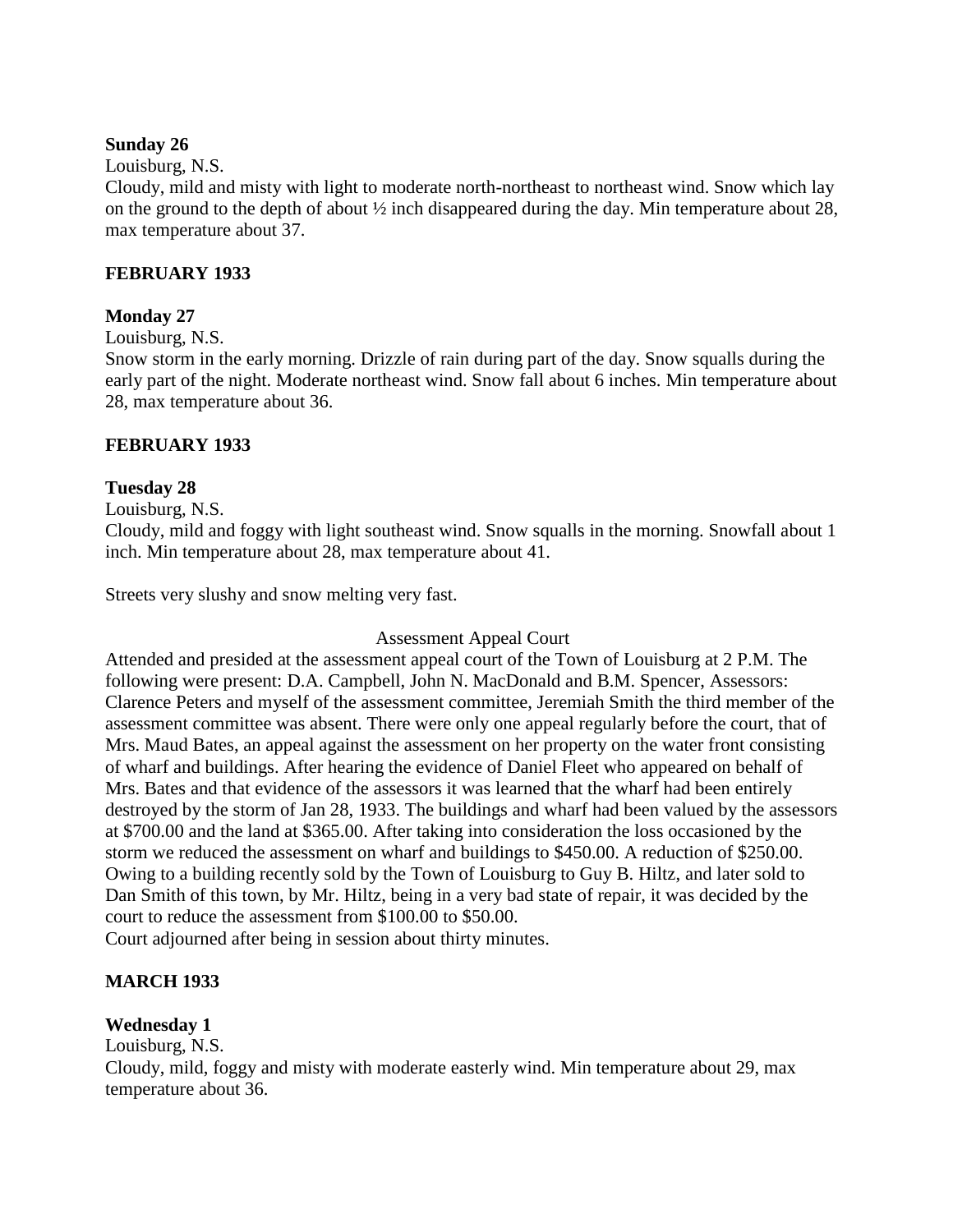**Sunday 26**

Louisburg, N.S.

Cloudy, mild and misty with light to moderate north-northeast to northeast wind. Snow which lay on the ground to the depth of about ½ inch disappeared during the day. Min temperature about 28, max temperature about 37.

**FEBRUARY 1933**

**Monday 27**

Louisburg, N.S.

Snow storm in the early morning. Drizzle of rain during part of the day. Snow squalls during the early part of the night. Moderate northeast wind. Snow fall about 6 inches. Min temperature about 28, max temperature about 36.

**FEBRUARY 1933**

**Tuesday 28**

Louisburg, N.S.

Cloudy, mild and foggy with light southeast wind. Snow squalls in the morning. Snowfall about 1 inch. Min temperature about 28, max temperature about 41.

Streets very slushy and snow melting very fast.

Assessment Appeal Court

Attended and presided at the assessment appeal court of the Town of Louisburg at 2 P.M. The following were present: D.A. Campbell, John N. MacDonald and B.M. Spencer, Assessors: Clarence Peters and myself of the assessment committee, Jeremiah Smith the third member of the assessment committee was absent. There were only one appeal regularly before the court, that of Mrs. Maud Bates, an appeal against the assessment on her property on the water front consisting of wharf and buildings. After hearing the evidence of Daniel Fleet who appeared on behalf of Mrs. Bates and that evidence of the assessors it was learned that the wharf had been entirely destroyed by the storm of Jan 28, 1933. The buildings and wharf had been valued by the assessors at $700.00 and the land at $365.00. After taking into consideration the loss occasioned by the storm we reduced the assessment on wharf and buildings to $450.00. A reduction of $250.00. Owing to a building recently sold by the Town of Louisburg to Guy B. Hiltz, and later sold to Dan Smith of this town, by Mr. Hiltz, being in a very bad state of repair, it was decided by the court to reduce the assessment from $100.00 to $50.00.

Court adjourned after being in session about thirty minutes.

**MARCH 1933**

**Wednesday 1**

Louisburg, N.S.

Cloudy, mild, foggy and misty with moderate easterly wind. Min temperature about 29, max temperature about 36.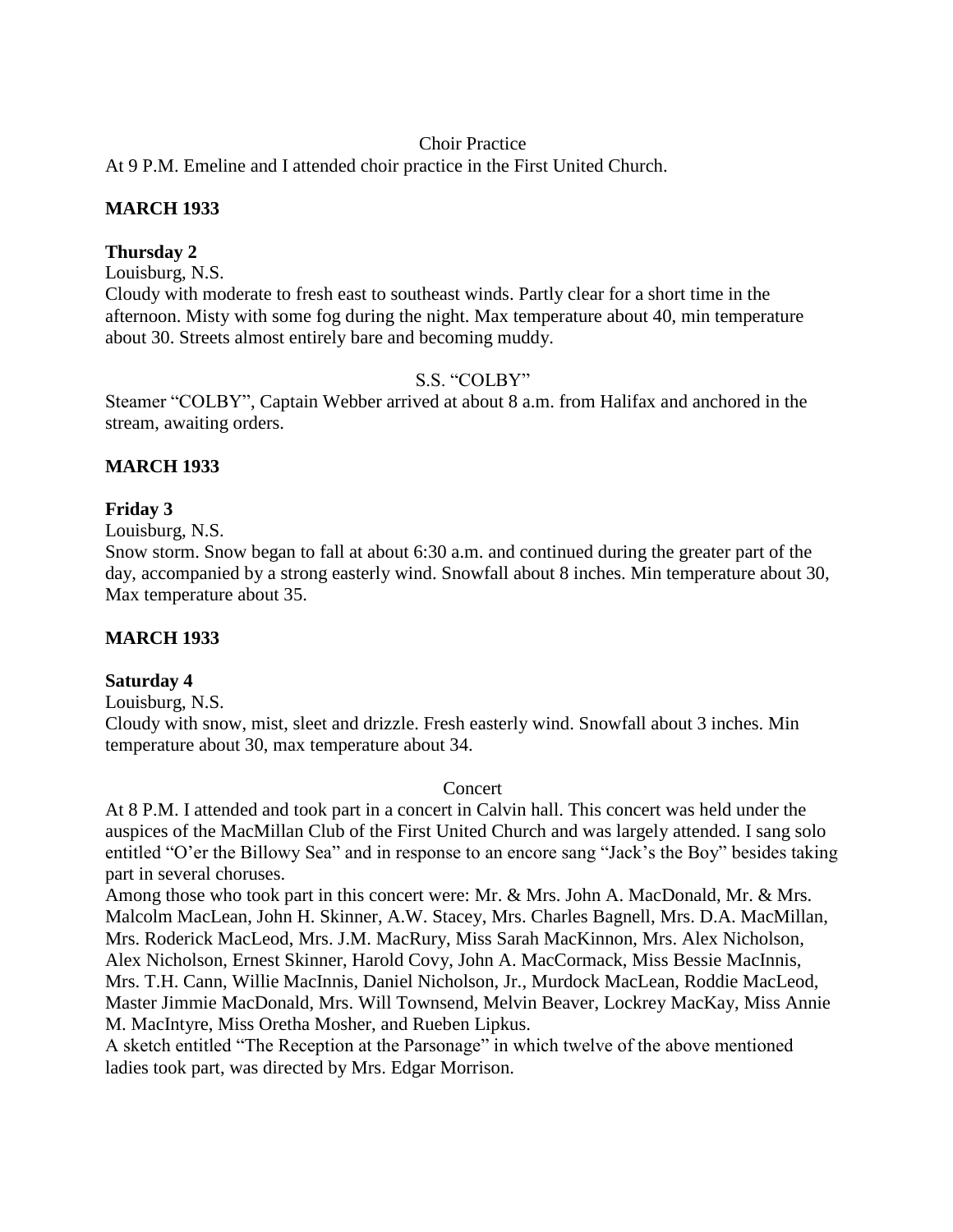Choir Practice

At 9 P.M. Emeline and I attended choir practice in the First United Church.

**MARCH 1933**

**Thursday 2**

Louisburg, N.S.

Cloudy with moderate to fresh east to southeast winds. Partly clear for a short time in the afternoon. Misty with some fog during the night. Max temperature about 40, min temperature about 30. Streets almost entirely bare and becoming muddy.

S.S. "COLBY"

Steamer "COLBY", Captain Webber arrived at about 8 a.m. from Halifax and anchored in the stream, awaiting orders.

**MARCH 1933**

**Friday 3**

Louisburg, N.S.

Snow storm. Snow began to fall at about 6:30 a.m. and continued during the greater part of the day, accompanied by a strong easterly wind. Snowfall about 8 inches. Min temperature about 30, Max temperature about 35.

**MARCH 1933**

**Saturday 4**

Louisburg, N.S.

Cloudy with snow, mist, sleet and drizzle. Fresh easterly wind. Snowfall about 3 inches. Min temperature about 30, max temperature about 34.

Concert

At 8 P.M. I attended and took part in a concert in Calvin hall. This concert was held under the auspices of the MacMillan Club of the First United Church and was largely attended. I sang solo entitled "O'er the Billowy Sea" and in response to an encore sang "Jack's the Boy" besides taking part in several choruses.

Among those who took part in this concert were: Mr. & Mrs. John A. MacDonald, Mr. & Mrs. Malcolm MacLean, John H. Skinner, A.W. Stacey, Mrs. Charles Bagnell, Mrs. D.A. MacMillan, Mrs. Roderick MacLeod, Mrs. J.M. MacRury, Miss Sarah MacKinnon, Mrs. Alex Nicholson, Alex Nicholson, Ernest Skinner, Harold Covy, John A. MacCormack, Miss Bessie MacInnis, Mrs. T.H. Cann, Willie MacInnis, Daniel Nicholson, Jr., Murdock MacLean, Roddie MacLeod, Master Jimmie MacDonald, Mrs. Will Townsend, Melvin Beaver, Lockrey MacKay, Miss Annie M. MacIntyre, Miss Oretha Mosher, and Rueben Lipkus.

A sketch entitled "The Reception at the Parsonage" in which twelve of the above mentioned ladies took part, was directed by Mrs. Edgar Morrison.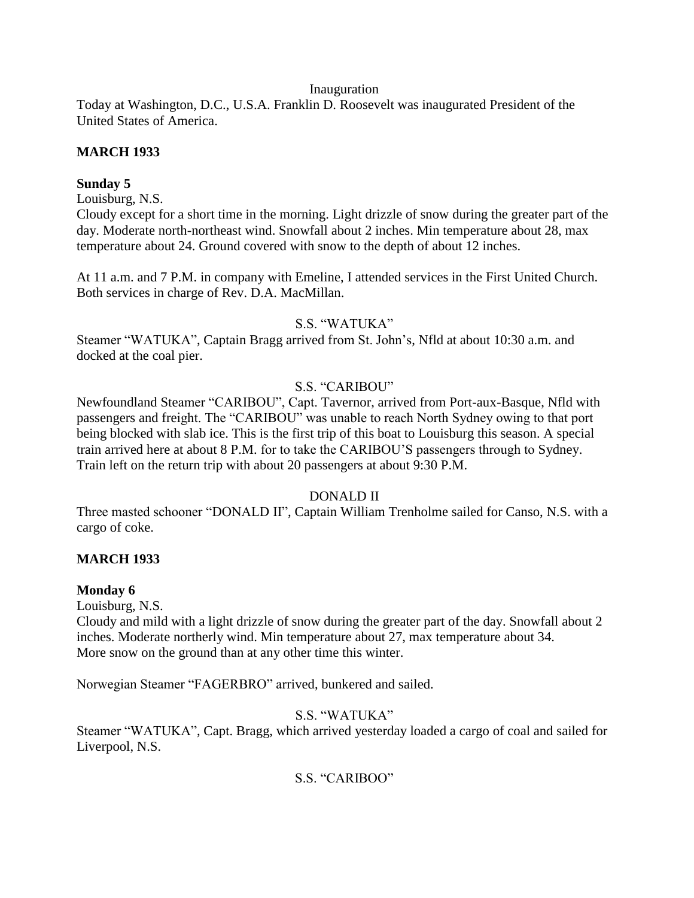Inauguration

Today at Washington, D.C., U.S.A. Franklin D. Roosevelt was inaugurated President of the United States of America.

**MARCH 1933**

**Sunday 5**

Louisburg, N.S.

Cloudy except for a short time in the morning. Light drizzle of snow during the greater part of the day. Moderate north-northeast wind. Snowfall about 2 inches. Min temperature about 28, max temperature about 24. Ground covered with snow to the depth of about 12 inches.

At 11 a.m. and 7 P.M. in company with Emeline, I attended services in the First United Church. Both services in charge of Rev. D.A. MacMillan.

S.S. "WATUKA"

Steamer "WATUKA", Captain Bragg arrived from St. John's, Nfld at about 10:30 a.m. and docked at the coal pier.

S.S. "CARIBOU"

Newfoundland Steamer "CARIBOU", Capt. Tavernor, arrived from Port-aux-Basque, Nfld with passengers and freight. The "CARIBOU" was unable to reach North Sydney owing to that port being blocked with slab ice. This is the first trip of this boat to Louisburg this season. A special train arrived here at about 8 P.M. for to take the CARIBOU'S passengers through to Sydney. Train left on the return trip with about 20 passengers at about 9:30 P.M.

DONALD II

Three masted schooner "DONALD II", Captain William Trenholme sailed for Canso, N.S. with a cargo of coke.

**MARCH 1933**

**Monday 6**

Louisburg, N.S.

Cloudy and mild with a light drizzle of snow during the greater part of the day. Snowfall about 2 inches. Moderate northerly wind. Min temperature about 27, max temperature about 34. More snow on the ground than at any other time this winter.

Norwegian Steamer "FAGERBRO" arrived, bunkered and sailed.

S.S. "WATUKA"

Steamer "WATUKA", Capt. Bragg, which arrived yesterday loaded a cargo of coal and sailed for Liverpool, N.S.

S.S. "CARIBOO"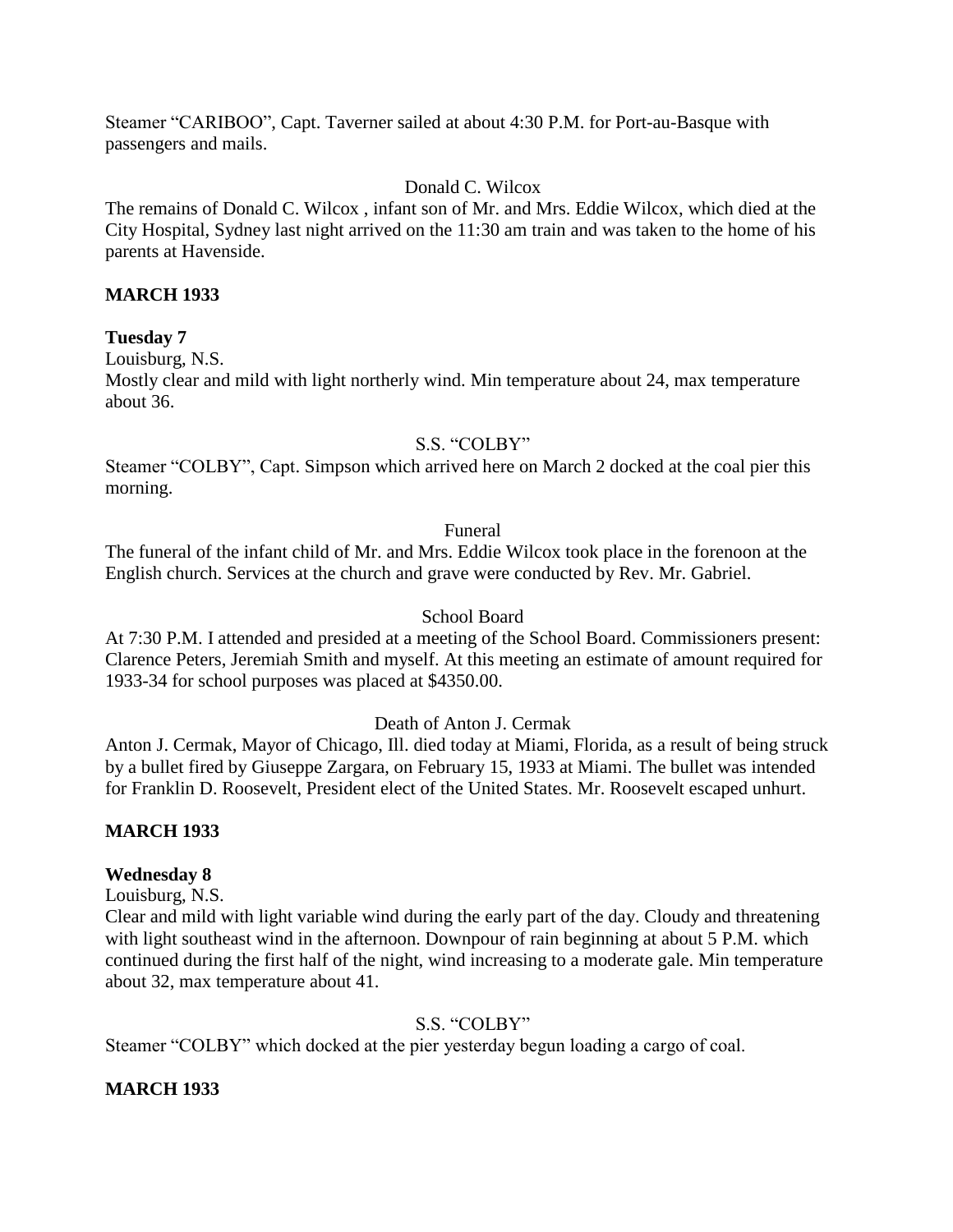Steamer "CARIBOO", Capt. Taverner sailed at about 4:30 P.M. for Port-au-Basque with passengers and mails.

Donald C. Wilcox

The remains of Donald C. Wilcox , infant son of Mr. and Mrs. Eddie Wilcox, which died at the City Hospital, Sydney last night arrived on the 11:30 am train and was taken to the home of his parents at Havenside.

**MARCH 1933**

**Tuesday 7**

Louisburg, N.S.

Mostly clear and mild with light northerly wind. Min temperature about 24, max temperature about 36.

S.S. "COLBY"

Steamer "COLBY", Capt. Simpson which arrived here on March 2 docked at the coal pier this morning.

Funeral

The funeral of the infant child of Mr. and Mrs. Eddie Wilcox took place in the forenoon at the English church. Services at the church and grave were conducted by Rev. Mr. Gabriel.

School Board

At 7:30 P.M. I attended and presided at a meeting of the School Board. Commissioners present: Clarence Peters, Jeremiah Smith and myself. At this meeting an estimate of amount required for 1933-34 for school purposes was placed at $4350.00.

Death of Anton J. Cermak

Anton J. Cermak, Mayor of Chicago, Ill. died today at Miami, Florida, as a result of being struck by a bullet fired by Giuseppe Zargara, on February 15, 1933 at Miami. The bullet was intended for Franklin D. Roosevelt, President elect of the United States. Mr. Roosevelt escaped unhurt.

**MARCH 1933**

**Wednesday 8**

Louisburg, N.S.

Clear and mild with light variable wind during the early part of the day. Cloudy and threatening with light southeast wind in the afternoon. Downpour of rain beginning at about 5 P.M. which continued during the first half of the night, wind increasing to a moderate gale. Min temperature about 32, max temperature about 41.

S.S. "COLBY"

Steamer "COLBY" which docked at the pier yesterday begun loading a cargo of coal.

**MARCH 1933**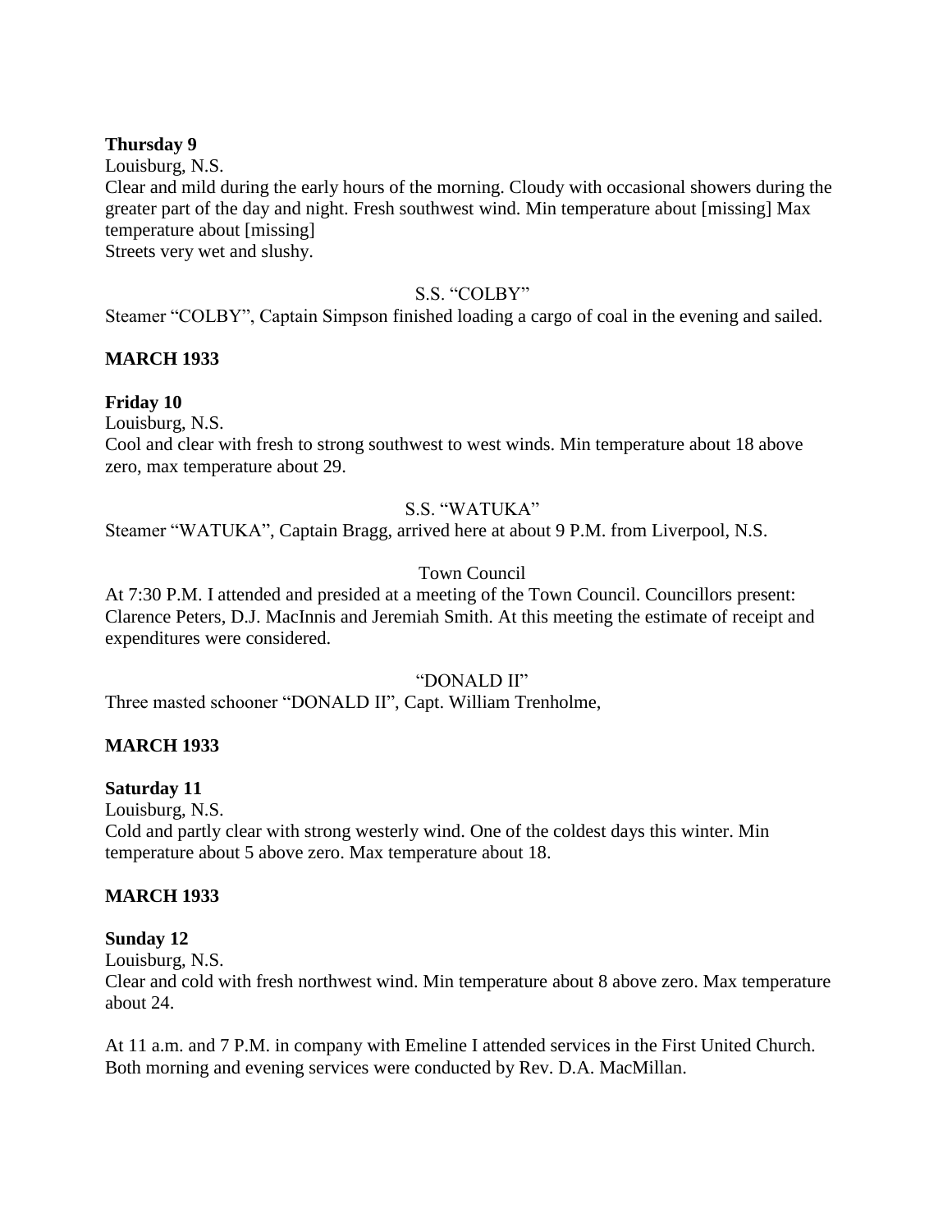**Thursday 9**

Louisburg, N.S.

Clear and mild during the early hours of the morning. Cloudy with occasional showers during the greater part of the day and night. Fresh southwest wind. Min temperature about [missing] Max temperature about [missing]

Streets very wet and slushy.

S.S. "COLBY"

Steamer "COLBY", Captain Simpson finished loading a cargo of coal in the evening and sailed.

**MARCH 1933**

**Friday 10**

Louisburg, N.S.

Cool and clear with fresh to strong southwest to west winds. Min temperature about 18 above zero, max temperature about 29.

S.S. "WATUKA"

Steamer "WATUKA", Captain Bragg, arrived here at about 9 P.M. from Liverpool, N.S.

Town Council

At 7:30 P.M. I attended and presided at a meeting of the Town Council. Councillors present: Clarence Peters, D.J. MacInnis and Jeremiah Smith. At this meeting the estimate of receipt and expenditures were considered.

"DONALD II"

Three masted schooner "DONALD II", Capt. William Trenholme,

**MARCH 1933**

**Saturday 11**

Louisburg, N.S.

Cold and partly clear with strong westerly wind. One of the coldest days this winter. Min temperature about 5 above zero. Max temperature about 18.

**MARCH 1933**

**Sunday 12**

Louisburg, N.S.

Clear and cold with fresh northwest wind. Min temperature about 8 above zero. Max temperature about 24.

At 11 a.m. and 7 P.M. in company with Emeline I attended services in the First United Church. Both morning and evening services were conducted by Rev. D.A. MacMillan.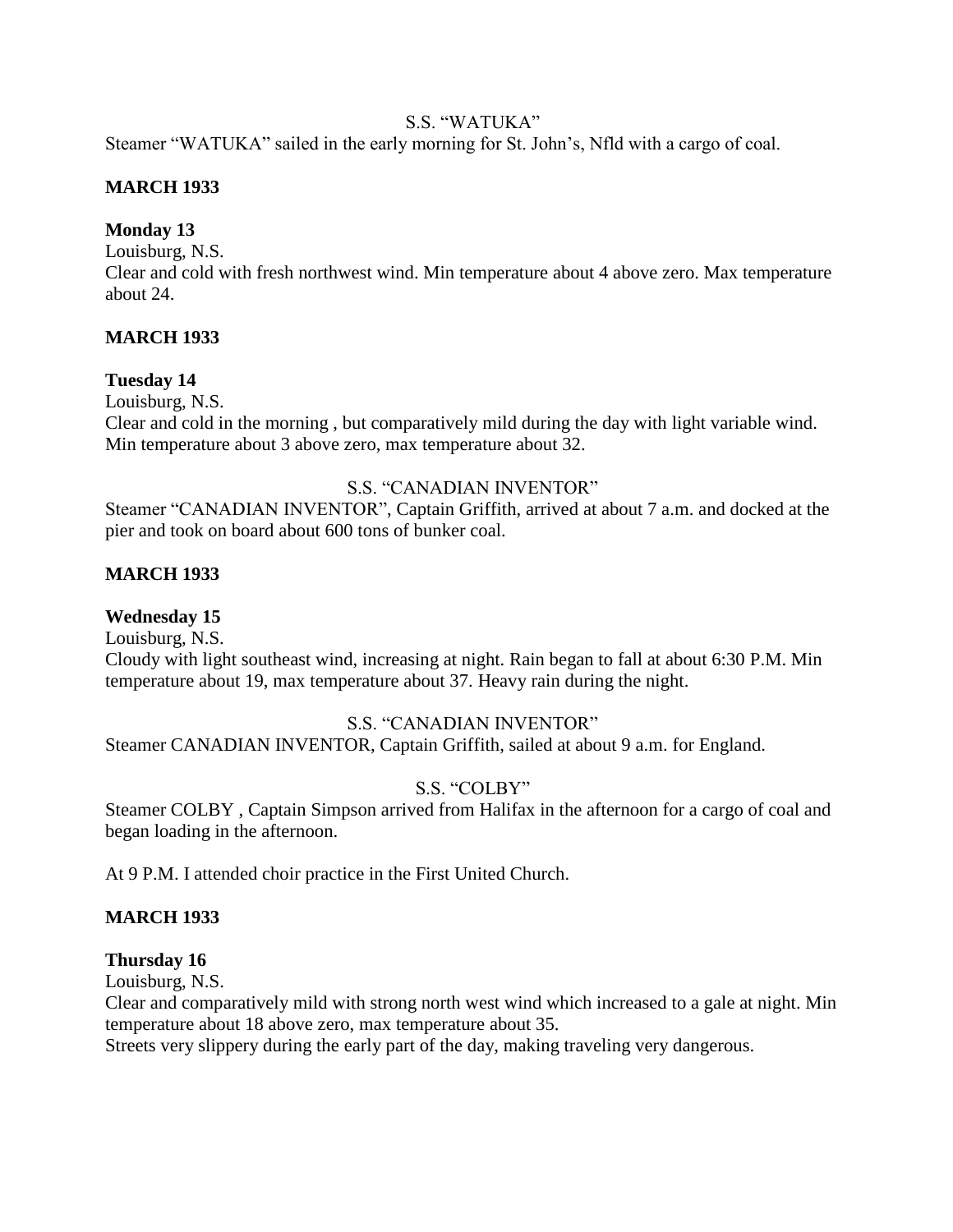S.S. "WATUKA"

Steamer "WATUKA" sailed in the early morning for St. John's, Nfld with a cargo of coal.

**MARCH 1933**

**Monday 13**

Louisburg, N.S.

Clear and cold with fresh northwest wind. Min temperature about 4 above zero. Max temperature about 24.

**MARCH 1933**

**Tuesday 14**

Louisburg, N.S.

Clear and cold in the morning , but comparatively mild during the day with light variable wind. Min temperature about 3 above zero, max temperature about 32.

S.S. "CANADIAN INVENTOR"

Steamer "CANADIAN INVENTOR", Captain Griffith, arrived at about 7 a.m. and docked at the pier and took on board about 600 tons of bunker coal.

**MARCH 1933**

**Wednesday 15**

Louisburg, N.S.

Cloudy with light southeast wind, increasing at night. Rain began to fall at about 6:30 P.M. Min temperature about 19, max temperature about 37. Heavy rain during the night.

S.S. "CANADIAN INVENTOR"

Steamer CANADIAN INVENTOR, Captain Griffith, sailed at about 9 a.m. for England.

S.S. "COLBY"

Steamer COLBY , Captain Simpson arrived from Halifax in the afternoon for a cargo of coal and began loading in the afternoon.

At 9 P.M. I attended choir practice in the First United Church.

**MARCH 1933**

**Thursday 16**

Louisburg, N.S.

Clear and comparatively mild with strong north west wind which increased to a gale at night. Min temperature about 18 above zero, max temperature about 35.

Streets very slippery during the early part of the day, making traveling very dangerous.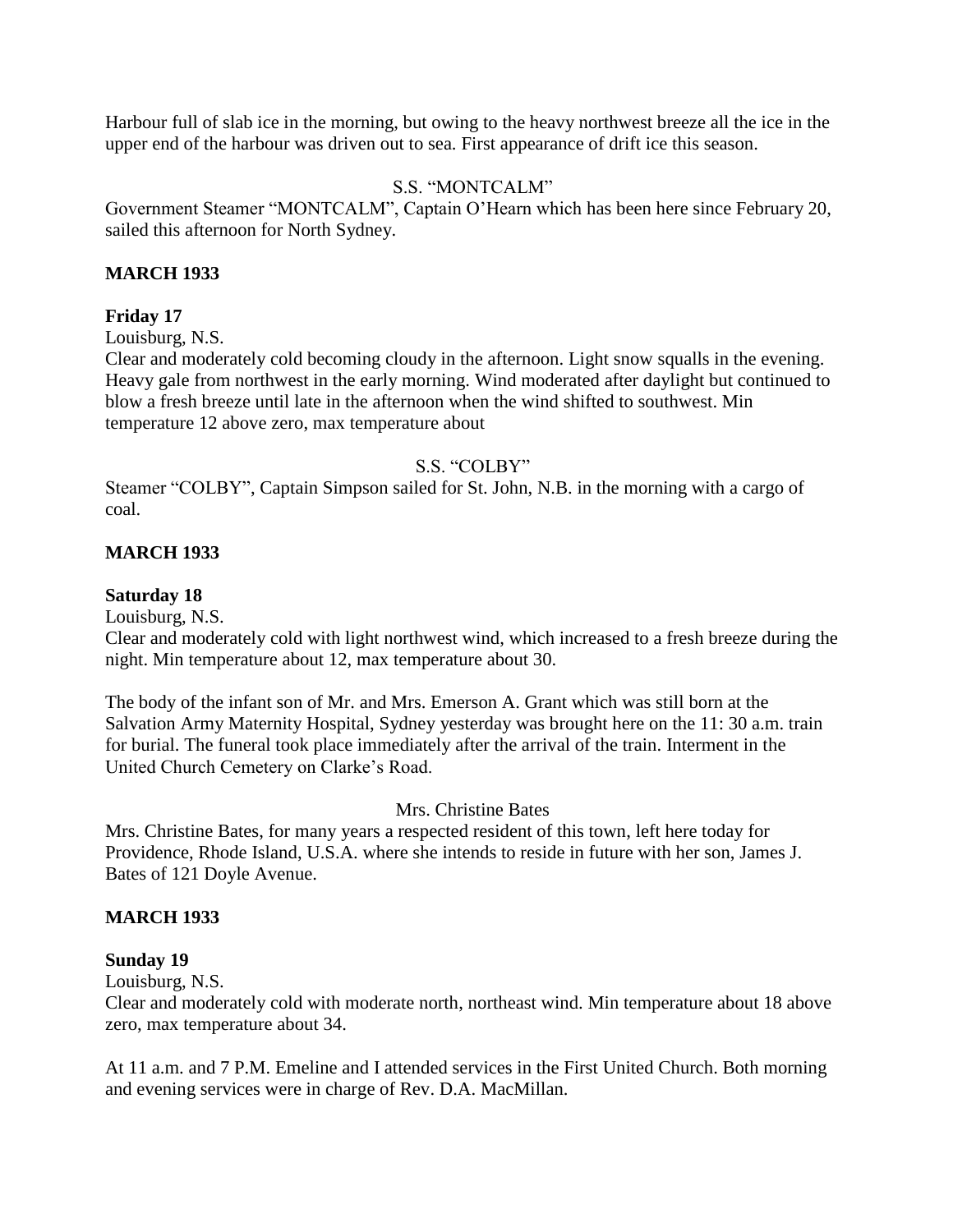Harbour full of slab ice in the morning, but owing to the heavy northwest breeze all the ice in the upper end of the harbour was driven out to sea. First appearance of drift ice this season.

S.S. "MONTCALM"

Government Steamer "MONTCALM", Captain O'Hearn which has been here since February 20, sailed this afternoon for North Sydney.

**MARCH 1933**

**Friday 17**

Louisburg, N.S.

Clear and moderately cold becoming cloudy in the afternoon. Light snow squalls in the evening. Heavy gale from northwest in the early morning. Wind moderated after daylight but continued to blow a fresh breeze until late in the afternoon when the wind shifted to southwest. Min temperature 12 above zero, max temperature about

S.S. "COLBY"

Steamer "COLBY", Captain Simpson sailed for St. John, N.B. in the morning with a cargo of coal.

**MARCH 1933**

**Saturday 18**

Louisburg, N.S.

Clear and moderately cold with light northwest wind, which increased to a fresh breeze during the night. Min temperature about 12, max temperature about 30.

The body of the infant son of Mr. and Mrs. Emerson A. Grant which was still born at the Salvation Army Maternity Hospital, Sydney yesterday was brought here on the 11: 30 a.m. train for burial. The funeral took place immediately after the arrival of the train. Interment in the United Church Cemetery on Clarke's Road.

Mrs. Christine Bates

Mrs. Christine Bates, for many years a respected resident of this town, left here today for Providence, Rhode Island, U.S.A. where she intends to reside in future with her son, James J. Bates of 121 Doyle Avenue.

**MARCH 1933**

**Sunday 19**

Louisburg, N.S.

Clear and moderately cold with moderate north, northeast wind. Min temperature about 18 above zero, max temperature about 34.

At 11 a.m. and 7 P.M. Emeline and I attended services in the First United Church. Both morning and evening services were in charge of Rev. D.A. MacMillan.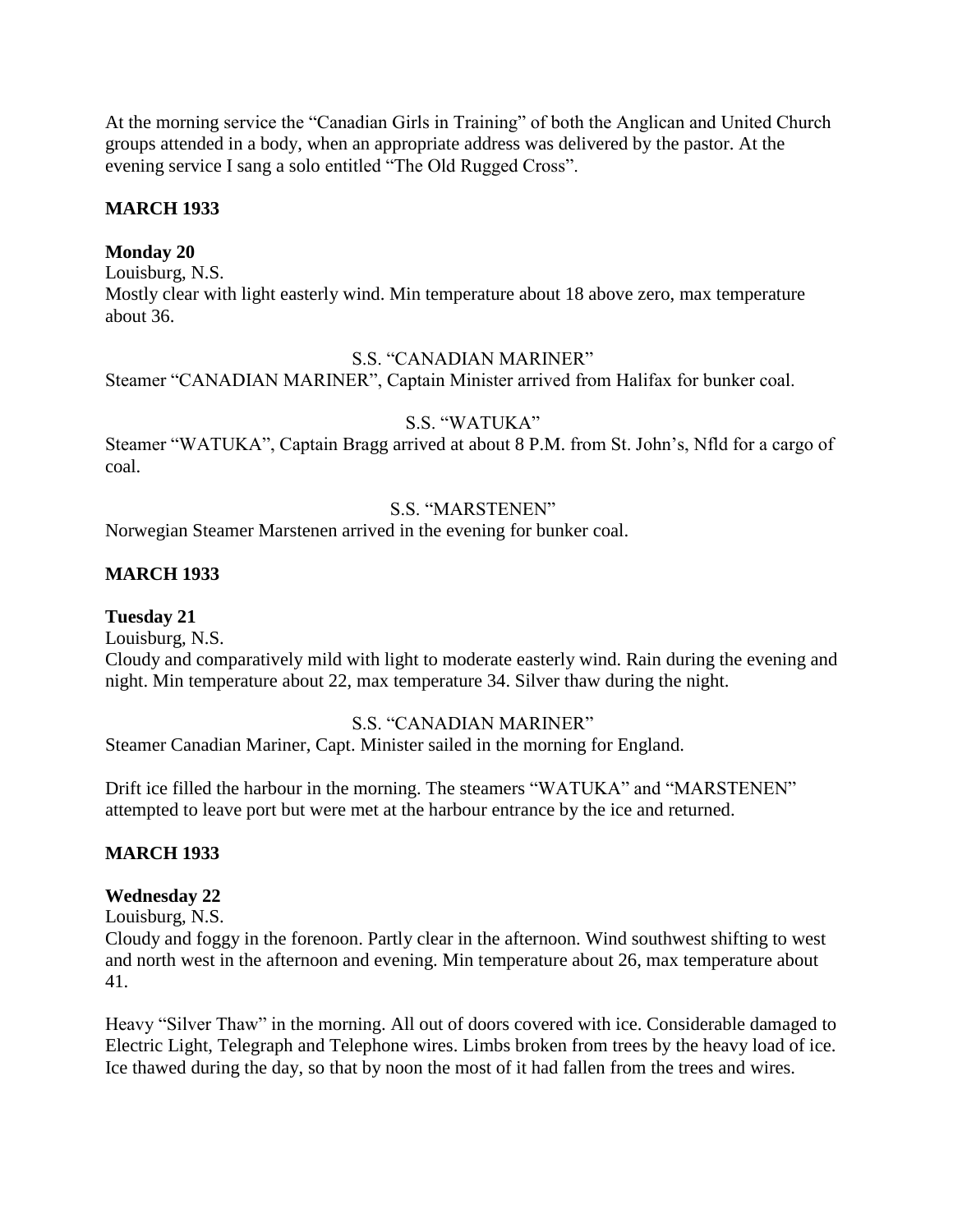At the morning service the "Canadian Girls in Training" of both the Anglican and United Church groups attended in a body, when an appropriate address was delivered by the pastor. At the evening service I sang a solo entitled "The Old Rugged Cross".

**MARCH 1933**

**Monday 20**

Louisburg, N.S.

Mostly clear with light easterly wind. Min temperature about 18 above zero, max temperature about 36.

S.S. "CANADIAN MARINER"

Steamer "CANADIAN MARINER", Captain Minister arrived from Halifax for bunker coal.

S.S. "WATUKA"

Steamer "WATUKA", Captain Bragg arrived at about 8 P.M. from St. John's, Nfld for a cargo of coal.

S.S. "MARSTENEN"

Norwegian Steamer Marstenen arrived in the evening for bunker coal.

**MARCH 1933**

**Tuesday 21**

Louisburg, N.S.

Cloudy and comparatively mild with light to moderate easterly wind. Rain during the evening and night. Min temperature about 22, max temperature 34. Silver thaw during the night.

S.S. "CANADIAN MARINER"

Steamer Canadian Mariner, Capt. Minister sailed in the morning for England.

Drift ice filled the harbour in the morning. The steamers "WATUKA" and "MARSTENEN" attempted to leave port but were met at the harbour entrance by the ice and returned.

**MARCH 1933**

**Wednesday 22**

Louisburg, N.S.

Cloudy and foggy in the forenoon. Partly clear in the afternoon. Wind southwest shifting to west and north west in the afternoon and evening. Min temperature about 26, max temperature about 41.

Heavy "Silver Thaw" in the morning. All out of doors covered with ice. Considerable damaged to Electric Light, Telegraph and Telephone wires. Limbs broken from trees by the heavy load of ice. Ice thawed during the day, so that by noon the most of it had fallen from the trees and wires.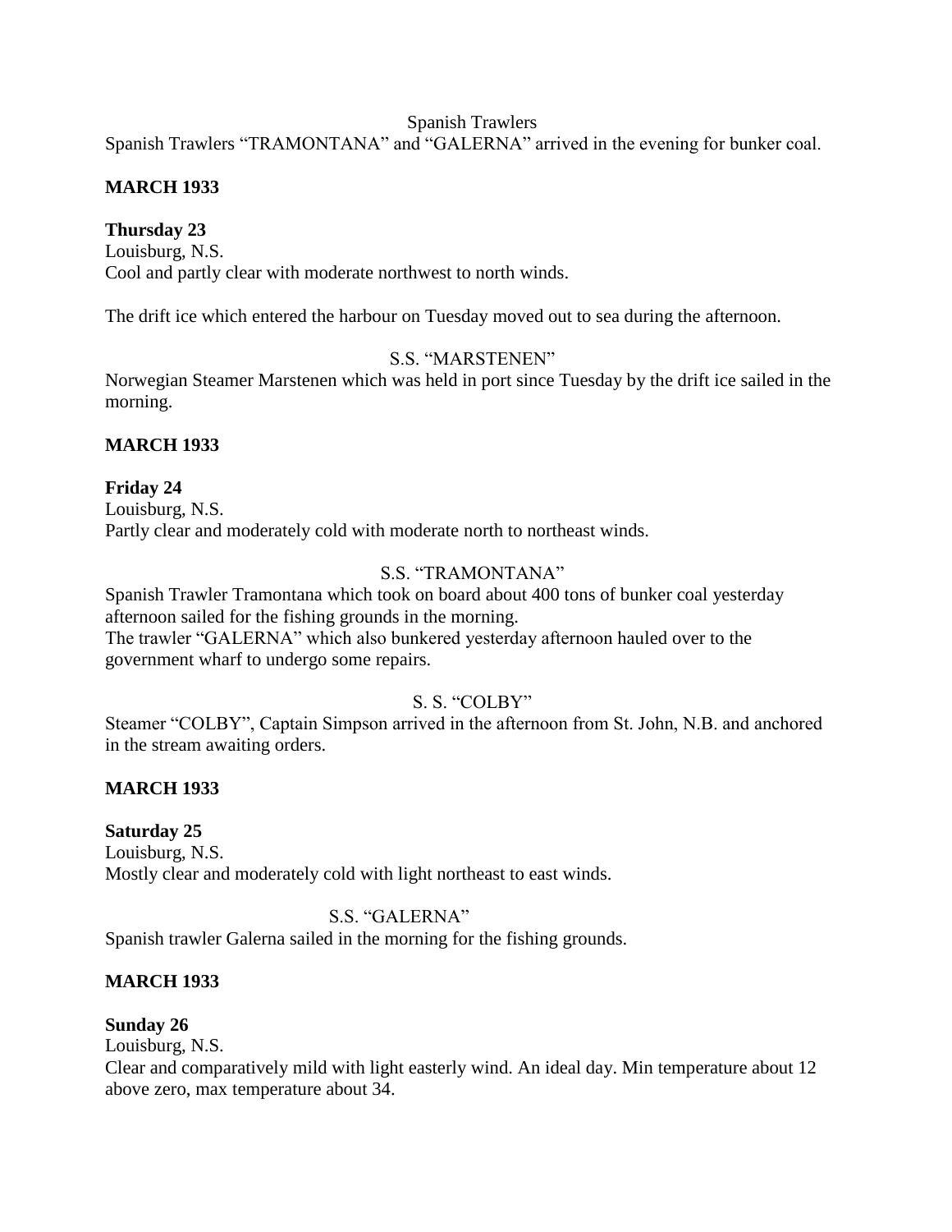Spanish Trawlers

Spanish Trawlers "TRAMONTANA" and "GALERNA" arrived in the evening for bunker coal.

**MARCH 1933**

**Thursday 23**

Louisburg, N.S.

Cool and partly clear with moderate northwest to north winds.

The drift ice which entered the harbour on Tuesday moved out to sea during the afternoon.

S.S. "MARSTENEN"

Norwegian Steamer Marstenen which was held in port since Tuesday by the drift ice sailed in the morning.

**MARCH 1933**

**Friday 24**

Louisburg, N.S.

Partly clear and moderately cold with moderate north to northeast winds.

S.S. "TRAMONTANA"

Spanish Trawler Tramontana which took on board about 400 tons of bunker coal yesterday afternoon sailed for the fishing grounds in the morning.

The trawler "GALERNA" which also bunkered yesterday afternoon hauled over to the government wharf to undergo some repairs.

S. S. "COLBY"

Steamer "COLBY", Captain Simpson arrived in the afternoon from St. John, N.B. and anchored in the stream awaiting orders.

**MARCH 1933**

**Saturday 25**

Louisburg, N.S.

Mostly clear and moderately cold with light northeast to east winds.

S.S. "GALERNA"

Spanish trawler Galerna sailed in the morning for the fishing grounds.

**MARCH 1933**

**Sunday 26**

Louisburg, N.S.

Clear and comparatively mild with light easterly wind. An ideal day. Min temperature about 12 above zero, max temperature about 34.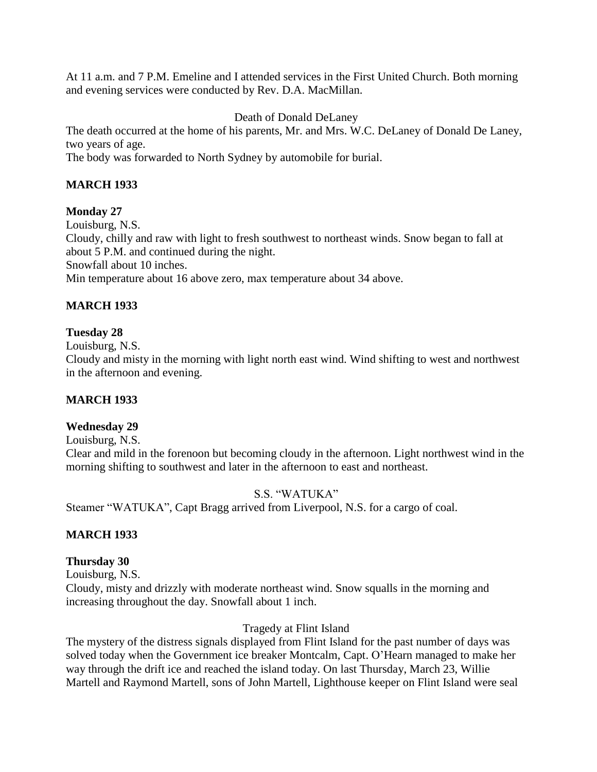At 11 a.m. and 7 P.M. Emeline and I attended services in the First United Church. Both morning and evening services were conducted by Rev. D.A. MacMillan.

Death of Donald DeLaney

The death occurred at the home of his parents, Mr. and Mrs. W.C. DeLaney of Donald De Laney, two years of age.
The body was forwarded to North Sydney by automobile for burial.

**MARCH 1933**

**Monday 27**

Louisburg, N.S.
Cloudy, chilly and raw with light to fresh southwest to northeast winds. Snow began to fall at about 5 P.M. and continued during the night.
Snowfall about 10 inches.
Min temperature about 16 above zero, max temperature about 34 above.

**MARCH 1933**

**Tuesday 28**

Louisburg, N.S.
Cloudy and misty in the morning with light north east wind. Wind shifting to west and northwest in the afternoon and evening.

**MARCH 1933**

**Wednesday 29**

Louisburg, N.S.
Clear and mild in the forenoon but becoming cloudy in the afternoon. Light northwest wind in the morning shifting to southwest and later in the afternoon to east and northeast.

S.S. "WATUKA"

Steamer "WATUKA", Capt Bragg arrived from Liverpool, N.S. for a cargo of coal.

**MARCH 1933**

**Thursday 30**

Louisburg, N.S.
Cloudy, misty and drizzly with moderate northeast wind. Snow squalls in the morning and increasing throughout the day. Snowfall about 1 inch.

Tragedy at Flint Island

The mystery of the distress signals displayed from Flint Island for the past number of days was solved today when the Government ice breaker Montcalm, Capt. O'Hearn managed to make her way through the drift ice and reached the island today. On last Thursday, March 23, Willie Martell and Raymond Martell, sons of John Martell, Lighthouse keeper on Flint Island were seal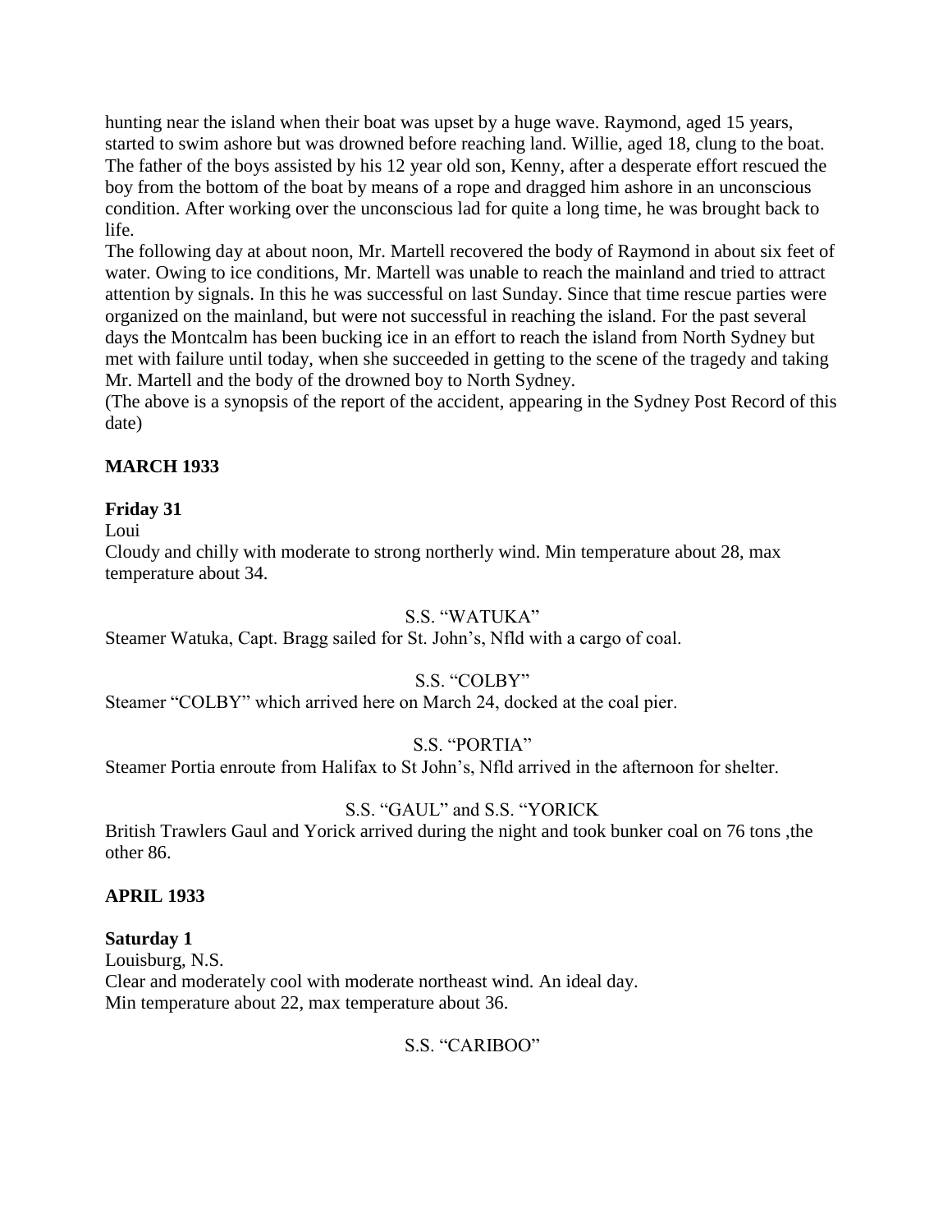hunting near the island when their boat was upset by a huge wave. Raymond, aged 15 years, started to swim ashore but was drowned before reaching land. Willie, aged 18, clung to the boat. The father of the boys assisted by his 12 year old son, Kenny, after a desperate effort rescued the boy from the bottom of the boat by means of a rope and dragged him ashore in an unconscious condition. After working over the unconscious lad for quite a long time, he was brought back to life.

The following day at about noon, Mr. Martell recovered the body of Raymond in about six feet of water. Owing to ice conditions, Mr. Martell was unable to reach the mainland and tried to attract attention by signals. In this he was successful on last Sunday. Since that time rescue parties were organized on the mainland, but were not successful in reaching the island. For the past several days the Montcalm has been bucking ice in an effort to reach the island from North Sydney but met with failure until today, when she succeeded in getting to the scene of the tragedy and taking Mr. Martell and the body of the drowned boy to North Sydney.

(The above is a synopsis of the report of the accident, appearing in the Sydney Post Record of this date)

**MARCH 1933**

**Friday 31**

Loui

Cloudy and chilly with moderate to strong northerly wind. Min temperature about 28, max temperature about 34.

S.S. "WATUKA"

Steamer Watuka, Capt. Bragg sailed for St. John's, Nfld with a cargo of coal.

S.S. "COLBY"

Steamer "COLBY" which arrived here on March 24, docked at the coal pier.

S.S. "PORTIA"

Steamer Portia enroute from Halifax to St John's, Nfld arrived in the afternoon for shelter.

S.S. "GAUL" and S.S. "YORICK

British Trawlers Gaul and Yorick arrived during the night and took bunker coal on 76 tons ,the other 86.

**APRIL 1933**

**Saturday 1**

Louisburg, N.S.

Clear and moderately cool with moderate northeast wind. An ideal day.

Min temperature about 22, max temperature about 36.

S.S. "CARIBOO"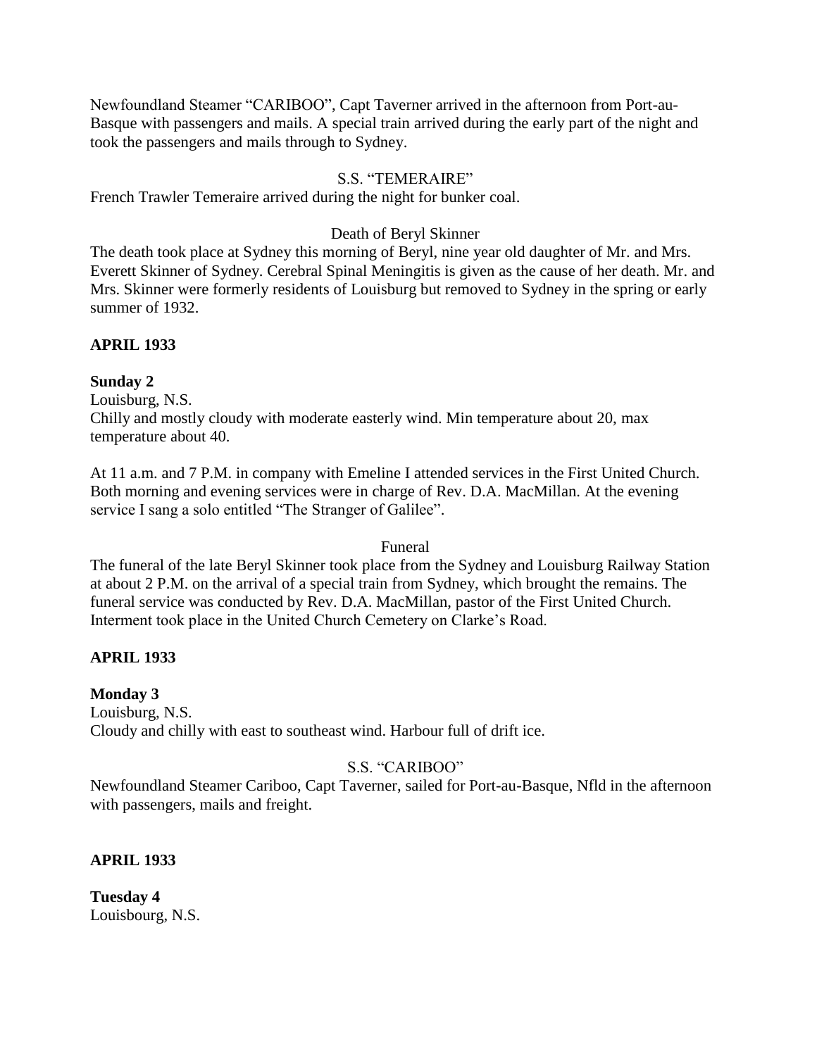Newfoundland Steamer "CARIBOO", Capt Taverner arrived in the afternoon from Port-au-Basque with passengers and mails. A special train arrived during the early part of the night and took the passengers and mails through to Sydney.

S.S. "TEMERAIRE"

French Trawler Temeraire arrived during the night for bunker coal.

Death of Beryl Skinner

The death took place at Sydney this morning of Beryl, nine year old daughter of Mr. and Mrs. Everett Skinner of Sydney. Cerebral Spinal Meningitis is given as the cause of her death. Mr. and Mrs. Skinner were formerly residents of Louisburg but removed to Sydney in the spring or early summer of 1932.

**APRIL 1933**

**Sunday 2**

Louisburg, N.S.

Chilly and mostly cloudy with moderate easterly wind. Min temperature about 20, max temperature about 40.

At 11 a.m. and 7 P.M. in company with Emeline I attended services in the First United Church. Both morning and evening services were in charge of Rev. D.A. MacMillan. At the evening service I sang a solo entitled "The Stranger of Galilee".

Funeral

The funeral of the late Beryl Skinner took place from the Sydney and Louisburg Railway Station at about 2 P.M. on the arrival of a special train from Sydney, which brought the remains. The funeral service was conducted by Rev. D.A. MacMillan, pastor of the First United Church. Interment took place in the United Church Cemetery on Clarke's Road.

**APRIL 1933**

**Monday 3**

Louisburg, N.S.

Cloudy and chilly with east to southeast wind. Harbour full of drift ice.

S.S. "CARIBOO"

Newfoundland Steamer Cariboo, Capt Taverner, sailed for Port-au-Basque, Nfld in the afternoon with passengers, mails and freight.

**APRIL 1933**

**Tuesday 4**

Louisbourg, N.S.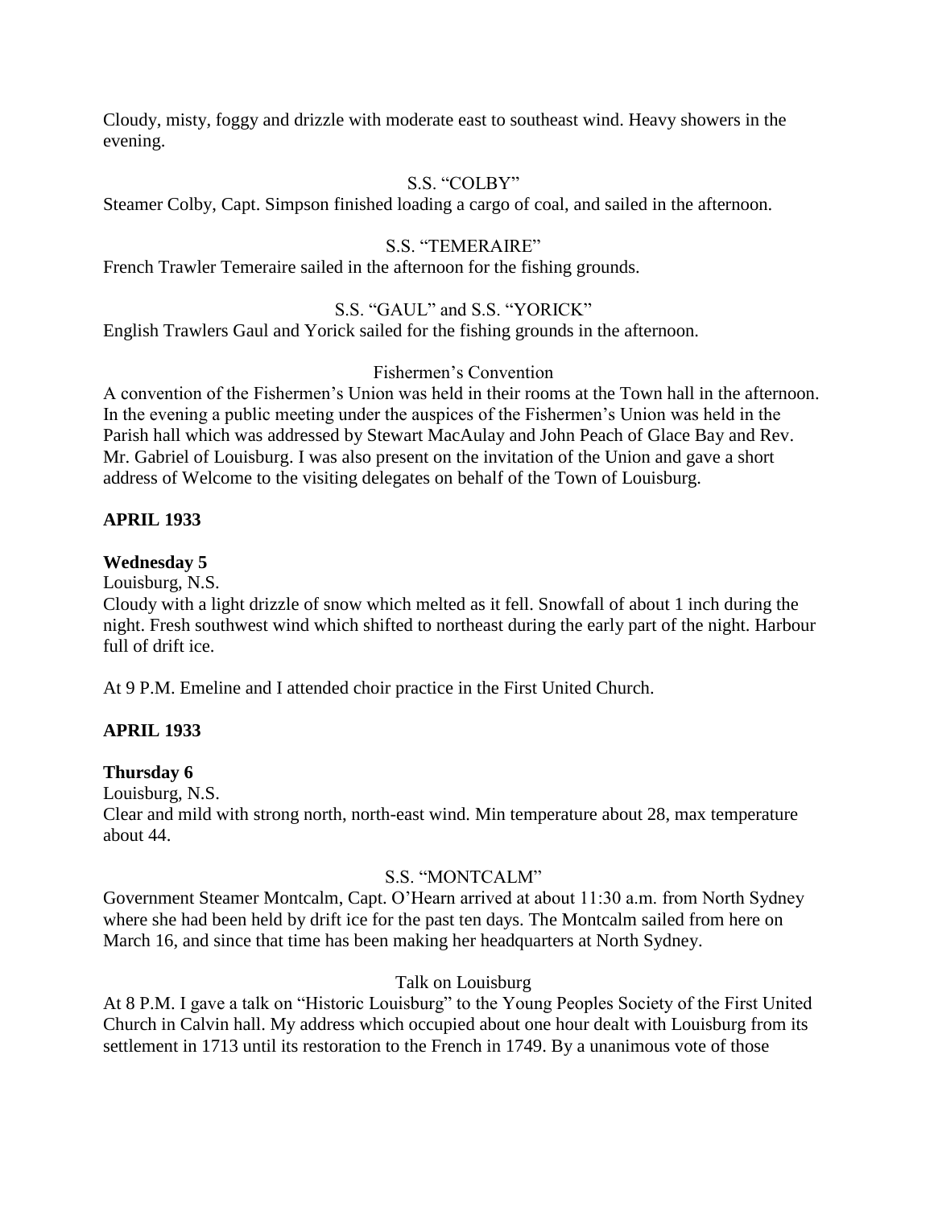Cloudy, misty, foggy and drizzle with moderate east to southeast wind. Heavy showers in the evening.

S.S. "COLBY"

Steamer Colby, Capt. Simpson finished loading a cargo of coal, and sailed in the afternoon.

S.S. "TEMERAIRE"

French Trawler Temeraire sailed in the afternoon for the fishing grounds.

S.S. "GAUL" and S.S. "YORICK"

English Trawlers Gaul and Yorick sailed for the fishing grounds in the afternoon.

Fishermen's Convention

A convention of the Fishermen's Union was held in their rooms at the Town hall in the afternoon. In the evening a public meeting under the auspices of the Fishermen's Union was held in the Parish hall which was addressed by Stewart MacAulay and John Peach of Glace Bay and Rev. Mr. Gabriel of Louisburg. I was also present on the invitation of the Union and gave a short address of Welcome to the visiting delegates on behalf of the Town of Louisburg.

**APRIL 1933**

**Wednesday 5**

Louisburg, N.S.

Cloudy with a light drizzle of snow which melted as it fell. Snowfall of about 1 inch during the night. Fresh southwest wind which shifted to northeast during the early part of the night. Harbour full of drift ice.

At 9 P.M. Emeline and I attended choir practice in the First United Church.

**APRIL 1933**

**Thursday 6**

Louisburg, N.S.

Clear and mild with strong north, north-east wind. Min temperature about 28, max temperature about 44.

S.S. "MONTCALM"

Government Steamer Montcalm, Capt. O'Hearn arrived at about 11:30 a.m. from North Sydney where she had been held by drift ice for the past ten days. The Montcalm sailed from here on March 16, and since that time has been making her headquarters at North Sydney.

Talk on Louisburg

At 8 P.M. I gave a talk on "Historic Louisburg" to the Young Peoples Society of the First United Church in Calvin hall. My address which occupied about one hour dealt with Louisburg from its settlement in 1713 until its restoration to the French in 1749. By a unanimous vote of those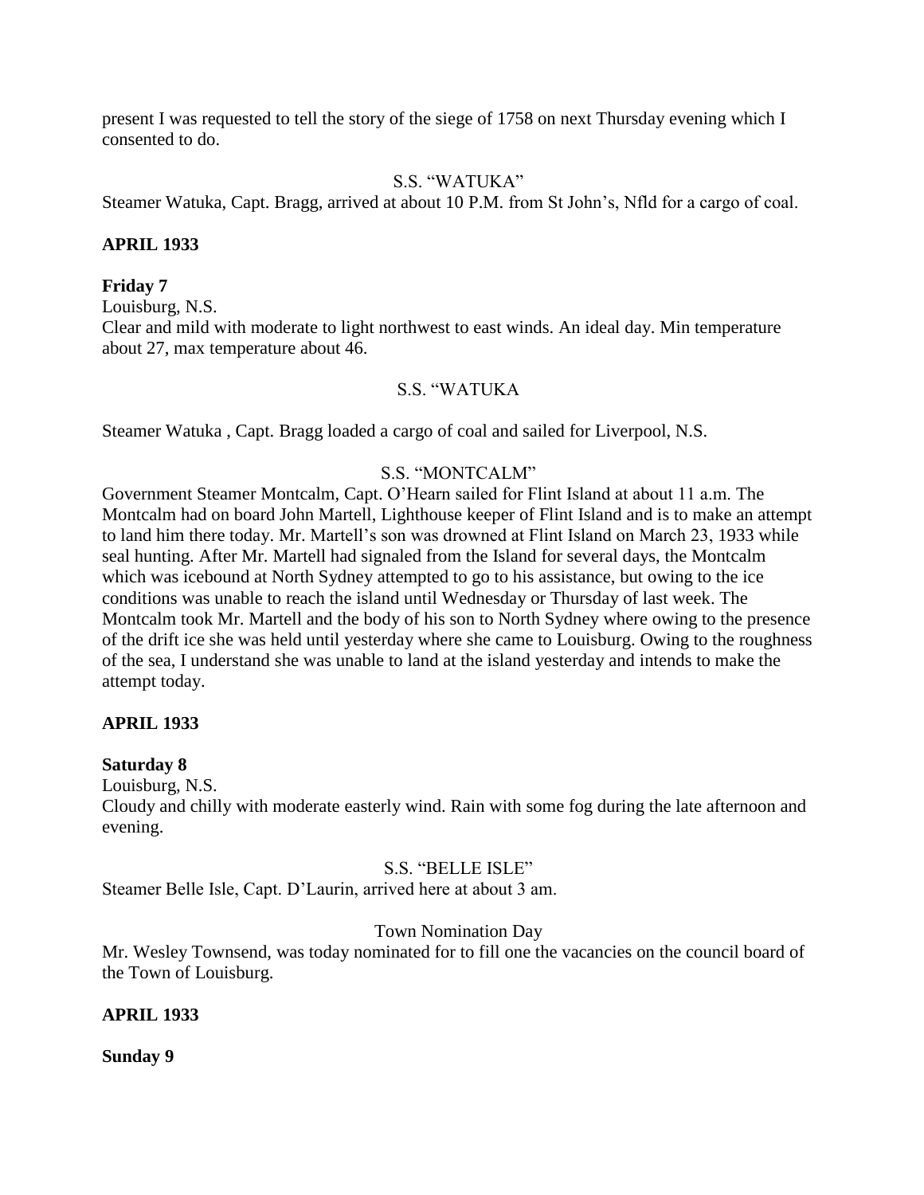present I was requested to tell the story of the siege of 1758 on next Thursday evening which I consented to do.

S.S. "WATUKA"

Steamer Watuka, Capt. Bragg, arrived at about 10 P.M. from St John's, Nfld for a cargo of coal.

**APRIL 1933**

**Friday 7**

Louisburg, N.S.

Clear and mild with moderate to light northwest to east winds. An ideal day. Min temperature about 27, max temperature about 46.

S.S. "WATUKA

Steamer Watuka , Capt. Bragg loaded a cargo of coal and sailed for Liverpool, N.S.

S.S. "MONTCALM"

Government Steamer Montcalm, Capt. O'Hearn sailed for Flint Island at about 11 a.m. The Montcalm had on board John Martell, Lighthouse keeper of Flint Island and is to make an attempt to land him there today. Mr. Martell's son was drowned at Flint Island on March 23, 1933 while seal hunting. After Mr. Martell had signaled from the Island for several days, the Montcalm which was icebound at North Sydney attempted to go to his assistance, but owing to the ice conditions was unable to reach the island until Wednesday or Thursday of last week. The Montcalm took Mr. Martell and the body of his son to North Sydney where owing to the presence of the drift ice she was held until yesterday where she came to Louisburg. Owing to the roughness of the sea, I understand she was unable to land at the island yesterday and intends to make the attempt today.

**APRIL 1933**

**Saturday 8**

Louisburg, N.S.

Cloudy and chilly with moderate easterly wind. Rain with some fog during the late afternoon and evening.

S.S. "BELLE ISLE"

Steamer Belle Isle, Capt. D'Laurin, arrived here at about 3 am.

Town Nomination Day

Mr. Wesley Townsend, was today nominated for to fill one the vacancies on the council board of the Town of Louisburg.

**APRIL 1933**

**Sunday 9**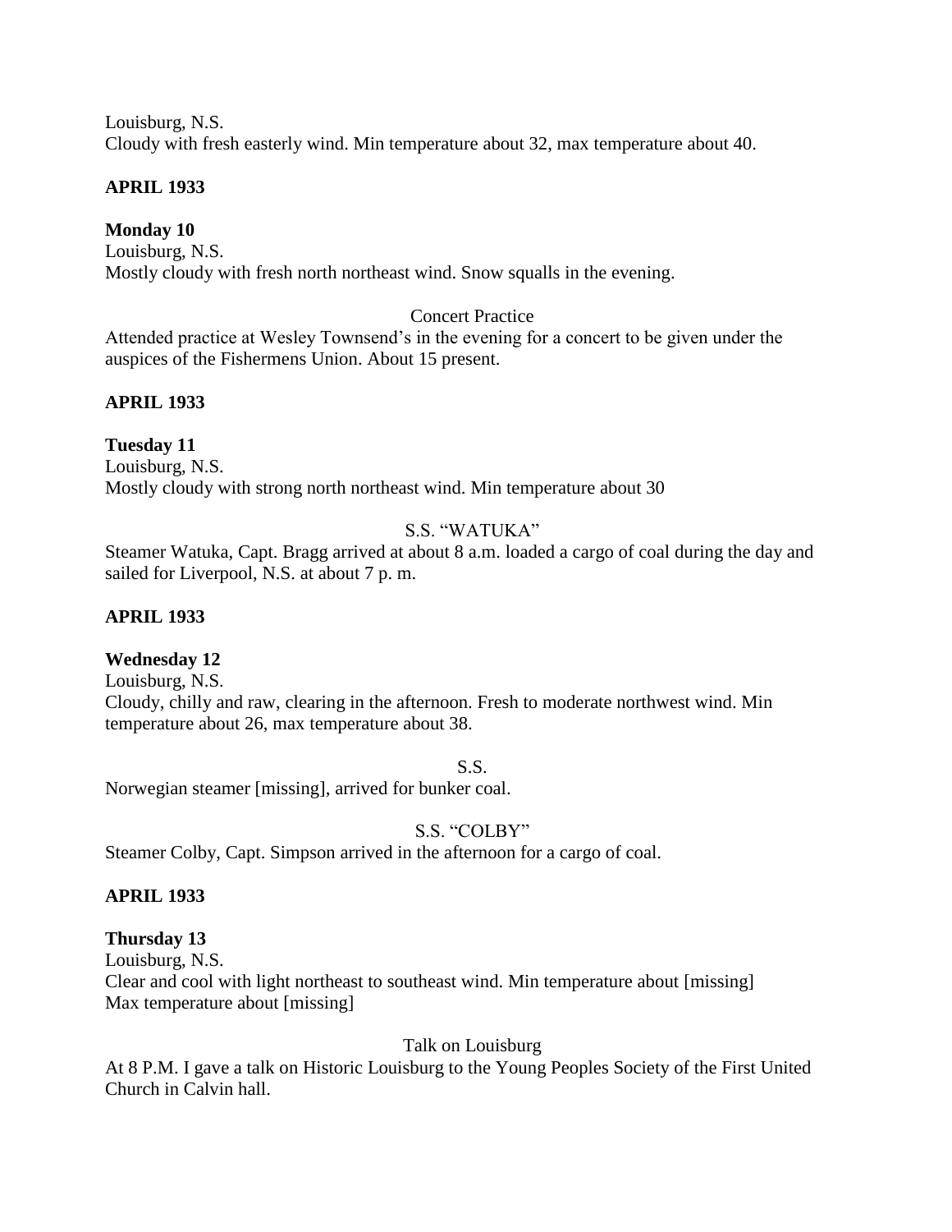Louisburg, N.S.
Cloudy with fresh easterly wind. Min temperature about 32, max temperature about 40.

**APRIL 1933**

**Monday 10**
Louisburg, N.S.
Mostly cloudy with fresh north northeast wind. Snow squalls in the evening.

Concert Practice

Attended practice at Wesley Townsend's in the evening for a concert to be given under the auspices of the Fishermens Union. About 15 present.

**APRIL 1933**

**Tuesday 11**
Louisburg, N.S.
Mostly cloudy with strong north northeast wind. Min temperature about 30

S.S. "WATUKA"

Steamer Watuka, Capt. Bragg arrived at about 8 a.m. loaded a cargo of coal during the day and sailed for Liverpool, N.S. at about 7 p. m.

**APRIL 1933**

**Wednesday 12**
Louisburg, N.S.
Cloudy, chilly and raw, clearing in the afternoon. Fresh to moderate northwest wind. Min temperature about 26, max temperature about 38.

S.S.

Norwegian steamer [missing], arrived for bunker coal.

S.S. "COLBY"

Steamer Colby, Capt. Simpson arrived in the afternoon for a cargo of coal.

**APRIL 1933**

**Thursday 13**
Louisburg, N.S.
Clear and cool with light northeast to southeast wind. Min temperature about [missing]
Max temperature about [missing]

Talk on Louisburg

At 8 P.M. I gave a talk on Historic Louisburg to the Young Peoples Society of the First United Church in Calvin hall.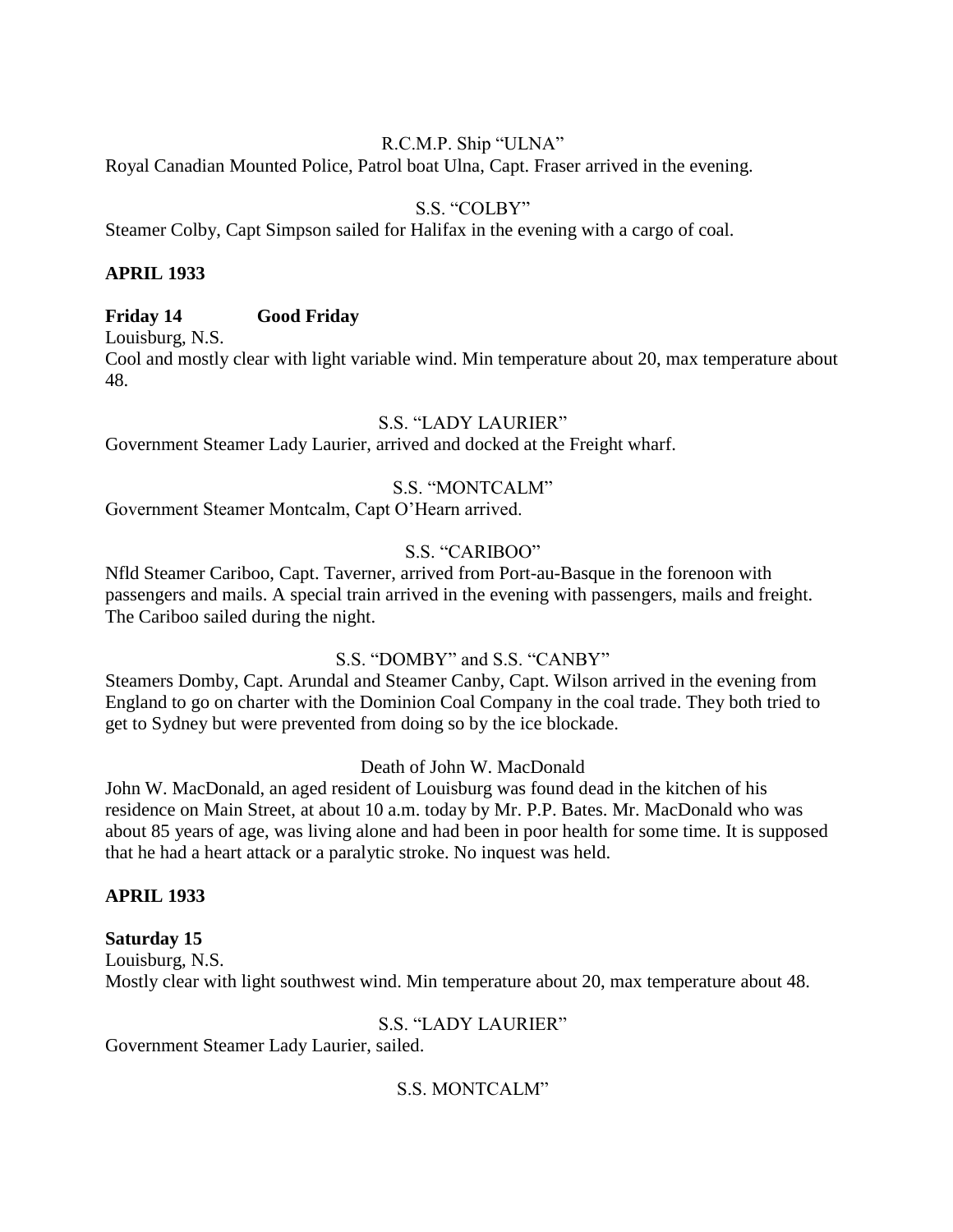R.C.M.P. Ship "ULNA"

Royal Canadian Mounted Police, Patrol boat Ulna, Capt. Fraser arrived in the evening.

S.S. "COLBY"

Steamer Colby, Capt Simpson sailed for Halifax in the evening with a cargo of coal.

**APRIL 1933**

**Friday 14 Good Friday**

Louisburg, N.S.

Cool and mostly clear with light variable wind. Min temperature about 20, max temperature about 48.

S.S. "LADY LAURIER"

Government Steamer Lady Laurier, arrived and docked at the Freight wharf.

S.S. "MONTCALM"

Government Steamer Montcalm, Capt O'Hearn arrived.

S.S. "CARIBOO"

Nfld Steamer Cariboo, Capt. Taverner, arrived from Port-au-Basque in the forenoon with passengers and mails. A special train arrived in the evening with passengers, mails and freight. The Cariboo sailed during the night.

S.S. "DOMBY" and S.S. "CANBY"

Steamers Domby, Capt. Arundal and Steamer Canby, Capt. Wilson arrived in the evening from England to go on charter with the Dominion Coal Company in the coal trade. They both tried to get to Sydney but were prevented from doing so by the ice blockade.

Death of John W. MacDonald

John W. MacDonald, an aged resident of Louisburg was found dead in the kitchen of his residence on Main Street, at about 10 a.m. today by Mr. P.P. Bates. Mr. MacDonald who was about 85 years of age, was living alone and had been in poor health for some time. It is supposed that he had a heart attack or a paralytic stroke. No inquest was held.

**APRIL 1933**

**Saturday 15**

Louisburg, N.S.

Mostly clear with light southwest wind. Min temperature about 20, max temperature about 48.

S.S. "LADY LAURIER"

Government Steamer Lady Laurier, sailed.

S.S. MONTCALM"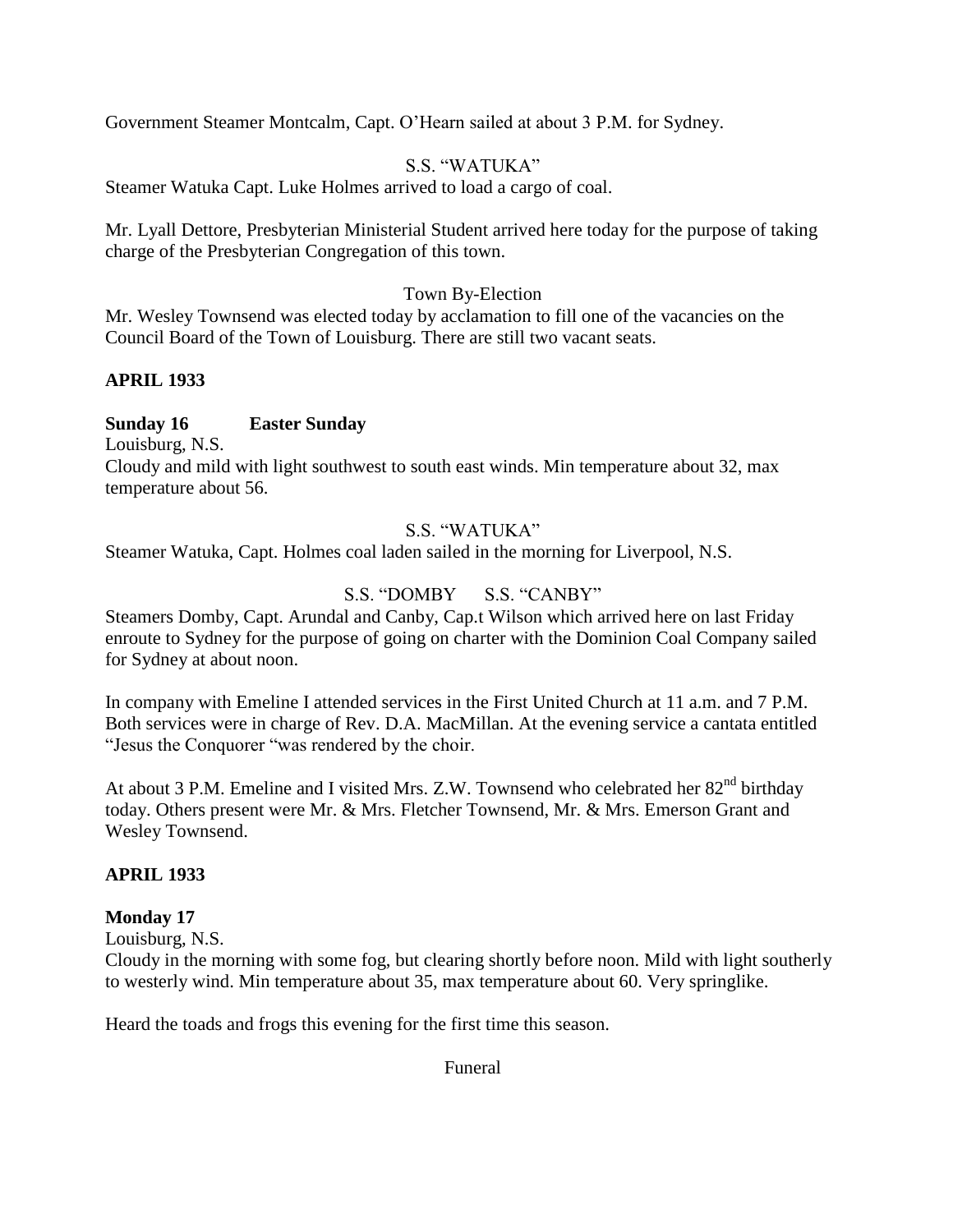Government Steamer Montcalm, Capt. O'Hearn sailed at about 3 P.M. for Sydney.

S.S. "WATUKA"

Steamer Watuka Capt. Luke Holmes arrived to load a cargo of coal.

Mr. Lyall Dettore, Presbyterian Ministerial Student arrived here today for the purpose of taking charge of the Presbyterian Congregation of this town.

Town By-Election

Mr. Wesley Townsend was elected today by acclamation to fill one of the vacancies on the Council Board of the Town of Louisburg. There are still two vacant seats.

**APRIL 1933**

**Sunday 16 Easter Sunday**

Louisburg, N.S.

Cloudy and mild with light southwest to south east winds. Min temperature about 32, max temperature about 56.

S.S. "WATUKA"

Steamer Watuka, Capt. Holmes coal laden sailed in the morning for Liverpool, N.S.

S.S. "DOMBY S.S. "CANBY"

Steamers Domby, Capt. Arundal and Canby, Cap.t Wilson which arrived here on last Friday enroute to Sydney for the purpose of going on charter with the Dominion Coal Company sailed for Sydney at about noon.

In company with Emeline I attended services in the First United Church at 11 a.m. and 7 P.M. Both services were in charge of Rev. D.A. MacMillan. At the evening service a cantata entitled "Jesus the Conquorer "was rendered by the choir.

At about 3 P.M. Emeline and I visited Mrs. Z.W. Townsend who celebrated her 82nd birthday today. Others present were Mr. & Mrs. Fletcher Townsend, Mr. & Mrs. Emerson Grant and Wesley Townsend.

**APRIL 1933**

**Monday 17**

Louisburg, N.S.

Cloudy in the morning with some fog, but clearing shortly before noon. Mild with light southerly to westerly wind. Min temperature about 35, max temperature about 60. Very springlike.

Heard the toads and frogs this evening for the first time this season.

Funeral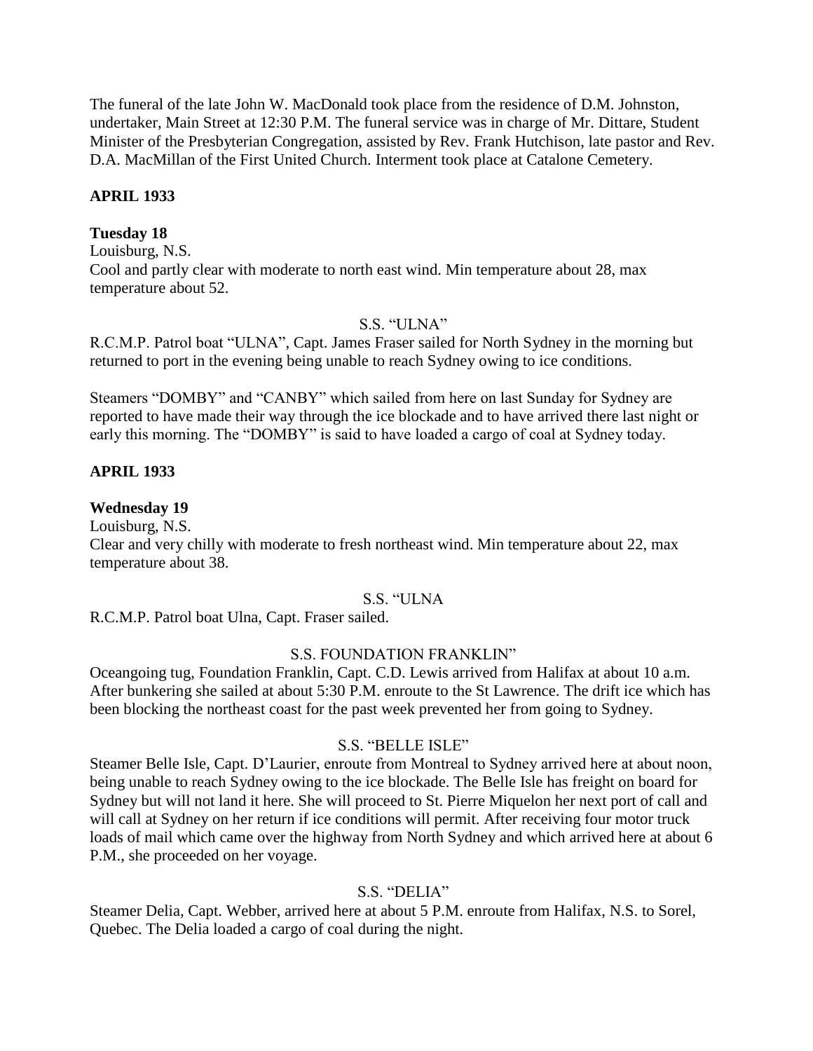The funeral of the late John W. MacDonald took place from the residence of D.M. Johnston, undertaker, Main Street at 12:30 P.M. The funeral service was in charge of Mr. Dittare, Student Minister of the Presbyterian Congregation, assisted by Rev. Frank Hutchison, late pastor and Rev. D.A. MacMillan of the First United Church. Interment took place at Catalone Cemetery.

**APRIL 1933**

**Tuesday 18**

Louisburg, N.S.
Cool and partly clear with moderate to north east wind. Min temperature about 28, max temperature about 52.

S.S. "ULNA"

R.C.M.P. Patrol boat "ULNA", Capt. James Fraser sailed for North Sydney in the morning but returned to port in the evening being unable to reach Sydney owing to ice conditions.

Steamers "DOMBY" and "CANBY" which sailed from here on last Sunday for Sydney are reported to have made their way through the ice blockade and to have arrived there last night or early this morning. The "DOMBY" is said to have loaded a cargo of coal at Sydney today.

**APRIL 1933**

**Wednesday 19**

Louisburg, N.S.
Clear and very chilly with moderate to fresh northeast wind. Min temperature about 22, max temperature about 38.

S.S. "ULNA

R.C.M.P. Patrol boat Ulna, Capt. Fraser sailed.

S.S. FOUNDATION FRANKLIN"

Oceangoing tug, Foundation Franklin, Capt. C.D. Lewis arrived from Halifax at about 10 a.m. After bunkering she sailed at about 5:30 P.M. enroute to the St Lawrence. The drift ice which has been blocking the northeast coast for the past week prevented her from going to Sydney.

S.S. "BELLE ISLE"

Steamer Belle Isle, Capt. D'Laurier, enroute from Montreal to Sydney arrived here at about noon, being unable to reach Sydney owing to the ice blockade. The Belle Isle has freight on board for Sydney but will not land it here. She will proceed to St. Pierre Miquelon her next port of call and will call at Sydney on her return if ice conditions will permit. After receiving four motor truck loads of mail which came over the highway from North Sydney and which arrived here at about 6 P.M., she proceeded on her voyage.

S.S. "DELIA"

Steamer Delia, Capt. Webber, arrived here at about 5 P.M. enroute from Halifax, N.S. to Sorel, Quebec. The Delia loaded a cargo of coal during the night.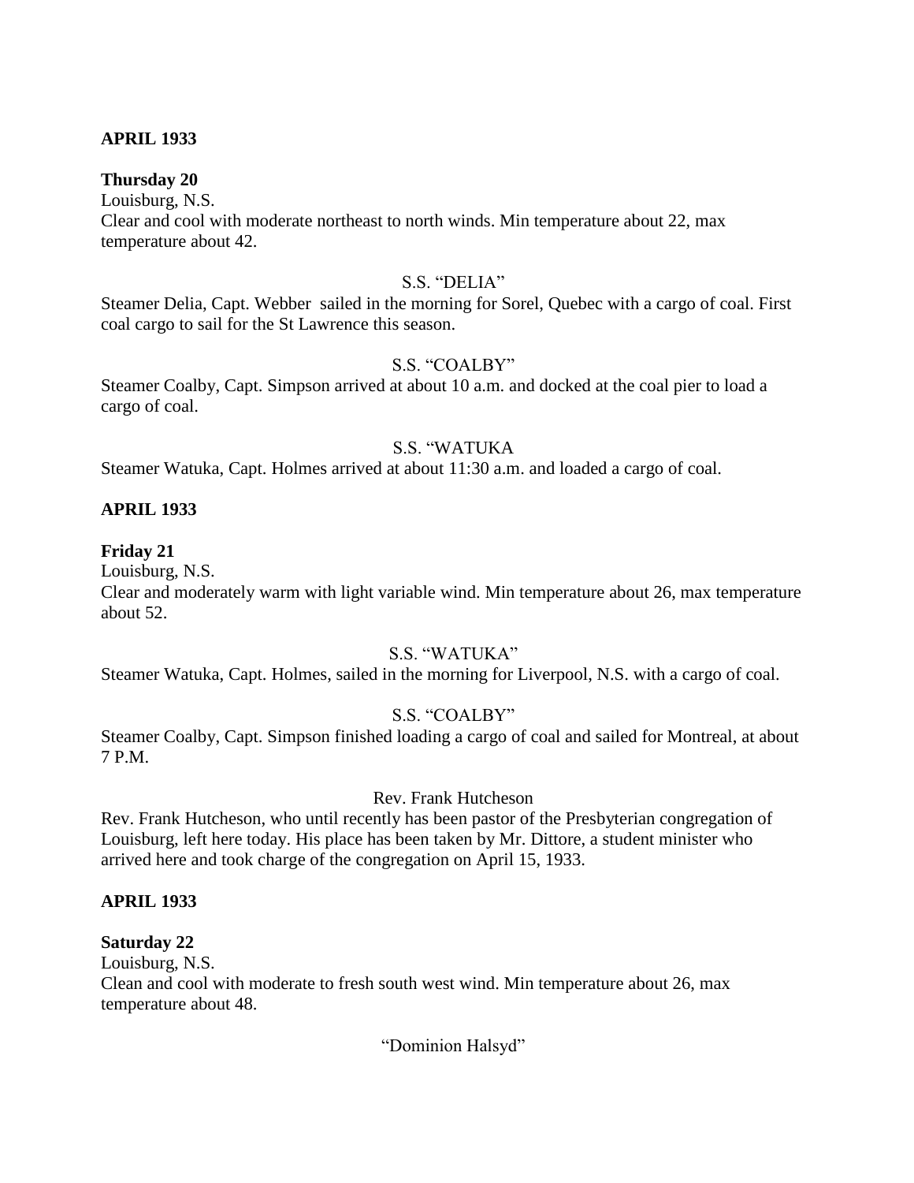**APRIL 1933**

**Thursday 20**

Louisburg, N.S.

Clear and cool with moderate northeast to north winds. Min temperature about 22, max temperature about 42.

S.S. "DELIA"

Steamer Delia, Capt. Webber sailed in the morning for Sorel, Quebec with a cargo of coal. First coal cargo to sail for the St Lawrence this season.

S.S. "COALBY"

Steamer Coalby, Capt. Simpson arrived at about 10 a.m. and docked at the coal pier to load a cargo of coal.

S.S. "WATUKA

Steamer Watuka, Capt. Holmes arrived at about 11:30 a.m. and loaded a cargo of coal.

**APRIL 1933**

**Friday 21**

Louisburg, N.S.

Clear and moderately warm with light variable wind. Min temperature about 26, max temperature about 52.

S.S. "WATUKA"

Steamer Watuka, Capt. Holmes, sailed in the morning for Liverpool, N.S. with a cargo of coal.

S.S. "COALBY"

Steamer Coalby, Capt. Simpson finished loading a cargo of coal and sailed for Montreal, at about 7 P.M.

Rev. Frank Hutcheson

Rev. Frank Hutcheson, who until recently has been pastor of the Presbyterian congregation of Louisburg, left here today. His place has been taken by Mr. Dittore, a student minister who arrived here and took charge of the congregation on April 15, 1933.

**APRIL 1933**

**Saturday 22**

Louisburg, N.S.

Clean and cool with moderate to fresh south west wind. Min temperature about 26, max temperature about 48.

"Dominion Halsyd"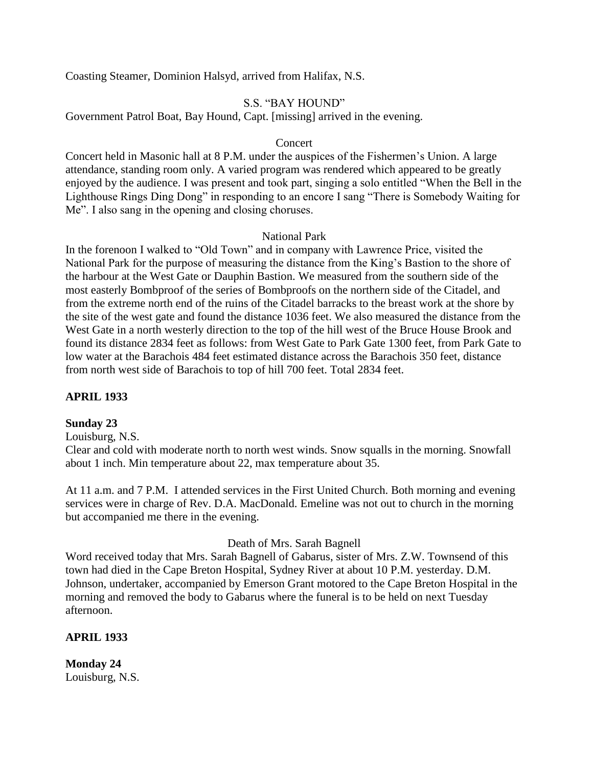Coasting Steamer, Dominion Halsyd, arrived from Halifax, N.S.

S.S. "BAY HOUND"

Government Patrol Boat, Bay Hound, Capt. [missing] arrived in the evening.

Concert

Concert held in Masonic hall at 8 P.M. under the auspices of the Fishermen's Union. A large attendance, standing room only. A varied program was rendered which appeared to be greatly enjoyed by the audience. I was present and took part, singing a solo entitled "When the Bell in the Lighthouse Rings Ding Dong" in responding to an encore I sang "There is Somebody Waiting for Me". I also sang in the opening and closing choruses.

National Park

In the forenoon I walked to "Old Town" and in company with Lawrence Price, visited the National Park for the purpose of measuring the distance from the King's Bastion to the shore of the harbour at the West Gate or Dauphin Bastion. We measured from the southern side of the most easterly Bombproof of the series of Bombproofs on the northern side of the Citadel, and from the extreme north end of the ruins of the Citadel barracks to the breast work at the shore by the site of the west gate and found the distance 1036 feet. We also measured the distance from the West Gate in a north westerly direction to the top of the hill west of the Bruce House Brook and found its distance 2834 feet as follows: from West Gate to Park Gate 1300 feet, from Park Gate to low water at the Barachois 484 feet estimated distance across the Barachois 350 feet, distance from north west side of Barachois to top of hill 700 feet. Total 2834 feet.

**APRIL 1933**

**Sunday 23**

Louisburg, N.S.

Clear and cold with moderate north to north west winds. Snow squalls in the morning. Snowfall about 1 inch. Min temperature about 22, max temperature about 35.

At 11 a.m. and 7 P.M. I attended services in the First United Church. Both morning and evening services were in charge of Rev. D.A. MacDonald. Emeline was not out to church in the morning but accompanied me there in the evening.

Death of Mrs. Sarah Bagnell

Word received today that Mrs. Sarah Bagnell of Gabarus, sister of Mrs. Z.W. Townsend of this town had died in the Cape Breton Hospital, Sydney River at about 10 P.M. yesterday. D.M. Johnson, undertaker, accompanied by Emerson Grant motored to the Cape Breton Hospital in the morning and removed the body to Gabarus where the funeral is to be held on next Tuesday afternoon.

**APRIL 1933**

**Monday 24**

Louisburg, N.S.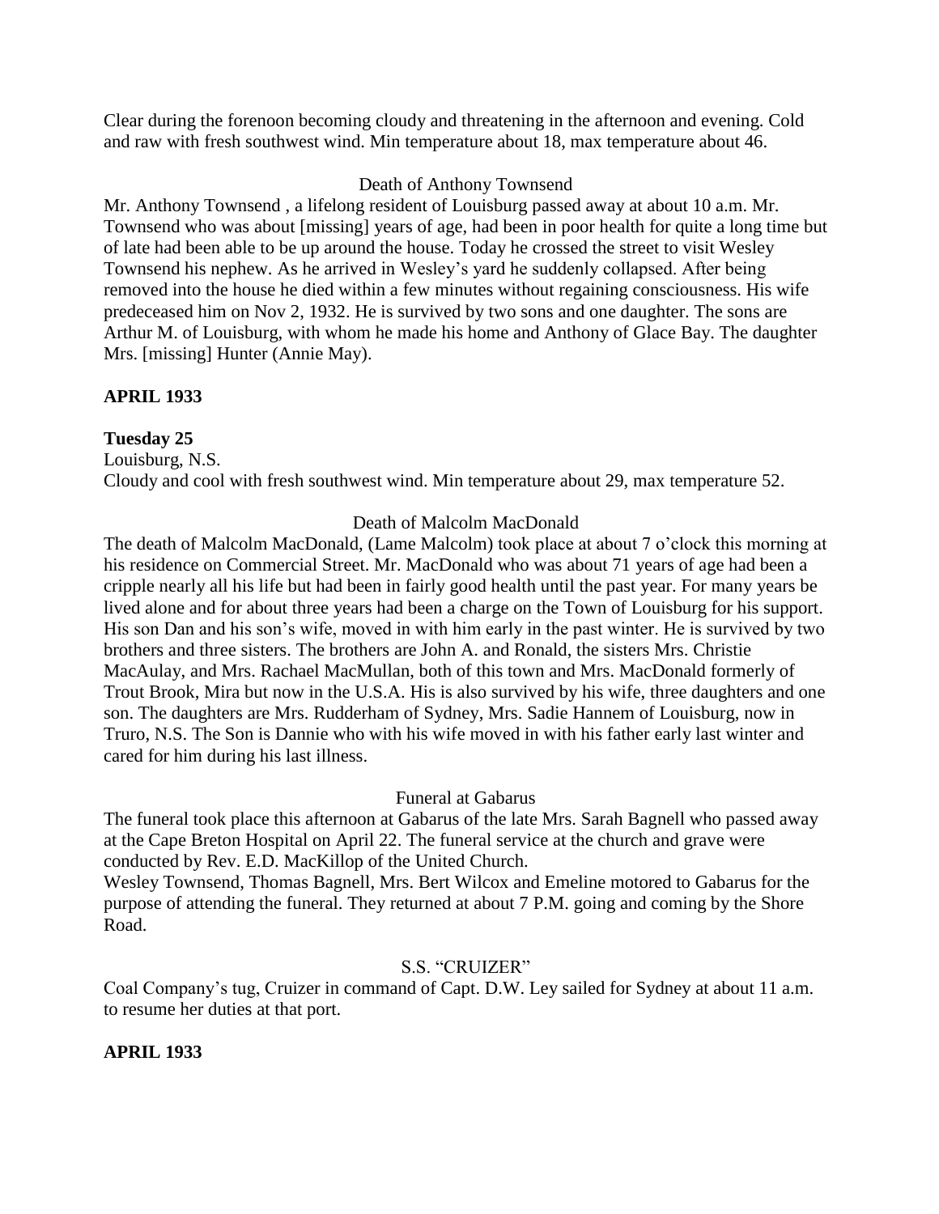Clear during the forenoon becoming cloudy and threatening in the afternoon and evening. Cold and raw with fresh southwest wind. Min temperature about 18, max temperature about 46.

Death of Anthony Townsend

Mr. Anthony Townsend , a lifelong resident of Louisburg passed away at about 10 a.m. Mr. Townsend who was about [missing] years of age, had been in poor health for quite a long time but of late had been able to be up around the house. Today he crossed the street to visit Wesley Townsend his nephew. As he arrived in Wesley's yard he suddenly collapsed. After being removed into the house he died within a few minutes without regaining consciousness. His wife predeceased him on Nov 2, 1932. He is survived by two sons and one daughter. The sons are Arthur M. of Louisburg, with whom he made his home and Anthony of Glace Bay. The daughter Mrs. [missing] Hunter (Annie May).

**APRIL 1933**

**Tuesday 25**

Louisburg, N.S.

Cloudy and cool with fresh southwest wind. Min temperature about 29, max temperature 52.

Death of Malcolm MacDonald

The death of Malcolm MacDonald, (Lame Malcolm) took place at about 7 o'clock this morning at his residence on Commercial Street. Mr. MacDonald who was about 71 years of age had been a cripple nearly all his life but had been in fairly good health until the past year. For many years be lived alone and for about three years had been a charge on the Town of Louisburg for his support. His son Dan and his son's wife, moved in with him early in the past winter. He is survived by two brothers and three sisters. The brothers are John A. and Ronald, the sisters Mrs. Christie MacAulay, and Mrs. Rachael MacMullan, both of this town and Mrs. MacDonald formerly of Trout Brook, Mira but now in the U.S.A. His is also survived by his wife, three daughters and one son. The daughters are Mrs. Rudderham of Sydney, Mrs. Sadie Hannem of Louisburg, now in Truro, N.S. The Son is Dannie who with his wife moved in with his father early last winter and cared for him during his last illness.

Funeral at Gabarus

The funeral took place this afternoon at Gabarus of the late Mrs. Sarah Bagnell who passed away at the Cape Breton Hospital on April 22. The funeral service at the church and grave were conducted by Rev. E.D. MacKillop of the United Church.

Wesley Townsend, Thomas Bagnell, Mrs. Bert Wilcox and Emeline motored to Gabarus for the purpose of attending the funeral. They returned at about 7 P.M. going and coming by the Shore Road.

S.S. "CRUIZER"

Coal Company's tug, Cruizer in command of Capt. D.W. Ley sailed for Sydney at about 11 a.m. to resume her duties at that port.

**APRIL 1933**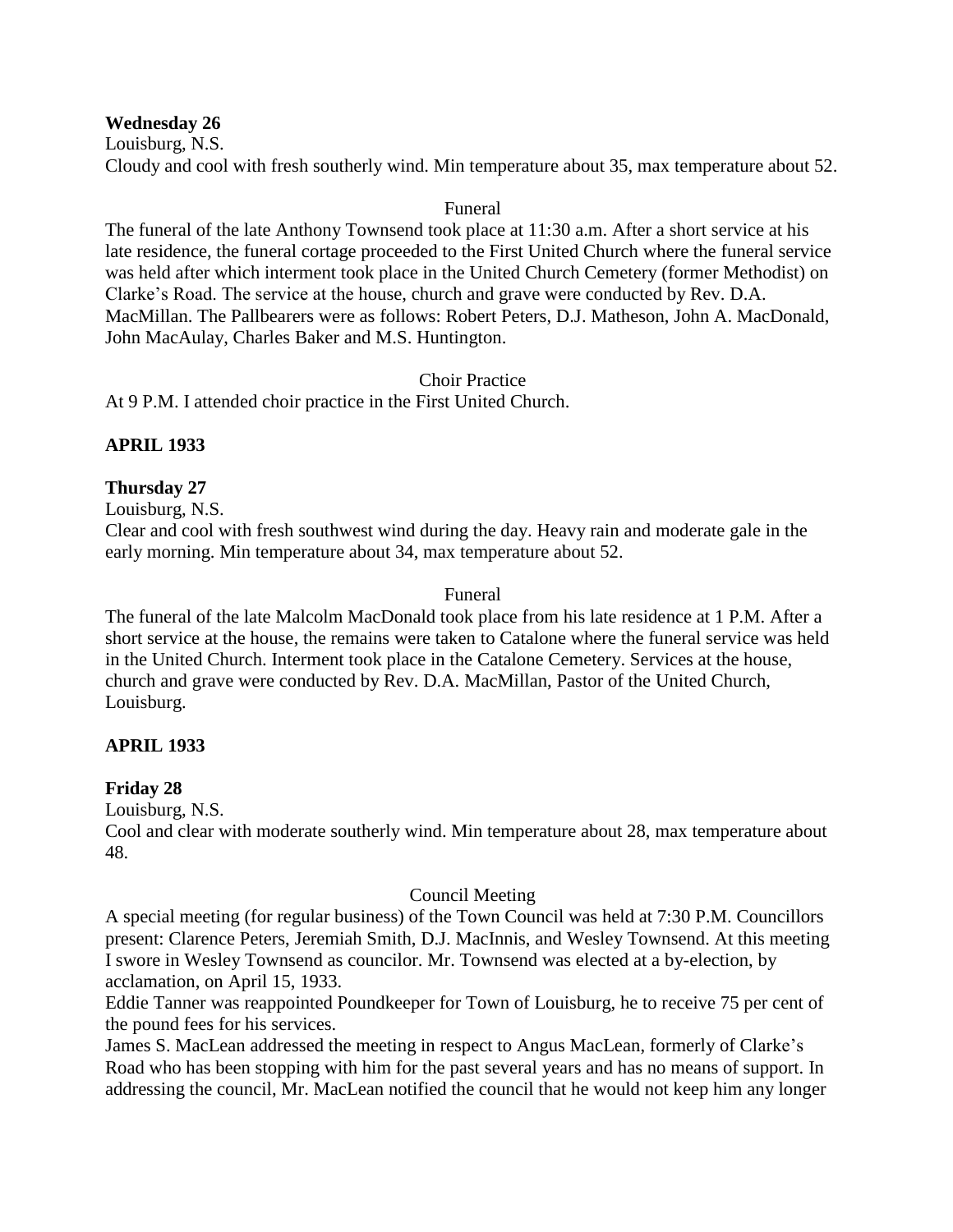**Wednesday 26**

Louisburg, N.S.

Cloudy and cool with fresh southerly wind. Min temperature about 35, max temperature about 52.

Funeral

The funeral of the late Anthony Townsend took place at 11:30 a.m. After a short service at his late residence, the funeral cortage proceeded to the First United Church where the funeral service was held after which interment took place in the United Church Cemetery (former Methodist) on Clarke's Road. The service at the house, church and grave were conducted by Rev. D.A. MacMillan. The Pallbearers were as follows: Robert Peters, D.J. Matheson, John A. MacDonald, John MacAulay, Charles Baker and M.S. Huntington.

Choir Practice

At 9 P.M. I attended choir practice in the First United Church.

**APRIL 1933**

**Thursday 27**

Louisburg, N.S.

Clear and cool with fresh southwest wind during the day. Heavy rain and moderate gale in the early morning. Min temperature about 34, max temperature about 52.

Funeral

The funeral of the late Malcolm MacDonald took place from his late residence at 1 P.M. After a short service at the house, the remains were taken to Catalone where the funeral service was held in the United Church. Interment took place in the Catalone Cemetery. Services at the house, church and grave were conducted by Rev. D.A. MacMillan, Pastor of the United Church, Louisburg.

**APRIL 1933**

**Friday 28**

Louisburg, N.S.

Cool and clear with moderate southerly wind. Min temperature about 28, max temperature about 48.

Council Meeting

A special meeting (for regular business) of the Town Council was held at 7:30 P.M. Councillors present: Clarence Peters, Jeremiah Smith, D.J. MacInnis, and Wesley Townsend. At this meeting I swore in Wesley Townsend as councilor. Mr. Townsend was elected at a by-election, by acclamation, on April 15, 1933.

Eddie Tanner was reappointed Poundkeeper for Town of Louisburg, he to receive 75 per cent of the pound fees for his services.

James S. MacLean addressed the meeting in respect to Angus MacLean, formerly of Clarke's Road who has been stopping with him for the past several years and has no means of support. In addressing the council, Mr. MacLean notified the council that he would not keep him any longer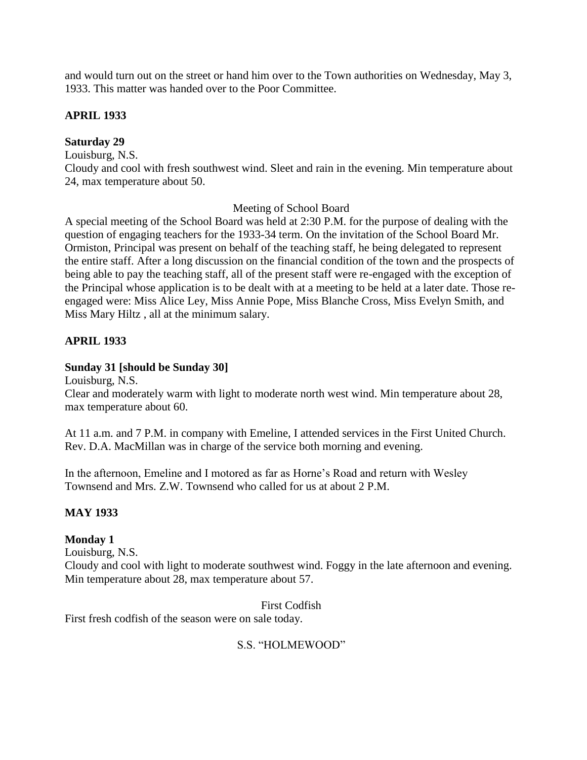and would turn out on the street or hand him over to the Town authorities on Wednesday, May 3, 1933. This matter was handed over to the Poor Committee.

**APRIL 1933**

**Saturday 29**

Louisburg, N.S.

Cloudy and cool with fresh southwest wind. Sleet and rain in the evening. Min temperature about 24, max temperature about 50.

Meeting of School Board

A special meeting of the School Board was held at 2:30 P.M. for the purpose of dealing with the question of engaging teachers for the 1933-34 term. On the invitation of the School Board Mr. Ormiston, Principal was present on behalf of the teaching staff, he being delegated to represent the entire staff. After a long discussion on the financial condition of the town and the prospects of being able to pay the teaching staff, all of the present staff were re-engaged with the exception of the Principal whose application is to be dealt with at a meeting to be held at a later date. Those re-engaged were: Miss Alice Ley, Miss Annie Pope, Miss Blanche Cross, Miss Evelyn Smith, and Miss Mary Hiltz , all at the minimum salary.

**APRIL 1933**

**Sunday 31 [should be Sunday 30]**

Louisburg, N.S.

Clear and moderately warm with light to moderate north west wind. Min temperature about 28, max temperature about 60.

At 11 a.m. and 7 P.M. in company with Emeline, I attended services in the First United Church. Rev. D.A. MacMillan was in charge of the service both morning and evening.

In the afternoon, Emeline and I motored as far as Horne's Road and return with Wesley Townsend and Mrs. Z.W. Townsend who called for us at about 2 P.M.

**MAY 1933**

**Monday 1**

Louisburg, N.S.

Cloudy and cool with light to moderate southwest wind. Foggy in the late afternoon and evening. Min temperature about 28, max temperature about 57.

First Codfish

First fresh codfish of the season were on sale today.

S.S. "HOLMEWOOD"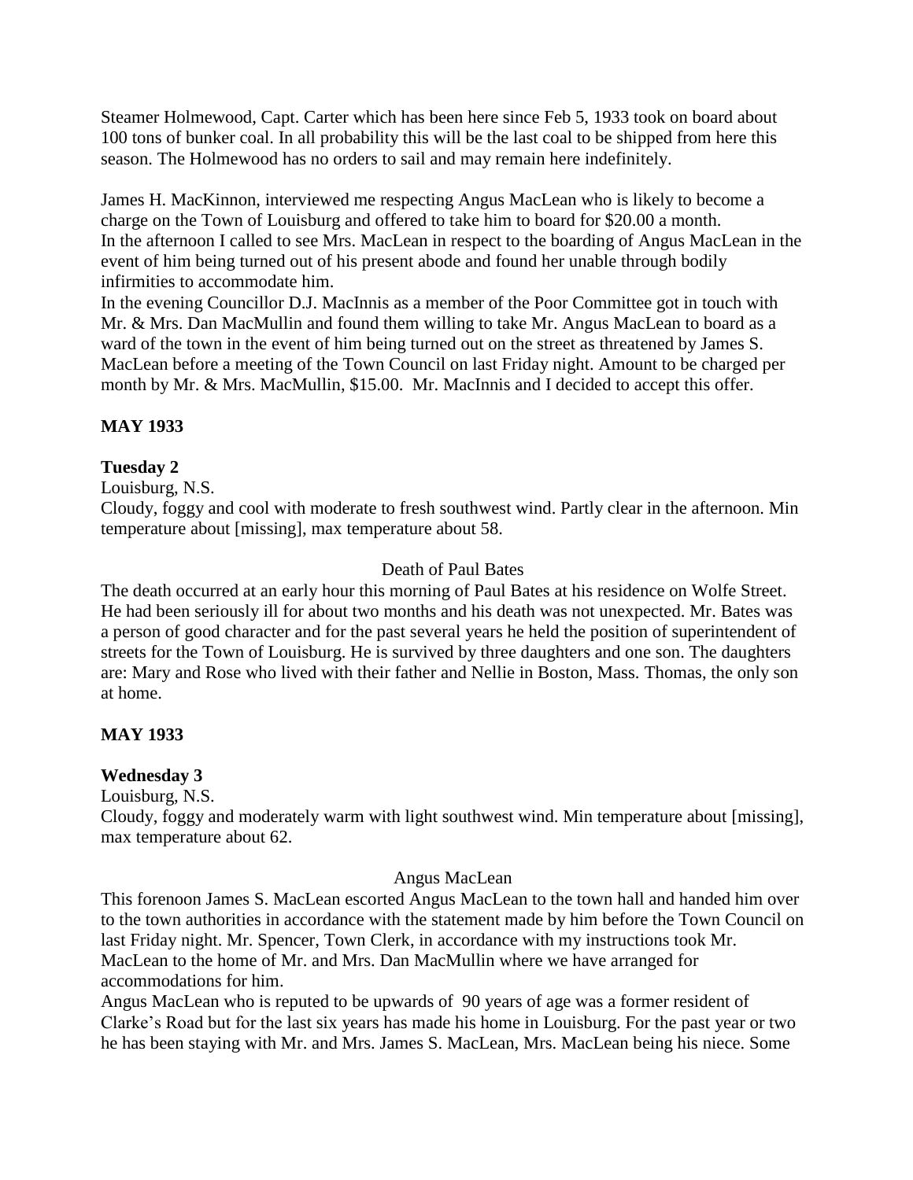Steamer Holmewood, Capt. Carter which has been here since Feb 5, 1933 took on board about 100 tons of bunker coal. In all probability this will be the last coal to be shipped from here this season. The Holmewood has no orders to sail and may remain here indefinitely.

James H. MacKinnon, interviewed me respecting Angus MacLean who is likely to become a charge on the Town of Louisburg and offered to take him to board for $20.00 a month.
In the afternoon I called to see Mrs. MacLean in respect to the boarding of Angus MacLean in the event of him being turned out of his present abode and found her unable through bodily infirmities to accommodate him.
In the evening Councillor D.J. MacInnis as a member of the Poor Committee got in touch with Mr. & Mrs. Dan MacMullin and found them willing to take Mr. Angus MacLean to board as a ward of the town in the event of him being turned out on the street as threatened by James S. MacLean before a meeting of the Town Council on last Friday night. Amount to be charged per month by Mr. & Mrs. MacMullin, $15.00. Mr. MacInnis and I decided to accept this offer.

**MAY 1933**

**Tuesday 2**

Louisburg, N.S.
Cloudy, foggy and cool with moderate to fresh southwest wind. Partly clear in the afternoon. Min temperature about [missing], max temperature about 58.

Death of Paul Bates

The death occurred at an early hour this morning of Paul Bates at his residence on Wolfe Street. He had been seriously ill for about two months and his death was not unexpected. Mr. Bates was a person of good character and for the past several years he held the position of superintendent of streets for the Town of Louisburg. He is survived by three daughters and one son. The daughters are: Mary and Rose who lived with their father and Nellie in Boston, Mass. Thomas, the only son at home.

**MAY 1933**

**Wednesday 3**

Louisburg, N.S.
Cloudy, foggy and moderately warm with light southwest wind. Min temperature about [missing], max temperature about 62.

Angus MacLean

This forenoon James S. MacLean escorted Angus MacLean to the town hall and handed him over to the town authorities in accordance with the statement made by him before the Town Council on last Friday night. Mr. Spencer, Town Clerk, in accordance with my instructions took Mr. MacLean to the home of Mr. and Mrs. Dan MacMullin where we have arranged for accommodations for him.
Angus MacLean who is reputed to be upwards of 90 years of age was a former resident of Clarke's Road but for the last six years has made his home in Louisburg. For the past year or two he has been staying with Mr. and Mrs. James S. MacLean, Mrs. MacLean being his niece. Some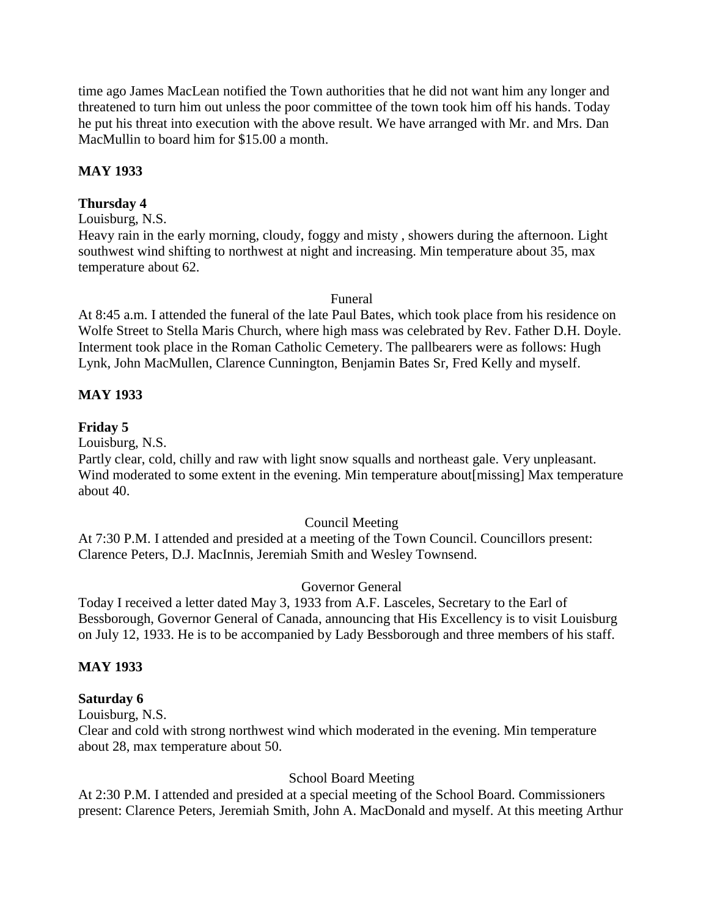time ago James MacLean notified the Town authorities that he did not want him any longer and threatened to turn him out unless the poor committee of the town took him off his hands. Today he put his threat into execution with the above result. We have arranged with Mr. and Mrs. Dan MacMullin to board him for $15.00 a month.

**MAY 1933**

**Thursday 4**

Louisburg, N.S.

Heavy rain in the early morning, cloudy, foggy and misty , showers during the afternoon. Light southwest wind shifting to northwest at night and increasing. Min temperature about 35, max temperature about 62.

Funeral

At 8:45 a.m. I attended the funeral of the late Paul Bates, which took place from his residence on Wolfe Street to Stella Maris Church, where high mass was celebrated by Rev. Father D.H. Doyle. Interment took place in the Roman Catholic Cemetery. The pallbearers were as follows: Hugh Lynk, John MacMullen, Clarence Cunnington, Benjamin Bates Sr, Fred Kelly and myself.

**MAY 1933**

**Friday 5**

Louisburg, N.S.

Partly clear, cold, chilly and raw with light snow squalls and northeast gale. Very unpleasant. Wind moderated to some extent in the evening. Min temperature about[missing] Max temperature about 40.

Council Meeting

At 7:30 P.M. I attended and presided at a meeting of the Town Council. Councillors present: Clarence Peters, D.J. MacInnis, Jeremiah Smith and Wesley Townsend.

Governor General

Today I received a letter dated May 3, 1933 from A.F. Lasceles, Secretary to the Earl of Bessborough, Governor General of Canada, announcing that His Excellency is to visit Louisburg on July 12, 1933. He is to be accompanied by Lady Bessborough and three members of his staff.

**MAY 1933**

**Saturday 6**

Louisburg, N.S.

Clear and cold with strong northwest wind which moderated in the evening. Min temperature about 28, max temperature about 50.

School Board Meeting

At 2:30 P.M. I attended and presided at a special meeting of the School Board. Commissioners present: Clarence Peters, Jeremiah Smith, John A. MacDonald and myself. At this meeting Arthur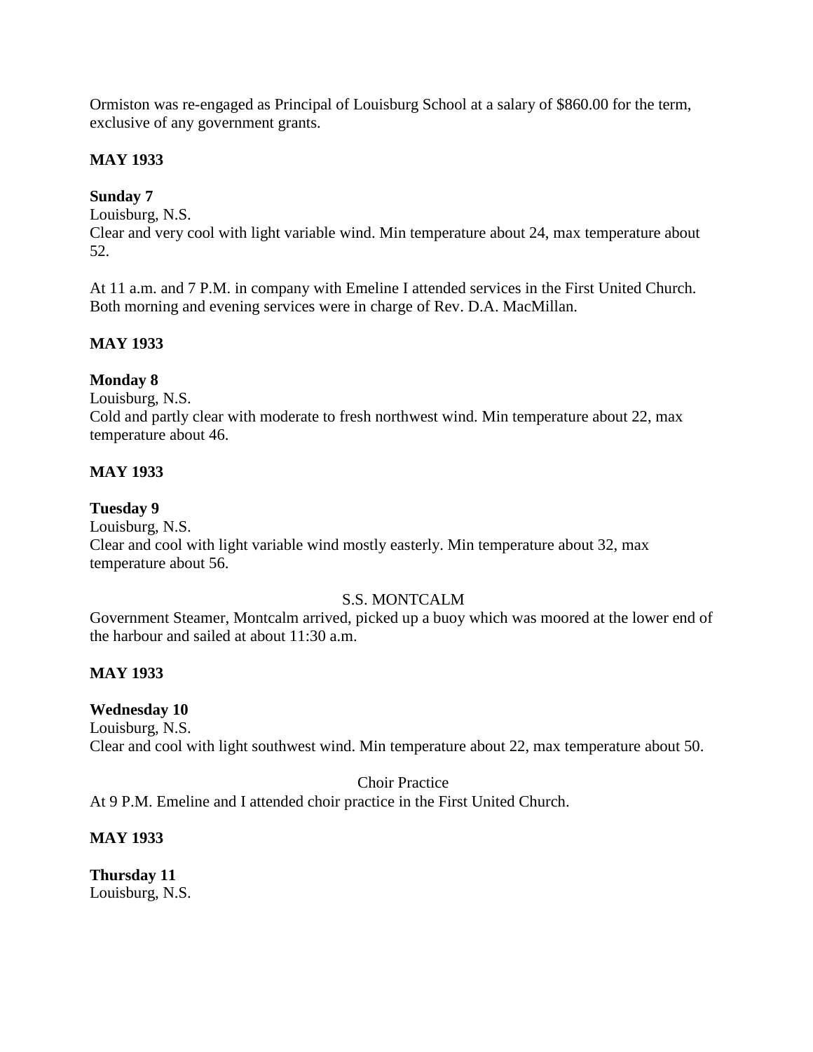Ormiston was re-engaged as Principal of Louisburg School at a salary of $860.00 for the term, exclusive of any government grants.

**MAY 1933**

**Sunday 7**
Louisburg, N.S.
Clear and very cool with light variable wind. Min temperature about 24, max temperature about 52.

At 11 a.m. and 7 P.M. in company with Emeline I attended services in the First United Church. Both morning and evening services were in charge of Rev. D.A. MacMillan.

**MAY 1933**

**Monday 8**
Louisburg, N.S.
Cold and partly clear with moderate to fresh northwest wind. Min temperature about 22, max temperature about 46.

**MAY 1933**

**Tuesday 9**
Louisburg, N.S.
Clear and cool with light variable wind mostly easterly. Min temperature about 32, max temperature about 56.

S.S. MONTCALM

Government Steamer, Montcalm arrived, picked up a buoy which was moored at the lower end of the harbour and sailed at about 11:30 a.m.

**MAY 1933**

**Wednesday 10**
Louisburg, N.S.
Clear and cool with light southwest wind. Min temperature about 22, max temperature about 50.

Choir Practice

At 9 P.M. Emeline and I attended choir practice in the First United Church.

**MAY 1933**

**Thursday 11**
Louisburg, N.S.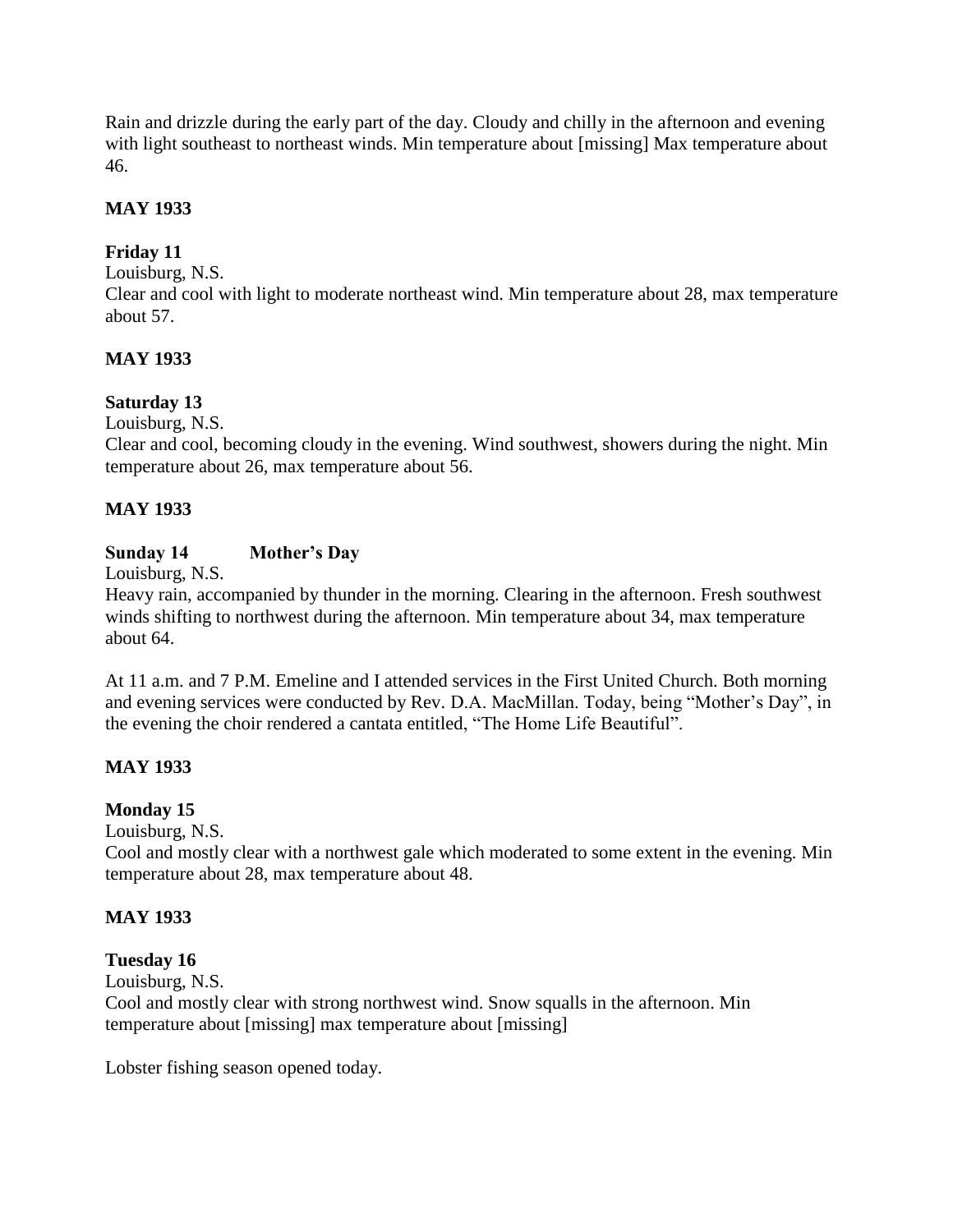Rain and drizzle during the early part of the day. Cloudy and chilly in the afternoon and evening with light southeast to northeast winds. Min temperature about [missing] Max temperature about 46.

**MAY 1933**

**Friday 11**

Louisburg, N.S.

Clear and cool with light to moderate northeast wind. Min temperature about 28, max temperature about 57.

**MAY 1933**

**Saturday 13**

Louisburg, N.S.

Clear and cool, becoming cloudy in the evening. Wind southwest, showers during the night. Min temperature about 26, max temperature about 56.

**MAY 1933**

**Sunday 14 Mother's Day**

Louisburg, N.S.

Heavy rain, accompanied by thunder in the morning. Clearing in the afternoon. Fresh southwest winds shifting to northwest during the afternoon. Min temperature about 34, max temperature about 64.

At 11 a.m. and 7 P.M. Emeline and I attended services in the First United Church. Both morning and evening services were conducted by Rev. D.A. MacMillan. Today, being "Mother's Day", in the evening the choir rendered a cantata entitled, "The Home Life Beautiful".

**MAY 1933**

**Monday 15**

Louisburg, N.S.

Cool and mostly clear with a northwest gale which moderated to some extent in the evening. Min temperature about 28, max temperature about 48.

**MAY 1933**

**Tuesday 16**

Louisburg, N.S.

Cool and mostly clear with strong northwest wind. Snow squalls in the afternoon. Min temperature about [missing] max temperature about [missing]

Lobster fishing season opened today.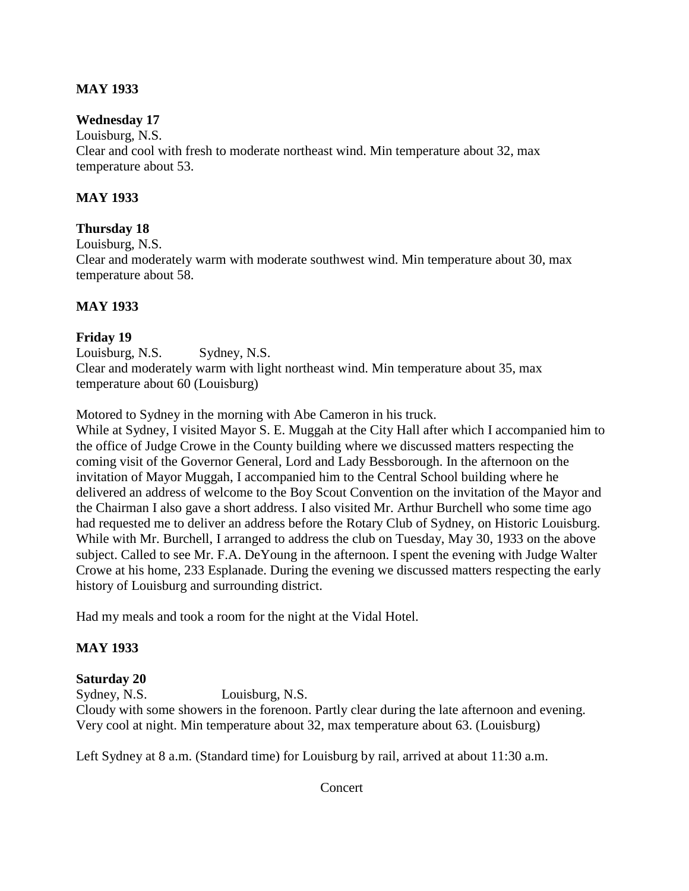**MAY 1933**

**Wednesday 17**
Louisburg, N.S.
Clear and cool with fresh to moderate northeast wind. Min temperature about 32, max temperature about 53.

**MAY 1933**

**Thursday 18**
Louisburg, N.S.
Clear and moderately warm with moderate southwest wind. Min temperature about 30, max temperature about 58.

**MAY 1933**

**Friday 19**
Louisburg, N.S. Sydney, N.S.
Clear and moderately warm with light northeast wind. Min temperature about 35, max temperature about 60 (Louisburg)

Motored to Sydney in the morning with Abe Cameron in his truck.
While at Sydney, I visited Mayor S. E. Muggah at the City Hall after which I accompanied him to the office of Judge Crowe in the County building where we discussed matters respecting the coming visit of the Governor General, Lord and Lady Bessborough. In the afternoon on the invitation of Mayor Muggah, I accompanied him to the Central School building where he delivered an address of welcome to the Boy Scout Convention on the invitation of the Mayor and the Chairman I also gave a short address. I also visited Mr. Arthur Burchell who some time ago had requested me to deliver an address before the Rotary Club of Sydney, on Historic Louisburg. While with Mr. Burchell, I arranged to address the club on Tuesday, May 30, 1933 on the above subject. Called to see Mr. F.A. DeYoung in the afternoon. I spent the evening with Judge Walter Crowe at his home, 233 Esplanade. During the evening we discussed matters respecting the early history of Louisburg and surrounding district.

Had my meals and took a room for the night at the Vidal Hotel.

**MAY 1933**

**Saturday 20**
Sydney, N.S. Louisburg, N.S.
Cloudy with some showers in the forenoon. Partly clear during the late afternoon and evening. Very cool at night. Min temperature about 32, max temperature about 63. (Louisburg)

Left Sydney at 8 a.m. (Standard time) for Louisburg by rail, arrived at about 11:30 a.m.

Concert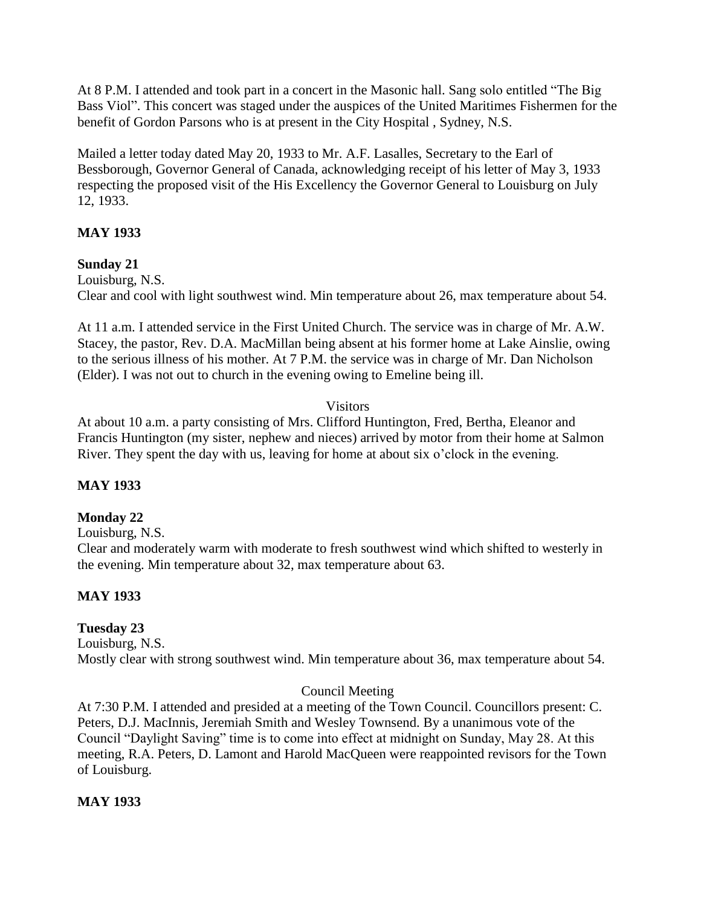At 8 P.M. I attended and took part in a concert in the Masonic hall. Sang solo entitled "The Big Bass Viol". This concert was staged under the auspices of the United Maritimes Fishermen for the benefit of Gordon Parsons who is at present in the City Hospital , Sydney, N.S.

Mailed a letter today dated May 20, 1933 to Mr. A.F. Lasalles, Secretary to the Earl of Bessborough, Governor General of Canada, acknowledging receipt of his letter of May 3, 1933 respecting the proposed visit of the His Excellency the Governor General to Louisburg on July 12, 1933.

**MAY 1933**

**Sunday 21**

Louisburg, N.S.

Clear and cool with light southwest wind. Min temperature about 26, max temperature about 54.

At 11 a.m. I attended service in the First United Church. The service was in charge of Mr. A.W. Stacey, the pastor, Rev. D.A. MacMillan being absent at his former home at Lake Ainslie, owing to the serious illness of his mother. At 7 P.M. the service was in charge of Mr. Dan Nicholson (Elder). I was not out to church in the evening owing to Emeline being ill.

Visitors

At about 10 a.m. a party consisting of Mrs. Clifford Huntington, Fred, Bertha, Eleanor and Francis Huntington (my sister, nephew and nieces) arrived by motor from their home at Salmon River. They spent the day with us, leaving for home at about six o'clock in the evening.

**MAY 1933**

**Monday 22**

Louisburg, N.S.

Clear and moderately warm with moderate to fresh southwest wind which shifted to westerly in the evening. Min temperature about 32, max temperature about 63.

**MAY 1933**

**Tuesday 23**

Louisburg, N.S.

Mostly clear with strong southwest wind. Min temperature about 36, max temperature about 54.

Council Meeting

At 7:30 P.M. I attended and presided at a meeting of the Town Council. Councillors present: C. Peters, D.J. MacInnis, Jeremiah Smith and Wesley Townsend. By a unanimous vote of the Council "Daylight Saving" time is to come into effect at midnight on Sunday, May 28. At this meeting, R.A. Peters, D. Lamont and Harold MacQueen were reappointed revisors for the Town of Louisburg.

**MAY 1933**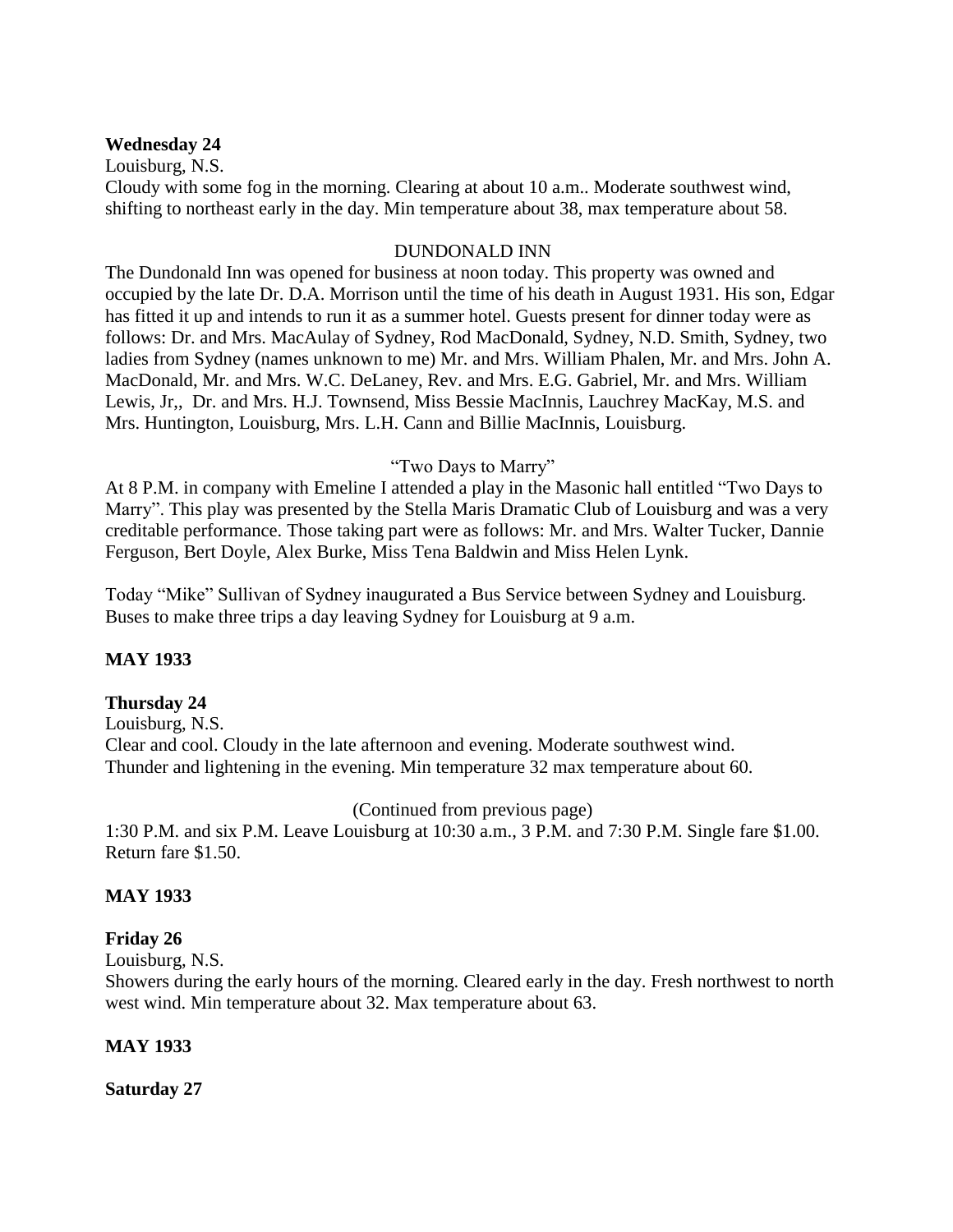**Wednesday 24**

Louisburg, N.S.

Cloudy with some fog in the morning. Clearing at about 10 a.m.. Moderate southwest wind, shifting to northeast early in the day. Min temperature about 38, max temperature about 58.

DUNDONALD INN

The Dundonald Inn was opened for business at noon today. This property was owned and occupied by the late Dr. D.A. Morrison until the time of his death in August 1931. His son, Edgar has fitted it up and intends to run it as a summer hotel. Guests present for dinner today were as follows: Dr. and Mrs. MacAulay of Sydney, Rod MacDonald, Sydney, N.D. Smith, Sydney, two ladies from Sydney (names unknown to me) Mr. and Mrs. William Phalen, Mr. and Mrs. John A. MacDonald, Mr. and Mrs. W.C. DeLaney, Rev. and Mrs. E.G. Gabriel, Mr. and Mrs. William Lewis, Jr,, Dr. and Mrs. H.J. Townsend, Miss Bessie MacInnis, Lauchrey MacKay, M.S. and Mrs. Huntington, Louisburg, Mrs. L.H. Cann and Billie MacInnis, Louisburg.

"Two Days to Marry"

At 8 P.M. in company with Emeline I attended a play in the Masonic hall entitled "Two Days to Marry". This play was presented by the Stella Maris Dramatic Club of Louisburg and was a very creditable performance. Those taking part were as follows: Mr. and Mrs. Walter Tucker, Dannie Ferguson, Bert Doyle, Alex Burke, Miss Tena Baldwin and Miss Helen Lynk.

Today "Mike" Sullivan of Sydney inaugurated a Bus Service between Sydney and Louisburg. Buses to make three trips a day leaving Sydney for Louisburg at 9 a.m.

**MAY 1933**

**Thursday 24**

Louisburg, N.S.

Clear and cool. Cloudy in the late afternoon and evening. Moderate southwest wind. Thunder and lightening in the evening. Min temperature 32 max temperature about 60.

(Continued from previous page)

1:30 P.M. and six P.M. Leave Louisburg at 10:30 a.m., 3 P.M. and 7:30 P.M. Single fare $1.00. Return fare $1.50.

**MAY 1933**

**Friday 26**

Louisburg, N.S.

Showers during the early hours of the morning. Cleared early in the day. Fresh northwest to north west wind. Min temperature about 32. Max temperature about 63.

**MAY 1933**

**Saturday 27**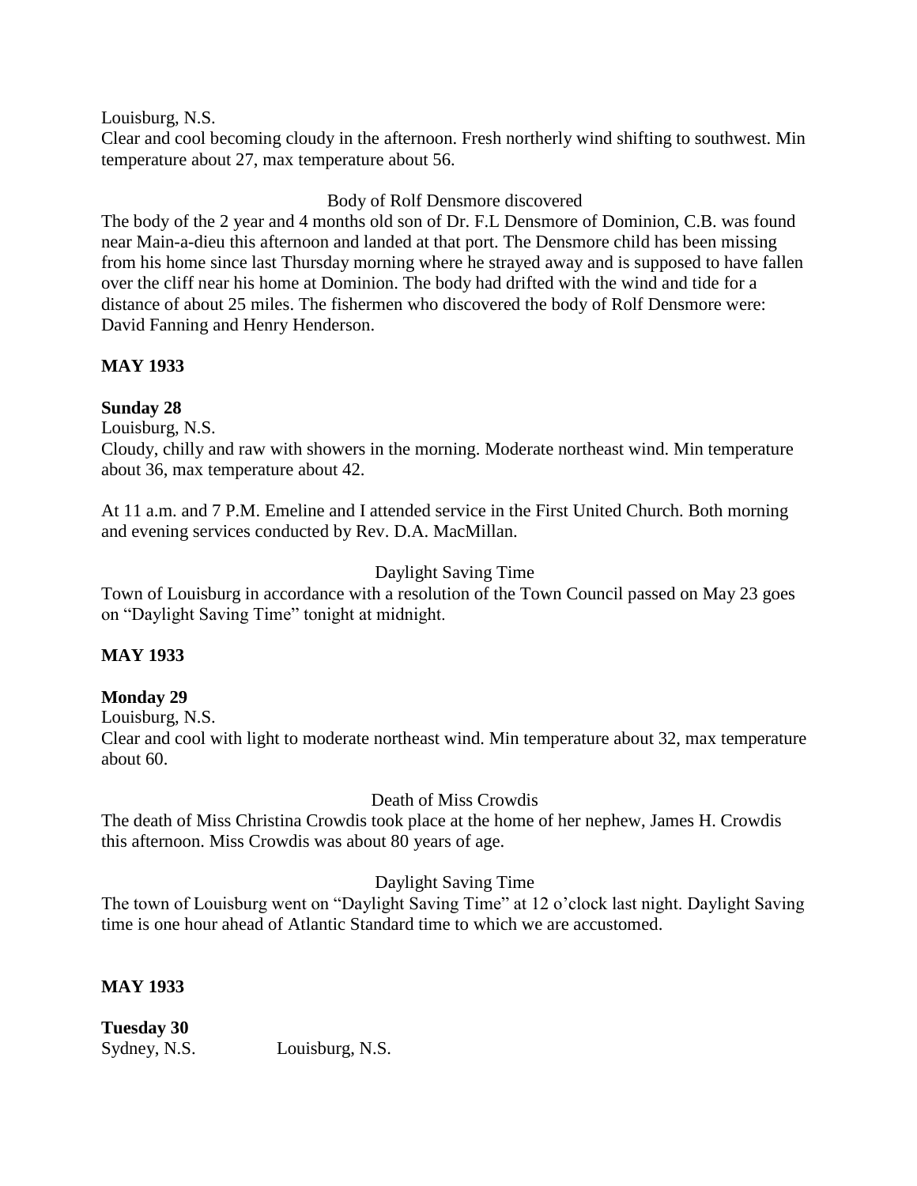Louisburg, N.S.
Clear and cool becoming cloudy in the afternoon. Fresh northerly wind shifting to southwest. Min temperature about 27, max temperature about 56.

Body of Rolf Densmore discovered

The body of the 2 year and 4 months old son of Dr. F.L Densmore of Dominion, C.B. was found near Main-a-dieu this afternoon and landed at that port. The Densmore child has been missing from his home since last Thursday morning where he strayed away and is supposed to have fallen over the cliff near his home at Dominion. The body had drifted with the wind and tide for a distance of about 25 miles. The fishermen who discovered the body of Rolf Densmore were: David Fanning and Henry Henderson.

**MAY 1933**

**Sunday 28**

Louisburg, N.S.
Cloudy, chilly and raw with showers in the morning. Moderate northeast wind. Min temperature about 36, max temperature about 42.

At 11 a.m. and 7 P.M. Emeline and I attended service in the First United Church. Both morning and evening services conducted by Rev. D.A. MacMillan.

Daylight Saving Time

Town of Louisburg in accordance with a resolution of the Town Council passed on May 23 goes on "Daylight Saving Time" tonight at midnight.

**MAY 1933**

**Monday 29**

Louisburg, N.S.
Clear and cool with light to moderate northeast wind. Min temperature about 32, max temperature about 60.

Death of Miss Crowdis

The death of Miss Christina Crowdis took place at the home of her nephew, James H. Crowdis this afternoon. Miss Crowdis was about 80 years of age.

Daylight Saving Time

The town of Louisburg went on "Daylight Saving Time" at 12 o'clock last night. Daylight Saving time is one hour ahead of Atlantic Standard time to which we are accustomed.

**MAY 1933**

**Tuesday 30**

Sydney, N.S. Louisburg, N.S.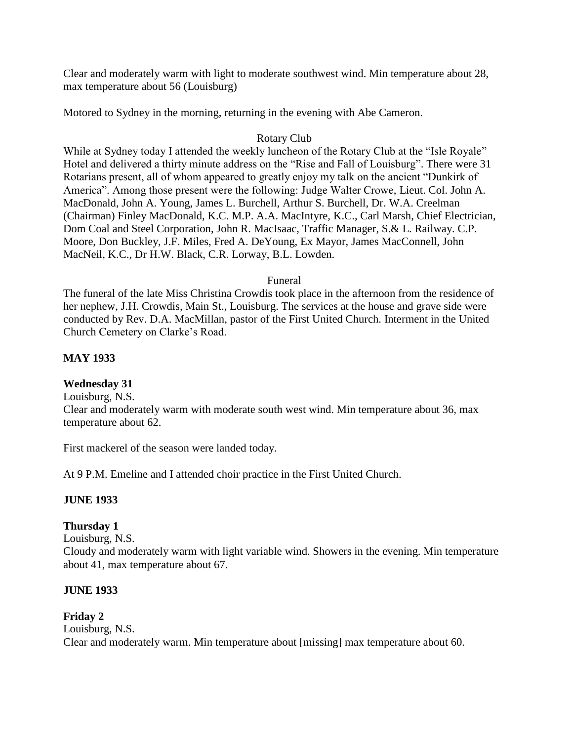Clear and moderately warm with light to moderate southwest wind. Min temperature about 28, max temperature about 56 (Louisburg)

Motored to Sydney in the morning, returning in the evening with Abe Cameron.

Rotary Club

While at Sydney today I attended the weekly luncheon of the Rotary Club at the "Isle Royale" Hotel and delivered a thirty minute address on the "Rise and Fall of Louisburg". There were 31 Rotarians present, all of whom appeared to greatly enjoy my talk on the ancient "Dunkirk of America". Among those present were the following: Judge Walter Crowe, Lieut. Col. John A. MacDonald, John A. Young, James L. Burchell, Arthur S. Burchell, Dr. W.A. Creelman (Chairman) Finley MacDonald, K.C. M.P. A.A. MacIntyre, K.C., Carl Marsh, Chief Electrician, Dom Coal and Steel Corporation, John R. MacIsaac, Traffic Manager, S.& L. Railway. C.P. Moore, Don Buckley, J.F. Miles, Fred A. DeYoung, Ex Mayor, James MacConnell, John MacNeil, K.C., Dr H.W. Black, C.R. Lorway, B.L. Lowden.

Funeral

The funeral of the late Miss Christina Crowdis took place in the afternoon from the residence of her nephew, J.H. Crowdis, Main St., Louisburg. The services at the house and grave side were conducted by Rev. D.A. MacMillan, pastor of the First United Church. Interment in the United Church Cemetery on Clarke's Road.

**MAY 1933**

**Wednesday 31**

Louisburg, N.S.

Clear and moderately warm with moderate south west wind. Min temperature about 36, max temperature about 62.

First mackerel of the season were landed today.

At 9 P.M. Emeline and I attended choir practice in the First United Church.

**JUNE 1933**

**Thursday 1**

Louisburg, N.S.

Cloudy and moderately warm with light variable wind. Showers in the evening. Min temperature about 41, max temperature about 67.

**JUNE 1933**

**Friday 2**

Louisburg, N.S.

Clear and moderately warm. Min temperature about [missing] max temperature about 60.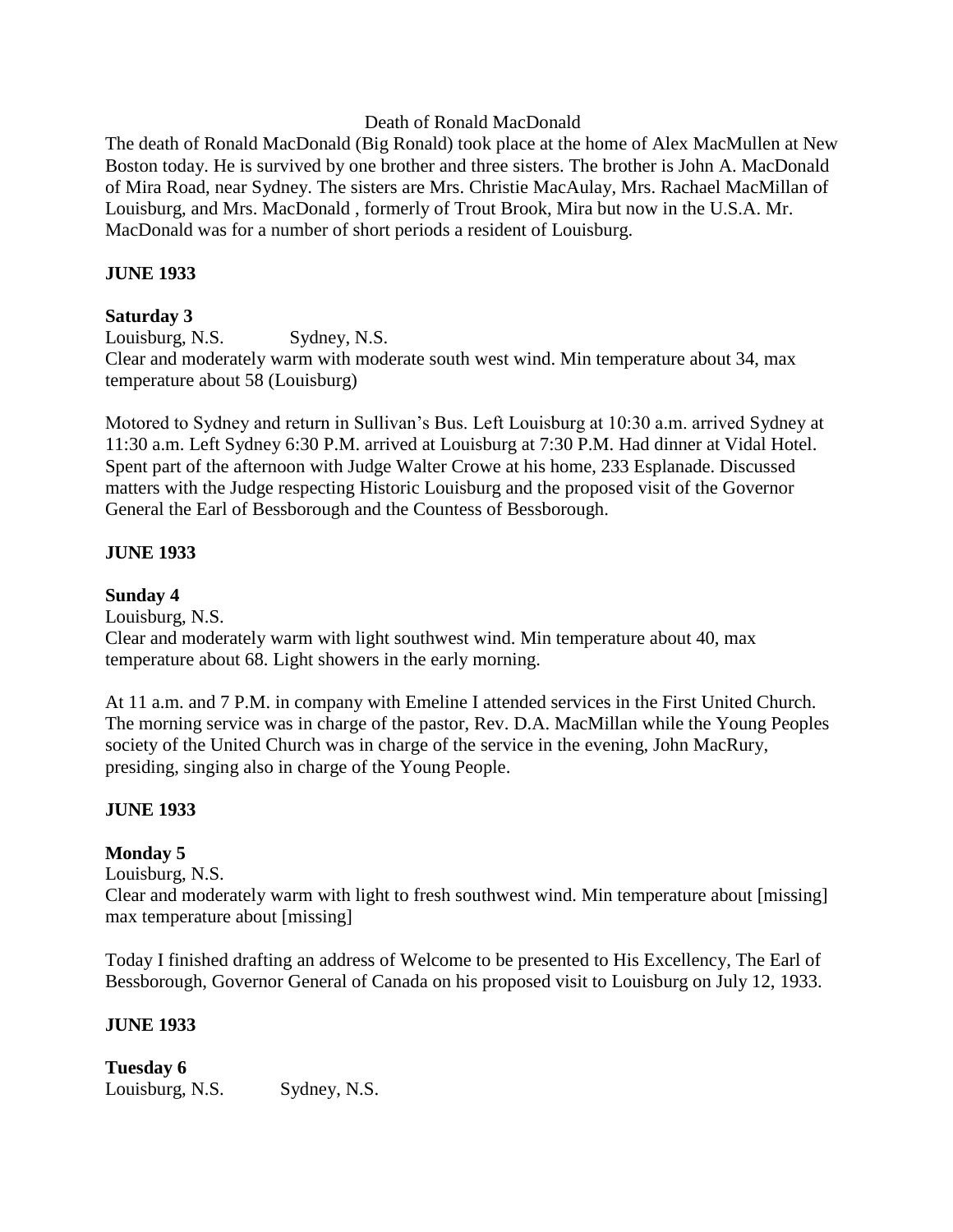Death of Ronald MacDonald

The death of Ronald MacDonald (Big Ronald) took place at the home of Alex MacMullen at New Boston today. He is survived by one brother and three sisters. The brother is John A. MacDonald of Mira Road, near Sydney. The sisters are Mrs. Christie MacAulay, Mrs. Rachael MacMillan of Louisburg, and Mrs. MacDonald , formerly of Trout Brook, Mira but now in the U.S.A. Mr. MacDonald was for a number of short periods a resident of Louisburg.

**JUNE 1933**

**Saturday 3**

Louisburg, N.S. Sydney, N.S.

Clear and moderately warm with moderate south west wind. Min temperature about 34, max temperature about 58 (Louisburg)

Motored to Sydney and return in Sullivan's Bus. Left Louisburg at 10:30 a.m. arrived Sydney at 11:30 a.m. Left Sydney 6:30 P.M. arrived at Louisburg at 7:30 P.M. Had dinner at Vidal Hotel. Spent part of the afternoon with Judge Walter Crowe at his home, 233 Esplanade. Discussed matters with the Judge respecting Historic Louisburg and the proposed visit of the Governor General the Earl of Bessborough and the Countess of Bessborough.

**JUNE 1933**

**Sunday 4**

Louisburg, N.S.

Clear and moderately warm with light southwest wind. Min temperature about 40, max temperature about 68. Light showers in the early morning.

At 11 a.m. and 7 P.M. in company with Emeline I attended services in the First United Church. The morning service was in charge of the pastor, Rev. D.A. MacMillan while the Young Peoples society of the United Church was in charge of the service in the evening, John MacRury, presiding, singing also in charge of the Young People.

**JUNE 1933**

**Monday 5**

Louisburg, N.S.

Clear and moderately warm with light to fresh southwest wind. Min temperature about [missing] max temperature about [missing]

Today I finished drafting an address of Welcome to be presented to His Excellency, The Earl of Bessborough, Governor General of Canada on his proposed visit to Louisburg on July 12, 1933.

**JUNE 1933**

**Tuesday 6**

Louisburg, N.S. Sydney, N.S.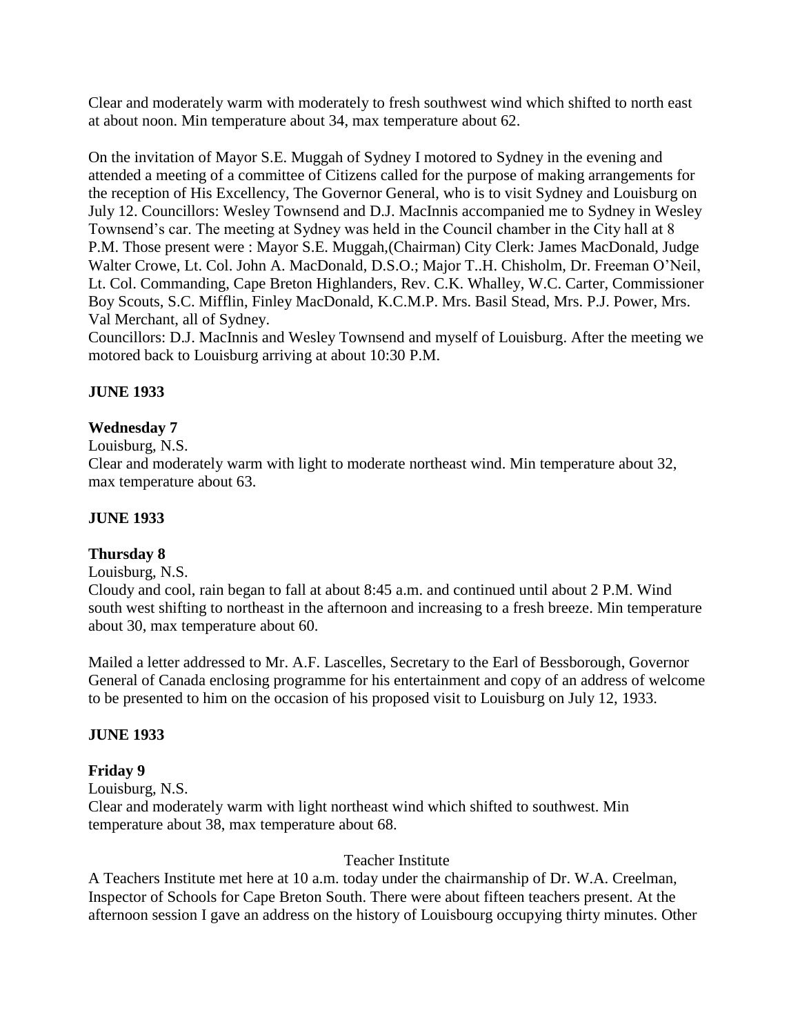Clear and moderately warm with moderately to fresh southwest wind which shifted to north east at about noon. Min temperature about 34, max temperature about 62.

On the invitation of Mayor S.E. Muggah of Sydney I motored to Sydney in the evening and attended a meeting of a committee of Citizens called for the purpose of making arrangements for the reception of His Excellency, The Governor General, who is to visit Sydney and Louisburg on July 12. Councillors: Wesley Townsend and D.J. MacInnis accompanied me to Sydney in Wesley Townsend's car. The meeting at Sydney was held in the Council chamber in the City hall at 8 P.M. Those present were : Mayor S.E. Muggah,(Chairman) City Clerk: James MacDonald, Judge Walter Crowe, Lt. Col. John A. MacDonald, D.S.O.; Major T..H. Chisholm, Dr. Freeman O'Neil, Lt. Col. Commanding, Cape Breton Highlanders, Rev. C.K. Whalley, W.C. Carter, Commissioner Boy Scouts, S.C. Mifflin, Finley MacDonald, K.C.M.P. Mrs. Basil Stead, Mrs. P.J. Power, Mrs. Val Merchant, all of Sydney.
Councillors: D.J. MacInnis and Wesley Townsend and myself of Louisburg. After the meeting we motored back to Louisburg arriving at about 10:30 P.M.

**JUNE 1933**

**Wednesday 7**

Louisburg, N.S.
Clear and moderately warm with light to moderate northeast wind. Min temperature about 32, max temperature about 63.

**JUNE 1933**

**Thursday 8**

Louisburg, N.S.
Cloudy and cool, rain began to fall at about 8:45 a.m. and continued until about 2 P.M. Wind south west shifting to northeast in the afternoon and increasing to a fresh breeze. Min temperature about 30, max temperature about 60.

Mailed a letter addressed to Mr. A.F. Lascelles, Secretary to the Earl of Bessborough, Governor General of Canada enclosing programme for his entertainment and copy of an address of welcome to be presented to him on the occasion of his proposed visit to Louisburg on July 12, 1933.

**JUNE 1933**

**Friday 9**

Louisburg, N.S.
Clear and moderately warm with light northeast wind which shifted to southwest. Min temperature about 38, max temperature about 68.

Teacher Institute

A Teachers Institute met here at 10 a.m. today under the chairmanship of Dr. W.A. Creelman, Inspector of Schools for Cape Breton South. There were about fifteen teachers present. At the afternoon session I gave an address on the history of Louisbourg occupying thirty minutes. Other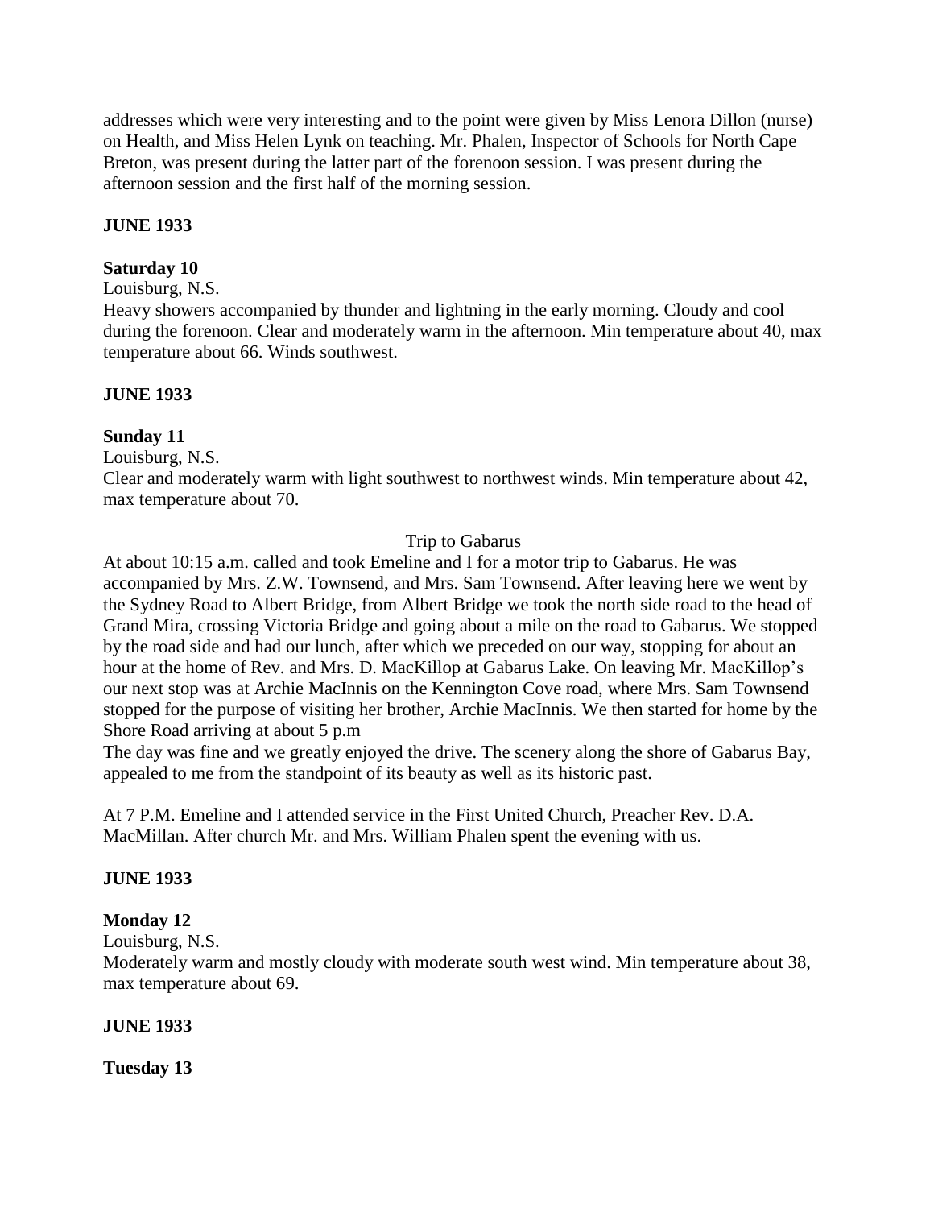addresses which were very interesting and to the point were given by Miss Lenora Dillon (nurse) on Health, and Miss Helen Lynk on teaching. Mr. Phalen, Inspector of Schools for North Cape Breton, was present during the latter part of the forenoon session. I was present during the afternoon session and the first half of the morning session.

**JUNE 1933**

**Saturday 10**

Louisburg, N.S.

Heavy showers accompanied by thunder and lightning in the early morning. Cloudy and cool during the forenoon. Clear and moderately warm in the afternoon. Min temperature about 40, max temperature about 66. Winds southwest.

**JUNE 1933**

**Sunday 11**

Louisburg, N.S.

Clear and moderately warm with light southwest to northwest winds. Min temperature about 42, max temperature about 70.

Trip to Gabarus

At about 10:15 a.m. called and took Emeline and I for a motor trip to Gabarus. He was accompanied by Mrs. Z.W. Townsend, and Mrs. Sam Townsend. After leaving here we went by the Sydney Road to Albert Bridge, from Albert Bridge we took the north side road to the head of Grand Mira, crossing Victoria Bridge and going about a mile on the road to Gabarus. We stopped by the road side and had our lunch, after which we preceded on our way, stopping for about an hour at the home of Rev. and Mrs. D. MacKillop at Gabarus Lake. On leaving Mr. MacKillop's our next stop was at Archie MacInnis on the Kennington Cove road, where Mrs. Sam Townsend stopped for the purpose of visiting her brother, Archie MacInnis. We then started for home by the Shore Road arriving at about 5 p.m

The day was fine and we greatly enjoyed the drive. The scenery along the shore of Gabarus Bay, appealed to me from the standpoint of its beauty as well as its historic past.

At 7 P.M. Emeline and I attended service in the First United Church, Preacher Rev. D.A. MacMillan. After church Mr. and Mrs. William Phalen spent the evening with us.

**JUNE 1933**

**Monday 12**

Louisburg, N.S.

Moderately warm and mostly cloudy with moderate south west wind. Min temperature about 38, max temperature about 69.

**JUNE 1933**

**Tuesday 13**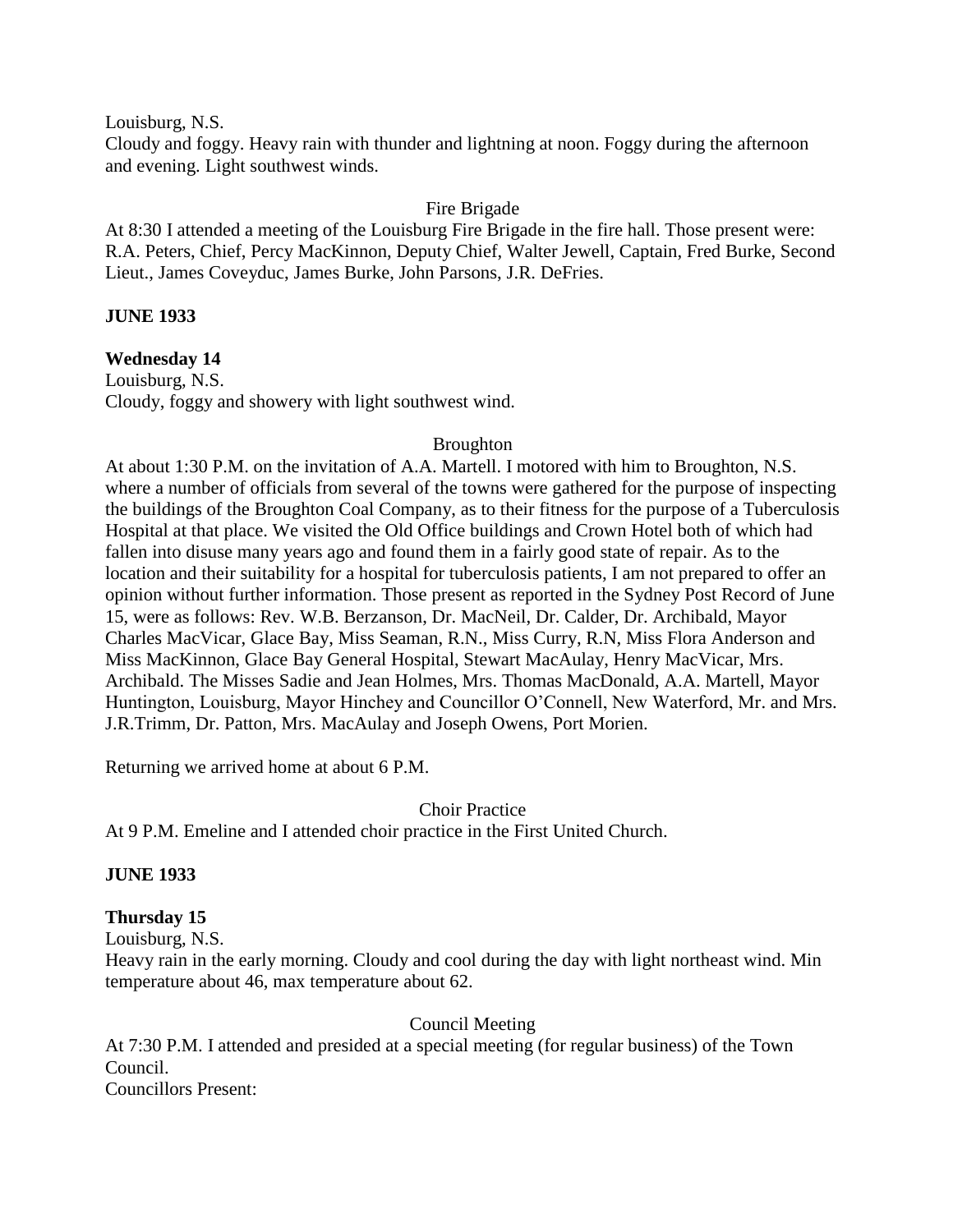Louisburg, N.S.
Cloudy and foggy. Heavy rain with thunder and lightning at noon. Foggy during the afternoon and evening. Light southwest winds.

Fire Brigade

At 8:30 I attended a meeting of the Louisburg Fire Brigade in the fire hall. Those present were: R.A. Peters, Chief, Percy MacKinnon, Deputy Chief, Walter Jewell, Captain, Fred Burke, Second Lieut., James Coveyduc, James Burke, John Parsons, J.R. DeFries.

**JUNE 1933**

**Wednesday 14**

Louisburg, N.S.
Cloudy, foggy and showery with light southwest wind.

Broughton

At about 1:30 P.M. on the invitation of A.A. Martell. I motored with him to Broughton, N.S. where a number of officials from several of the towns were gathered for the purpose of inspecting the buildings of the Broughton Coal Company, as to their fitness for the purpose of a Tuberculosis Hospital at that place. We visited the Old Office buildings and Crown Hotel both of which had fallen into disuse many years ago and found them in a fairly good state of repair. As to the location and their suitability for a hospital for tuberculosis patients, I am not prepared to offer an opinion without further information. Those present as reported in the Sydney Post Record of June 15, were as follows: Rev. W.B. Berzanson, Dr. MacNeil, Dr. Calder, Dr. Archibald, Mayor Charles MacVicar, Glace Bay, Miss Seaman, R.N., Miss Curry, R.N, Miss Flora Anderson and Miss MacKinnon, Glace Bay General Hospital, Stewart MacAulay, Henry MacVicar, Mrs. Archibald. The Misses Sadie and Jean Holmes, Mrs. Thomas MacDonald, A.A. Martell, Mayor Huntington, Louisburg, Mayor Hinchey and Councillor O'Connell, New Waterford, Mr. and Mrs. J.R.Trimm, Dr. Patton, Mrs. MacAulay and Joseph Owens, Port Morien.

Returning we arrived home at about 6 P.M.

Choir Practice

At 9 P.M. Emeline and I attended choir practice in the First United Church.

**JUNE 1933**

**Thursday 15**

Louisburg, N.S.
Heavy rain in the early morning. Cloudy and cool during the day with light northeast wind. Min temperature about 46, max temperature about 62.

Council Meeting

At 7:30 P.M. I attended and presided at a special meeting (for regular business) of the Town Council.
Councillors Present: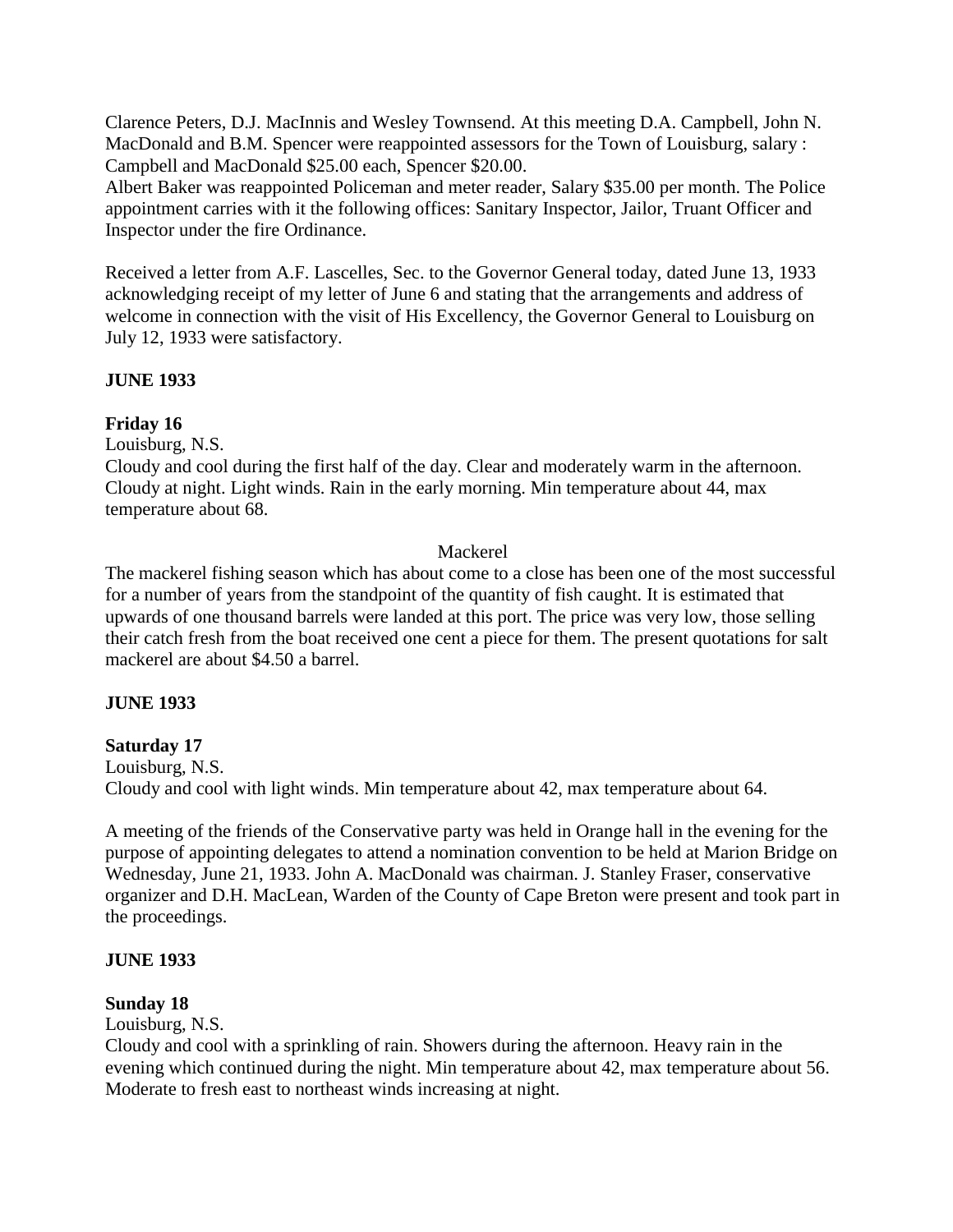Clarence Peters, D.J. MacInnis and Wesley Townsend. At this meeting D.A. Campbell, John N. MacDonald and B.M. Spencer were reappointed assessors for the Town of Louisburg, salary : Campbell and MacDonald $25.00 each, Spencer $20.00.
Albert Baker was reappointed Policeman and meter reader, Salary $35.00 per month. The Police appointment carries with it the following offices: Sanitary Inspector, Jailor, Truant Officer and Inspector under the fire Ordinance.

Received a letter from A.F. Lascelles, Sec. to the Governor General today, dated June 13, 1933 acknowledging receipt of my letter of June 6 and stating that the arrangements and address of welcome in connection with the visit of His Excellency, the Governor General to Louisburg on July 12, 1933 were satisfactory.

**JUNE 1933**

**Friday 16**
Louisburg, N.S.
Cloudy and cool during the first half of the day. Clear and moderately warm in the afternoon. Cloudy at night. Light winds. Rain in the early morning. Min temperature about 44, max temperature about 68.

Mackerel

The mackerel fishing season which has about come to a close has been one of the most successful for a number of years from the standpoint of the quantity of fish caught. It is estimated that upwards of one thousand barrels were landed at this port. The price was very low, those selling their catch fresh from the boat received one cent a piece for them. The present quotations for salt mackerel are about $4.50 a barrel.

**JUNE 1933**

**Saturday 17**
Louisburg, N.S.
Cloudy and cool with light winds. Min temperature about 42, max temperature about 64.

A meeting of the friends of the Conservative party was held in Orange hall in the evening for the purpose of appointing delegates to attend a nomination convention to be held at Marion Bridge on Wednesday, June 21, 1933. John A. MacDonald was chairman. J. Stanley Fraser, conservative organizer and D.H. MacLean, Warden of the County of Cape Breton were present and took part in the proceedings.

**JUNE 1933**

**Sunday 18**
Louisburg, N.S.
Cloudy and cool with a sprinkling of rain. Showers during the afternoon. Heavy rain in the evening which continued during the night. Min temperature about 42, max temperature about 56. Moderate to fresh east to northeast winds increasing at night.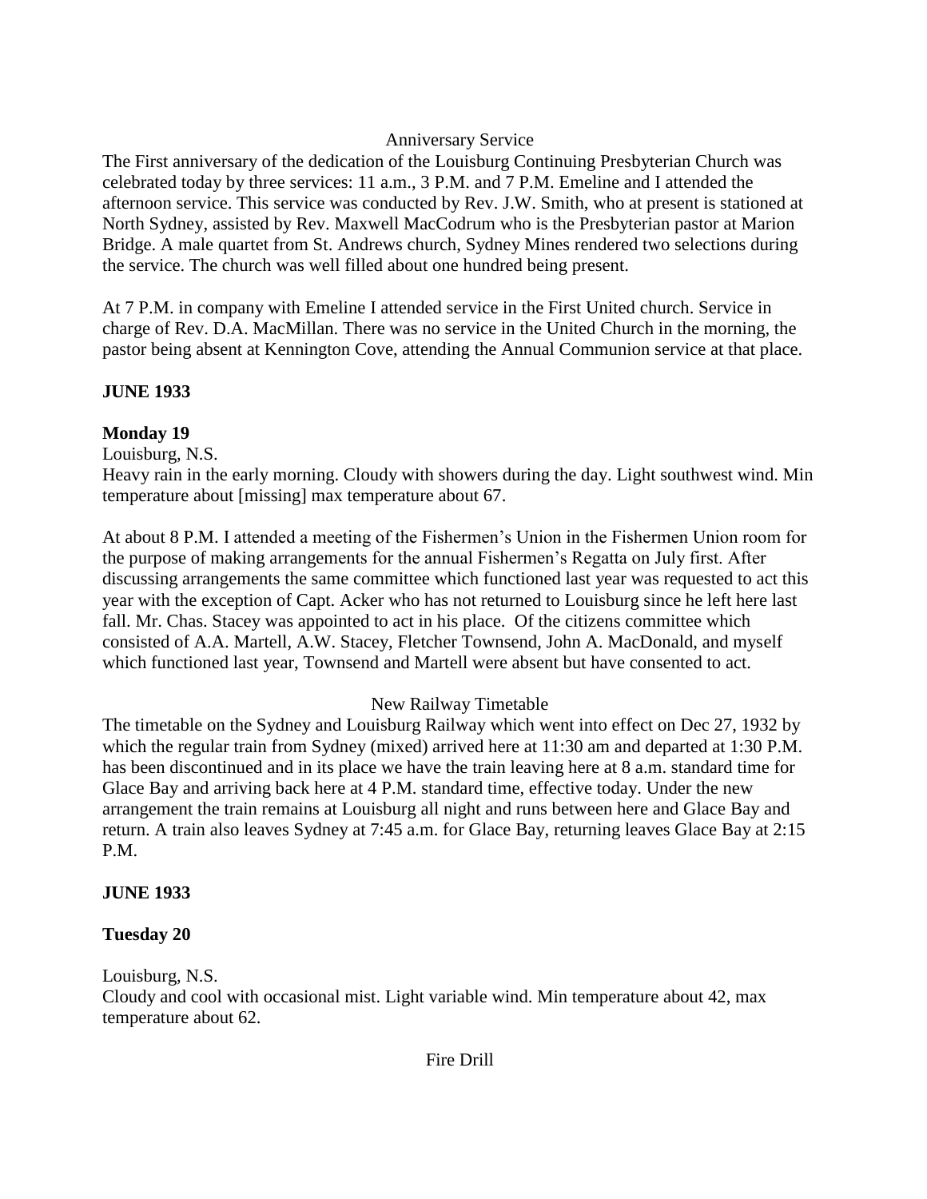Anniversary Service

The First anniversary of the dedication of the Louisburg Continuing Presbyterian Church was celebrated today by three services: 11 a.m., 3 P.M. and 7 P.M. Emeline and I attended the afternoon service. This service was conducted by Rev. J.W. Smith, who at present is stationed at North Sydney, assisted by Rev. Maxwell MacCodrum who is the Presbyterian pastor at Marion Bridge. A male quartet from St. Andrews church, Sydney Mines rendered two selections during the service. The church was well filled about one hundred being present.

At 7 P.M. in company with Emeline I attended service in the First United church. Service in charge of Rev. D.A. MacMillan. There was no service in the United Church in the morning, the pastor being absent at Kennington Cove, attending the Annual Communion service at that place.

**JUNE 1933**

**Monday 19**

Louisburg, N.S.

Heavy rain in the early morning. Cloudy with showers during the day. Light southwest wind. Min temperature about [missing] max temperature about 67.

At about 8 P.M. I attended a meeting of the Fishermen's Union in the Fishermen Union room for the purpose of making arrangements for the annual Fishermen's Regatta on July first. After discussing arrangements the same committee which functioned last year was requested to act this year with the exception of Capt. Acker who has not returned to Louisburg since he left here last fall. Mr. Chas. Stacey was appointed to act in his place. Of the citizens committee which consisted of A.A. Martell, A.W. Stacey, Fletcher Townsend, John A. MacDonald, and myself which functioned last year, Townsend and Martell were absent but have consented to act.

New Railway Timetable

The timetable on the Sydney and Louisburg Railway which went into effect on Dec 27, 1932 by which the regular train from Sydney (mixed) arrived here at 11:30 am and departed at 1:30 P.M. has been discontinued and in its place we have the train leaving here at 8 a.m. standard time for Glace Bay and arriving back here at 4 P.M. standard time, effective today. Under the new arrangement the train remains at Louisburg all night and runs between here and Glace Bay and return. A train also leaves Sydney at 7:45 a.m. for Glace Bay, returning leaves Glace Bay at 2:15 P.M.

**JUNE 1933**

**Tuesday 20**

Louisburg, N.S.

Cloudy and cool with occasional mist. Light variable wind. Min temperature about 42, max temperature about 62.

Fire Drill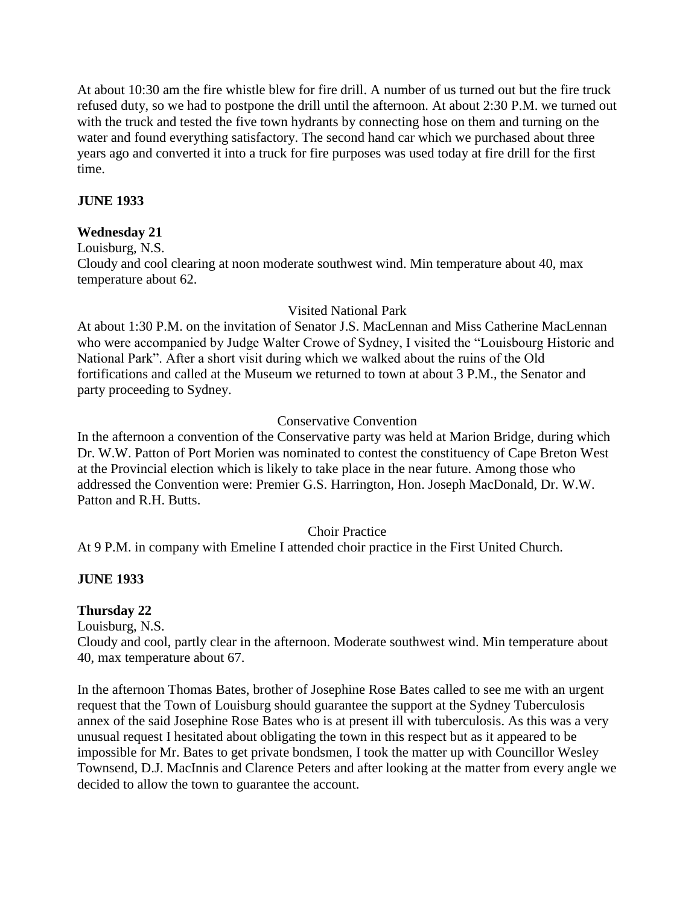At about 10:30 am the fire whistle blew for fire drill. A number of us turned out but the fire truck refused duty, so we had to postpone the drill until the afternoon. At about 2:30 P.M. we turned out with the truck and tested the five town hydrants by connecting hose on them and turning on the water and found everything satisfactory. The second hand car which we purchased about three years ago and converted it into a truck for fire purposes was used today at fire drill for the first time.

**JUNE 1933**

**Wednesday 21**

Louisburg, N.S.

Cloudy and cool clearing at noon moderate southwest wind. Min temperature about 40, max temperature about 62.

Visited National Park

At about 1:30 P.M. on the invitation of Senator J.S. MacLennan and Miss Catherine MacLennan who were accompanied by Judge Walter Crowe of Sydney, I visited the "Louisbourg Historic and National Park". After a short visit during which we walked about the ruins of the Old fortifications and called at the Museum we returned to town at about 3 P.M., the Senator and party proceeding to Sydney.

Conservative Convention

In the afternoon a convention of the Conservative party was held at Marion Bridge, during which Dr. W.W. Patton of Port Morien was nominated to contest the constituency of Cape Breton West at the Provincial election which is likely to take place in the near future. Among those who addressed the Convention were: Premier G.S. Harrington, Hon. Joseph MacDonald, Dr. W.W. Patton and R.H. Butts.

Choir Practice

At 9 P.M. in company with Emeline I attended choir practice in the First United Church.

**JUNE 1933**

**Thursday 22**

Louisburg, N.S.

Cloudy and cool, partly clear in the afternoon. Moderate southwest wind. Min temperature about 40, max temperature about 67.

In the afternoon Thomas Bates, brother of Josephine Rose Bates called to see me with an urgent request that the Town of Louisburg should guarantee the support at the Sydney Tuberculosis annex of the said Josephine Rose Bates who is at present ill with tuberculosis. As this was a very unusual request I hesitated about obligating the town in this respect but as it appeared to be impossible for Mr. Bates to get private bondsmen, I took the matter up with Councillor Wesley Townsend, D.J. MacInnis and Clarence Peters and after looking at the matter from every angle we decided to allow the town to guarantee the account.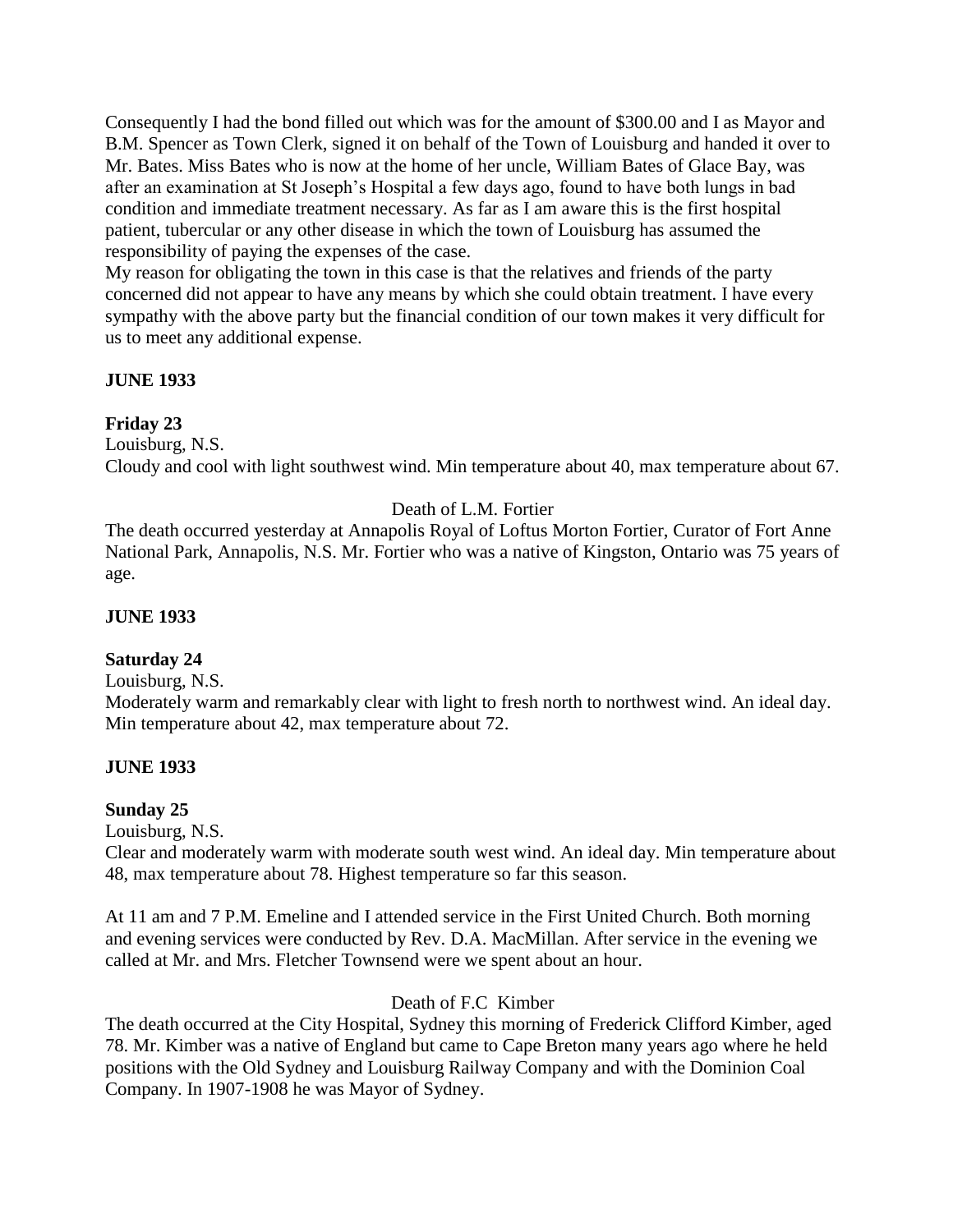Consequently I had the bond filled out which was for the amount of $300.00 and I as Mayor and B.M. Spencer as Town Clerk, signed it on behalf of the Town of Louisburg and handed it over to Mr. Bates. Miss Bates who is now at the home of her uncle, William Bates of Glace Bay, was after an examination at St Joseph's Hospital a few days ago, found to have both lungs in bad condition and immediate treatment necessary. As far as I am aware this is the first hospital patient, tubercular or any other disease in which the town of Louisburg has assumed the responsibility of paying the expenses of the case.
My reason for obligating the town in this case is that the relatives and friends of the party concerned did not appear to have any means by which she could obtain treatment. I have every sympathy with the above party but the financial condition of our town makes it very difficult for us to meet any additional expense.

**JUNE 1933**

**Friday 23**

Louisburg, N.S.
Cloudy and cool with light southwest wind. Min temperature about 40, max temperature about 67.

Death of L.M. Fortier

The death occurred yesterday at Annapolis Royal of Loftus Morton Fortier, Curator of Fort Anne National Park, Annapolis, N.S. Mr. Fortier who was a native of Kingston, Ontario was 75 years of age.

**JUNE 1933**

**Saturday 24**

Louisburg, N.S.
Moderately warm and remarkably clear with light to fresh north to northwest wind. An ideal day. Min temperature about 42, max temperature about 72.

**JUNE 1933**

**Sunday 25**

Louisburg, N.S.
Clear and moderately warm with moderate south west wind. An ideal day. Min temperature about 48, max temperature about 78. Highest temperature so far this season.

At 11 am and 7 P.M. Emeline and I attended service in the First United Church. Both morning and evening services were conducted by Rev. D.A. MacMillan. After service in the evening we called at Mr. and Mrs. Fletcher Townsend were we spent about an hour.

Death of F.C Kimber

The death occurred at the City Hospital, Sydney this morning of Frederick Clifford Kimber, aged 78. Mr. Kimber was a native of England but came to Cape Breton many years ago where he held positions with the Old Sydney and Louisburg Railway Company and with the Dominion Coal Company. In 1907-1908 he was Mayor of Sydney.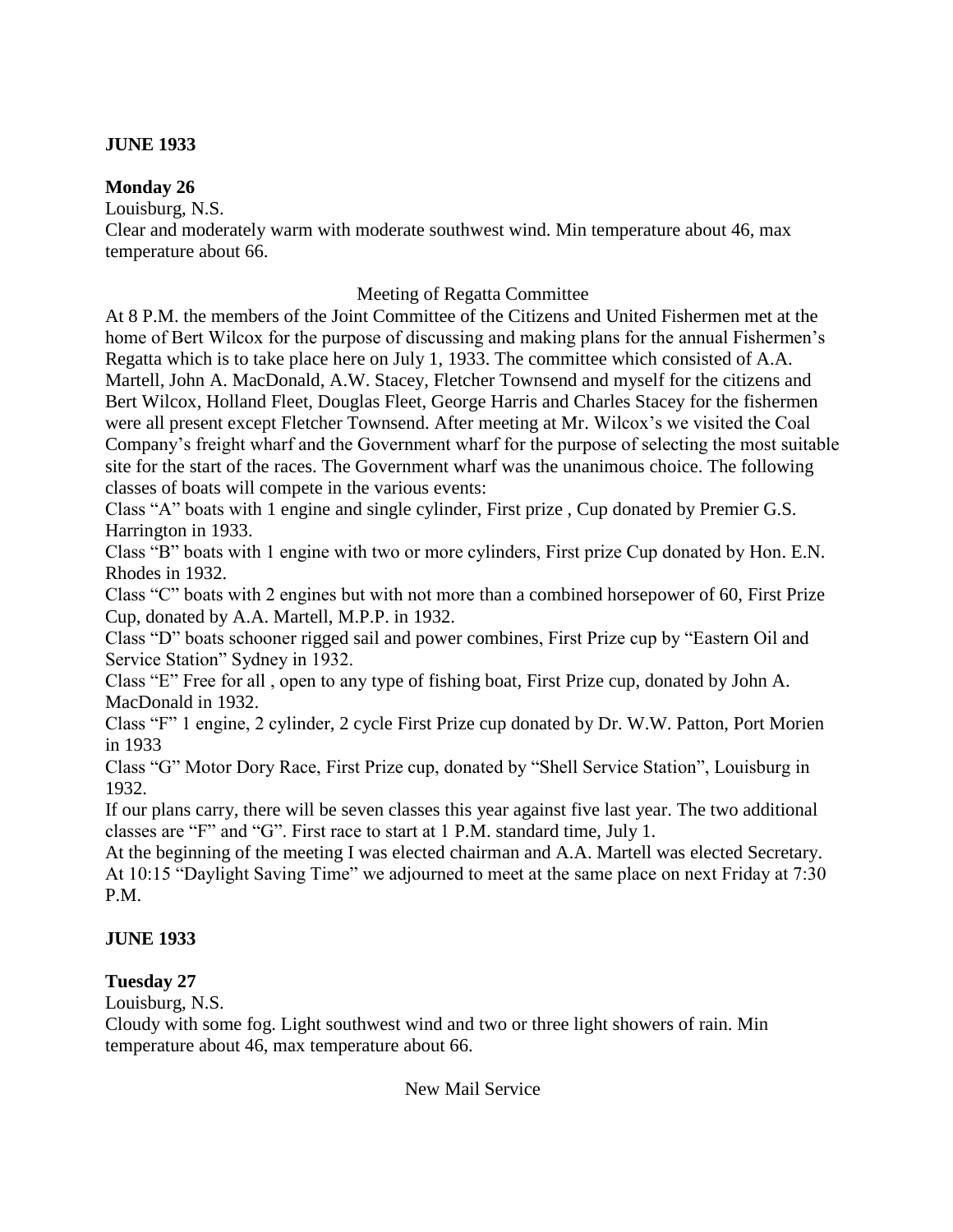**JUNE 1933**

**Monday 26**

Louisburg, N.S.

Clear and moderately warm with moderate southwest wind. Min temperature about 46, max temperature about 66.

Meeting of Regatta Committee

At 8 P.M. the members of the Joint Committee of the Citizens and United Fishermen met at the home of Bert Wilcox for the purpose of discussing and making plans for the annual Fishermen's Regatta which is to take place here on July 1, 1933. The committee which consisted of A.A. Martell, John A. MacDonald, A.W. Stacey, Fletcher Townsend and myself for the citizens and Bert Wilcox, Holland Fleet, Douglas Fleet, George Harris and Charles Stacey for the fishermen were all present except Fletcher Townsend. After meeting at Mr. Wilcox's we visited the Coal Company's freight wharf and the Government wharf for the purpose of selecting the most suitable site for the start of the races. The Government wharf was the unanimous choice. The following classes of boats will compete in the various events:

Class "A" boats with 1 engine and single cylinder, First prize , Cup donated by Premier G.S. Harrington in 1933.

Class "B" boats with 1 engine with two or more cylinders, First prize Cup donated by Hon. E.N. Rhodes in 1932.

Class "C" boats with 2 engines but with not more than a combined horsepower of 60, First Prize Cup, donated by A.A. Martell, M.P.P. in 1932.

Class "D" boats schooner rigged sail and power combines, First Prize cup by "Eastern Oil and Service Station" Sydney in 1932.

Class "E" Free for all , open to any type of fishing boat, First Prize cup, donated by John A. MacDonald in 1932.

Class "F" 1 engine, 2 cylinder, 2 cycle First Prize cup donated by Dr. W.W. Patton, Port Morien in 1933

Class "G" Motor Dory Race, First Prize cup, donated by "Shell Service Station", Louisburg in 1932.

If our plans carry, there will be seven classes this year against five last year. The two additional classes are "F" and "G". First race to start at 1 P.M. standard time, July 1.

At the beginning of the meeting I was elected chairman and A.A. Martell was elected Secretary. At 10:15 "Daylight Saving Time" we adjourned to meet at the same place on next Friday at 7:30 P.M.

**JUNE 1933**

**Tuesday 27**

Louisburg, N.S.

Cloudy with some fog. Light southwest wind and two or three light showers of rain. Min temperature about 46, max temperature about 66.

New Mail Service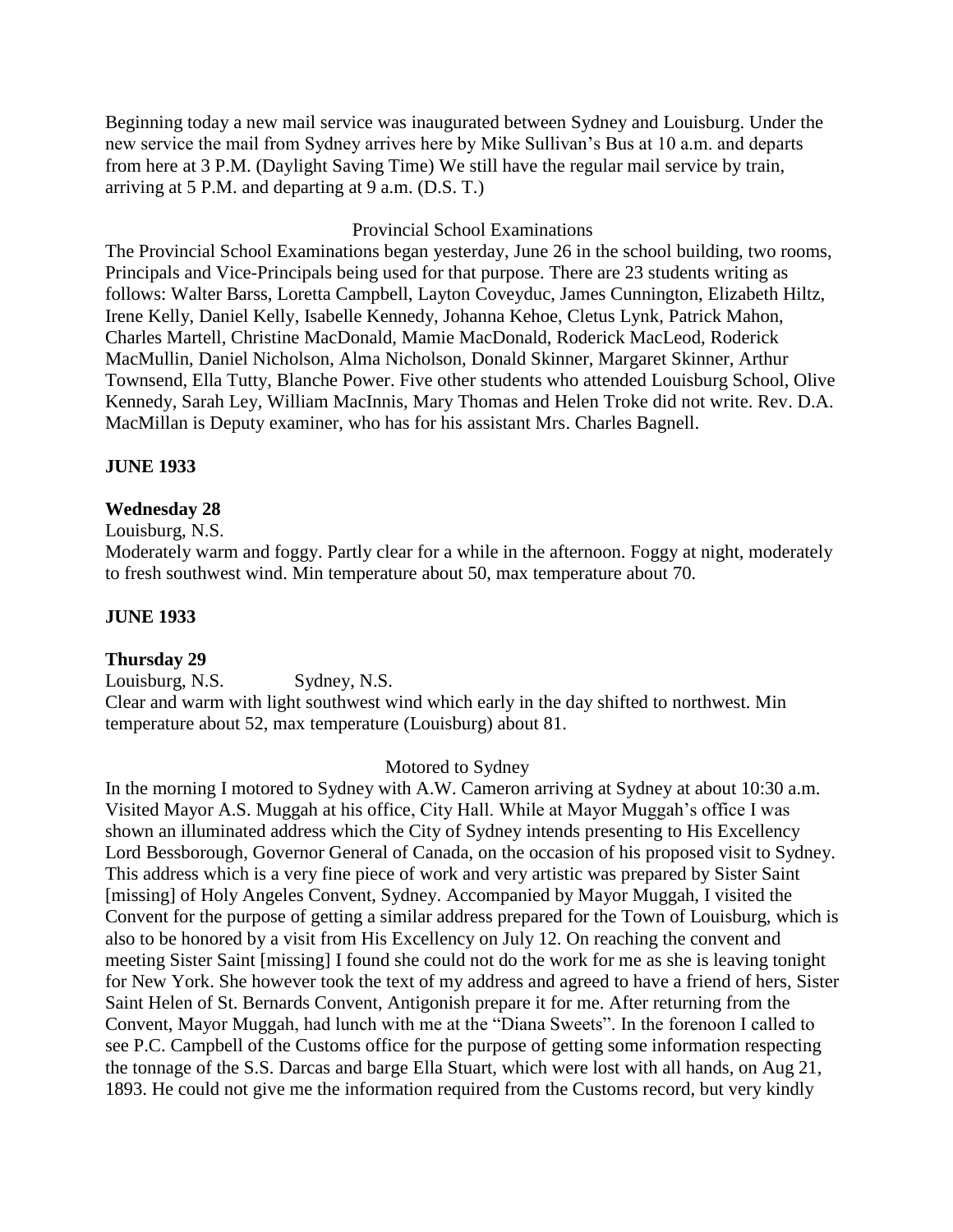Beginning today a new mail service was inaugurated between Sydney and Louisburg. Under the new service the mail from Sydney arrives here by Mike Sullivan's Bus at 10 a.m. and departs from here at 3 P.M. (Daylight Saving Time) We still have the regular mail service by train, arriving at 5 P.M. and departing at 9 a.m. (D.S. T.)

Provincial School Examinations

The Provincial School Examinations began yesterday, June 26 in the school building, two rooms, Principals and Vice-Principals being used for that purpose. There are 23 students writing as follows: Walter Barss, Loretta Campbell, Layton Coveyduc, James Cunnington, Elizabeth Hiltz, Irene Kelly, Daniel Kelly, Isabelle Kennedy, Johanna Kehoe, Cletus Lynk, Patrick Mahon, Charles Martell, Christine MacDonald, Mamie MacDonald, Roderick MacLeod, Roderick MacMullin, Daniel Nicholson, Alma Nicholson, Donald Skinner, Margaret Skinner, Arthur Townsend, Ella Tutty, Blanche Power. Five other students who attended Louisburg School, Olive Kennedy, Sarah Ley, William MacInnis, Mary Thomas and Helen Troke did not write. Rev. D.A. MacMillan is Deputy examiner, who has for his assistant Mrs. Charles Bagnell.

**JUNE 1933**

**Wednesday 28**

Louisburg, N.S.

Moderately warm and foggy. Partly clear for a while in the afternoon. Foggy at night, moderately to fresh southwest wind. Min temperature about 50, max temperature about 70.

**JUNE 1933**

**Thursday 29**

Louisburg, N.S. Sydney, N.S.

Clear and warm with light southwest wind which early in the day shifted to northwest. Min temperature about 52, max temperature (Louisburg) about 81.

Motored to Sydney

In the morning I motored to Sydney with A.W. Cameron arriving at Sydney at about 10:30 a.m. Visited Mayor A.S. Muggah at his office, City Hall. While at Mayor Muggah's office I was shown an illuminated address which the City of Sydney intends presenting to His Excellency Lord Bessborough, Governor General of Canada, on the occasion of his proposed visit to Sydney. This address which is a very fine piece of work and very artistic was prepared by Sister Saint [missing] of Holy Angeles Convent, Sydney. Accompanied by Mayor Muggah, I visited the Convent for the purpose of getting a similar address prepared for the Town of Louisburg, which is also to be honored by a visit from His Excellency on July 12. On reaching the convent and meeting Sister Saint [missing] I found she could not do the work for me as she is leaving tonight for New York. She however took the text of my address and agreed to have a friend of hers, Sister Saint Helen of St. Bernards Convent, Antigonish prepare it for me. After returning from the Convent, Mayor Muggah, had lunch with me at the "Diana Sweets". In the forenoon I called to see P.C. Campbell of the Customs office for the purpose of getting some information respecting the tonnage of the S.S. Darcas and barge Ella Stuart, which were lost with all hands, on Aug 21, 1893. He could not give me the information required from the Customs record, but very kindly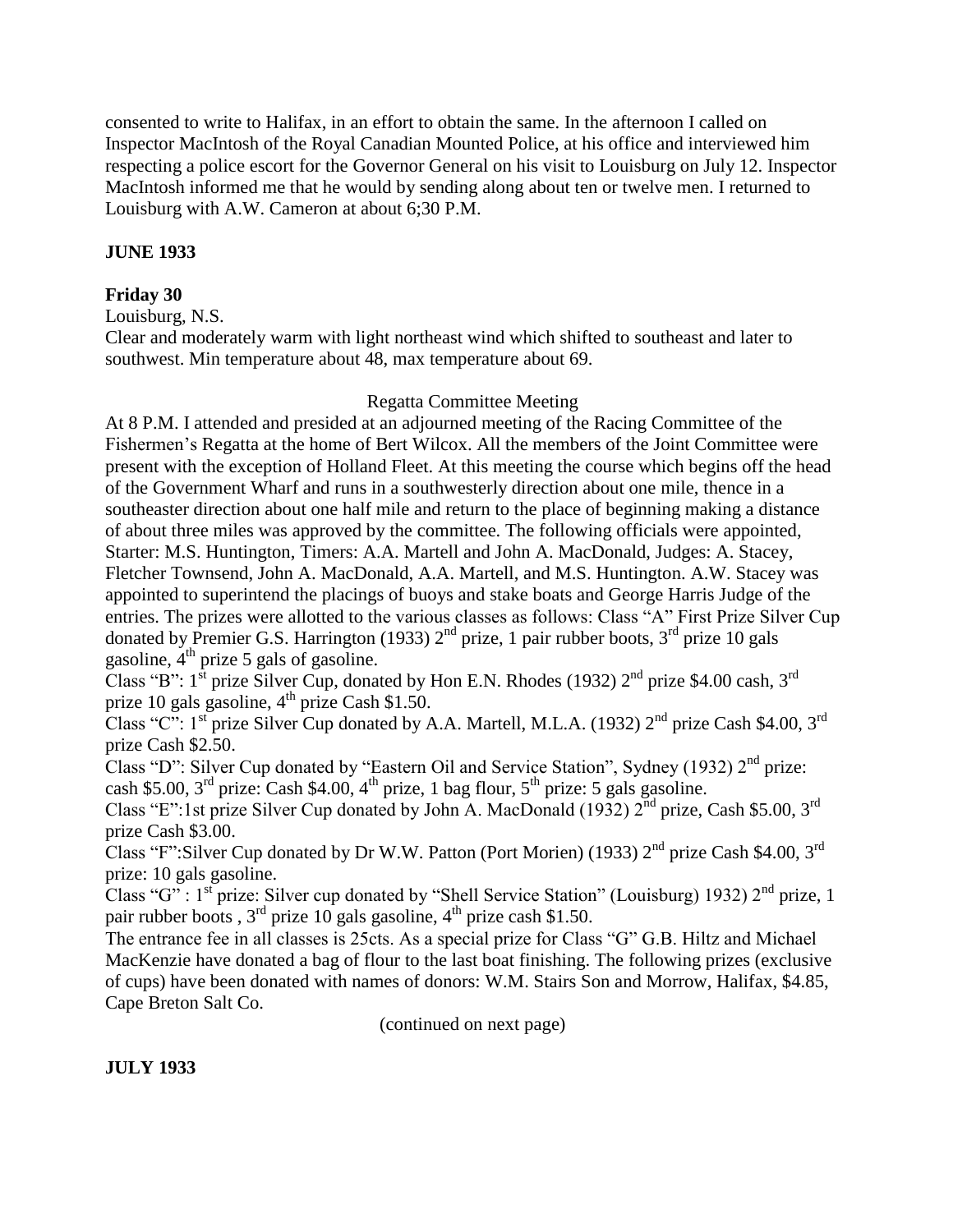consented to write to Halifax, in an effort to obtain the same. In the afternoon I called on Inspector MacIntosh of the Royal Canadian Mounted Police, at his office and interviewed him respecting a police escort for the Governor General on his visit to Louisburg on July 12. Inspector MacIntosh informed me that he would by sending along about ten or twelve men. I returned to Louisburg with A.W. Cameron at about 6;30 P.M.

**JUNE 1933**

**Friday 30**

Louisburg, N.S.
Clear and moderately warm with light northeast wind which shifted to southeast and later to southwest. Min temperature about 48, max temperature about 69.

Regatta Committee Meeting

At 8 P.M. I attended and presided at an adjourned meeting of the Racing Committee of the Fishermen's Regatta at the home of Bert Wilcox. All the members of the Joint Committee were present with the exception of Holland Fleet. At this meeting the course which begins off the head of the Government Wharf and runs in a southwesterly direction about one mile, thence in a southeaster direction about one half mile and return to the place of beginning making a distance of about three miles was approved by the committee. The following officials were appointed, Starter: M.S. Huntington, Timers: A.A. Martell and John A. MacDonald, Judges: A. Stacey, Fletcher Townsend, John A. MacDonald, A.A. Martell, and M.S. Huntington. A.W. Stacey was appointed to superintend the placings of buoys and stake boats and George Harris Judge of the entries. The prizes were allotted to the various classes as follows: Class "A" First Prize Silver Cup donated by Premier G.S. Harrington (1933) 2nd prize, 1 pair rubber boots, 3rd prize 10 gals gasoline, 4th prize 5 gals of gasoline.

Class "B": 1st prize Silver Cup, donated by Hon E.N. Rhodes (1932) 2nd prize $4.00 cash, 3rd prize 10 gals gasoline, 4th prize Cash $1.50.

Class "C": 1st prize Silver Cup donated by A.A. Martell, M.L.A. (1932) 2nd prize Cash $4.00, 3rd prize Cash $2.50.

Class "D": Silver Cup donated by "Eastern Oil and Service Station", Sydney (1932) 2nd prize: cash $5.00, 3rd prize: Cash $4.00, 4th prize, 1 bag flour, 5th prize: 5 gals gasoline.

Class "E":1st prize Silver Cup donated by John A. MacDonald (1932) 2nd prize, Cash $5.00, 3rd prize Cash $3.00.

Class "F":Silver Cup donated by Dr W.W. Patton (Port Morien) (1933) 2nd prize Cash $4.00, 3rd prize: 10 gals gasoline.

Class "G" : 1st prize: Silver cup donated by "Shell Service Station" (Louisburg) 1932) 2nd prize, 1 pair rubber boots , 3rd prize 10 gals gasoline, 4th prize cash $1.50.

The entrance fee in all classes is 25cts. As a special prize for Class "G" G.B. Hiltz and Michael MacKenzie have donated a bag of flour to the last boat finishing. The following prizes (exclusive of cups) have been donated with names of donors: W.M. Stairs Son and Morrow, Halifax, $4.85, Cape Breton Salt Co.

(continued on next page)

**JULY 1933**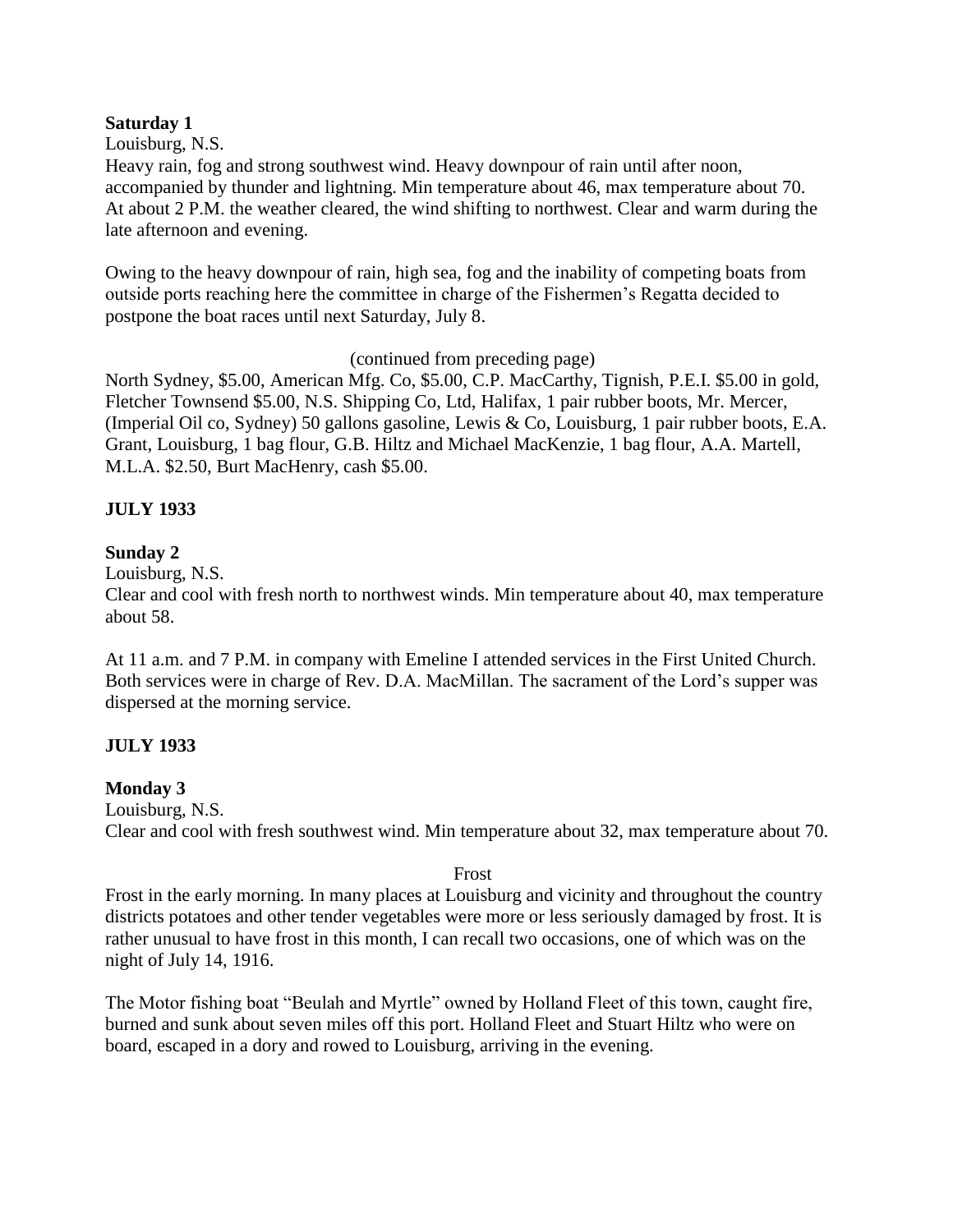**Saturday 1**

Louisburg, N.S.

Heavy rain, fog and strong southwest wind. Heavy downpour of rain until after noon, accompanied by thunder and lightning. Min temperature about 46, max temperature about 70. At about 2 P.M. the weather cleared, the wind shifting to northwest. Clear and warm during the late afternoon and evening.

Owing to the heavy downpour of rain, high sea, fog and the inability of competing boats from outside ports reaching here the committee in charge of the Fishermen's Regatta decided to postpone the boat races until next Saturday, July 8.

(continued from preceding page)

North Sydney, $5.00, American Mfg. Co, $5.00, C.P. MacCarthy, Tignish, P.E.I. $5.00 in gold, Fletcher Townsend $5.00, N.S. Shipping Co, Ltd, Halifax, 1 pair rubber boots, Mr. Mercer, (Imperial Oil co, Sydney) 50 gallons gasoline, Lewis & Co, Louisburg, 1 pair rubber boots, E.A. Grant, Louisburg, 1 bag flour, G.B. Hiltz and Michael MacKenzie, 1 bag flour, A.A. Martell, M.L.A. $2.50, Burt MacHenry, cash $5.00.

**JULY 1933**

**Sunday 2**

Louisburg, N.S.

Clear and cool with fresh north to northwest winds. Min temperature about 40, max temperature about 58.

At 11 a.m. and 7 P.M. in company with Emeline I attended services in the First United Church. Both services were in charge of Rev. D.A. MacMillan. The sacrament of the Lord's supper was dispersed at the morning service.

**JULY 1933**

**Monday 3**

Louisburg, N.S.

Clear and cool with fresh southwest wind. Min temperature about 32, max temperature about 70.

Frost

Frost in the early morning. In many places at Louisburg and vicinity and throughout the country districts potatoes and other tender vegetables were more or less seriously damaged by frost. It is rather unusual to have frost in this month, I can recall two occasions, one of which was on the night of July 14, 1916.

The Motor fishing boat "Beulah and Myrtle" owned by Holland Fleet of this town, caught fire, burned and sunk about seven miles off this port. Holland Fleet and Stuart Hiltz who were on board, escaped in a dory and rowed to Louisburg, arriving in the evening.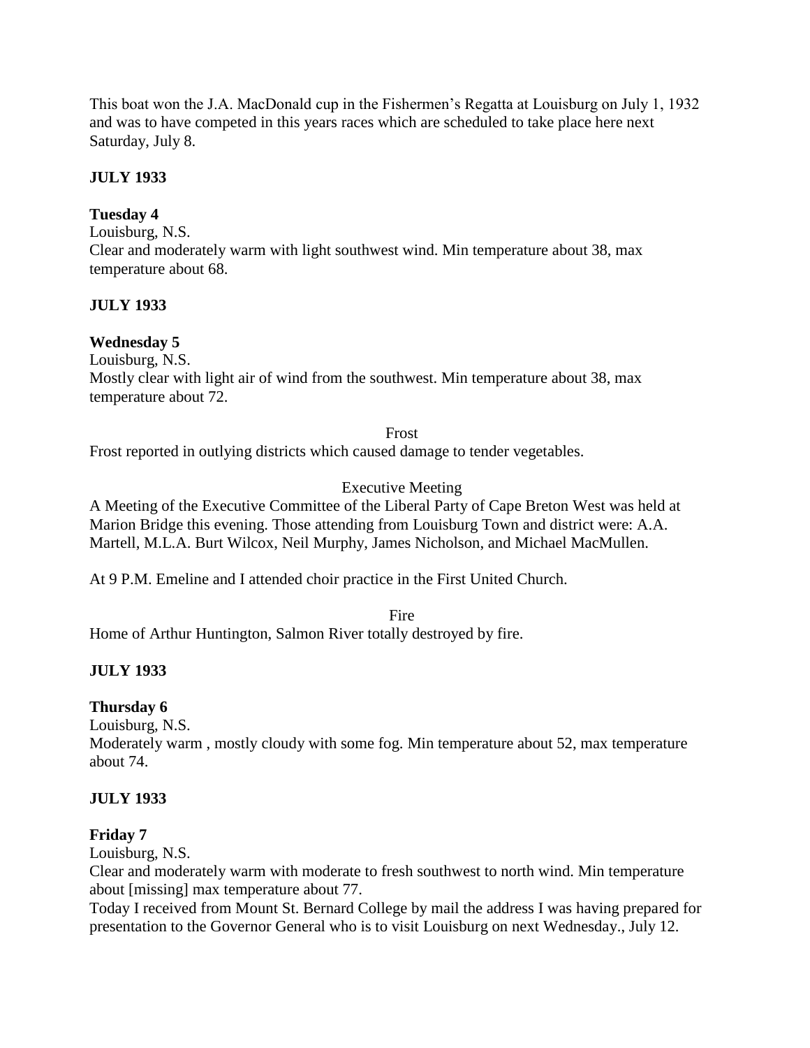This boat won the J.A. MacDonald cup in the Fishermen's Regatta at Louisburg on July 1, 1932 and was to have competed in this years races which are scheduled to take place here next Saturday, July 8.

**JULY 1933**

**Tuesday 4**

Louisburg, N.S.

Clear and moderately warm with light southwest wind. Min temperature about 38, max temperature about 68.

**JULY 1933**

**Wednesday 5**

Louisburg, N.S.

Mostly clear with light air of wind from the southwest. Min temperature about 38, max temperature about 72.

Frost

Frost reported in outlying districts which caused damage to tender vegetables.

Executive Meeting

A Meeting of the Executive Committee of the Liberal Party of Cape Breton West was held at Marion Bridge this evening. Those attending from Louisburg Town and district were: A.A. Martell, M.L.A. Burt Wilcox, Neil Murphy, James Nicholson, and Michael MacMullen.

At 9 P.M. Emeline and I attended choir practice in the First United Church.

Fire

Home of Arthur Huntington, Salmon River totally destroyed by fire.

**JULY 1933**

**Thursday 6**

Louisburg, N.S.

Moderately warm , mostly cloudy with some fog. Min temperature about 52, max temperature about 74.

**JULY 1933**

**Friday 7**

Louisburg, N.S.

Clear and moderately warm with moderate to fresh southwest to north wind. Min temperature about [missing] max temperature about 77.

Today I received from Mount St. Bernard College by mail the address I was having prepared for presentation to the Governor General who is to visit Louisburg on next Wednesday., July 12.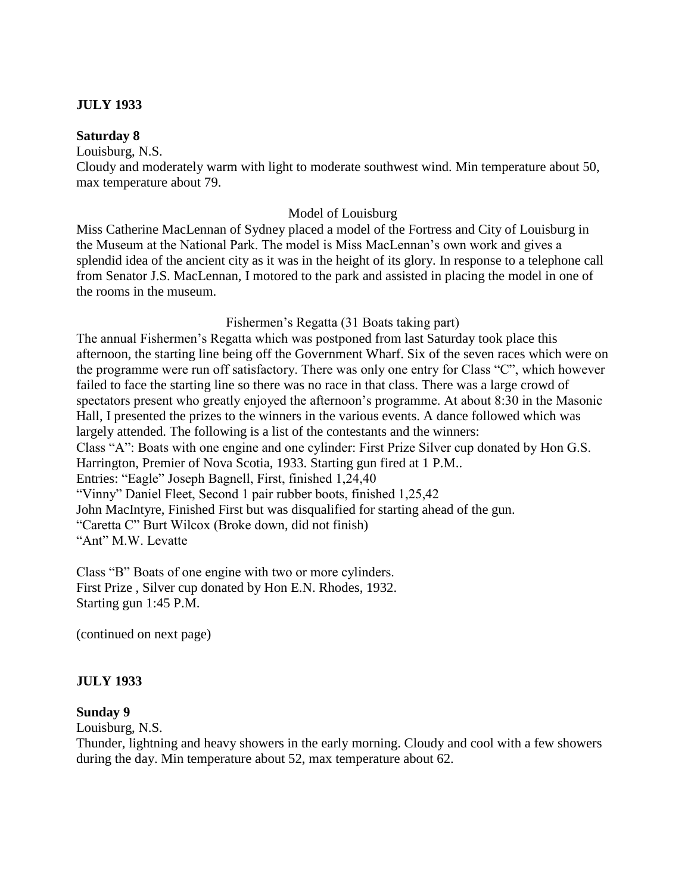**JULY 1933**

**Saturday 8**

Louisburg, N.S.

Cloudy and moderately warm with light to moderate southwest wind. Min temperature about 50, max temperature about 79.

Model of Louisburg

Miss Catherine MacLennan of Sydney placed a model of the Fortress and City of Louisburg in the Museum at the National Park. The model is Miss MacLennan's own work and gives a splendid idea of the ancient city as it was in the height of its glory. In response to a telephone call from Senator J.S. MacLennan, I motored to the park and assisted in placing the model in one of the rooms in the museum.

Fishermen's Regatta (31 Boats taking part)

The annual Fishermen's Regatta which was postponed from last Saturday took place this afternoon, the starting line being off the Government Wharf. Six of the seven races which were on the programme were run off satisfactory. There was only one entry for Class "C", which however failed to face the starting line so there was no race in that class. There was a large crowd of spectators present who greatly enjoyed the afternoon's programme. At about 8:30 in the Masonic Hall, I presented the prizes to the winners in the various events. A dance followed which was largely attended. The following is a list of the contestants and the winners:

Class "A": Boats with one engine and one cylinder: First Prize Silver cup donated by Hon G.S. Harrington, Premier of Nova Scotia, 1933. Starting gun fired at 1 P.M..

Entries: "Eagle" Joseph Bagnell, First, finished 1,24,40

"Vinny" Daniel Fleet, Second 1 pair rubber boots, finished 1,25,42

John MacIntyre, Finished First but was disqualified for starting ahead of the gun.

"Caretta C" Burt Wilcox (Broke down, did not finish)

"Ant" M.W. Levatte

Class "B" Boats of one engine with two or more cylinders.

First Prize , Silver cup donated by Hon E.N. Rhodes, 1932.

Starting gun 1:45 P.M.

(continued on next page)

**JULY 1933**

**Sunday 9**

Louisburg, N.S.

Thunder, lightning and heavy showers in the early morning. Cloudy and cool with a few showers during the day. Min temperature about 52, max temperature about 62.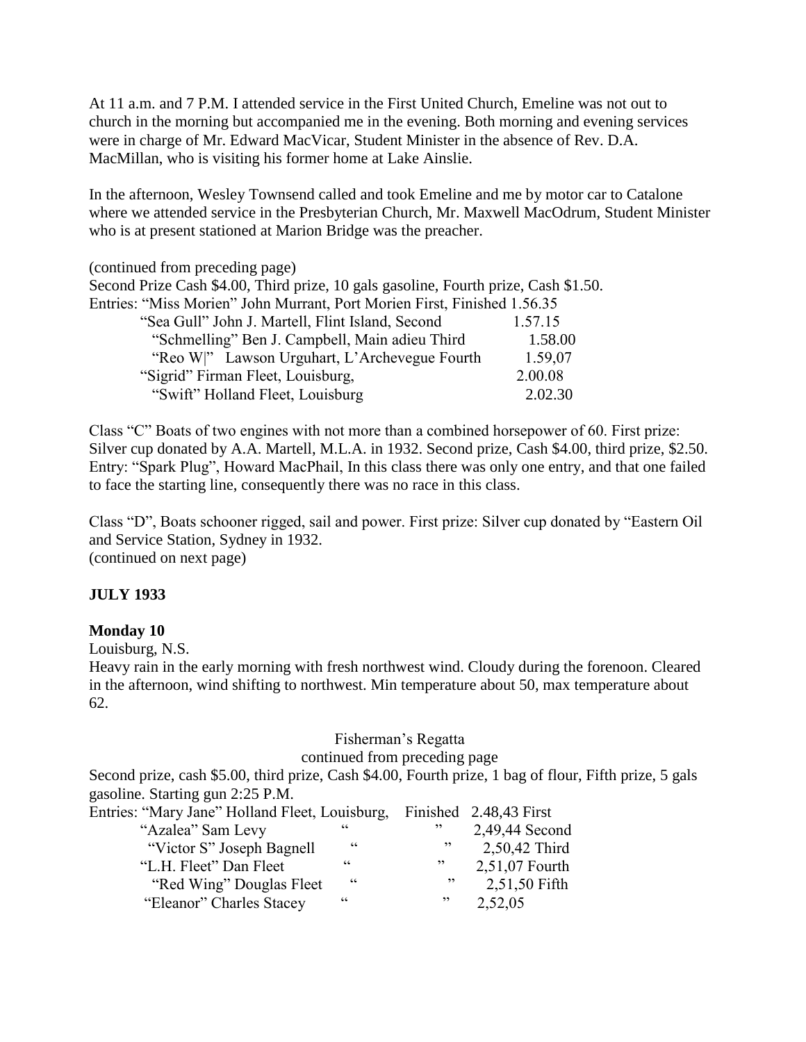At 11 a.m. and 7 P.M. I attended service in the First United Church, Emeline was not out to church in the morning but accompanied me in the evening. Both morning and evening services were in charge of Mr. Edward MacVicar, Student Minister in the absence of Rev. D.A. MacMillan, who is visiting his former home at Lake Ainslie.

In the afternoon, Wesley Townsend called and took Emeline and me by motor car to Catalone where we attended service in the Presbyterian Church, Mr. Maxwell MacOdrum, Student Minister who is at present stationed at Marion Bridge was the preacher.

(continued from preceding page)
Second Prize Cash $4.00, Third prize, 10 gals gasoline, Fourth prize, Cash $1.50.
Entries: "Miss Morien" John Murrant, Port Morien First, Finished 1.56.35

| | |
|---|---|
| "Sea Gull" John J. Martell, Flint Island, Second | 1.57.15 |
| "Schmelling" Ben J. Campbell, Main adieu Third | 1.58.00 |
| "Reo W\|" Lawson Urguhart, L'Archevegue Fourth | 1.59,07 |
| "Sigrid" Firman Fleet, Louisburg, | 2.00.08 |
| "Swift" Holland Fleet, Louisburg | 2.02.30 |

Class "C" Boats of two engines with not more than a combined horsepower of 60. First prize: Silver cup donated by A.A. Martell, M.L.A. in 1932. Second prize, Cash $4.00, third prize, $2.50. Entry: "Spark Plug", Howard MacPhail, In this class there was only one entry, and that one failed to face the starting line, consequently there was no race in this class.

Class "D", Boats schooner rigged, sail and power. First prize: Silver cup donated by "Eastern Oil and Service Station, Sydney in 1932.
(continued on next page)

**JULY 1933**

**Monday 10**

Louisburg, N.S.
Heavy rain in the early morning with fresh northwest wind. Cloudy during the forenoon. Cleared in the afternoon, wind shifting to northwest. Min temperature about 50, max temperature about 62.

Fisherman's Regatta
continued from preceding page

Second prize, cash $5.00, third prize, Cash $4.00, Fourth prize, 1 bag of flour, Fifth prize, 5 gals gasoline. Starting gun 2:25 P.M.

| Entries: | | | |
|---|---|---|---|
| "Mary Jane" Holland Fleet, Louisburg, | | Finished | 2.48,43 First |
| "Azalea" Sam Levy | " | " | 2,49,44 Second |
| "Victor S" Joseph Bagnell | " | " | 2,50,42 Third |
| "L.H. Fleet" Dan Fleet | " | " | 2,51,07 Fourth |
| "Red Wing" Douglas Fleet | " | " | 2,51,50 Fifth |
| "Eleanor" Charles Stacey | " | " | 2,52,05 |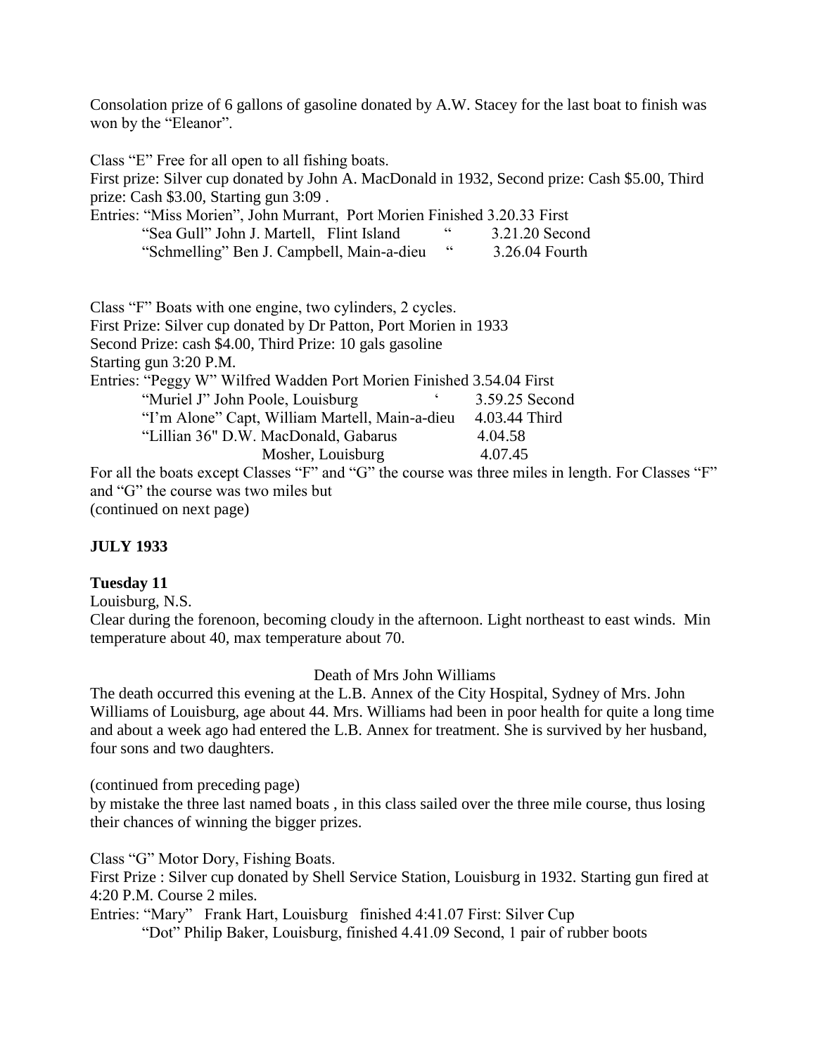Consolation prize of 6 gallons of gasoline donated by A.W. Stacey for the last boat to finish was won by the “Eleanor”.

Class “E” Free for all open to all fishing boats.
First prize: Silver cup donated by John A. MacDonald in 1932, Second prize: Cash $5.00, Third prize: Cash $3.00, Starting gun 3:09 .
Entries: “Miss Morien”, John Murrant, Port Morien Finished 3.20.33 First
“Sea Gull” John J. Martell, Flint Island “ 3.21.20 Second
“Schmelling” Ben J. Campbell, Main-a-dieu “ 3.26.04 Fourth

Class “F” Boats with one engine, two cylinders, 2 cycles.
First Prize: Silver cup donated by Dr Patton, Port Morien in 1933
Second Prize: cash $4.00, Third Prize: 10 gals gasoline
Starting gun 3:20 P.M.
Entries: “Peggy W” Wilfred Wadden Port Morien Finished 3.54.04 First
“Muriel J” John Poole, Louisburg ‘ 3.59.25 Second
“I’m Alone” Capt, William Martell, Main-a-dieu 4.03.44 Third
“Lillian 36" D.W. MacDonald, Gabarus 4.04.58
Mosher, Louisburg 4.07.45
For all the boats except Classes “F” and “G” the course was three miles in length. For Classes “F” and “G” the course was two miles but
(continued on next page)

**JULY 1933**

**Tuesday 11**

Louisburg, N.S.
Clear during the forenoon, becoming cloudy in the afternoon. Light northeast to east winds. Min temperature about 40, max temperature about 70.

Death of Mrs John Williams

The death occurred this evening at the L.B. Annex of the City Hospital, Sydney of Mrs. John Williams of Louisburg, age about 44. Mrs. Williams had been in poor health for quite a long time and about a week ago had entered the L.B. Annex for treatment. She is survived by her husband, four sons and two daughters.

(continued from preceding page)
by mistake the three last named boats , in this class sailed over the three mile course, thus losing their chances of winning the bigger prizes.

Class “G” Motor Dory, Fishing Boats.
First Prize : Silver cup donated by Shell Service Station, Louisburg in 1932. Starting gun fired at 4:20 P.M. Course 2 miles.
Entries: “Mary” Frank Hart, Louisburg finished 4:41.07 First: Silver Cup
“Dot” Philip Baker, Louisburg, finished 4.41.09 Second, 1 pair of rubber boots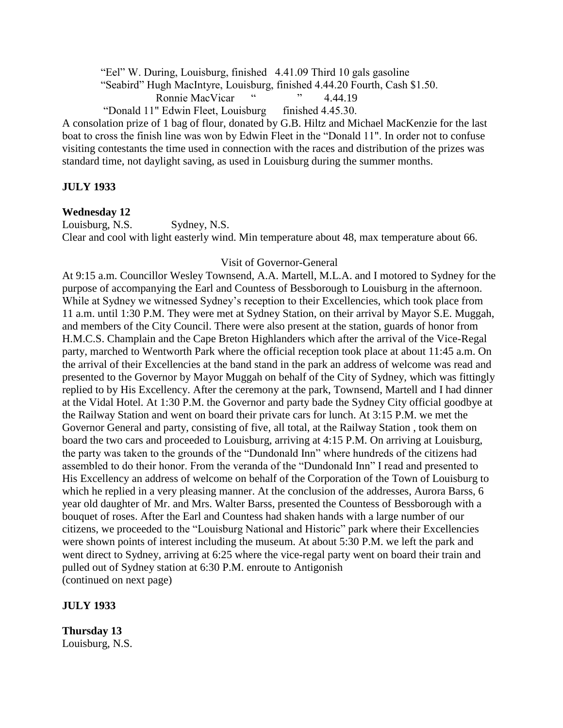"Eel" W. During, Louisburg, finished 4.41.09 Third 10 gals gasoline
"Seabird" Hugh MacIntyre, Louisburg, finished 4.44.20 Fourth, Cash $1.50.
Ronnie MacVicar " " 4.44.19
"Donald 11" Edwin Fleet, Louisburg finished 4.45.30.

A consolation prize of 1 bag of flour, donated by G.B. Hiltz and Michael MacKenzie for the last boat to cross the finish line was won by Edwin Fleet in the "Donald 11". In order not to confuse visiting contestants the time used in connection with the races and distribution of the prizes was standard time, not daylight saving, as used in Louisburg during the summer months.

**JULY 1933**

**Wednesday 12**

Louisburg, N.S. Sydney, N.S.

Clear and cool with light easterly wind. Min temperature about 48, max temperature about 66.

Visit of Governor-General

At 9:15 a.m. Councillor Wesley Townsend, A.A. Martell, M.L.A. and I motored to Sydney for the purpose of accompanying the Earl and Countess of Bessborough to Louisburg in the afternoon. While at Sydney we witnessed Sydney's reception to their Excellencies, which took place from 11 a.m. until 1:30 P.M. They were met at Sydney Station, on their arrival by Mayor S.E. Muggah, and members of the City Council. There were also present at the station, guards of honor from H.M.C.S. Champlain and the Cape Breton Highlanders which after the arrival of the Vice-Regal party, marched to Wentworth Park where the official reception took place at about 11:45 a.m. On the arrival of their Excellencies at the band stand in the park an address of welcome was read and presented to the Governor by Mayor Muggah on behalf of the City of Sydney, which was fittingly replied to by His Excellency. After the ceremony at the park, Townsend, Martell and I had dinner at the Vidal Hotel. At 1:30 P.M. the Governor and party bade the Sydney City official goodbye at the Railway Station and went on board their private cars for lunch. At 3:15 P.M. we met the Governor General and party, consisting of five, all total, at the Railway Station , took them on board the two cars and proceeded to Louisburg, arriving at 4:15 P.M. On arriving at Louisburg, the party was taken to the grounds of the "Dundonald Inn" where hundreds of the citizens had assembled to do their honor. From the veranda of the "Dundonald Inn" I read and presented to His Excellency an address of welcome on behalf of the Corporation of the Town of Louisburg to which he replied in a very pleasing manner. At the conclusion of the addresses, Aurora Barss, 6 year old daughter of Mr. and Mrs. Walter Barss, presented the Countess of Bessborough with a bouquet of roses. After the Earl and Countess had shaken hands with a large number of our citizens, we proceeded to the "Louisburg National and Historic" park where their Excellencies were shown points of interest including the museum. At about 5:30 P.M. we left the park and went direct to Sydney, arriving at 6:25 where the vice-regal party went on board their train and pulled out of Sydney station at 6:30 P.M. enroute to Antigonish
(continued on next page)

**JULY 1933**

**Thursday 13**

Louisburg, N.S.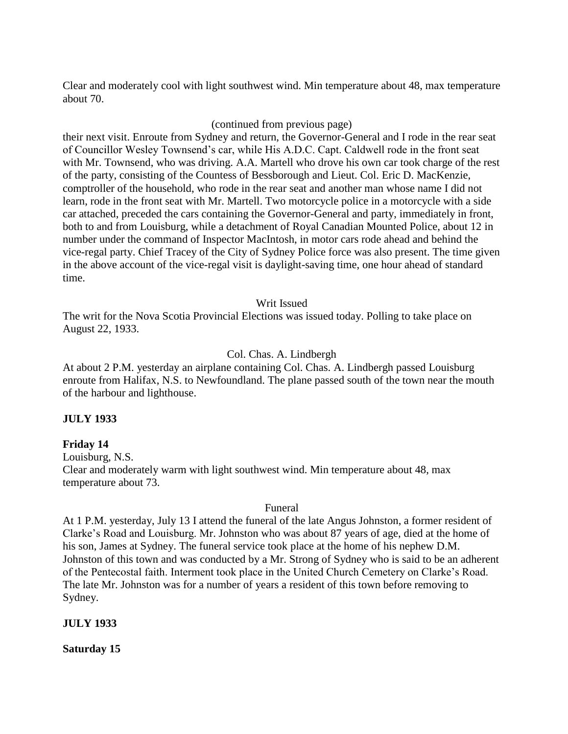Clear and moderately cool with light southwest wind. Min temperature about 48, max temperature about 70.

(continued from previous page)

their next visit. Enroute from Sydney and return, the Governor-General and I rode in the rear seat of Councillor Wesley Townsend's car, while His A.D.C. Capt. Caldwell rode in the front seat with Mr. Townsend, who was driving. A.A. Martell who drove his own car took charge of the rest of the party, consisting of the Countess of Bessborough and Lieut. Col. Eric D. MacKenzie, comptroller of the household, who rode in the rear seat and another man whose name I did not learn, rode in the front seat with Mr. Martell. Two motorcycle police in a motorcycle with a side car attached, preceded the cars containing the Governor-General and party, immediately in front, both to and from Louisburg, while a detachment of Royal Canadian Mounted Police, about 12 in number under the command of Inspector MacIntosh, in motor cars rode ahead and behind the vice-regal party. Chief Tracey of the City of Sydney Police force was also present. The time given in the above account of the vice-regal visit is daylight-saving time, one hour ahead of standard time.

Writ Issued

The writ for the Nova Scotia Provincial Elections was issued today. Polling to take place on August 22, 1933.

Col. Chas. A. Lindbergh

At about 2 P.M. yesterday an airplane containing Col. Chas. A. Lindbergh passed Louisburg enroute from Halifax, N.S. to Newfoundland. The plane passed south of the town near the mouth of the harbour and lighthouse.

**JULY 1933**

**Friday 14**

Louisburg, N.S.

Clear and moderately warm with light southwest wind. Min temperature about 48, max temperature about 73.

Funeral

At 1 P.M. yesterday, July 13 I attend the funeral of the late Angus Johnston, a former resident of Clarke's Road and Louisburg. Mr. Johnston who was about 87 years of age, died at the home of his son, James at Sydney. The funeral service took place at the home of his nephew D.M. Johnston of this town and was conducted by a Mr. Strong of Sydney who is said to be an adherent of the Pentecostal faith. Interment took place in the United Church Cemetery on Clarke's Road. The late Mr. Johnston was for a number of years a resident of this town before removing to Sydney.

**JULY 1933**

**Saturday 15**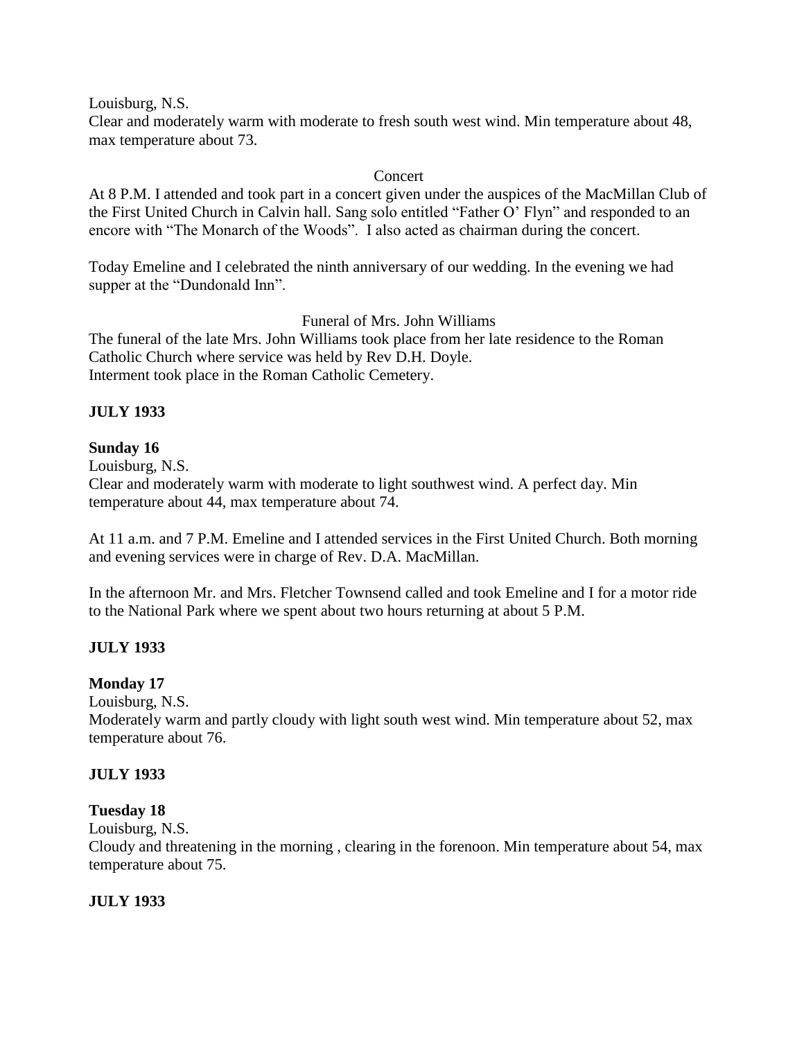Louisburg, N.S.
Clear and moderately warm with moderate to fresh south west wind. Min temperature about 48, max temperature about 73.

Concert

At 8 P.M. I attended and took part in a concert given under the auspices of the MacMillan Club of the First United Church in Calvin hall. Sang solo entitled "Father O' Flyn" and responded to an encore with "The Monarch of the Woods". I also acted as chairman during the concert.

Today Emeline and I celebrated the ninth anniversary of our wedding. In the evening we had supper at the "Dundonald Inn".

Funeral of Mrs. John Williams

The funeral of the late Mrs. John Williams took place from her late residence to the Roman Catholic Church where service was held by Rev D.H. Doyle.
Interment took place in the Roman Catholic Cemetery.

**JULY 1933**

**Sunday 16**
Louisburg, N.S.
Clear and moderately warm with moderate to light southwest wind. A perfect day. Min temperature about 44, max temperature about 74.

At 11 a.m. and 7 P.M. Emeline and I attended services in the First United Church. Both morning and evening services were in charge of Rev. D.A. MacMillan.

In the afternoon Mr. and Mrs. Fletcher Townsend called and took Emeline and I for a motor ride to the National Park where we spent about two hours returning at about 5 P.M.

**JULY 1933**

**Monday 17**
Louisburg, N.S.
Moderately warm and partly cloudy with light south west wind. Min temperature about 52, max temperature about 76.

**JULY 1933**

**Tuesday 18**
Louisburg, N.S.
Cloudy and threatening in the morning , clearing in the forenoon. Min temperature about 54, max temperature about 75.

**JULY 1933**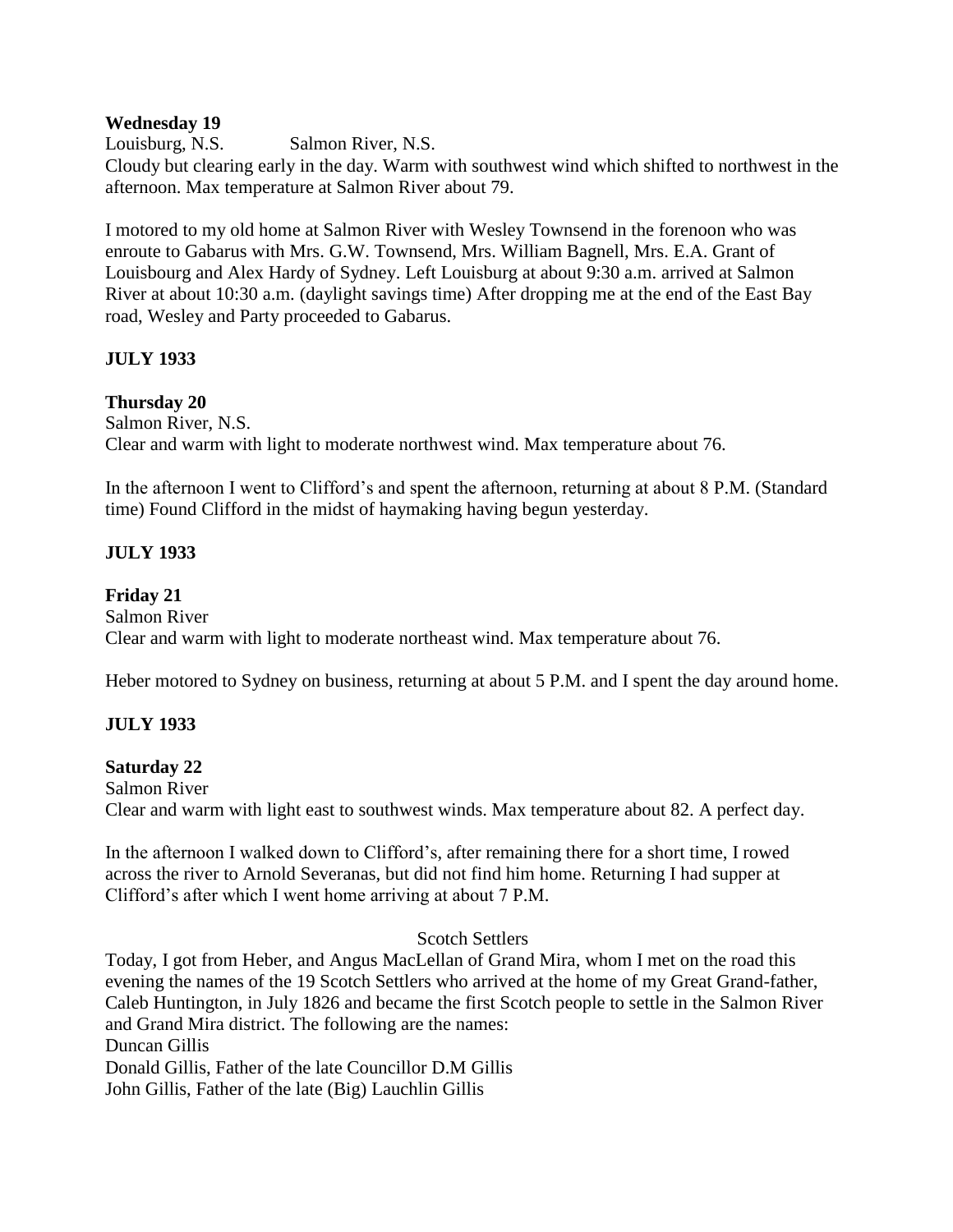**Wednesday 19**

Louisburg, N.S. Salmon River, N.S.

Cloudy but clearing early in the day. Warm with southwest wind which shifted to northwest in the afternoon. Max temperature at Salmon River about 79.

I motored to my old home at Salmon River with Wesley Townsend in the forenoon who was enroute to Gabarus with Mrs. G.W. Townsend, Mrs. William Bagnell, Mrs. E.A. Grant of Louisbourg and Alex Hardy of Sydney. Left Louisburg at about 9:30 a.m. arrived at Salmon River at about 10:30 a.m. (daylight savings time) After dropping me at the end of the East Bay road, Wesley and Party proceeded to Gabarus.

**JULY 1933**

**Thursday 20**

Salmon River, N.S.

Clear and warm with light to moderate northwest wind. Max temperature about 76.

In the afternoon I went to Clifford's and spent the afternoon, returning at about 8 P.M. (Standard time) Found Clifford in the midst of haymaking having begun yesterday.

**JULY 1933**

**Friday 21**

Salmon River

Clear and warm with light to moderate northeast wind. Max temperature about 76.

Heber motored to Sydney on business, returning at about 5 P.M. and I spent the day around home.

**JULY 1933**

**Saturday 22**

Salmon River

Clear and warm with light east to southwest winds. Max temperature about 82. A perfect day.

In the afternoon I walked down to Clifford's, after remaining there for a short time, I rowed across the river to Arnold Severanas, but did not find him home. Returning I had supper at Clifford's after which I went home arriving at about 7 P.M.

Scotch Settlers

Today, I got from Heber, and Angus MacLellan of Grand Mira, whom I met on the road this evening the names of the 19 Scotch Settlers who arrived at the home of my Great Grand-father, Caleb Huntington, in July 1826 and became the first Scotch people to settle in the Salmon River and Grand Mira district. The following are the names:

Duncan Gillis

Donald Gillis, Father of the late Councillor D.M Gillis

John Gillis, Father of the late (Big) Lauchlin Gillis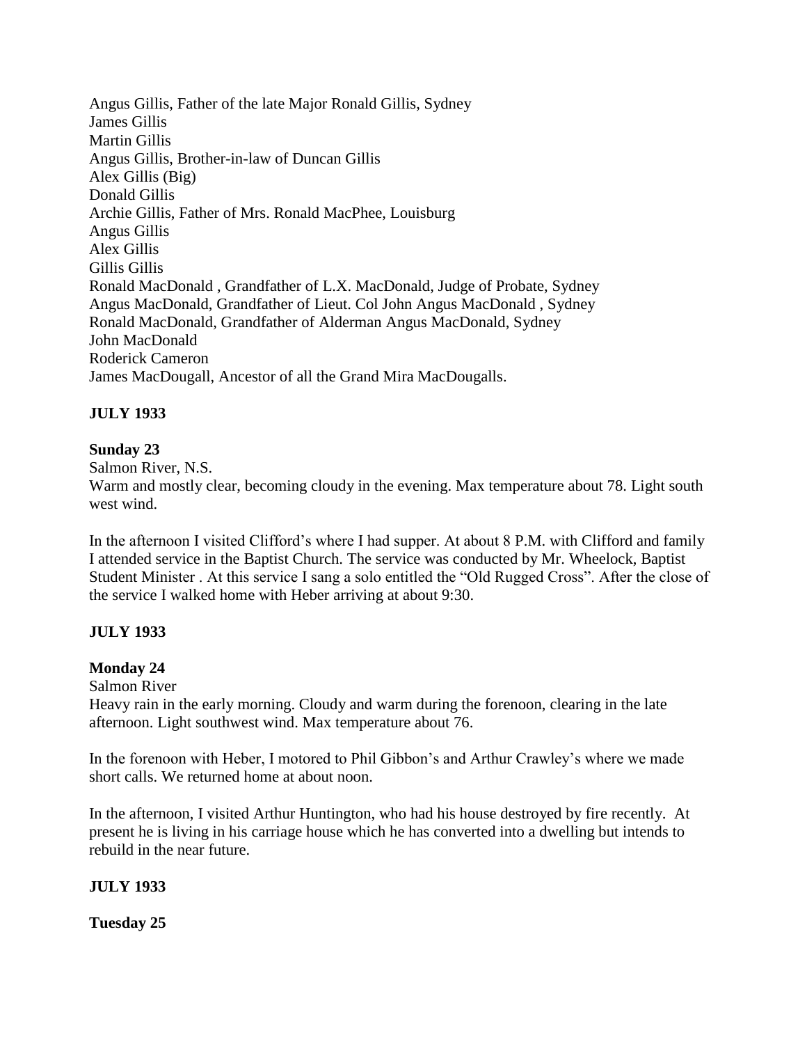Angus Gillis, Father of the late Major Ronald Gillis, Sydney
James Gillis
Martin Gillis
Angus Gillis, Brother-in-law of Duncan Gillis
Alex Gillis (Big)
Donald Gillis
Archie Gillis, Father of Mrs. Ronald MacPhee, Louisburg
Angus Gillis
Alex Gillis
Gillis Gillis
Ronald MacDonald , Grandfather of L.X. MacDonald, Judge of Probate, Sydney
Angus MacDonald, Grandfather of Lieut. Col John Angus MacDonald , Sydney
Ronald MacDonald, Grandfather of Alderman Angus MacDonald, Sydney
John MacDonald
Roderick Cameron
James MacDougall, Ancestor of all the Grand Mira MacDougalls.

**JULY 1933**

**Sunday 23**

Salmon River, N.S.
Warm and mostly clear, becoming cloudy in the evening. Max temperature about 78. Light south west wind.

In the afternoon I visited Clifford's where I had supper. At about 8 P.M. with Clifford and family I attended service in the Baptist Church. The service was conducted by Mr. Wheelock, Baptist Student Minister . At this service I sang a solo entitled the "Old Rugged Cross". After the close of the service I walked home with Heber arriving at about 9:30.

**JULY 1933**

**Monday 24**

Salmon River
Heavy rain in the early morning. Cloudy and warm during the forenoon, clearing in the late afternoon. Light southwest wind. Max temperature about 76.

In the forenoon with Heber, I motored to Phil Gibbon's and Arthur Crawley's where we made short calls. We returned home at about noon.

In the afternoon, I visited Arthur Huntington, who had his house destroyed by fire recently. At present he is living in his carriage house which he has converted into a dwelling but intends to rebuild in the near future.

**JULY 1933**

**Tuesday 25**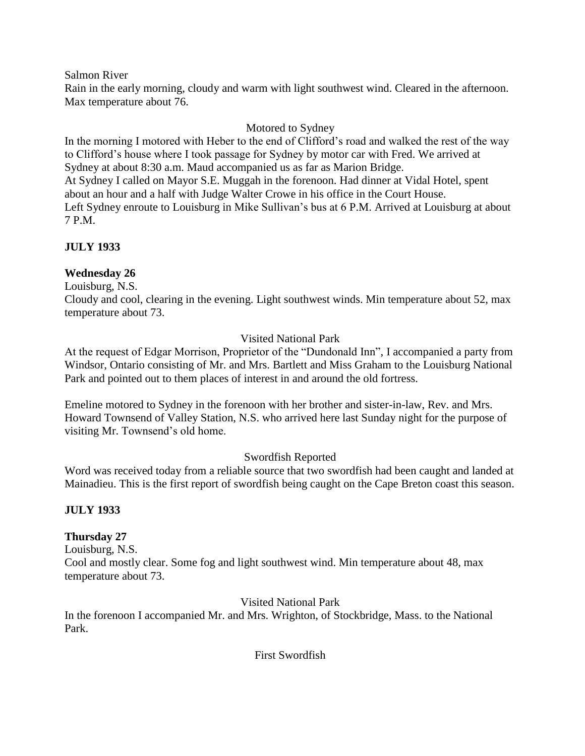Salmon River

Rain in the early morning, cloudy and warm with light southwest wind. Cleared in the afternoon. Max temperature about 76.

Motored to Sydney

In the morning I motored with Heber to the end of Clifford's road and walked the rest of the way to Clifford's house where I took passage for Sydney by motor car with Fred. We arrived at Sydney at about 8:30 a.m. Maud accompanied us as far as Marion Bridge.

At Sydney I called on Mayor S.E. Muggah in the forenoon. Had dinner at Vidal Hotel, spent about an hour and a half with Judge Walter Crowe in his office in the Court House.

Left Sydney enroute to Louisburg in Mike Sullivan's bus at 6 P.M. Arrived at Louisburg at about 7 P.M.

**JULY 1933**

**Wednesday 26**

Louisburg, N.S.

Cloudy and cool, clearing in the evening. Light southwest winds. Min temperature about 52, max temperature about 73.

Visited National Park

At the request of Edgar Morrison, Proprietor of the "Dundonald Inn", I accompanied a party from Windsor, Ontario consisting of Mr. and Mrs. Bartlett and Miss Graham to the Louisburg National Park and pointed out to them places of interest in and around the old fortress.

Emeline motored to Sydney in the forenoon with her brother and sister-in-law, Rev. and Mrs. Howard Townsend of Valley Station, N.S. who arrived here last Sunday night for the purpose of visiting Mr. Townsend's old home.

Swordfish Reported

Word was received today from a reliable source that two swordfish had been caught and landed at Mainadieu. This is the first report of swordfish being caught on the Cape Breton coast this season.

**JULY 1933**

**Thursday 27**

Louisburg, N.S.

Cool and mostly clear. Some fog and light southwest wind. Min temperature about 48, max temperature about 73.

Visited National Park

In the forenoon I accompanied Mr. and Mrs. Wrighton, of Stockbridge, Mass. to the National Park.

First Swordfish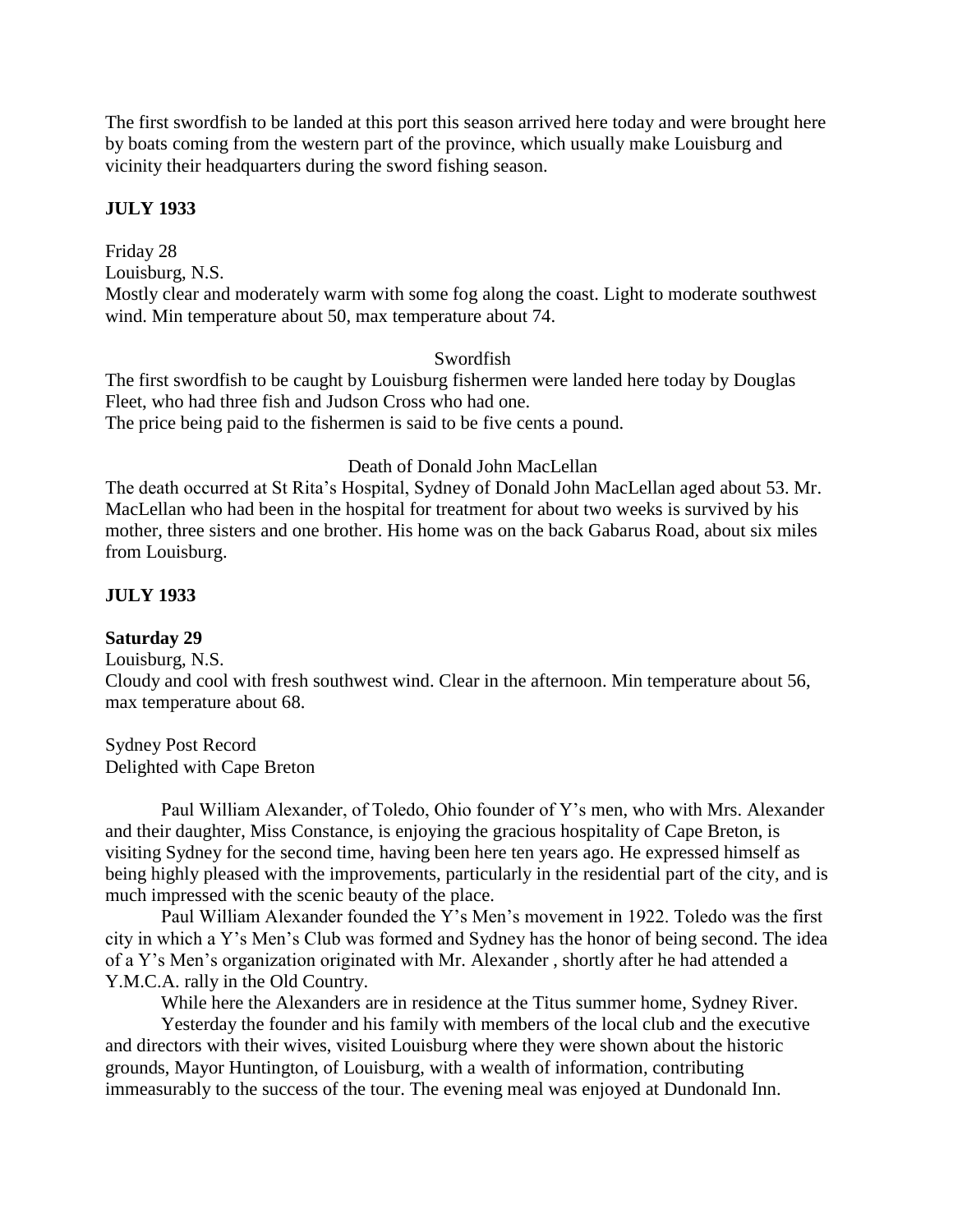The first swordfish to be landed at this port this season arrived here today and were brought here by boats coming from the western part of the province, which usually make Louisburg and vicinity their headquarters during the sword fishing season.

**JULY 1933**

Friday 28
Louisburg, N.S.
Mostly clear and moderately warm with some fog along the coast. Light to moderate southwest wind. Min temperature about 50, max temperature about 74.

Swordfish

The first swordfish to be caught by Louisburg fishermen were landed here today by Douglas Fleet, who had three fish and Judson Cross who had one.
The price being paid to the fishermen is said to be five cents a pound.

Death of Donald John MacLellan

The death occurred at St Rita's Hospital, Sydney of Donald John MacLellan aged about 53. Mr. MacLellan who had been in the hospital for treatment for about two weeks is survived by his mother, three sisters and one brother. His home was on the back Gabarus Road, about six miles from Louisburg.

**JULY 1933**

**Saturday 29**
Louisburg, N.S.
Cloudy and cool with fresh southwest wind. Clear in the afternoon. Min temperature about 56, max temperature about 68.

Sydney Post Record
Delighted with Cape Breton

Paul William Alexander, of Toledo, Ohio founder of Y's men, who with Mrs. Alexander and their daughter, Miss Constance, is enjoying the gracious hospitality of Cape Breton, is visiting Sydney for the second time, having been here ten years ago. He expressed himself as being highly pleased with the improvements, particularly in the residential part of the city, and is much impressed with the scenic beauty of the place.

Paul William Alexander founded the Y's Men's movement in 1922. Toledo was the first city in which a Y's Men's Club was formed and Sydney has the honor of being second. The idea of a Y's Men's organization originated with Mr. Alexander , shortly after he had attended a Y.M.C.A. rally in the Old Country.

While here the Alexanders are in residence at the Titus summer home, Sydney River.

Yesterday the founder and his family with members of the local club and the executive and directors with their wives, visited Louisburg where they were shown about the historic grounds, Mayor Huntington, of Louisburg, with a wealth of information, contributing immeasurably to the success of the tour. The evening meal was enjoyed at Dundonald Inn.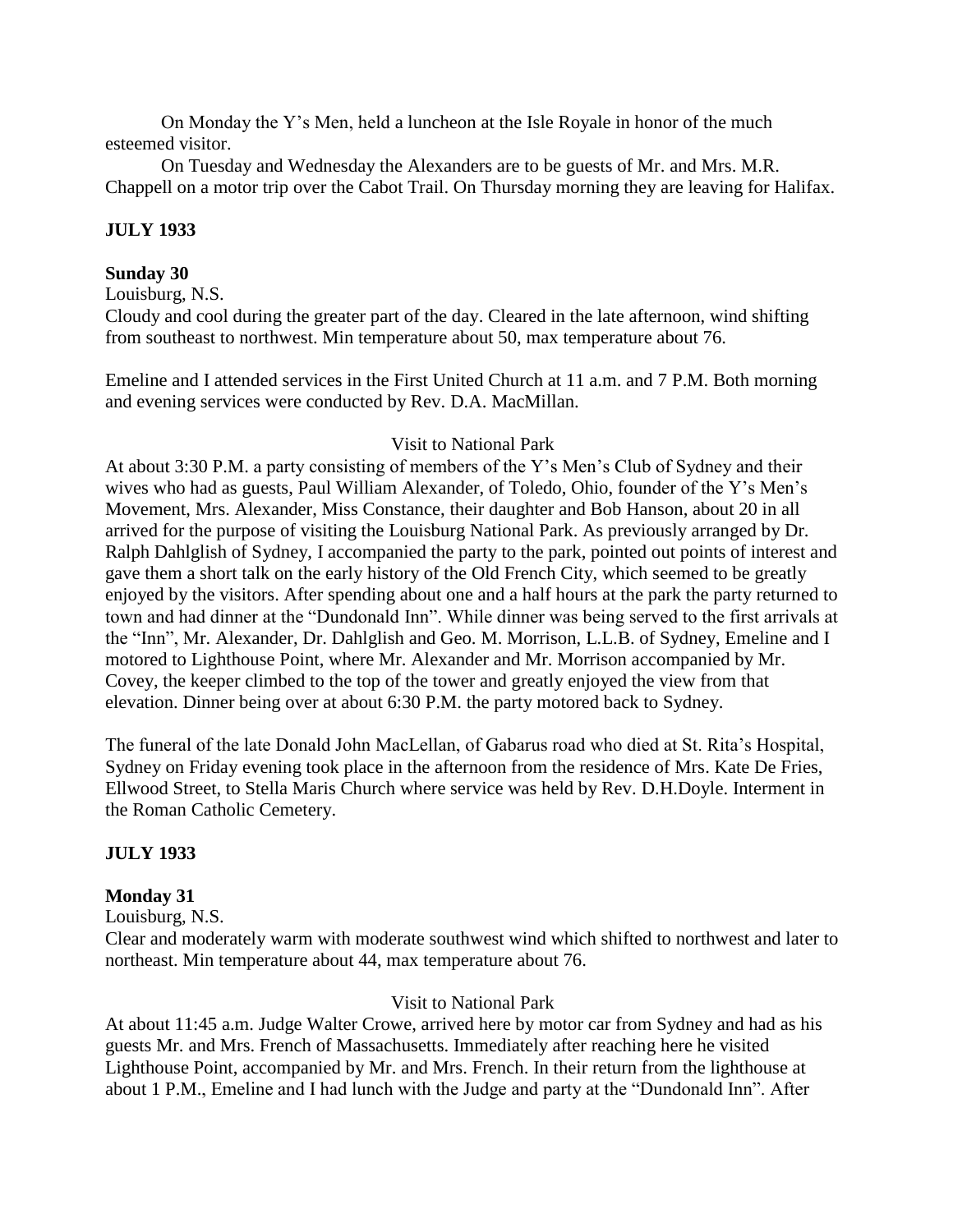On Monday the Y's Men, held a luncheon at the Isle Royale in honor of the much esteemed visitor.

On Tuesday and Wednesday the Alexanders are to be guests of Mr. and Mrs. M.R. Chappell on a motor trip over the Cabot Trail. On Thursday morning they are leaving for Halifax.

**JULY 1933**

**Sunday 30**

Louisburg, N.S.

Cloudy and cool during the greater part of the day. Cleared in the late afternoon, wind shifting from southeast to northwest. Min temperature about 50, max temperature about 76.

Emeline and I attended services in the First United Church at 11 a.m. and 7 P.M. Both morning and evening services were conducted by Rev. D.A. MacMillan.

Visit to National Park

At about 3:30 P.M. a party consisting of members of the Y's Men's Club of Sydney and their wives who had as guests, Paul William Alexander, of Toledo, Ohio, founder of the Y's Men's Movement, Mrs. Alexander, Miss Constance, their daughter and Bob Hanson, about 20 in all arrived for the purpose of visiting the Louisburg National Park. As previously arranged by Dr. Ralph Dahlglish of Sydney, I accompanied the party to the park, pointed out points of interest and gave them a short talk on the early history of the Old French City, which seemed to be greatly enjoyed by the visitors. After spending about one and a half hours at the park the party returned to town and had dinner at the "Dundonald Inn". While dinner was being served to the first arrivals at the "Inn", Mr. Alexander, Dr. Dahlglish and Geo. M. Morrison, L.L.B. of Sydney, Emeline and I motored to Lighthouse Point, where Mr. Alexander and Mr. Morrison accompanied by Mr. Covey, the keeper climbed to the top of the tower and greatly enjoyed the view from that elevation. Dinner being over at about 6:30 P.M. the party motored back to Sydney.

The funeral of the late Donald John MacLellan, of Gabarus road who died at St. Rita's Hospital, Sydney on Friday evening took place in the afternoon from the residence of Mrs. Kate De Fries, Ellwood Street, to Stella Maris Church where service was held by Rev. D.H.Doyle. Interment in the Roman Catholic Cemetery.

**JULY 1933**

**Monday 31**

Louisburg, N.S.

Clear and moderately warm with moderate southwest wind which shifted to northwest and later to northeast. Min temperature about 44, max temperature about 76.

Visit to National Park

At about 11:45 a.m. Judge Walter Crowe, arrived here by motor car from Sydney and had as his guests Mr. and Mrs. French of Massachusetts. Immediately after reaching here he visited Lighthouse Point, accompanied by Mr. and Mrs. French. In their return from the lighthouse at about 1 P.M., Emeline and I had lunch with the Judge and party at the "Dundonald Inn". After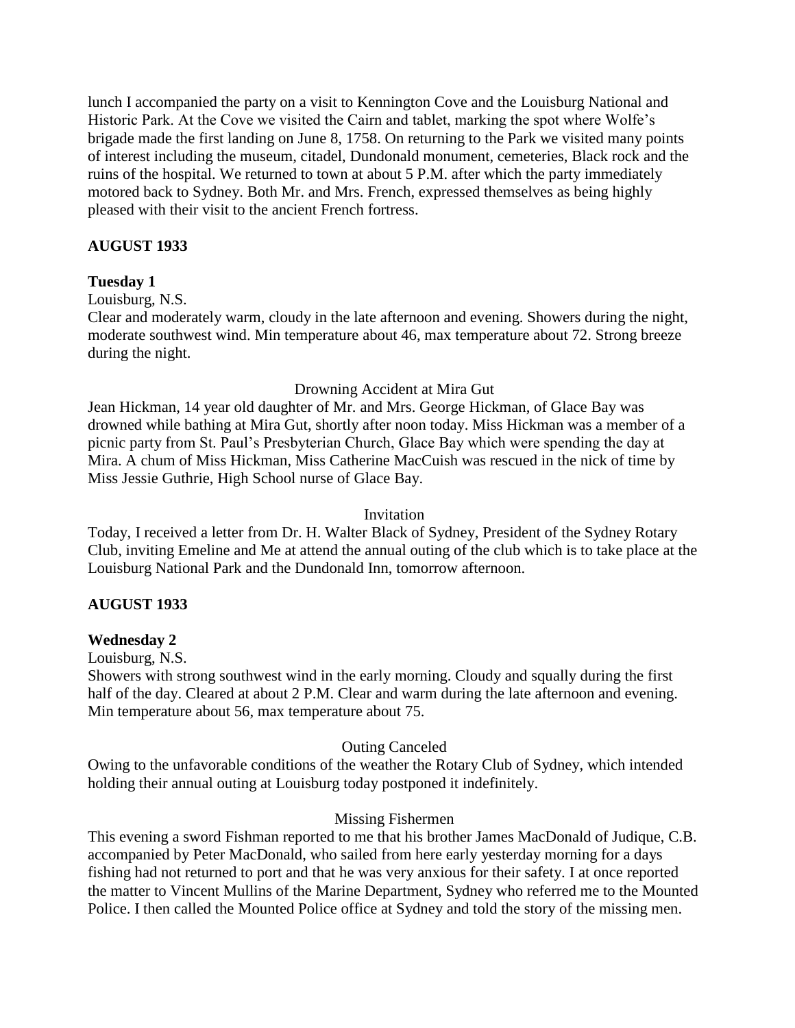lunch I accompanied the party on a visit to Kennington Cove and the Louisburg National and Historic Park. At the Cove we visited the Cairn and tablet, marking the spot where Wolfe's brigade made the first landing on June 8, 1758. On returning to the Park we visited many points of interest including the museum, citadel, Dundonald monument, cemeteries, Black rock and the ruins of the hospital. We returned to town at about 5 P.M. after which the party immediately motored back to Sydney. Both Mr. and Mrs. French, expressed themselves as being highly pleased with their visit to the ancient French fortress.

**AUGUST 1933**

**Tuesday 1**

Louisburg, N.S.

Clear and moderately warm, cloudy in the late afternoon and evening. Showers during the night, moderate southwest wind. Min temperature about 46, max temperature about 72. Strong breeze during the night.

Drowning Accident at Mira Gut

Jean Hickman, 14 year old daughter of Mr. and Mrs. George Hickman, of Glace Bay was drowned while bathing at Mira Gut, shortly after noon today. Miss Hickman was a member of a picnic party from St. Paul's Presbyterian Church, Glace Bay which were spending the day at Mira. A chum of Miss Hickman, Miss Catherine MacCuish was rescued in the nick of time by Miss Jessie Guthrie, High School nurse of Glace Bay.

Invitation

Today, I received a letter from Dr. H. Walter Black of Sydney, President of the Sydney Rotary Club, inviting Emeline and Me at attend the annual outing of the club which is to take place at the Louisburg National Park and the Dundonald Inn, tomorrow afternoon.

**AUGUST 1933**

**Wednesday 2**

Louisburg, N.S.

Showers with strong southwest wind in the early morning. Cloudy and squally during the first half of the day. Cleared at about 2 P.M. Clear and warm during the late afternoon and evening. Min temperature about 56, max temperature about 75.

Outing Canceled

Owing to the unfavorable conditions of the weather the Rotary Club of Sydney, which intended holding their annual outing at Louisburg today postponed it indefinitely.

Missing Fishermen

This evening a sword Fishman reported to me that his brother James MacDonald of Judique, C.B. accompanied by Peter MacDonald, who sailed from here early yesterday morning for a days fishing had not returned to port and that he was very anxious for their safety. I at once reported the matter to Vincent Mullins of the Marine Department, Sydney who referred me to the Mounted Police. I then called the Mounted Police office at Sydney and told the story of the missing men.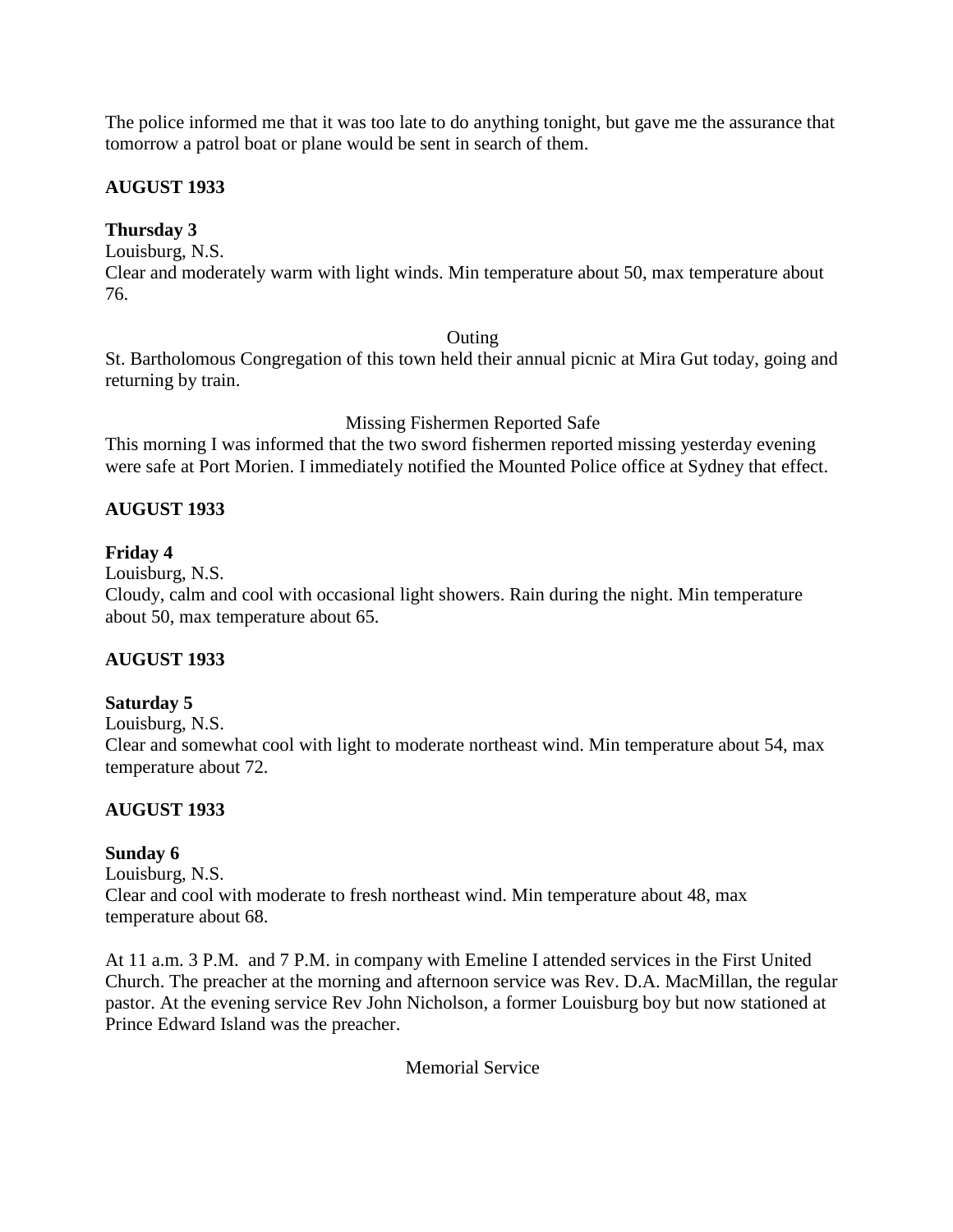The police informed me that it was too late to do anything tonight, but gave me the assurance that tomorrow a patrol boat or plane would be sent in search of them.

**AUGUST 1933**

**Thursday 3**
Louisburg, N.S.
Clear and moderately warm with light winds. Min temperature about 50, max temperature about 76.

Outing

St. Bartholomous Congregation of this town held their annual picnic at Mira Gut today, going and returning by train.

Missing Fishermen Reported Safe

This morning I was informed that the two sword fishermen reported missing yesterday evening were safe at Port Morien. I immediately notified the Mounted Police office at Sydney that effect.

**AUGUST 1933**

**Friday 4**
Louisburg, N.S.
Cloudy, calm and cool with occasional light showers. Rain during the night. Min temperature about 50, max temperature about 65.

**AUGUST 1933**

**Saturday 5**
Louisburg, N.S.
Clear and somewhat cool with light to moderate northeast wind. Min temperature about 54, max temperature about 72.

**AUGUST 1933**

**Sunday 6**
Louisburg, N.S.
Clear and cool with moderate to fresh northeast wind. Min temperature about 48, max temperature about 68.

At 11 a.m. 3 P.M. and 7 P.M. in company with Emeline I attended services in the First United Church. The preacher at the morning and afternoon service was Rev. D.A. MacMillan, the regular pastor. At the evening service Rev John Nicholson, a former Louisburg boy but now stationed at Prince Edward Island was the preacher.

Memorial Service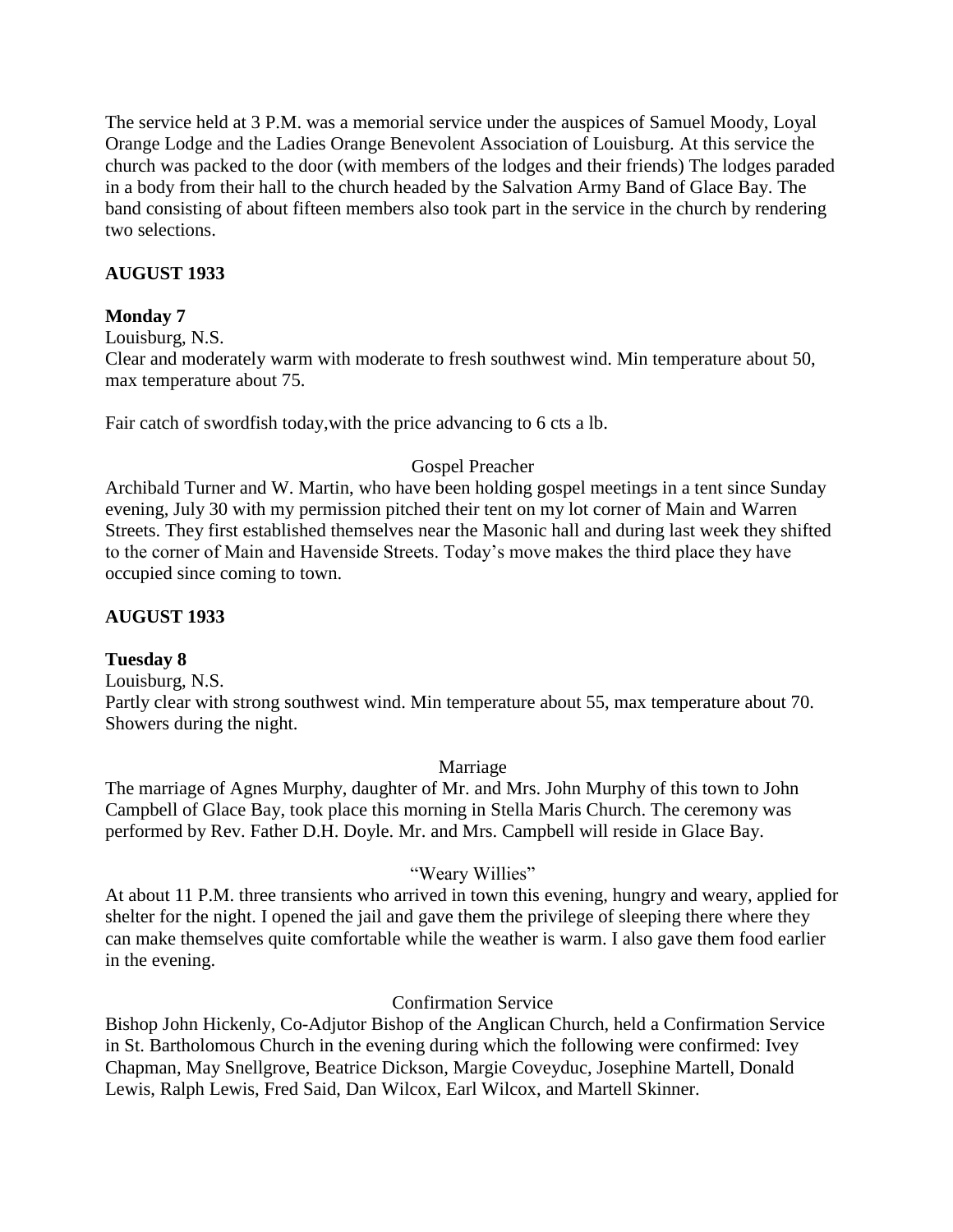The service held at 3 P.M. was a memorial service under the auspices of Samuel Moody, Loyal Orange Lodge and the Ladies Orange Benevolent Association of Louisburg. At this service the church was packed to the door (with members of the lodges and their friends) The lodges paraded in a body from their hall to the church headed by the Salvation Army Band of Glace Bay. The band consisting of about fifteen members also took part in the service in the church by rendering two selections.

**AUGUST 1933**

**Monday 7**

Louisburg, N.S.
Clear and moderately warm with moderate to fresh southwest wind. Min temperature about 50, max temperature about 75.

Fair catch of swordfish today,with the price advancing to 6 cts a lb.

Gospel Preacher

Archibald Turner and W. Martin, who have been holding gospel meetings in a tent since Sunday evening, July 30 with my permission pitched their tent on my lot corner of Main and Warren Streets. They first established themselves near the Masonic hall and during last week they shifted to the corner of Main and Havenside Streets. Today's move makes the third place they have occupied since coming to town.

**AUGUST 1933**

**Tuesday 8**

Louisburg, N.S.
Partly clear with strong southwest wind. Min temperature about 55, max temperature about 70. Showers during the night.

Marriage

The marriage of Agnes Murphy, daughter of Mr. and Mrs. John Murphy of this town to John Campbell of Glace Bay, took place this morning in Stella Maris Church. The ceremony was performed by Rev. Father D.H. Doyle. Mr. and Mrs. Campbell will reside in Glace Bay.

"Weary Willies"

At about 11 P.M. three transients who arrived in town this evening, hungry and weary, applied for shelter for the night. I opened the jail and gave them the privilege of sleeping there where they can make themselves quite comfortable while the weather is warm. I also gave them food earlier in the evening.

Confirmation Service

Bishop John Hickenly, Co-Adjutor Bishop of the Anglican Church, held a Confirmation Service in St. Bartholomous Church in the evening during which the following were confirmed: Ivey Chapman, May Snellgrove, Beatrice Dickson, Margie Coveyduc, Josephine Martell, Donald Lewis, Ralph Lewis, Fred Said, Dan Wilcox, Earl Wilcox, and Martell Skinner.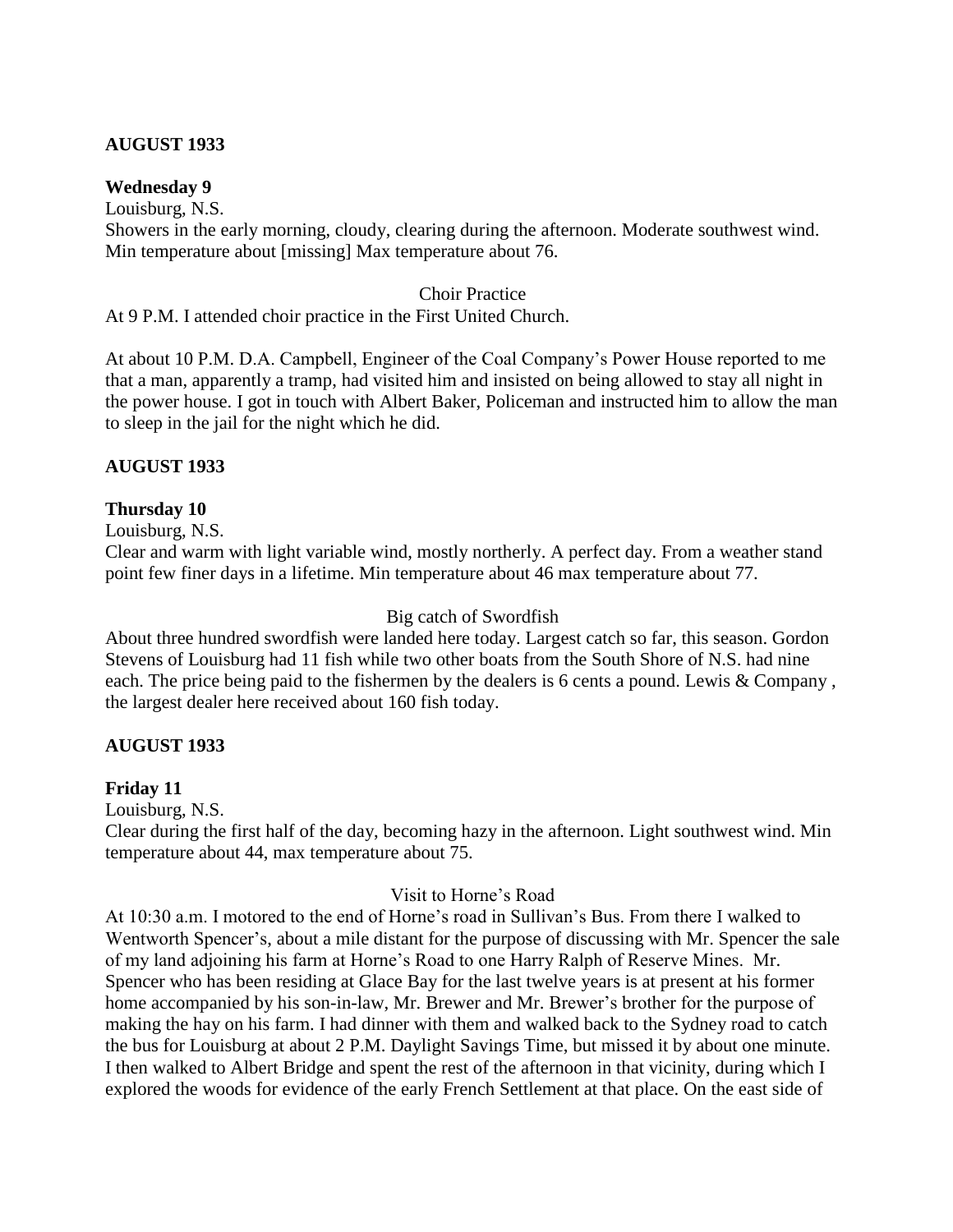**AUGUST 1933**

**Wednesday 9**

Louisburg, N.S.

Showers in the early morning, cloudy, clearing during the afternoon. Moderate southwest wind. Min temperature about [missing] Max temperature about 76.

Choir Practice

At 9 P.M. I attended choir practice in the First United Church.

At about 10 P.M. D.A. Campbell, Engineer of the Coal Company's Power House reported to me that a man, apparently a tramp, had visited him and insisted on being allowed to stay all night in the power house. I got in touch with Albert Baker, Policeman and instructed him to allow the man to sleep in the jail for the night which he did.

**AUGUST 1933**

**Thursday 10**

Louisburg, N.S.

Clear and warm with light variable wind, mostly northerly. A perfect day. From a weather stand point few finer days in a lifetime. Min temperature about 46 max temperature about 77.

Big catch of Swordfish

About three hundred swordfish were landed here today. Largest catch so far, this season. Gordon Stevens of Louisburg had 11 fish while two other boats from the South Shore of N.S. had nine each. The price being paid to the fishermen by the dealers is 6 cents a pound. Lewis & Company , the largest dealer here received about 160 fish today.

**AUGUST 1933**

**Friday 11**

Louisburg, N.S.

Clear during the first half of the day, becoming hazy in the afternoon. Light southwest wind. Min temperature about 44, max temperature about 75.

Visit to Horne's Road

At 10:30 a.m. I motored to the end of Horne's road in Sullivan's Bus. From there I walked to Wentworth Spencer's, about a mile distant for the purpose of discussing with Mr. Spencer the sale of my land adjoining his farm at Horne's Road to one Harry Ralph of Reserve Mines. Mr. Spencer who has been residing at Glace Bay for the last twelve years is at present at his former home accompanied by his son-in-law, Mr. Brewer and Mr. Brewer's brother for the purpose of making the hay on his farm. I had dinner with them and walked back to the Sydney road to catch the bus for Louisburg at about 2 P.M. Daylight Savings Time, but missed it by about one minute. I then walked to Albert Bridge and spent the rest of the afternoon in that vicinity, during which I explored the woods for evidence of the early French Settlement at that place. On the east side of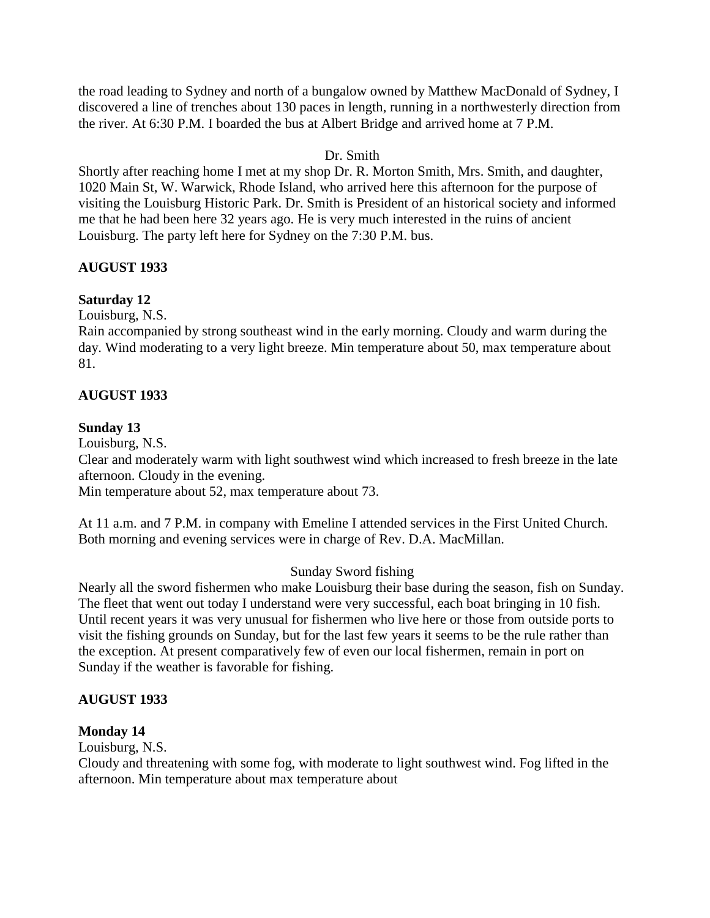the road leading to Sydney and north of a bungalow owned by Matthew MacDonald of Sydney, I discovered a line of trenches about 130 paces in length, running in a northwesterly direction from the river. At 6:30 P.M. I boarded the bus at Albert Bridge and arrived home at 7 P.M.

Dr. Smith

Shortly after reaching home I met at my shop Dr. R. Morton Smith, Mrs. Smith, and daughter, 1020 Main St, W. Warwick, Rhode Island, who arrived here this afternoon for the purpose of visiting the Louisburg Historic Park. Dr. Smith is President of an historical society and informed me that he had been here 32 years ago. He is very much interested in the ruins of ancient Louisburg. The party left here for Sydney on the 7:30 P.M. bus.

**AUGUST 1933**

**Saturday 12**

Louisburg, N.S.

Rain accompanied by strong southeast wind in the early morning. Cloudy and warm during the day. Wind moderating to a very light breeze. Min temperature about 50, max temperature about 81.

**AUGUST 1933**

**Sunday 13**

Louisburg, N.S.

Clear and moderately warm with light southwest wind which increased to fresh breeze in the late afternoon. Cloudy in the evening.

Min temperature about 52, max temperature about 73.

At 11 a.m. and 7 P.M. in company with Emeline I attended services in the First United Church. Both morning and evening services were in charge of Rev. D.A. MacMillan.

Sunday Sword fishing

Nearly all the sword fishermen who make Louisburg their base during the season, fish on Sunday. The fleet that went out today I understand were very successful, each boat bringing in 10 fish. Until recent years it was very unusual for fishermen who live here or those from outside ports to visit the fishing grounds on Sunday, but for the last few years it seems to be the rule rather than the exception. At present comparatively few of even our local fishermen, remain in port on Sunday if the weather is favorable for fishing.

**AUGUST 1933**

**Monday 14**

Louisburg, N.S.

Cloudy and threatening with some fog, with moderate to light southwest wind. Fog lifted in the afternoon. Min temperature about max temperature about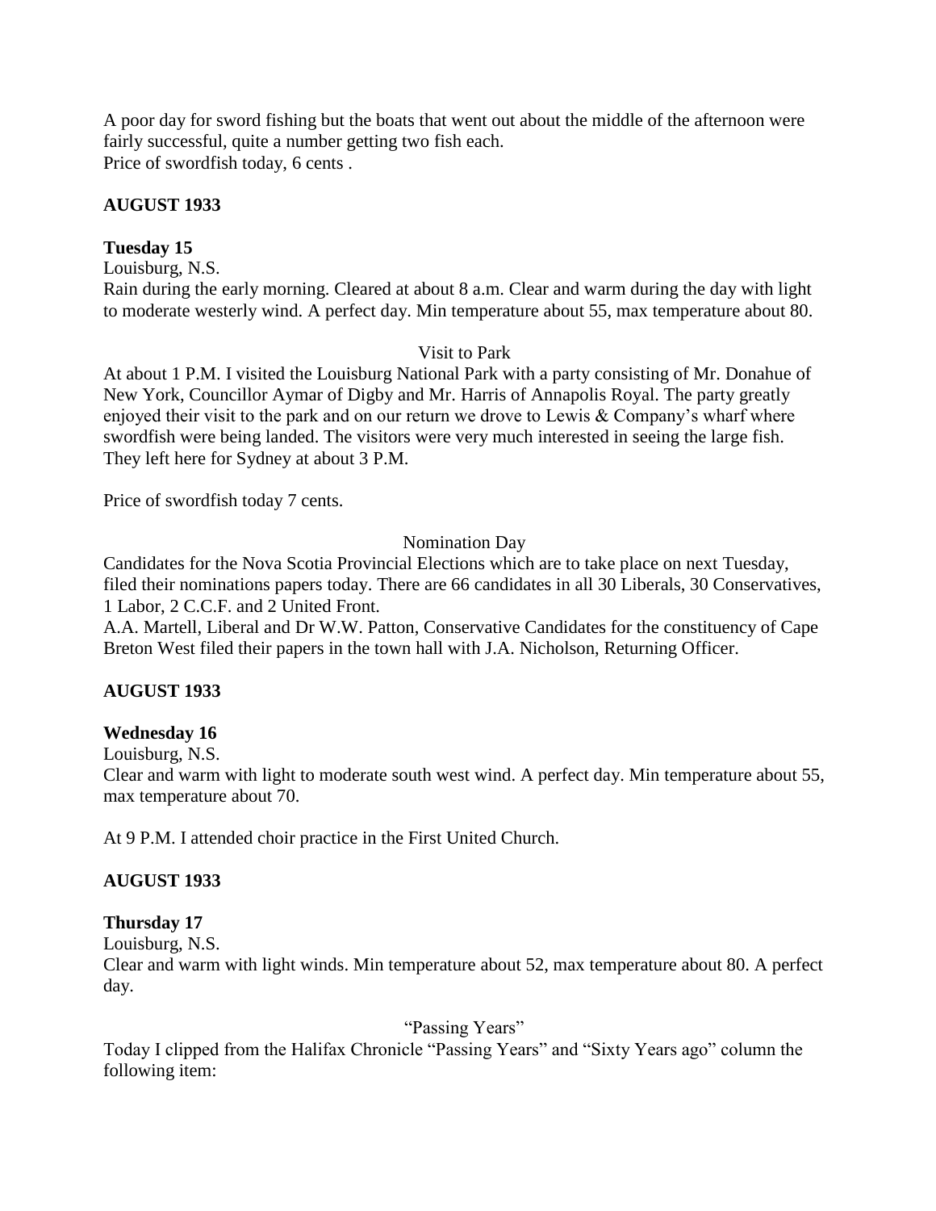A poor day for sword fishing but the boats that went out about the middle of the afternoon were fairly successful, quite a number getting two fish each.
Price of swordfish today, 6 cents .

**AUGUST 1933**

**Tuesday 15**

Louisburg, N.S.
Rain during the early morning. Cleared at about 8 a.m. Clear and warm during the day with light to moderate westerly wind. A perfect day. Min temperature about 55, max temperature about 80.

Visit to Park

At about 1 P.M. I visited the Louisburg National Park with a party consisting of Mr. Donahue of New York, Councillor Aymar of Digby and Mr. Harris of Annapolis Royal. The party greatly enjoyed their visit to the park and on our return we drove to Lewis & Company's wharf where swordfish were being landed. The visitors were very much interested in seeing the large fish. They left here for Sydney at about 3 P.M.

Price of swordfish today 7 cents.

Nomination Day

Candidates for the Nova Scotia Provincial Elections which are to take place on next Tuesday, filed their nominations papers today. There are 66 candidates in all 30 Liberals, 30 Conservatives, 1 Labor, 2 C.C.F. and 2 United Front.
A.A. Martell, Liberal and Dr W.W. Patton, Conservative Candidates for the constituency of Cape Breton West filed their papers in the town hall with J.A. Nicholson, Returning Officer.

**AUGUST 1933**

**Wednesday 16**

Louisburg, N.S.
Clear and warm with light to moderate south west wind. A perfect day. Min temperature about 55, max temperature about 70.

At 9 P.M. I attended choir practice in the First United Church.

**AUGUST 1933**

**Thursday 17**

Louisburg, N.S.
Clear and warm with light winds. Min temperature about 52, max temperature about 80. A perfect day.

"Passing Years"

Today I clipped from the Halifax Chronicle "Passing Years" and "Sixty Years ago" column the following item: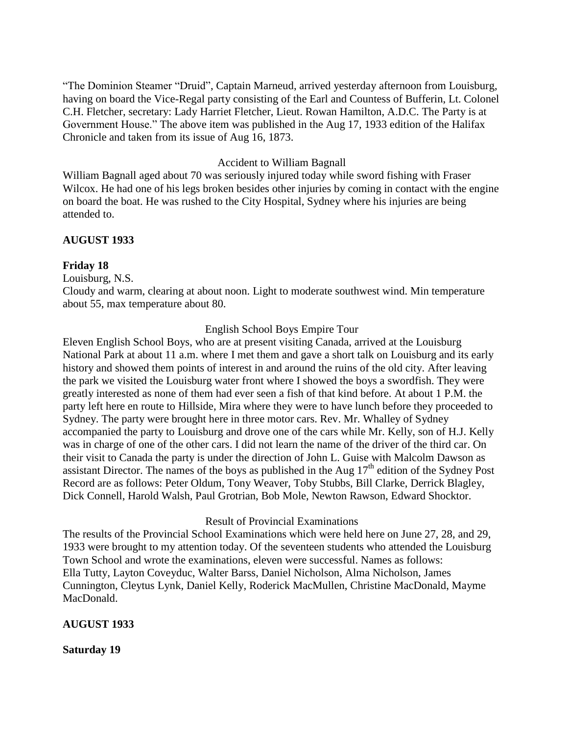"The Dominion Steamer "Druid", Captain Marneud, arrived yesterday afternoon from Louisburg, having on board the Vice-Regal party consisting of the Earl and Countess of Bufferin, Lt. Colonel C.H. Fletcher, secretary: Lady Harriet Fletcher, Lieut. Rowan Hamilton, A.D.C. The Party is at Government House." The above item was published in the Aug 17, 1933 edition of the Halifax Chronicle and taken from its issue of Aug 16, 1873.

Accident to William Bagnall

William Bagnall aged about 70 was seriously injured today while sword fishing with Fraser Wilcox. He had one of his legs broken besides other injuries by coming in contact with the engine on board the boat. He was rushed to the City Hospital, Sydney where his injuries are being attended to.

**AUGUST 1933**

**Friday 18**

Louisburg, N.S.

Cloudy and warm, clearing at about noon. Light to moderate southwest wind. Min temperature about 55, max temperature about 80.

English School Boys Empire Tour

Eleven English School Boys, who are at present visiting Canada, arrived at the Louisburg National Park at about 11 a.m. where I met them and gave a short talk on Louisburg and its early history and showed them points of interest in and around the ruins of the old city. After leaving the park we visited the Louisburg water front where I showed the boys a swordfish. They were greatly interested as none of them had ever seen a fish of that kind before. At about 1 P.M. the party left here en route to Hillside, Mira where they were to have lunch before they proceeded to Sydney. The party were brought here in three motor cars. Rev. Mr. Whalley of Sydney accompanied the party to Louisburg and drove one of the cars while Mr. Kelly, son of H.J. Kelly was in charge of one of the other cars. I did not learn the name of the driver of the third car. On their visit to Canada the party is under the direction of John L. Guise with Malcolm Dawson as assistant Director. The names of the boys as published in the Aug 17th edition of the Sydney Post Record are as follows: Peter Oldum, Tony Weaver, Toby Stubbs, Bill Clarke, Derrick Blagley, Dick Connell, Harold Walsh, Paul Grotrian, Bob Mole, Newton Rawson, Edward Shocktor.

Result of Provincial Examinations

The results of the Provincial School Examinations which were held here on June 27, 28, and 29, 1933 were brought to my attention today. Of the seventeen students who attended the Louisburg Town School and wrote the examinations, eleven were successful. Names as follows:
Ella Tutty, Layton Coveyduc, Walter Barss, Daniel Nicholson, Alma Nicholson, James Cunnington, Cleytus Lynk, Daniel Kelly, Roderick MacMullen, Christine MacDonald, Mayme MacDonald.

**AUGUST 1933**

**Saturday 19**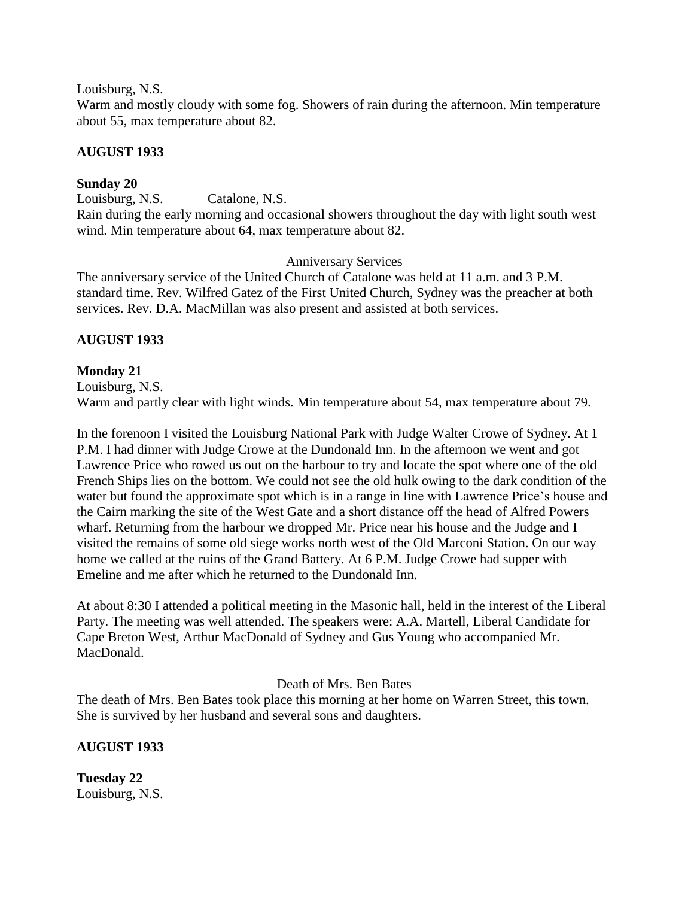Louisburg, N.S.

Warm and mostly cloudy with some fog. Showers of rain during the afternoon. Min temperature about 55, max temperature about 82.

**AUGUST 1933**

**Sunday 20**

Louisburg, N.S. Catalone, N.S.

Rain during the early morning and occasional showers throughout the day with light south west wind. Min temperature about 64, max temperature about 82.

Anniversary Services

The anniversary service of the United Church of Catalone was held at 11 a.m. and 3 P.M. standard time. Rev. Wilfred Gatez of the First United Church, Sydney was the preacher at both services. Rev. D.A. MacMillan was also present and assisted at both services.

**AUGUST 1933**

**Monday 21**

Louisburg, N.S.

Warm and partly clear with light winds. Min temperature about 54, max temperature about 79.

In the forenoon I visited the Louisburg National Park with Judge Walter Crowe of Sydney. At 1 P.M. I had dinner with Judge Crowe at the Dundonald Inn. In the afternoon we went and got Lawrence Price who rowed us out on the harbour to try and locate the spot where one of the old French Ships lies on the bottom. We could not see the old hulk owing to the dark condition of the water but found the approximate spot which is in a range in line with Lawrence Price's house and the Cairn marking the site of the West Gate and a short distance off the head of Alfred Powers wharf. Returning from the harbour we dropped Mr. Price near his house and the Judge and I visited the remains of some old siege works north west of the Old Marconi Station. On our way home we called at the ruins of the Grand Battery. At 6 P.M. Judge Crowe had supper with Emeline and me after which he returned to the Dundonald Inn.

At about 8:30 I attended a political meeting in the Masonic hall, held in the interest of the Liberal Party. The meeting was well attended. The speakers were: A.A. Martell, Liberal Candidate for Cape Breton West, Arthur MacDonald of Sydney and Gus Young who accompanied Mr. MacDonald.

Death of Mrs. Ben Bates

The death of Mrs. Ben Bates took place this morning at her home on Warren Street, this town. She is survived by her husband and several sons and daughters.

**AUGUST 1933**

**Tuesday 22**

Louisburg, N.S.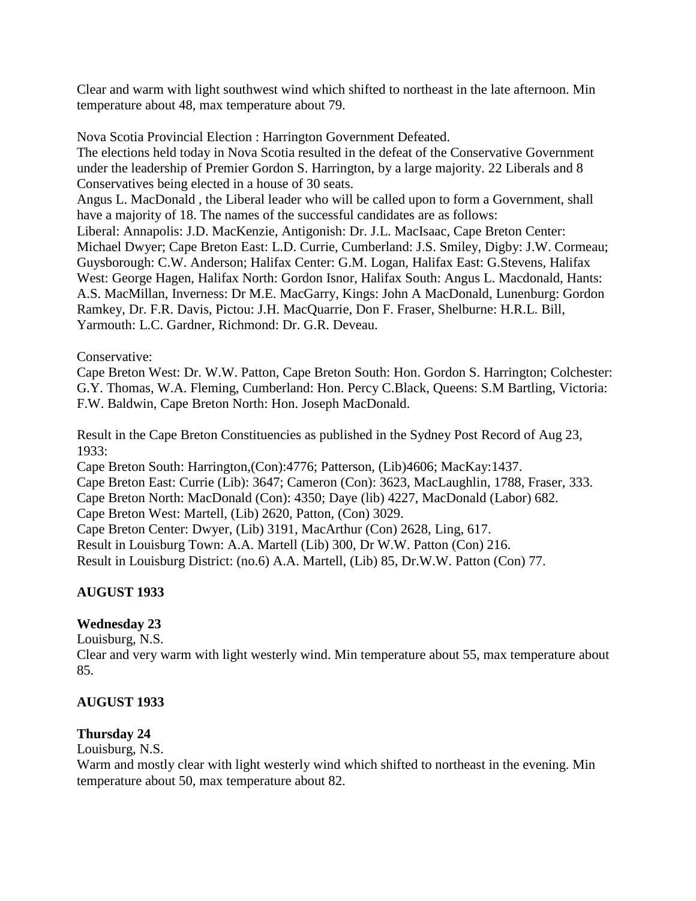Clear and warm with light southwest wind which shifted to northeast in the late afternoon. Min temperature about 48, max temperature about 79.

Nova Scotia Provincial Election : Harrington Government Defeated.
The elections held today in Nova Scotia resulted in the defeat of the Conservative Government under the leadership of Premier Gordon S. Harrington, by a large majority. 22 Liberals and 8 Conservatives being elected in a house of 30 seats.
Angus L. MacDonald , the Liberal leader who will be called upon to form a Government, shall have a majority of 18. The names of the successful candidates are as follows:
Liberal: Annapolis: J.D. MacKenzie, Antigonish: Dr. J.L. MacIsaac, Cape Breton Center: Michael Dwyer; Cape Breton East: L.D. Currie, Cumberland: J.S. Smiley, Digby: J.W. Cormeau; Guysborough: C.W. Anderson; Halifax Center: G.M. Logan, Halifax East: G.Stevens, Halifax West: George Hagen, Halifax North: Gordon Isnor, Halifax South: Angus L. Macdonald, Hants: A.S. MacMillan, Inverness: Dr M.E. MacGarry, Kings: John A MacDonald, Lunenburg: Gordon Ramkey, Dr. F.R. Davis, Pictou: J.H. MacQuarrie, Don F. Fraser, Shelburne: H.R.L. Bill, Yarmouth: L.C. Gardner, Richmond: Dr. G.R. Deveau.

Conservative:
Cape Breton West: Dr. W.W. Patton, Cape Breton South: Hon. Gordon S. Harrington; Colchester: G.Y. Thomas, W.A. Fleming, Cumberland: Hon. Percy C.Black, Queens: S.M Bartling, Victoria: F.W. Baldwin, Cape Breton North: Hon. Joseph MacDonald.

Result in the Cape Breton Constituencies as published in the Sydney Post Record of Aug 23, 1933:
Cape Breton South: Harrington,(Con):4776; Patterson, (Lib)4606; MacKay:1437.
Cape Breton East: Currie (Lib): 3647; Cameron (Con): 3623, MacLaughlin, 1788, Fraser, 333.
Cape Breton North: MacDonald (Con): 4350; Daye (lib) 4227, MacDonald (Labor) 682.
Cape Breton West: Martell, (Lib) 2620, Patton, (Con) 3029.
Cape Breton Center: Dwyer, (Lib) 3191, MacArthur (Con) 2628, Ling, 617.
Result in Louisburg Town: A.A. Martell (Lib) 300, Dr W.W. Patton (Con) 216.
Result in Louisburg District: (no.6) A.A. Martell, (Lib) 85, Dr.W.W. Patton (Con) 77.

**AUGUST 1933**

**Wednesday 23**
Louisburg, N.S.
Clear and very warm with light westerly wind. Min temperature about 55, max temperature about 85.

**AUGUST 1933**

**Thursday 24**
Louisburg, N.S.
Warm and mostly clear with light westerly wind which shifted to northeast in the evening. Min temperature about 50, max temperature about 82.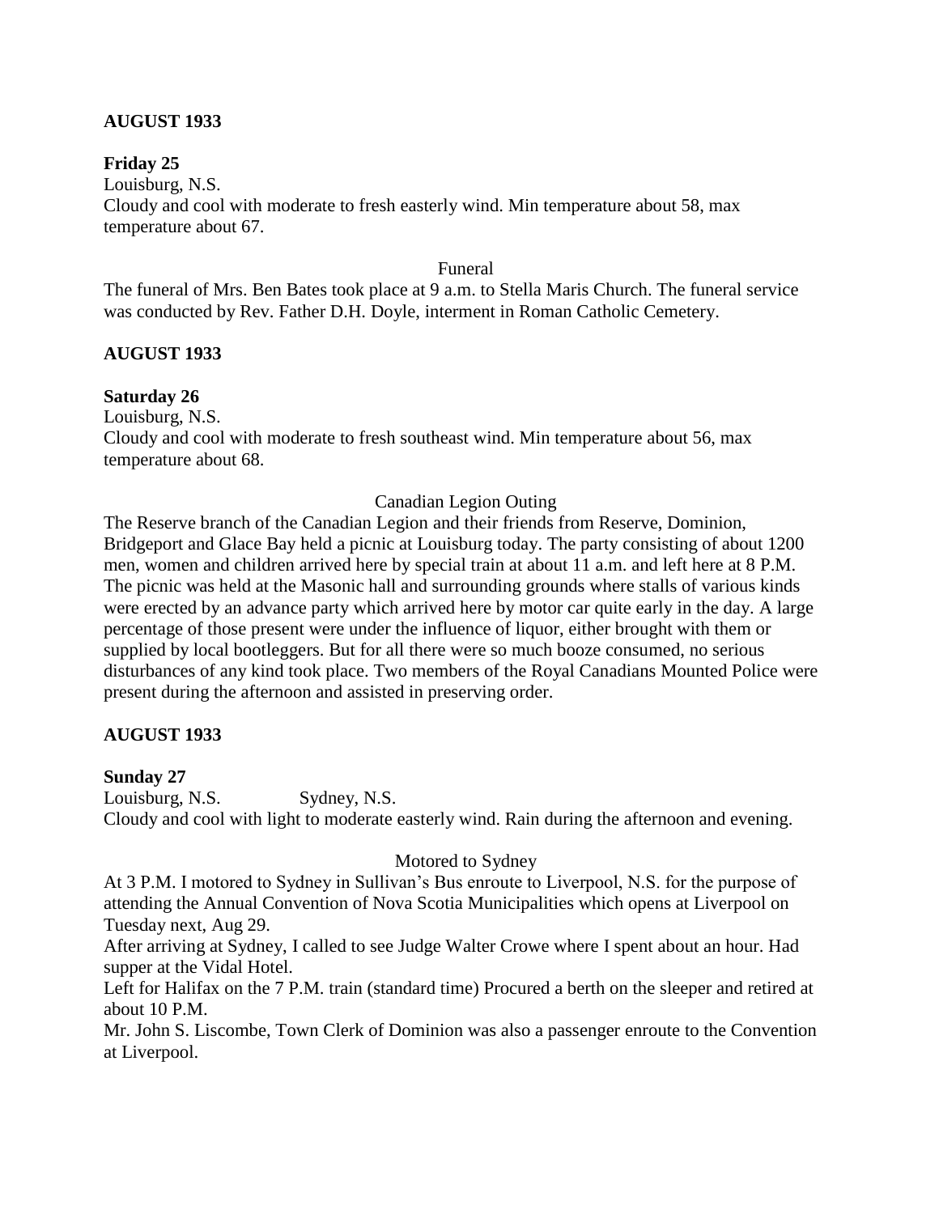**AUGUST 1933**

**Friday 25**

Louisburg, N.S.

Cloudy and cool with moderate to fresh easterly wind. Min temperature about 58, max temperature about 67.

Funeral

The funeral of Mrs. Ben Bates took place at 9 a.m. to Stella Maris Church. The funeral service was conducted by Rev. Father D.H. Doyle, interment in Roman Catholic Cemetery.

**AUGUST 1933**

**Saturday 26**

Louisburg, N.S.

Cloudy and cool with moderate to fresh southeast wind. Min temperature about 56, max temperature about 68.

Canadian Legion Outing

The Reserve branch of the Canadian Legion and their friends from Reserve, Dominion, Bridgeport and Glace Bay held a picnic at Louisburg today. The party consisting of about 1200 men, women and children arrived here by special train at about 11 a.m. and left here at 8 P.M. The picnic was held at the Masonic hall and surrounding grounds where stalls of various kinds were erected by an advance party which arrived here by motor car quite early in the day. A large percentage of those present were under the influence of liquor, either brought with them or supplied by local bootleggers. But for all there were so much booze consumed, no serious disturbances of any kind took place. Two members of the Royal Canadians Mounted Police were present during the afternoon and assisted in preserving order.

**AUGUST 1933**

**Sunday 27**

Louisburg, N.S. Sydney, N.S.

Cloudy and cool with light to moderate easterly wind. Rain during the afternoon and evening.

Motored to Sydney

At 3 P.M. I motored to Sydney in Sullivan's Bus enroute to Liverpool, N.S. for the purpose of attending the Annual Convention of Nova Scotia Municipalities which opens at Liverpool on Tuesday next, Aug 29.

After arriving at Sydney, I called to see Judge Walter Crowe where I spent about an hour. Had supper at the Vidal Hotel.

Left for Halifax on the 7 P.M. train (standard time) Procured a berth on the sleeper and retired at about 10 P.M.

Mr. John S. Liscombe, Town Clerk of Dominion was also a passenger enroute to the Convention at Liverpool.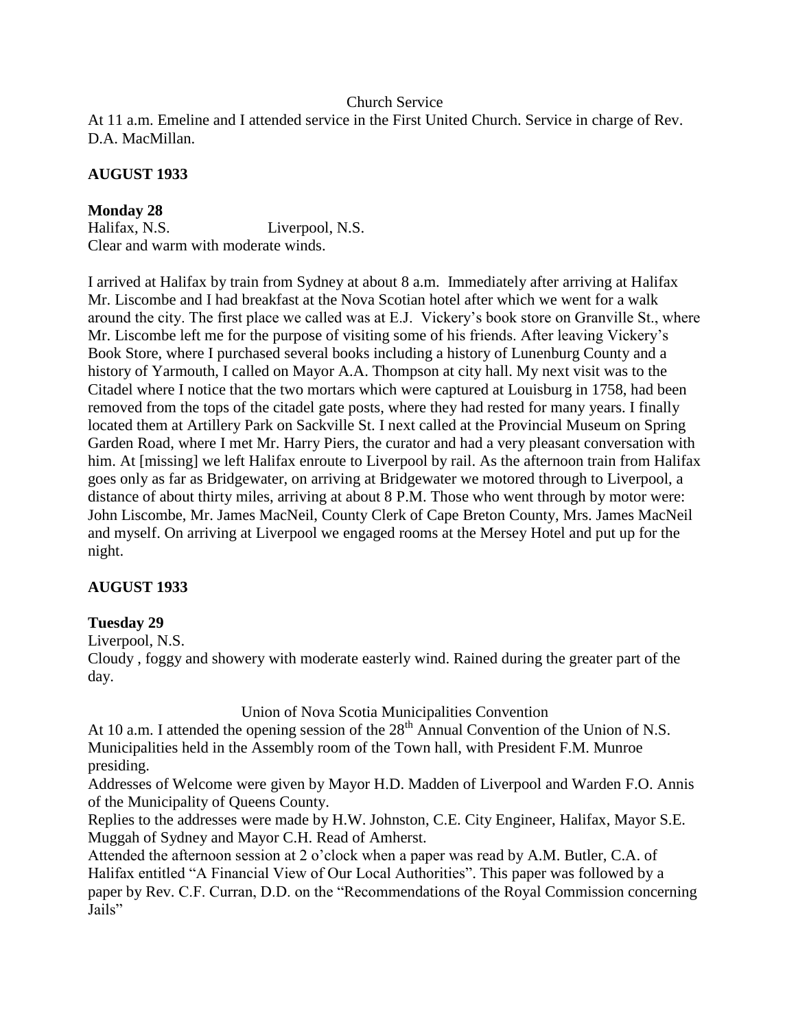Church Service

At 11 a.m. Emeline and I attended service in the First United Church. Service in charge of Rev. D.A. MacMillan.

**AUGUST 1933**

**Monday 28**

Halifax, N.S. Liverpool, N.S.

Clear and warm with moderate winds.

I arrived at Halifax by train from Sydney at about 8 a.m. Immediately after arriving at Halifax Mr. Liscombe and I had breakfast at the Nova Scotian hotel after which we went for a walk around the city. The first place we called was at E.J. Vickery's book store on Granville St., where Mr. Liscombe left me for the purpose of visiting some of his friends. After leaving Vickery's Book Store, where I purchased several books including a history of Lunenburg County and a history of Yarmouth, I called on Mayor A.A. Thompson at city hall. My next visit was to the Citadel where I notice that the two mortars which were captured at Louisburg in 1758, had been removed from the tops of the citadel gate posts, where they had rested for many years. I finally located them at Artillery Park on Sackville St. I next called at the Provincial Museum on Spring Garden Road, where I met Mr. Harry Piers, the curator and had a very pleasant conversation with him. At [missing] we left Halifax enroute to Liverpool by rail. As the afternoon train from Halifax goes only as far as Bridgewater, on arriving at Bridgewater we motored through to Liverpool, a distance of about thirty miles, arriving at about 8 P.M. Those who went through by motor were: John Liscombe, Mr. James MacNeil, County Clerk of Cape Breton County, Mrs. James MacNeil and myself. On arriving at Liverpool we engaged rooms at the Mersey Hotel and put up for the night.

**AUGUST 1933**

**Tuesday 29**

Liverpool, N.S.

Cloudy , foggy and showery with moderate easterly wind. Rained during the greater part of the day.

Union of Nova Scotia Municipalities Convention

At 10 a.m. I attended the opening session of the 28th Annual Convention of the Union of N.S. Municipalities held in the Assembly room of the Town hall, with President F.M. Munroe presiding.

Addresses of Welcome were given by Mayor H.D. Madden of Liverpool and Warden F.O. Annis of the Municipality of Queens County.

Replies to the addresses were made by H.W. Johnston, C.E. City Engineer, Halifax, Mayor S.E. Muggah of Sydney and Mayor C.H. Read of Amherst.

Attended the afternoon session at 2 o'clock when a paper was read by A.M. Butler, C.A. of Halifax entitled "A Financial View of Our Local Authorities". This paper was followed by a paper by Rev. C.F. Curran, D.D. on the "Recommendations of the Royal Commission concerning Jails"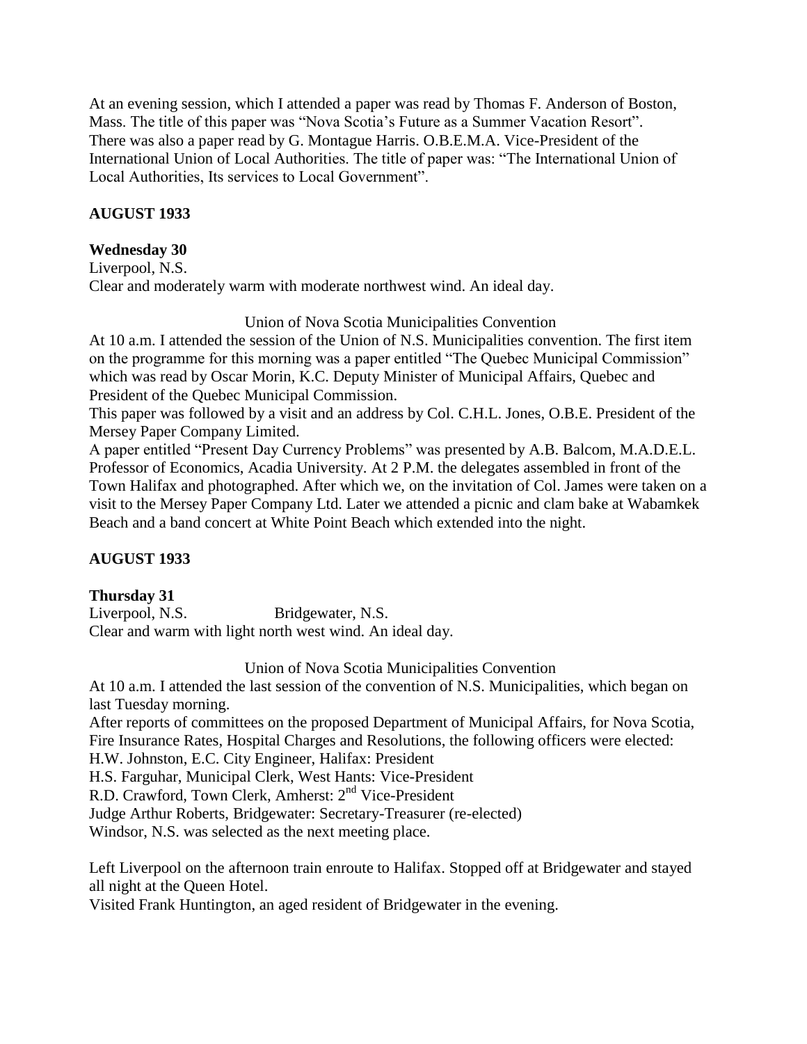At an evening session, which I attended a paper was read by Thomas F. Anderson of Boston, Mass. The title of this paper was "Nova Scotia's Future as a Summer Vacation Resort". There was also a paper read by G. Montague Harris. O.B.E.M.A. Vice-President of the International Union of Local Authorities. The title of paper was: "The International Union of Local Authorities, Its services to Local Government".

**AUGUST 1933**

**Wednesday 30**

Liverpool, N.S.

Clear and moderately warm with moderate northwest wind. An ideal day.

Union of Nova Scotia Municipalities Convention

At 10 a.m. I attended the session of the Union of N.S. Municipalities convention. The first item on the programme for this morning was a paper entitled "The Quebec Municipal Commission" which was read by Oscar Morin, K.C. Deputy Minister of Municipal Affairs, Quebec and President of the Quebec Municipal Commission.

This paper was followed by a visit and an address by Col. C.H.L. Jones, O.B.E. President of the Mersey Paper Company Limited.

A paper entitled "Present Day Currency Problems" was presented by A.B. Balcom, M.A.D.E.L. Professor of Economics, Acadia University. At 2 P.M. the delegates assembled in front of the Town Halifax and photographed. After which we, on the invitation of Col. James were taken on a visit to the Mersey Paper Company Ltd. Later we attended a picnic and clam bake at Wabamkek Beach and a band concert at White Point Beach which extended into the night.

**AUGUST 1933**

**Thursday 31**

Liverpool, N.S. Bridgewater, N.S.

Clear and warm with light north west wind. An ideal day.

Union of Nova Scotia Municipalities Convention

At 10 a.m. I attended the last session of the convention of N.S. Municipalities, which began on last Tuesday morning.

After reports of committees on the proposed Department of Municipal Affairs, for Nova Scotia, Fire Insurance Rates, Hospital Charges and Resolutions, the following officers were elected:

H.W. Johnston, E.C. City Engineer, Halifax: President

H.S. Farguhar, Municipal Clerk, West Hants: Vice-President

R.D. Crawford, Town Clerk, Amherst: 2nd Vice-President

Judge Arthur Roberts, Bridgewater: Secretary-Treasurer (re-elected)

Windsor, N.S. was selected as the next meeting place.

Left Liverpool on the afternoon train enroute to Halifax. Stopped off at Bridgewater and stayed all night at the Queen Hotel.

Visited Frank Huntington, an aged resident of Bridgewater in the evening.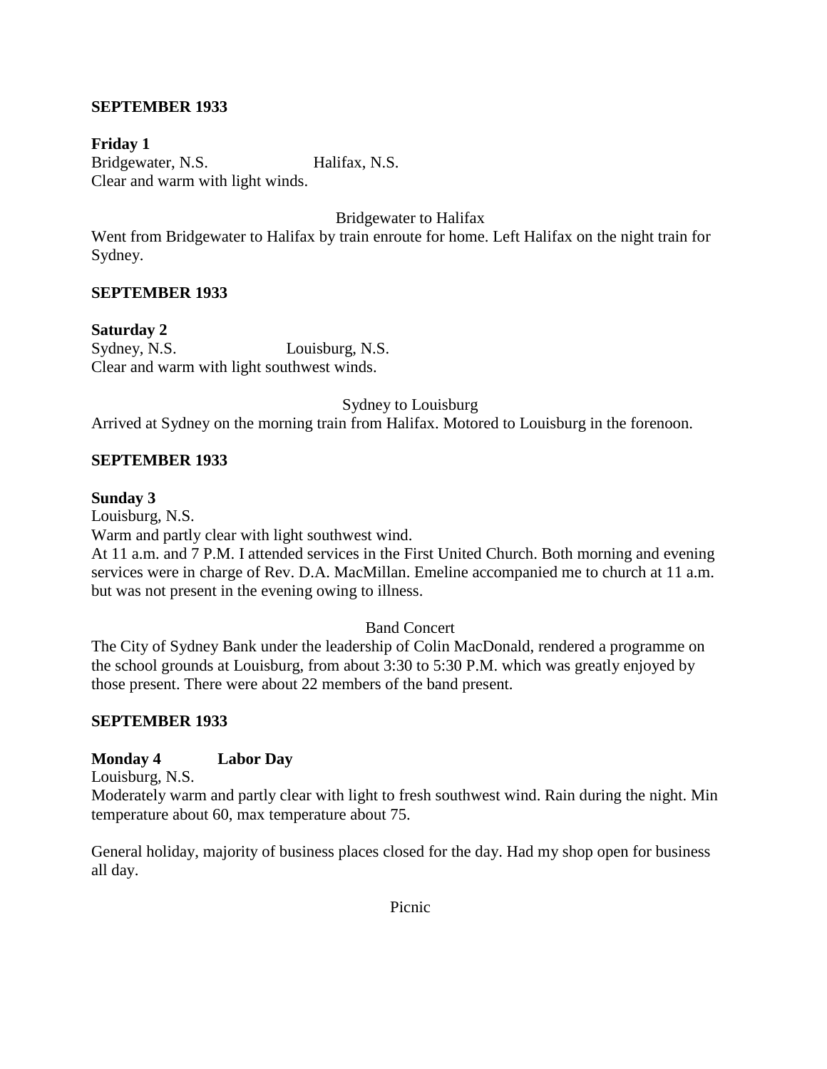**SEPTEMBER 1933**

**Friday 1**
Bridgewater, N.S. Halifax, N.S.
Clear and warm with light winds.

Bridgewater to Halifax

Went from Bridgewater to Halifax by train enroute for home. Left Halifax on the night train for Sydney.

**SEPTEMBER 1933**

**Saturday 2**
Sydney, N.S. Louisburg, N.S.
Clear and warm with light southwest winds.

Sydney to Louisburg

Arrived at Sydney on the morning train from Halifax. Motored to Louisburg in the forenoon.

**SEPTEMBER 1933**

**Sunday 3**
Louisburg, N.S.
Warm and partly clear with light southwest wind.
At 11 a.m. and 7 P.M. I attended services in the First United Church. Both morning and evening services were in charge of Rev. D.A. MacMillan. Emeline accompanied me to church at 11 a.m. but was not present in the evening owing to illness.

Band Concert

The City of Sydney Bank under the leadership of Colin MacDonald, rendered a programme on the school grounds at Louisburg, from about 3:30 to 5:30 P.M. which was greatly enjoyed by those present. There were about 22 members of the band present.

**SEPTEMBER 1933**

**Monday 4 Labor Day**
Louisburg, N.S.
Moderately warm and partly clear with light to fresh southwest wind. Rain during the night. Min temperature about 60, max temperature about 75.

General holiday, majority of business places closed for the day. Had my shop open for business all day.

Picnic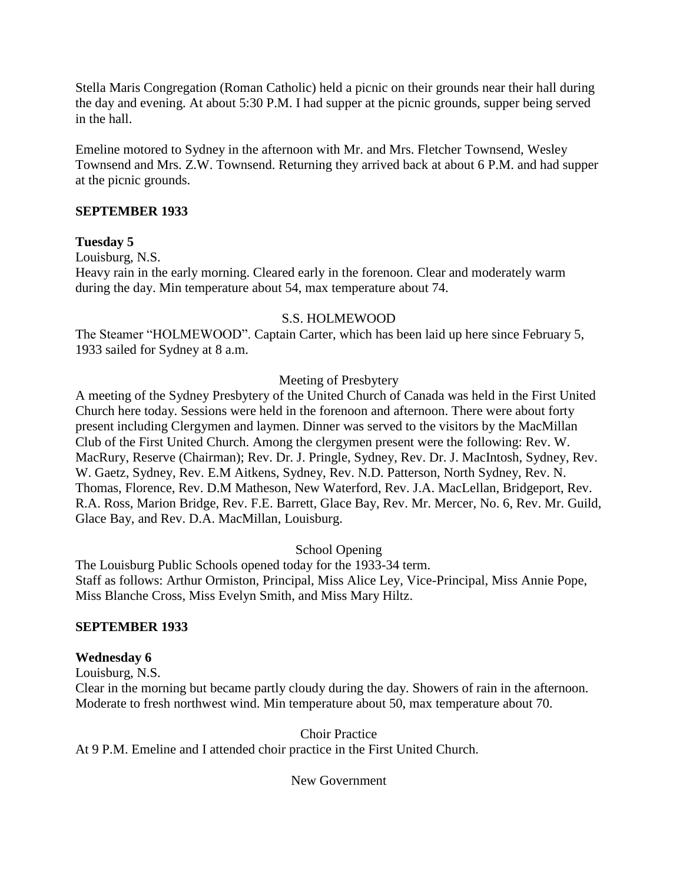Stella Maris Congregation (Roman Catholic) held a picnic on their grounds near their hall during the day and evening. At about 5:30 P.M. I had supper at the picnic grounds, supper being served in the hall.

Emeline motored to Sydney in the afternoon with Mr. and Mrs. Fletcher Townsend, Wesley Townsend and Mrs. Z.W. Townsend. Returning they arrived back at about 6 P.M. and had supper at the picnic grounds.

**SEPTEMBER 1933**

**Tuesday 5**

Louisburg, N.S.

Heavy rain in the early morning. Cleared early in the forenoon. Clear and moderately warm during the day. Min temperature about 54, max temperature about 74.

S.S. HOLMEWOOD

The Steamer "HOLMEWOOD". Captain Carter, which has been laid up here since February 5, 1933 sailed for Sydney at 8 a.m.

Meeting of Presbytery

A meeting of the Sydney Presbytery of the United Church of Canada was held in the First United Church here today. Sessions were held in the forenoon and afternoon. There were about forty present including Clergymen and laymen. Dinner was served to the visitors by the MacMillan Club of the First United Church. Among the clergymen present were the following: Rev. W. MacRury, Reserve (Chairman); Rev. Dr. J. Pringle, Sydney, Rev. Dr. J. MacIntosh, Sydney, Rev. W. Gaetz, Sydney, Rev. E.M Aitkens, Sydney, Rev. N.D. Patterson, North Sydney, Rev. N. Thomas, Florence, Rev. D.M Matheson, New Waterford, Rev. J.A. MacLellan, Bridgeport, Rev. R.A. Ross, Marion Bridge, Rev. F.E. Barrett, Glace Bay, Rev. Mr. Mercer, No. 6, Rev. Mr. Guild, Glace Bay, and Rev. D.A. MacMillan, Louisburg.

School Opening

The Louisburg Public Schools opened today for the 1933-34 term.
Staff as follows: Arthur Ormiston, Principal, Miss Alice Ley, Vice-Principal, Miss Annie Pope, Miss Blanche Cross, Miss Evelyn Smith, and Miss Mary Hiltz.

**SEPTEMBER 1933**

**Wednesday 6**

Louisburg, N.S.

Clear in the morning but became partly cloudy during the day. Showers of rain in the afternoon. Moderate to fresh northwest wind. Min temperature about 50, max temperature about 70.

Choir Practice

At 9 P.M. Emeline and I attended choir practice in the First United Church.

New Government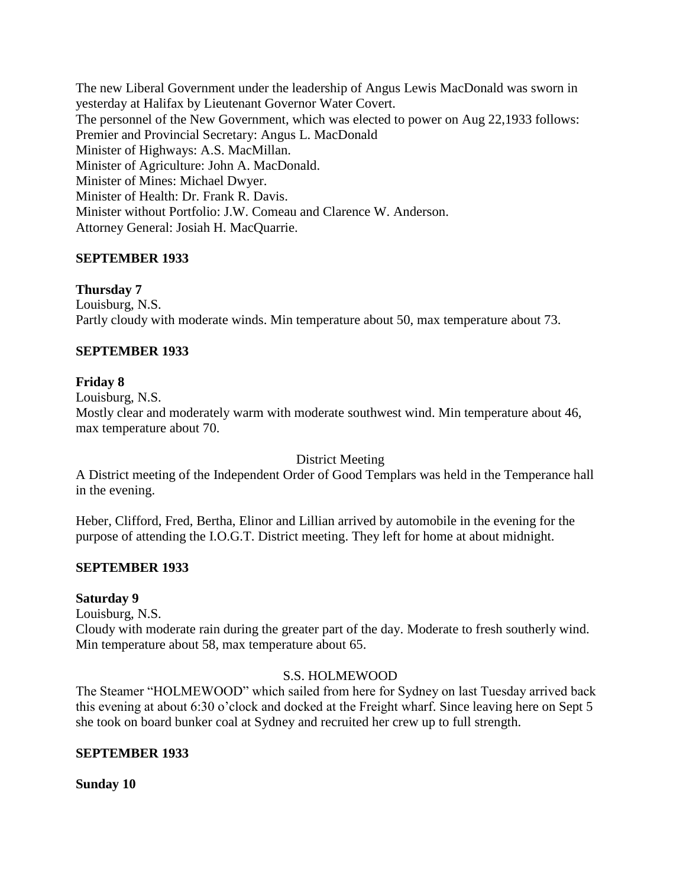The new Liberal Government under the leadership of Angus Lewis MacDonald was sworn in yesterday at Halifax by Lieutenant Governor Water Covert.
The personnel of the New Government, which was elected to power on Aug 22,1933 follows:
Premier and Provincial Secretary: Angus L. MacDonald
Minister of Highways: A.S. MacMillan.
Minister of Agriculture: John A. MacDonald.
Minister of Mines: Michael Dwyer.
Minister of Health: Dr. Frank R. Davis.
Minister without Portfolio: J.W. Comeau and Clarence W. Anderson.
Attorney General: Josiah H. MacQuarrie.

**SEPTEMBER 1933**

**Thursday 7**
Louisburg, N.S.
Partly cloudy with moderate winds. Min temperature about 50, max temperature about 73.

**SEPTEMBER 1933**

**Friday 8**
Louisburg, N.S.
Mostly clear and moderately warm with moderate southwest wind. Min temperature about 46, max temperature about 70.

District Meeting

A District meeting of the Independent Order of Good Templars was held in the Temperance hall in the evening.

Heber, Clifford, Fred, Bertha, Elinor and Lillian arrived by automobile in the evening for the purpose of attending the I.O.G.T. District meeting. They left for home at about midnight.

**SEPTEMBER 1933**

**Saturday 9**
Louisburg, N.S.
Cloudy with moderate rain during the greater part of the day. Moderate to fresh southerly wind. Min temperature about 58, max temperature about 65.

S.S. HOLMEWOOD

The Steamer "HOLMEWOOD" which sailed from here for Sydney on last Tuesday arrived back this evening at about 6:30 o'clock and docked at the Freight wharf. Since leaving here on Sept 5 she took on board bunker coal at Sydney and recruited her crew up to full strength.

**SEPTEMBER 1933**

**Sunday 10**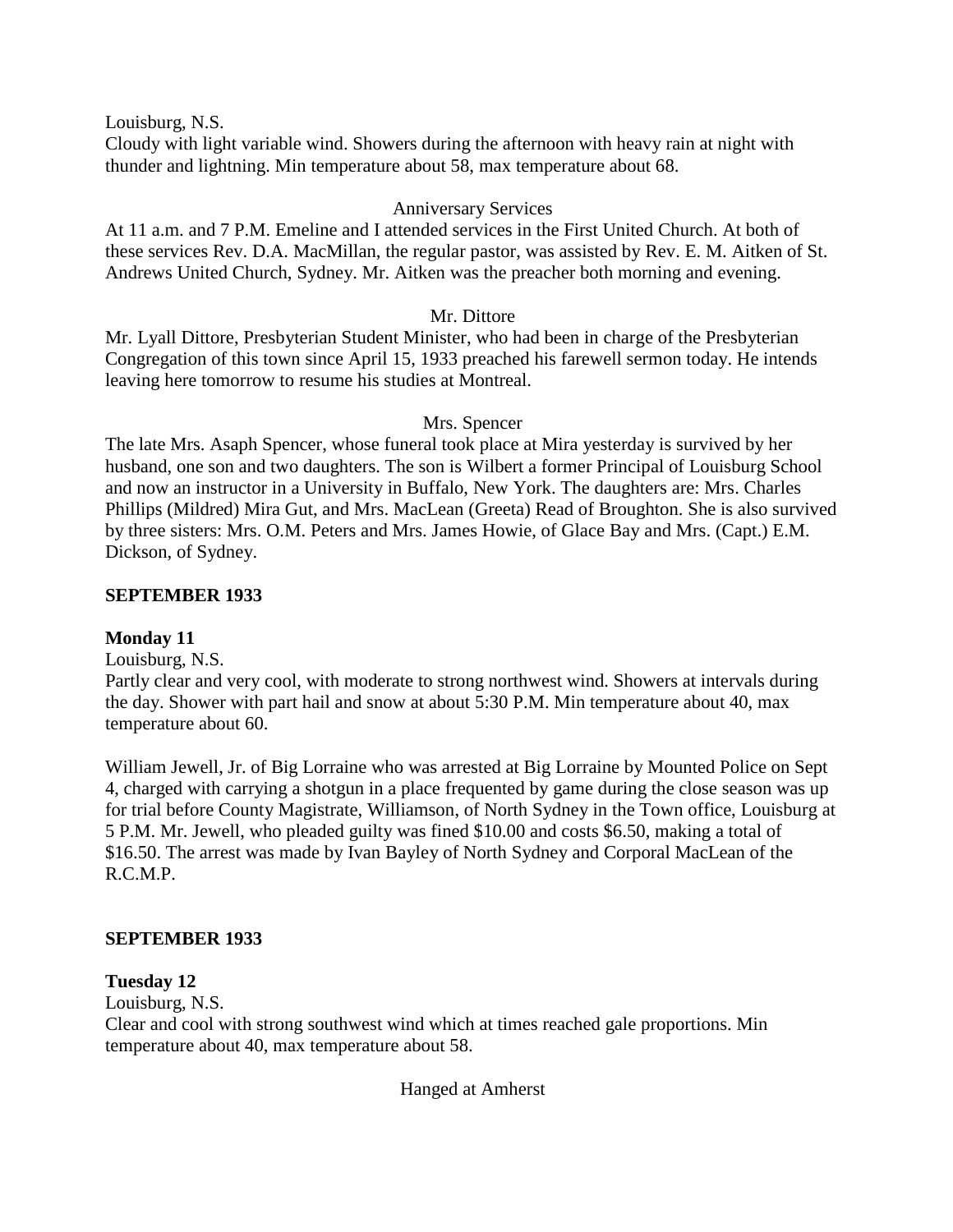Louisburg, N.S.
Cloudy with light variable wind. Showers during the afternoon with heavy rain at night with thunder and lightning. Min temperature about 58, max temperature about 68.

Anniversary Services

At 11 a.m. and 7 P.M. Emeline and I attended services in the First United Church. At both of these services Rev. D.A. MacMillan, the regular pastor, was assisted by Rev. E. M. Aitken of St. Andrews United Church, Sydney. Mr. Aitken was the preacher both morning and evening.

Mr. Dittore

Mr. Lyall Dittore, Presbyterian Student Minister, who had been in charge of the Presbyterian Congregation of this town since April 15, 1933 preached his farewell sermon today. He intends leaving here tomorrow to resume his studies at Montreal.

Mrs. Spencer

The late Mrs. Asaph Spencer, whose funeral took place at Mira yesterday is survived by her husband, one son and two daughters. The son is Wilbert a former Principal of Louisburg School and now an instructor in a University in Buffalo, New York. The daughters are: Mrs. Charles Phillips (Mildred) Mira Gut, and Mrs. MacLean (Greeta) Read of Broughton. She is also survived by three sisters: Mrs. O.M. Peters and Mrs. James Howie, of Glace Bay and Mrs. (Capt.) E.M. Dickson, of Sydney.

**SEPTEMBER 1933**

**Monday 11**

Louisburg, N.S.
Partly clear and very cool, with moderate to strong northwest wind. Showers at intervals during the day. Shower with part hail and snow at about 5:30 P.M. Min temperature about 40, max temperature about 60.

William Jewell, Jr. of Big Lorraine who was arrested at Big Lorraine by Mounted Police on Sept 4, charged with carrying a shotgun in a place frequented by game during the close season was up for trial before County Magistrate, Williamson, of North Sydney in the Town office, Louisburg at 5 P.M. Mr. Jewell, who pleaded guilty was fined $10.00 and costs $6.50, making a total of $16.50. The arrest was made by Ivan Bayley of North Sydney and Corporal MacLean of the R.C.M.P.

**SEPTEMBER 1933**

**Tuesday 12**

Louisburg, N.S.
Clear and cool with strong southwest wind which at times reached gale proportions. Min temperature about 40, max temperature about 58.

Hanged at Amherst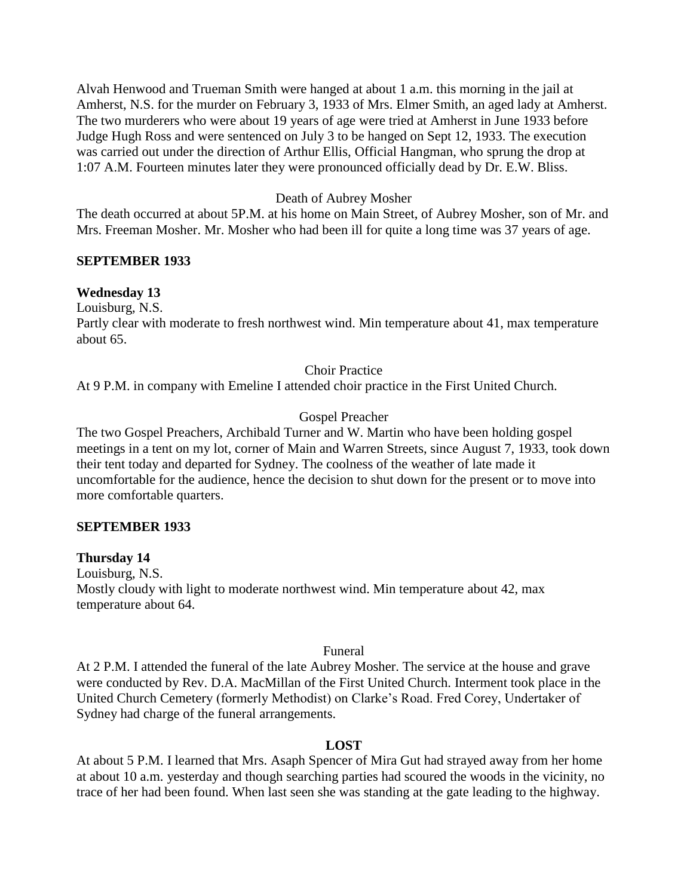Alvah Henwood and Trueman Smith were hanged at about 1 a.m. this morning in the jail at Amherst, N.S. for the murder on February 3, 1933 of Mrs. Elmer Smith, an aged lady at Amherst. The two murderers who were about 19 years of age were tried at Amherst in June 1933 before Judge Hugh Ross and were sentenced on July 3 to be hanged on Sept 12, 1933. The execution was carried out under the direction of Arthur Ellis, Official Hangman, who sprung the drop at 1:07 A.M. Fourteen minutes later they were pronounced officially dead by Dr. E.W. Bliss.

Death of Aubrey Mosher

The death occurred at about 5P.M. at his home on Main Street, of Aubrey Mosher, son of Mr. and Mrs. Freeman Mosher. Mr. Mosher who had been ill for quite a long time was 37 years of age.

**SEPTEMBER 1933**

**Wednesday 13**

Louisburg, N.S.

Partly clear with moderate to fresh northwest wind. Min temperature about 41, max temperature about 65.

Choir Practice

At 9 P.M. in company with Emeline I attended choir practice in the First United Church.

Gospel Preacher

The two Gospel Preachers, Archibald Turner and W. Martin who have been holding gospel meetings in a tent on my lot, corner of Main and Warren Streets, since August 7, 1933, took down their tent today and departed for Sydney. The coolness of the weather of late made it uncomfortable for the audience, hence the decision to shut down for the present or to move into more comfortable quarters.

**SEPTEMBER 1933**

**Thursday 14**

Louisburg, N.S.

Mostly cloudy with light to moderate northwest wind. Min temperature about 42, max temperature about 64.

Funeral

At 2 P.M. I attended the funeral of the late Aubrey Mosher. The service at the house and grave were conducted by Rev. D.A. MacMillan of the First United Church. Interment took place in the United Church Cemetery (formerly Methodist) on Clarke's Road. Fred Corey, Undertaker of Sydney had charge of the funeral arrangements.

**LOST**

At about 5 P.M. I learned that Mrs. Asaph Spencer of Mira Gut had strayed away from her home at about 10 a.m. yesterday and though searching parties had scoured the woods in the vicinity, no trace of her had been found. When last seen she was standing at the gate leading to the highway.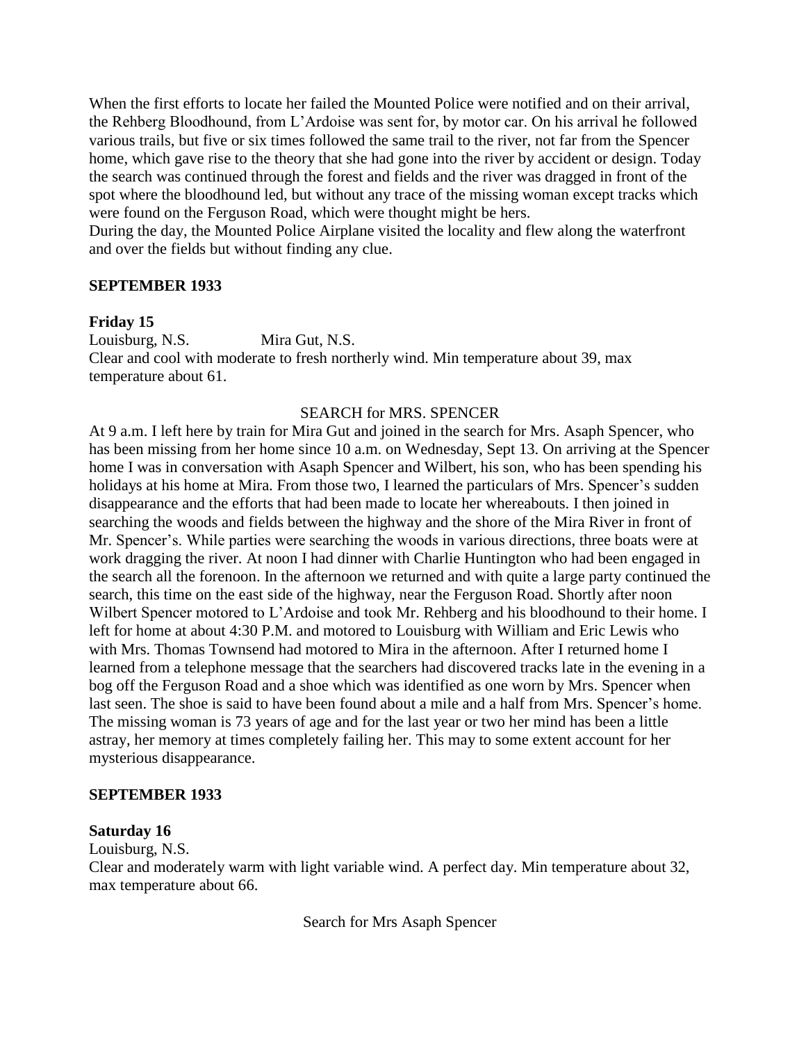When the first efforts to locate her failed the Mounted Police were notified and on their arrival, the Rehberg Bloodhound, from L'Ardoise was sent for, by motor car. On his arrival he followed various trails, but five or six times followed the same trail to the river, not far from the Spencer home, which gave rise to the theory that she had gone into the river by accident or design. Today the search was continued through the forest and fields and the river was dragged in front of the spot where the bloodhound led, but without any trace of the missing woman except tracks which were found on the Ferguson Road, which were thought might be hers.
During the day, the Mounted Police Airplane visited the locality and flew along the waterfront and over the fields but without finding any clue.

**SEPTEMBER 1933**

**Friday 15**
Louisburg, N.S. Mira Gut, N.S.
Clear and cool with moderate to fresh northerly wind. Min temperature about 39, max temperature about 61.

SEARCH for MRS. SPENCER

At 9 a.m. I left here by train for Mira Gut and joined in the search for Mrs. Asaph Spencer, who has been missing from her home since 10 a.m. on Wednesday, Sept 13. On arriving at the Spencer home I was in conversation with Asaph Spencer and Wilbert, his son, who has been spending his holidays at his home at Mira. From those two, I learned the particulars of Mrs. Spencer's sudden disappearance and the efforts that had been made to locate her whereabouts. I then joined in searching the woods and fields between the highway and the shore of the Mira River in front of Mr. Spencer's. While parties were searching the woods in various directions, three boats were at work dragging the river. At noon I had dinner with Charlie Huntington who had been engaged in the search all the forenoon. In the afternoon we returned and with quite a large party continued the search, this time on the east side of the highway, near the Ferguson Road. Shortly after noon Wilbert Spencer motored to L'Ardoise and took Mr. Rehberg and his bloodhound to their home. I left for home at about 4:30 P.M. and motored to Louisburg with William and Eric Lewis who with Mrs. Thomas Townsend had motored to Mira in the afternoon. After I returned home I learned from a telephone message that the searchers had discovered tracks late in the evening in a bog off the Ferguson Road and a shoe which was identified as one worn by Mrs. Spencer when last seen. The shoe is said to have been found about a mile and a half from Mrs. Spencer's home. The missing woman is 73 years of age and for the last year or two her mind has been a little astray, her memory at times completely failing her. This may to some extent account for her mysterious disappearance.

**SEPTEMBER 1933**

**Saturday 16**
Louisburg, N.S.
Clear and moderately warm with light variable wind. A perfect day. Min temperature about 32, max temperature about 66.

Search for Mrs Asaph Spencer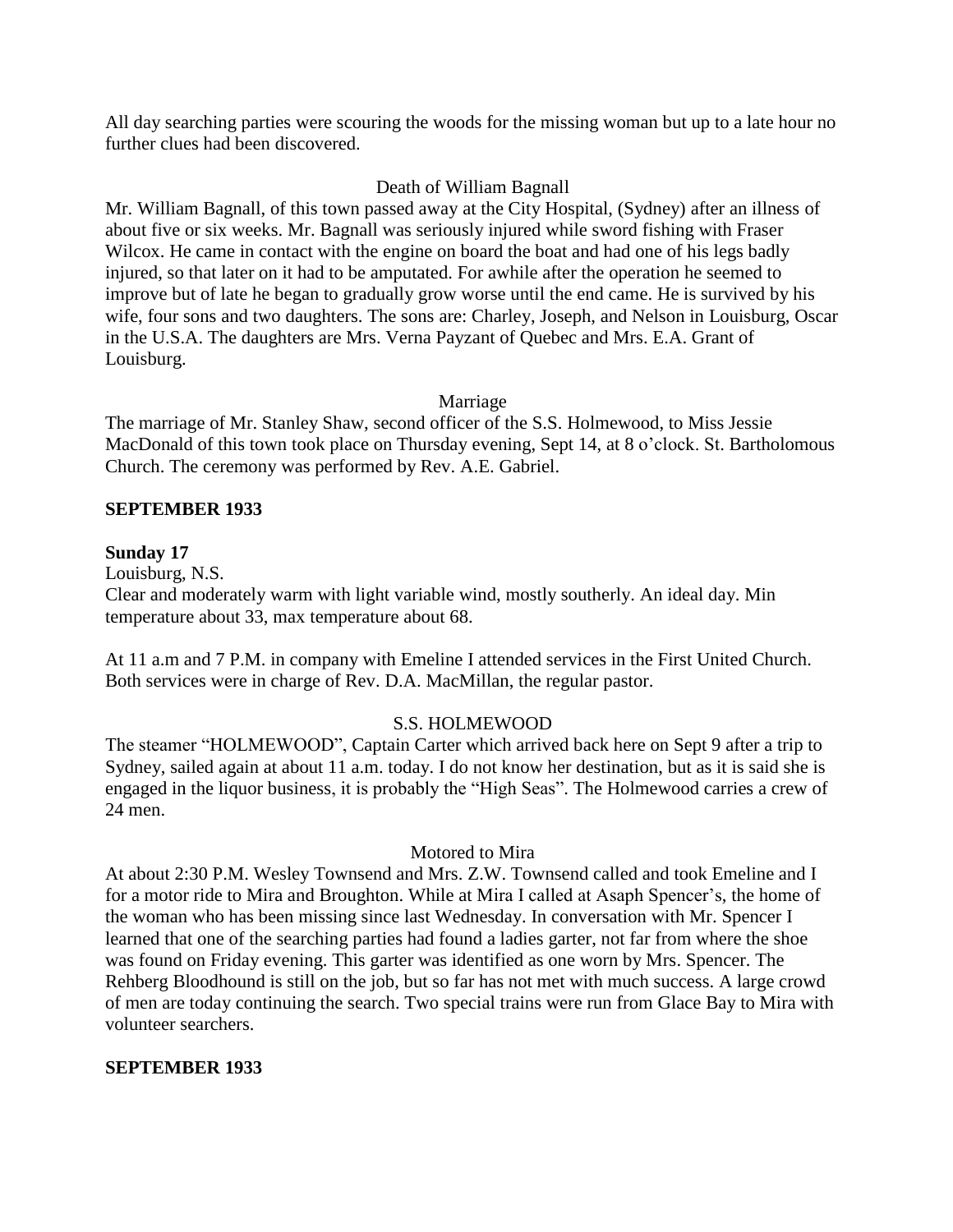All day searching parties were scouring the woods for the missing woman but up to a late hour no further clues had been discovered.

Death of William Bagnall

Mr. William Bagnall, of this town passed away at the City Hospital, (Sydney) after an illness of about five or six weeks. Mr. Bagnall was seriously injured while sword fishing with Fraser Wilcox. He came in contact with the engine on board the boat and had one of his legs badly injured, so that later on it had to be amputated. For awhile after the operation he seemed to improve but of late he began to gradually grow worse until the end came. He is survived by his wife, four sons and two daughters. The sons are: Charley, Joseph, and Nelson in Louisburg, Oscar in the U.S.A. The daughters are Mrs. Verna Payzant of Quebec and Mrs. E.A. Grant of Louisburg.

Marriage

The marriage of Mr. Stanley Shaw, second officer of the S.S. Holmewood, to Miss Jessie MacDonald of this town took place on Thursday evening, Sept 14, at 8 o'clock. St. Bartholomous Church. The ceremony was performed by Rev. A.E. Gabriel.

**SEPTEMBER 1933**

**Sunday 17**

Louisburg, N.S.

Clear and moderately warm with light variable wind, mostly southerly. An ideal day. Min temperature about 33, max temperature about 68.

At 11 a.m and 7 P.M. in company with Emeline I attended services in the First United Church. Both services were in charge of Rev. D.A. MacMillan, the regular pastor.

S.S. HOLMEWOOD

The steamer "HOLMEWOOD", Captain Carter which arrived back here on Sept 9 after a trip to Sydney, sailed again at about 11 a.m. today. I do not know her destination, but as it is said she is engaged in the liquor business, it is probably the "High Seas". The Holmewood carries a crew of 24 men.

Motored to Mira

At about 2:30 P.M. Wesley Townsend and Mrs. Z.W. Townsend called and took Emeline and I for a motor ride to Mira and Broughton. While at Mira I called at Asaph Spencer's, the home of the woman who has been missing since last Wednesday. In conversation with Mr. Spencer I learned that one of the searching parties had found a ladies garter, not far from where the shoe was found on Friday evening. This garter was identified as one worn by Mrs. Spencer. The Rehberg Bloodhound is still on the job, but so far has not met with much success. A large crowd of men are today continuing the search. Two special trains were run from Glace Bay to Mira with volunteer searchers.

**SEPTEMBER 1933**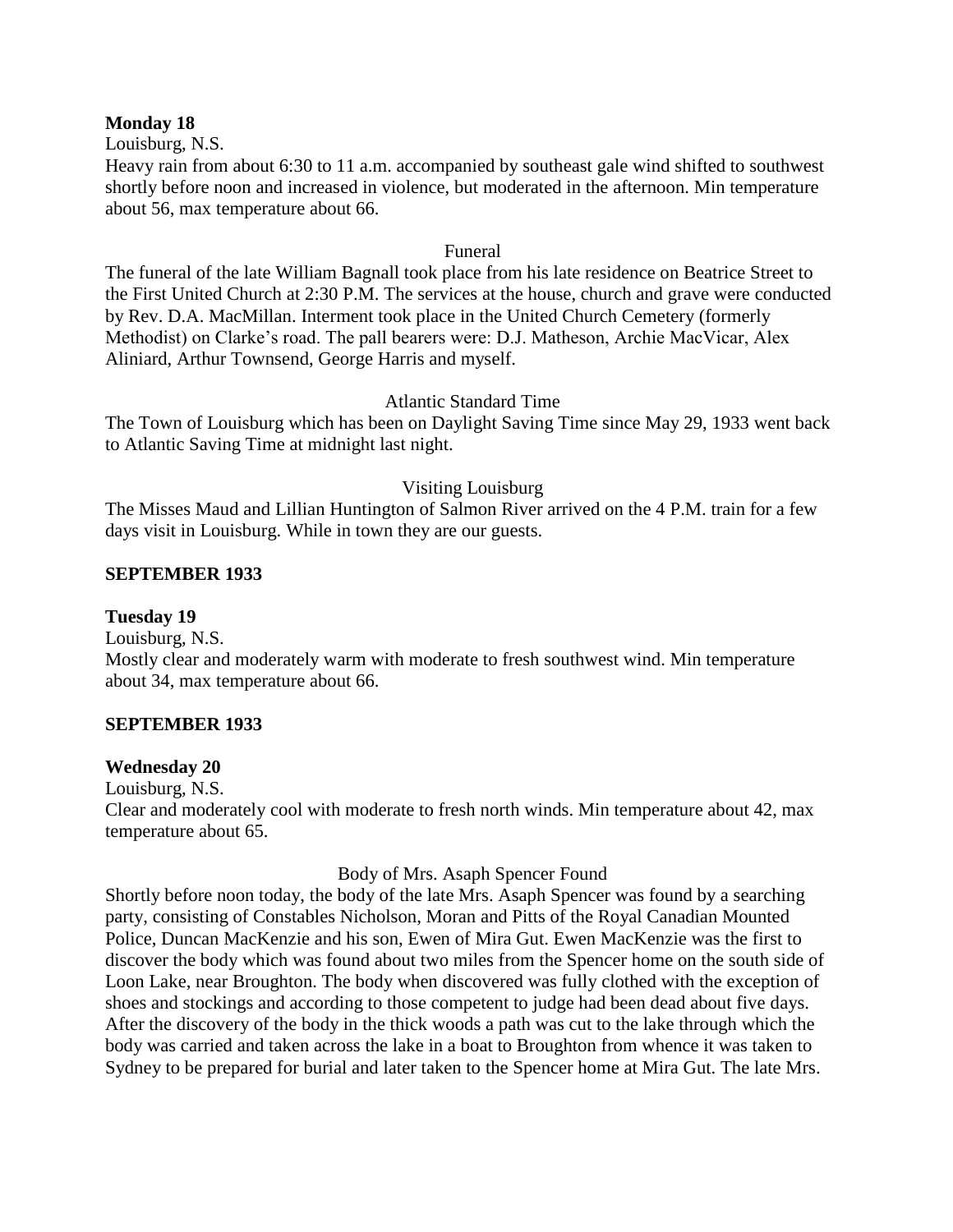**Monday 18**

Louisburg, N.S.

Heavy rain from about 6:30 to 11 a.m. accompanied by southeast gale wind shifted to southwest shortly before noon and increased in violence, but moderated in the afternoon. Min temperature about 56, max temperature about 66.

Funeral

The funeral of the late William Bagnall took place from his late residence on Beatrice Street to the First United Church at 2:30 P.M. The services at the house, church and grave were conducted by Rev. D.A. MacMillan. Interment took place in the United Church Cemetery (formerly Methodist) on Clarke's road. The pall bearers were: D.J. Matheson, Archie MacVicar, Alex Aliniard, Arthur Townsend, George Harris and myself.

Atlantic Standard Time

The Town of Louisburg which has been on Daylight Saving Time since May 29, 1933 went back to Atlantic Saving Time at midnight last night.

Visiting Louisburg

The Misses Maud and Lillian Huntington of Salmon River arrived on the 4 P.M. train for a few days visit in Louisburg. While in town they are our guests.

**SEPTEMBER 1933**

**Tuesday 19**

Louisburg, N.S.

Mostly clear and moderately warm with moderate to fresh southwest wind. Min temperature about 34, max temperature about 66.

**SEPTEMBER 1933**

**Wednesday 20**

Louisburg, N.S.

Clear and moderately cool with moderate to fresh north winds. Min temperature about 42, max temperature about 65.

Body of Mrs. Asaph Spencer Found

Shortly before noon today, the body of the late Mrs. Asaph Spencer was found by a searching party, consisting of Constables Nicholson, Moran and Pitts of the Royal Canadian Mounted Police, Duncan MacKenzie and his son, Ewen of Mira Gut. Ewen MacKenzie was the first to discover the body which was found about two miles from the Spencer home on the south side of Loon Lake, near Broughton. The body when discovered was fully clothed with the exception of shoes and stockings and according to those competent to judge had been dead about five days. After the discovery of the body in the thick woods a path was cut to the lake through which the body was carried and taken across the lake in a boat to Broughton from whence it was taken to Sydney to be prepared for burial and later taken to the Spencer home at Mira Gut. The late Mrs.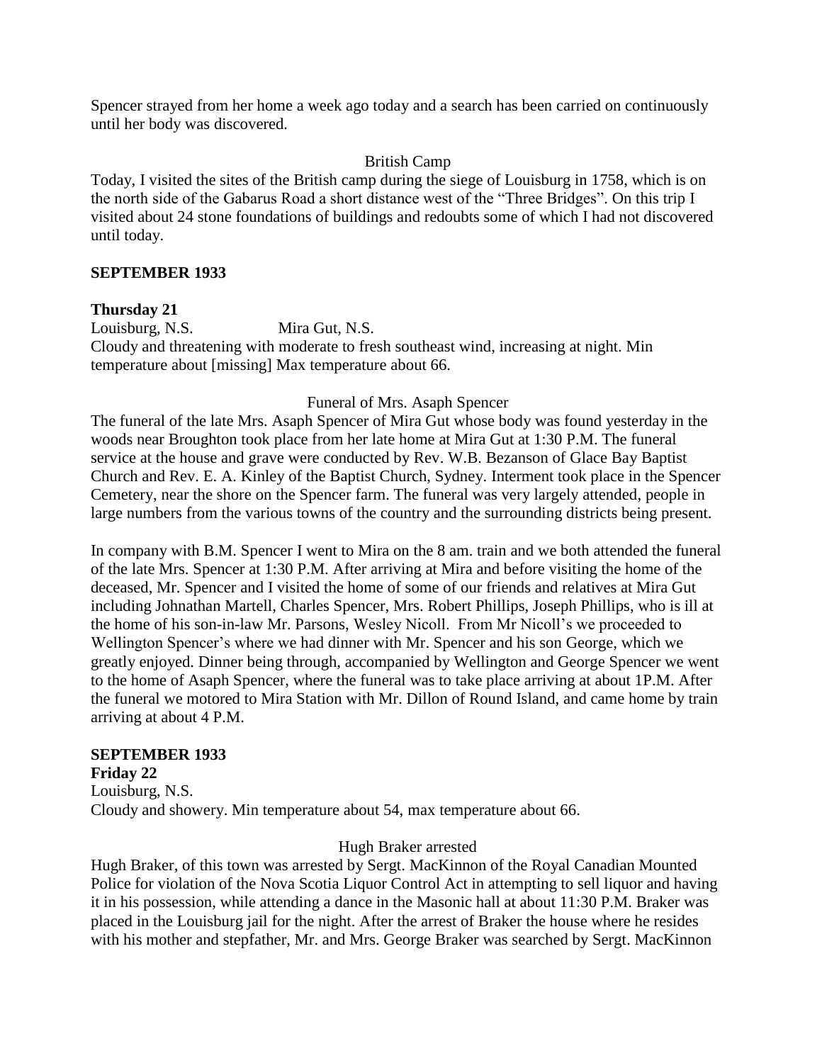Spencer strayed from her home a week ago today and a search has been carried on continuously until her body was discovered.

British Camp

Today, I visited the sites of the British camp during the siege of Louisburg in 1758, which is on the north side of the Gabarus Road a short distance west of the "Three Bridges". On this trip I visited about 24 stone foundations of buildings and redoubts some of which I had not discovered until today.

**SEPTEMBER 1933**

**Thursday 21**

Louisburg, N.S. Mira Gut, N.S.

Cloudy and threatening with moderate to fresh southeast wind, increasing at night. Min temperature about [missing] Max temperature about 66.

Funeral of Mrs. Asaph Spencer

The funeral of the late Mrs. Asaph Spencer of Mira Gut whose body was found yesterday in the woods near Broughton took place from her late home at Mira Gut at 1:30 P.M. The funeral service at the house and grave were conducted by Rev. W.B. Bezanson of Glace Bay Baptist Church and Rev. E. A. Kinley of the Baptist Church, Sydney. Interment took place in the Spencer Cemetery, near the shore on the Spencer farm. The funeral was very largely attended, people in large numbers from the various towns of the country and the surrounding districts being present.

In company with B.M. Spencer I went to Mira on the 8 am. train and we both attended the funeral of the late Mrs. Spencer at 1:30 P.M. After arriving at Mira and before visiting the home of the deceased, Mr. Spencer and I visited the home of some of our friends and relatives at Mira Gut including Johnathan Martell, Charles Spencer, Mrs. Robert Phillips, Joseph Phillips, who is ill at the home of his son-in-law Mr. Parsons, Wesley Nicoll. From Mr Nicoll's we proceeded to Wellington Spencer's where we had dinner with Mr. Spencer and his son George, which we greatly enjoyed. Dinner being through, accompanied by Wellington and George Spencer we went to the home of Asaph Spencer, where the funeral was to take place arriving at about 1P.M. After the funeral we motored to Mira Station with Mr. Dillon of Round Island, and came home by train arriving at about 4 P.M.

**SEPTEMBER 1933**

**Friday 22**

Louisburg, N.S.

Cloudy and showery. Min temperature about 54, max temperature about 66.

Hugh Braker arrested

Hugh Braker, of this town was arrested by Sergt. MacKinnon of the Royal Canadian Mounted Police for violation of the Nova Scotia Liquor Control Act in attempting to sell liquor and having it in his possession, while attending a dance in the Masonic hall at about 11:30 P.M. Braker was placed in the Louisburg jail for the night. After the arrest of Braker the house where he resides with his mother and stepfather, Mr. and Mrs. George Braker was searched by Sergt. MacKinnon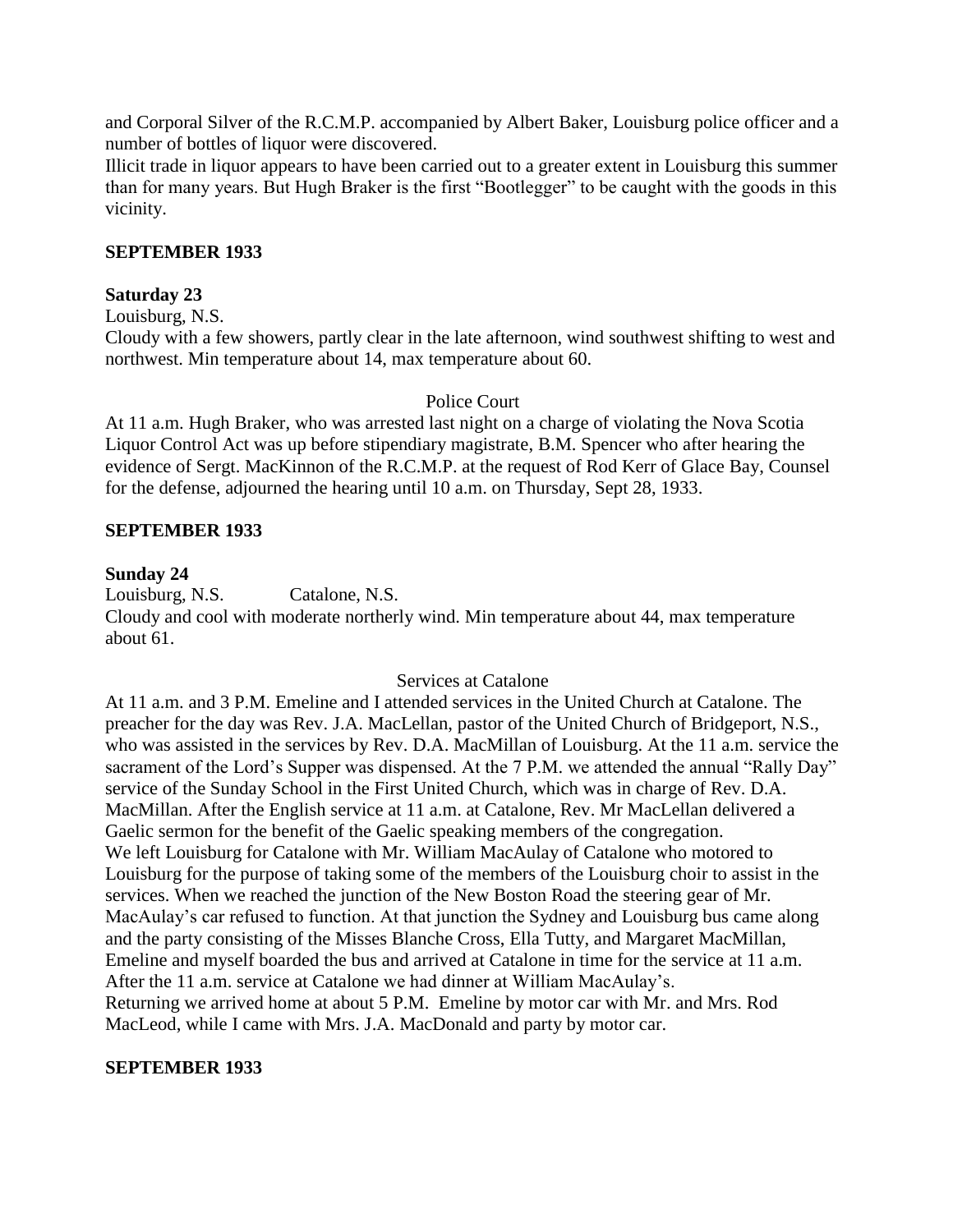and Corporal Silver of the R.C.M.P. accompanied by Albert Baker, Louisburg police officer and a number of bottles of liquor were discovered.

Illicit trade in liquor appears to have been carried out to a greater extent in Louisburg this summer than for many years. But Hugh Braker is the first "Bootlegger" to be caught with the goods in this vicinity.

**SEPTEMBER 1933**

**Saturday 23**

Louisburg, N.S.

Cloudy with a few showers, partly clear in the late afternoon, wind southwest shifting to west and northwest. Min temperature about 14, max temperature about 60.

Police Court

At 11 a.m. Hugh Braker, who was arrested last night on a charge of violating the Nova Scotia Liquor Control Act was up before stipendiary magistrate, B.M. Spencer who after hearing the evidence of Sergt. MacKinnon of the R.C.M.P. at the request of Rod Kerr of Glace Bay, Counsel for the defense, adjourned the hearing until 10 a.m. on Thursday, Sept 28, 1933.

**SEPTEMBER 1933**

**Sunday 24**

Louisburg, N.S. Catalone, N.S.

Cloudy and cool with moderate northerly wind. Min temperature about 44, max temperature about 61.

Services at Catalone

At 11 a.m. and 3 P.M. Emeline and I attended services in the United Church at Catalone. The preacher for the day was Rev. J.A. MacLellan, pastor of the United Church of Bridgeport, N.S., who was assisted in the services by Rev. D.A. MacMillan of Louisburg. At the 11 a.m. service the sacrament of the Lord's Supper was dispensed. At the 7 P.M. we attended the annual "Rally Day" service of the Sunday School in the First United Church, which was in charge of Rev. D.A. MacMillan. After the English service at 11 a.m. at Catalone, Rev. Mr MacLellan delivered a Gaelic sermon for the benefit of the Gaelic speaking members of the congregation.

We left Louisburg for Catalone with Mr. William MacAulay of Catalone who motored to Louisburg for the purpose of taking some of the members of the Louisburg choir to assist in the services. When we reached the junction of the New Boston Road the steering gear of Mr. MacAulay's car refused to function. At that junction the Sydney and Louisburg bus came along and the party consisting of the Misses Blanche Cross, Ella Tutty, and Margaret MacMillan, Emeline and myself boarded the bus and arrived at Catalone in time for the service at 11 a.m. After the 11 a.m. service at Catalone we had dinner at William MacAulay's.

Returning we arrived home at about 5 P.M. Emeline by motor car with Mr. and Mrs. Rod MacLeod, while I came with Mrs. J.A. MacDonald and party by motor car.

**SEPTEMBER 1933**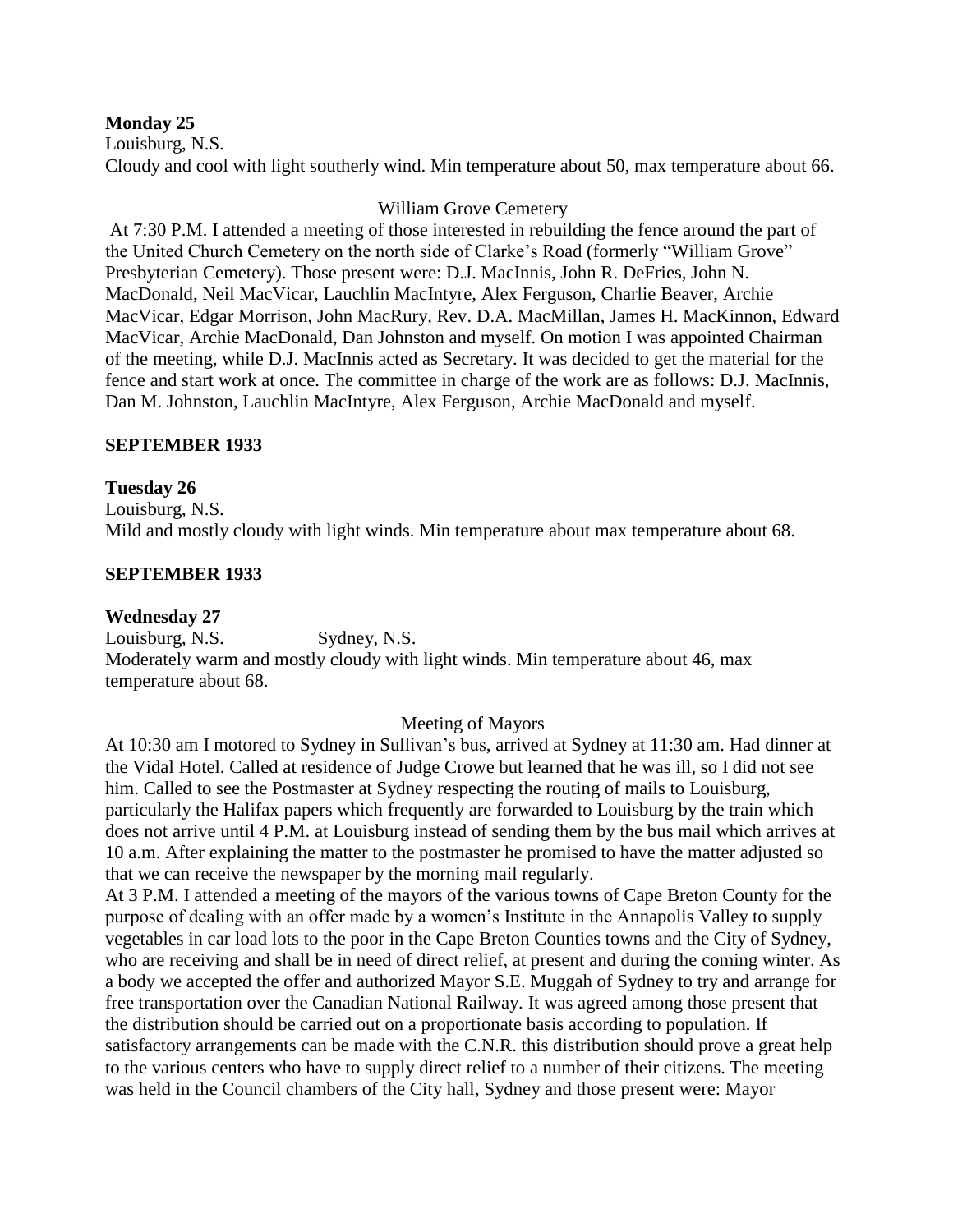**Monday 25**
Louisburg, N.S.
Cloudy and cool with light southerly wind. Min temperature about 50, max temperature about 66.

William Grove Cemetery

At 7:30 P.M. I attended a meeting of those interested in rebuilding the fence around the part of the United Church Cemetery on the north side of Clarke's Road (formerly "William Grove" Presbyterian Cemetery). Those present were: D.J. MacInnis, John R. DeFries, John N. MacDonald, Neil MacVicar, Lauchlin MacIntyre, Alex Ferguson, Charlie Beaver, Archie MacVicar, Edgar Morrison, John MacRury, Rev. D.A. MacMillan, James H. MacKinnon, Edward MacVicar, Archie MacDonald, Dan Johnston and myself. On motion I was appointed Chairman of the meeting, while D.J. MacInnis acted as Secretary. It was decided to get the material for the fence and start work at once. The committee in charge of the work are as follows: D.J. MacInnis, Dan M. Johnston, Lauchlin MacIntyre, Alex Ferguson, Archie MacDonald and myself.

**SEPTEMBER 1933**

**Tuesday 26**
Louisburg, N.S.
Mild and mostly cloudy with light winds. Min temperature about max temperature about 68.

**SEPTEMBER 1933**

**Wednesday 27**
Louisburg, N.S. Sydney, N.S.
Moderately warm and mostly cloudy with light winds. Min temperature about 46, max temperature about 68.

Meeting of Mayors

At 10:30 am I motored to Sydney in Sullivan's bus, arrived at Sydney at 11:30 am. Had dinner at the Vidal Hotel. Called at residence of Judge Crowe but learned that he was ill, so I did not see him. Called to see the Postmaster at Sydney respecting the routing of mails to Louisburg, particularly the Halifax papers which frequently are forwarded to Louisburg by the train which does not arrive until 4 P.M. at Louisburg instead of sending them by the bus mail which arrives at 10 a.m. After explaining the matter to the postmaster he promised to have the matter adjusted so that we can receive the newspaper by the morning mail regularly.
At 3 P.M. I attended a meeting of the mayors of the various towns of Cape Breton County for the purpose of dealing with an offer made by a women's Institute in the Annapolis Valley to supply vegetables in car load lots to the poor in the Cape Breton Counties towns and the City of Sydney, who are receiving and shall be in need of direct relief, at present and during the coming winter. As a body we accepted the offer and authorized Mayor S.E. Muggah of Sydney to try and arrange for free transportation over the Canadian National Railway. It was agreed among those present that the distribution should be carried out on a proportionate basis according to population. If satisfactory arrangements can be made with the C.N.R. this distribution should prove a great help to the various centers who have to supply direct relief to a number of their citizens. The meeting was held in the Council chambers of the City hall, Sydney and those present were: Mayor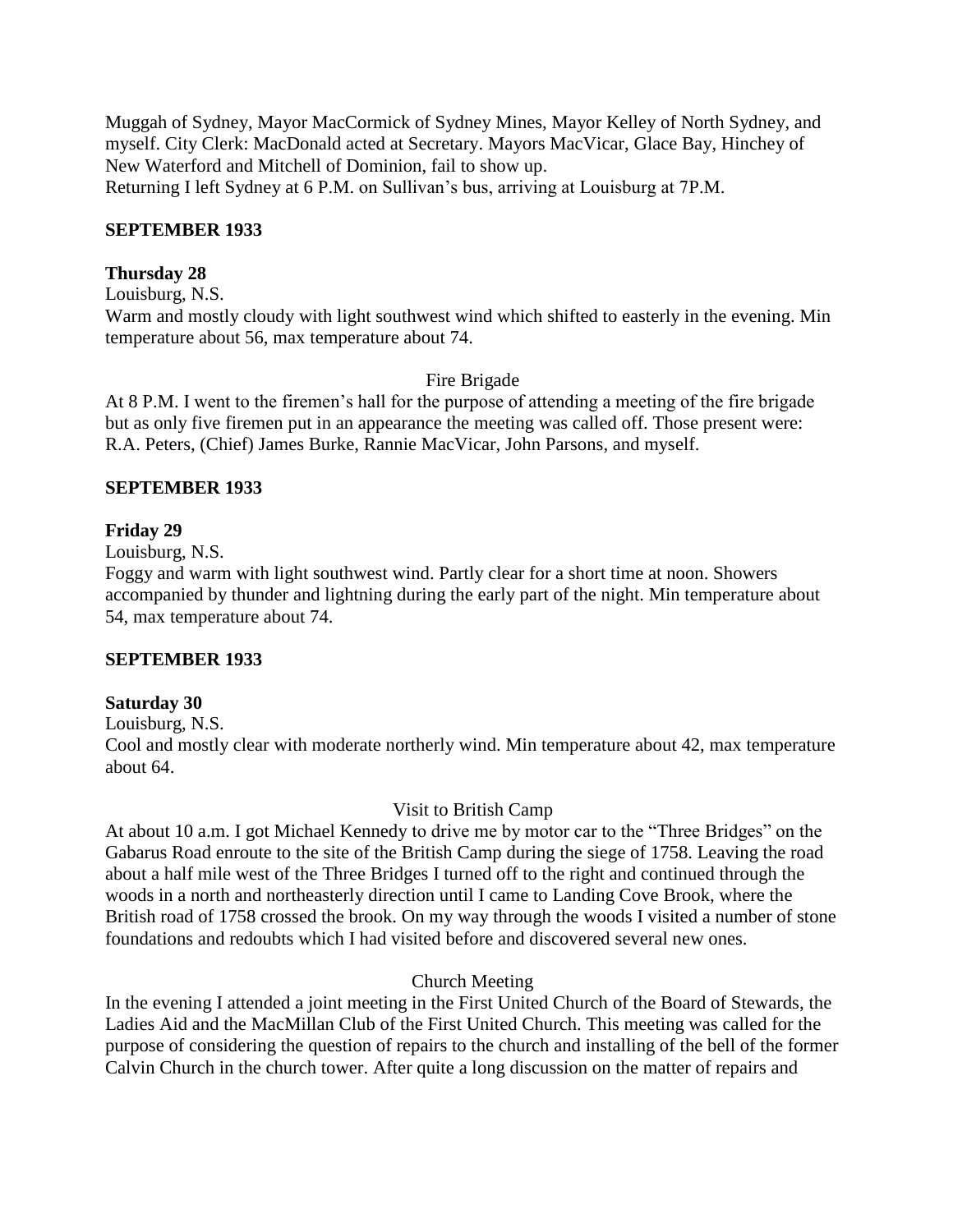Muggah of Sydney, Mayor MacCormick of Sydney Mines, Mayor Kelley of North Sydney, and myself. City Clerk: MacDonald acted at Secretary. Mayors MacVicar, Glace Bay, Hinchey of New Waterford and Mitchell of Dominion, fail to show up.
Returning I left Sydney at 6 P.M. on Sullivan's bus, arriving at Louisburg at 7P.M.

**SEPTEMBER 1933**

**Thursday 28**

Louisburg, N.S.
Warm and mostly cloudy with light southwest wind which shifted to easterly in the evening. Min temperature about 56, max temperature about 74.

Fire Brigade

At 8 P.M. I went to the firemen's hall for the purpose of attending a meeting of the fire brigade but as only five firemen put in an appearance the meeting was called off. Those present were: R.A. Peters, (Chief) James Burke, Rannie MacVicar, John Parsons, and myself.

**SEPTEMBER 1933**

**Friday 29**

Louisburg, N.S.
Foggy and warm with light southwest wind. Partly clear for a short time at noon. Showers accompanied by thunder and lightning during the early part of the night. Min temperature about 54, max temperature about 74.

**SEPTEMBER 1933**

**Saturday 30**

Louisburg, N.S.
Cool and mostly clear with moderate northerly wind. Min temperature about 42, max temperature about 64.

Visit to British Camp

At about 10 a.m. I got Michael Kennedy to drive me by motor car to the "Three Bridges" on the Gabarus Road enroute to the site of the British Camp during the siege of 1758. Leaving the road about a half mile west of the Three Bridges I turned off to the right and continued through the woods in a north and northeasterly direction until I came to Landing Cove Brook, where the British road of 1758 crossed the brook. On my way through the woods I visited a number of stone foundations and redoubts which I had visited before and discovered several new ones.

Church Meeting

In the evening I attended a joint meeting in the First United Church of the Board of Stewards, the Ladies Aid and the MacMillan Club of the First United Church. This meeting was called for the purpose of considering the question of repairs to the church and installing of the bell of the former Calvin Church in the church tower. After quite a long discussion on the matter of repairs and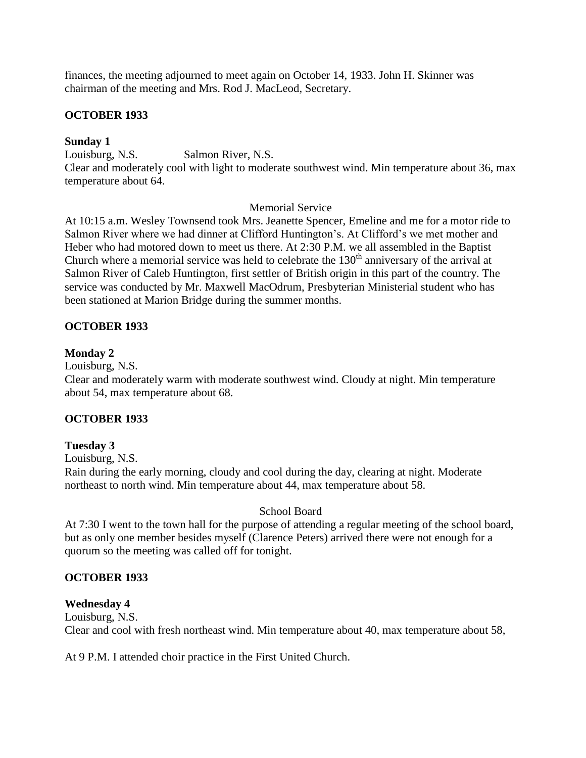finances, the meeting adjourned to meet again on October 14, 1933. John H. Skinner was chairman of the meeting and Mrs. Rod J. MacLeod, Secretary.

**OCTOBER 1933**

**Sunday 1**

Louisburg, N.S. Salmon River, N.S.

Clear and moderately cool with light to moderate southwest wind. Min temperature about 36, max temperature about 64.

Memorial Service

At 10:15 a.m. Wesley Townsend took Mrs. Jeanette Spencer, Emeline and me for a motor ride to Salmon River where we had dinner at Clifford Huntington's. At Clifford's we met mother and Heber who had motored down to meet us there. At 2:30 P.M. we all assembled in the Baptist Church where a memorial service was held to celebrate the 130th anniversary of the arrival at Salmon River of Caleb Huntington, first settler of British origin in this part of the country. The service was conducted by Mr. Maxwell MacOdrum, Presbyterian Ministerial student who has been stationed at Marion Bridge during the summer months.

**OCTOBER 1933**

**Monday 2**

Louisburg, N.S.

Clear and moderately warm with moderate southwest wind. Cloudy at night. Min temperature about 54, max temperature about 68.

**OCTOBER 1933**

**Tuesday 3**

Louisburg, N.S.

Rain during the early morning, cloudy and cool during the day, clearing at night. Moderate northeast to north wind. Min temperature about 44, max temperature about 58.

School Board

At 7:30 I went to the town hall for the purpose of attending a regular meeting of the school board, but as only one member besides myself (Clarence Peters) arrived there were not enough for a quorum so the meeting was called off for tonight.

**OCTOBER 1933**

**Wednesday 4**

Louisburg, N.S.

Clear and cool with fresh northeast wind. Min temperature about 40, max temperature about 58,

At 9 P.M. I attended choir practice in the First United Church.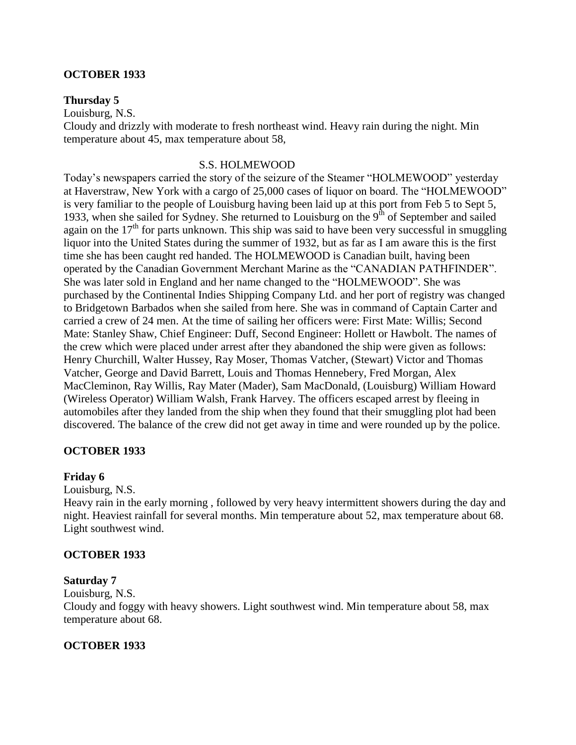**OCTOBER 1933**

**Thursday 5**

Louisburg, N.S.

Cloudy and drizzly with moderate to fresh northeast wind. Heavy rain during the night. Min temperature about 45, max temperature about 58,

S.S. HOLMEWOOD

Today's newspapers carried the story of the seizure of the Steamer "HOLMEWOOD" yesterday at Haverstraw, New York with a cargo of 25,000 cases of liquor on board. The "HOLMEWOOD" is very familiar to the people of Louisburg having been laid up at this port from Feb 5 to Sept 5, 1933, when she sailed for Sydney. She returned to Louisburg on the 9th of September and sailed again on the 17th for parts unknown. This ship was said to have been very successful in smuggling liquor into the United States during the summer of 1932, but as far as I am aware this is the first time she has been caught red handed. The HOLMEWOOD is Canadian built, having been operated by the Canadian Government Merchant Marine as the "CANADIAN PATHFINDER". She was later sold in England and her name changed to the "HOLMEWOOD". She was purchased by the Continental Indies Shipping Company Ltd. and her port of registry was changed to Bridgetown Barbados when she sailed from here. She was in command of Captain Carter and carried a crew of 24 men. At the time of sailing her officers were: First Mate: Willis; Second Mate: Stanley Shaw, Chief Engineer: Duff, Second Engineer: Hollett or Hawbolt. The names of the crew which were placed under arrest after they abandoned the ship were given as follows: Henry Churchill, Walter Hussey, Ray Moser, Thomas Vatcher, (Stewart) Victor and Thomas Vatcher, George and David Barrett, Louis and Thomas Hennebery, Fred Morgan, Alex MacCleminon, Ray Willis, Ray Mater (Mader), Sam MacDonald, (Louisburg) William Howard (Wireless Operator) William Walsh, Frank Harvey. The officers escaped arrest by fleeing in automobiles after they landed from the ship when they found that their smuggling plot had been discovered. The balance of the crew did not get away in time and were rounded up by the police.

**OCTOBER 1933**

**Friday 6**

Louisburg, N.S.

Heavy rain in the early morning , followed by very heavy intermittent showers during the day and night. Heaviest rainfall for several months. Min temperature about 52, max temperature about 68. Light southwest wind.

**OCTOBER 1933**

**Saturday 7**

Louisburg, N.S.

Cloudy and foggy with heavy showers. Light southwest wind. Min temperature about 58, max temperature about 68.

**OCTOBER 1933**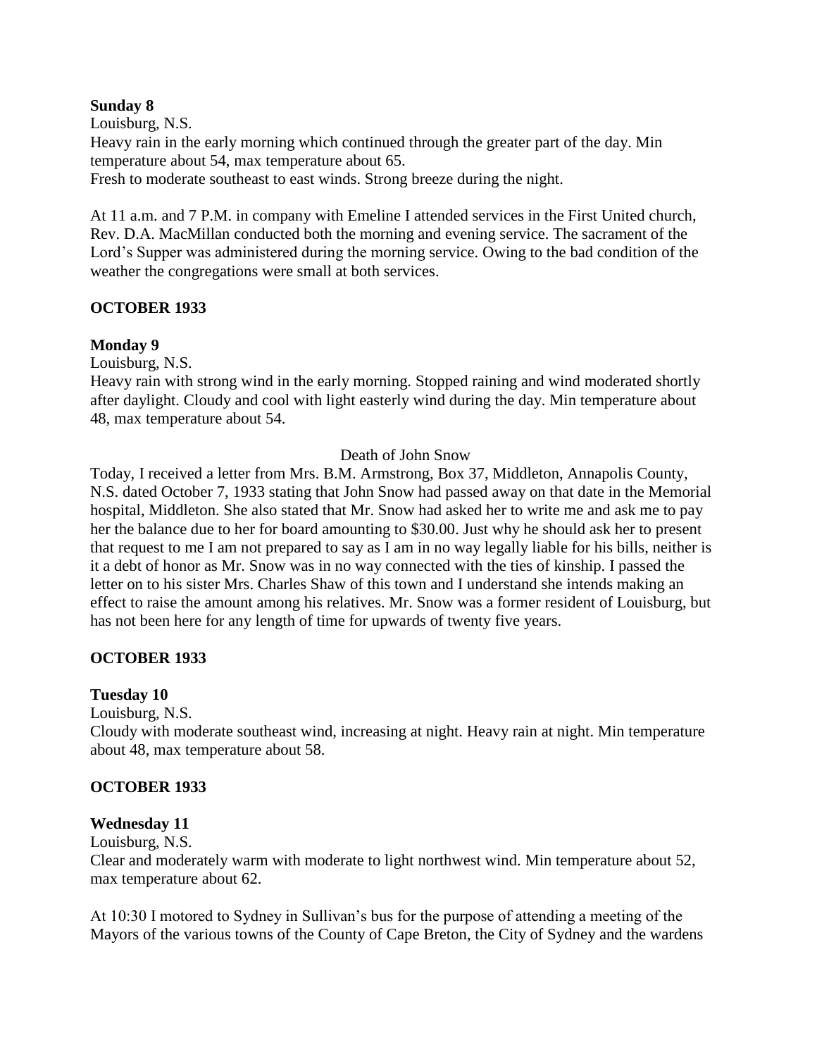**Sunday 8**

Louisburg, N.S.

Heavy rain in the early morning which continued through the greater part of the day. Min temperature about 54, max temperature about 65.

Fresh to moderate southeast to east winds. Strong breeze during the night.

At 11 a.m. and 7 P.M. in company with Emeline I attended services in the First United church, Rev. D.A. MacMillan conducted both the morning and evening service. The sacrament of the Lord's Supper was administered during the morning service. Owing to the bad condition of the weather the congregations were small at both services.

**OCTOBER 1933**

**Monday 9**

Louisburg, N.S.

Heavy rain with strong wind in the early morning. Stopped raining and wind moderated shortly after daylight. Cloudy and cool with light easterly wind during the day. Min temperature about 48, max temperature about 54.

Death of John Snow

Today, I received a letter from Mrs. B.M. Armstrong, Box 37, Middleton, Annapolis County, N.S. dated October 7, 1933 stating that John Snow had passed away on that date in the Memorial hospital, Middleton. She also stated that Mr. Snow had asked her to write me and ask me to pay her the balance due to her for board amounting to $30.00. Just why he should ask her to present that request to me I am not prepared to say as I am in no way legally liable for his bills, neither is it a debt of honor as Mr. Snow was in no way connected with the ties of kinship. I passed the letter on to his sister Mrs. Charles Shaw of this town and I understand she intends making an effect to raise the amount among his relatives. Mr. Snow was a former resident of Louisburg, but has not been here for any length of time for upwards of twenty five years.

**OCTOBER 1933**

**Tuesday 10**

Louisburg, N.S.

Cloudy with moderate southeast wind, increasing at night. Heavy rain at night. Min temperature about 48, max temperature about 58.

**OCTOBER 1933**

**Wednesday 11**

Louisburg, N.S.

Clear and moderately warm with moderate to light northwest wind. Min temperature about 52, max temperature about 62.

At 10:30 I motored to Sydney in Sullivan's bus for the purpose of attending a meeting of the Mayors of the various towns of the County of Cape Breton, the City of Sydney and the wardens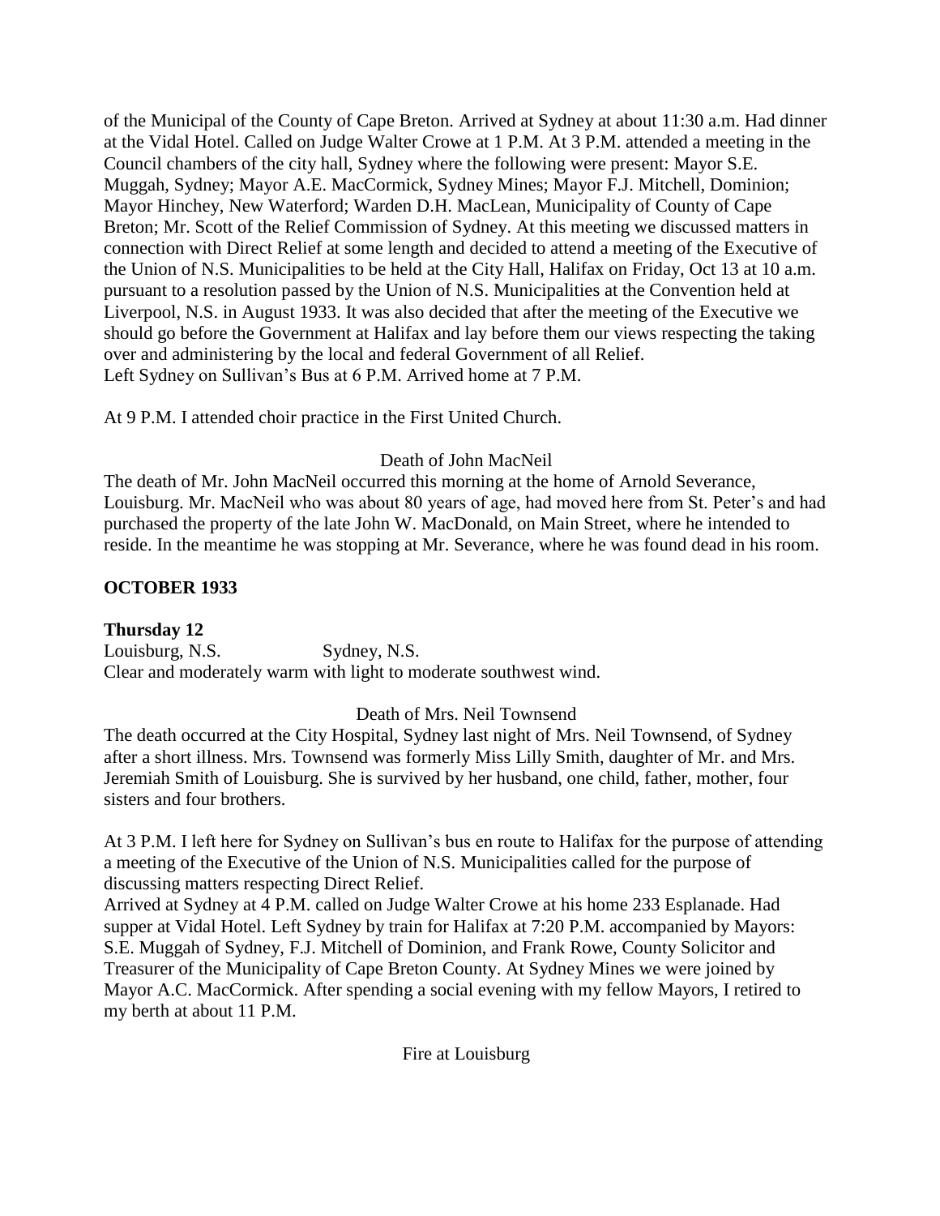of the Municipal of the County of Cape Breton. Arrived at Sydney at about 11:30 a.m. Had dinner at the Vidal Hotel. Called on Judge Walter Crowe at 1 P.M. At 3 P.M. attended a meeting in the Council chambers of the city hall, Sydney where the following were present: Mayor S.E. Muggah, Sydney; Mayor A.E. MacCormick, Sydney Mines; Mayor F.J. Mitchell, Dominion; Mayor Hinchey, New Waterford; Warden D.H. MacLean, Municipality of County of Cape Breton; Mr. Scott of the Relief Commission of Sydney. At this meeting we discussed matters in connection with Direct Relief at some length and decided to attend a meeting of the Executive of the Union of N.S. Municipalities to be held at the City Hall, Halifax on Friday, Oct 13 at 10 a.m. pursuant to a resolution passed by the Union of N.S. Municipalities at the Convention held at Liverpool, N.S. in August 1933. It was also decided that after the meeting of the Executive we should go before the Government at Halifax and lay before them our views respecting the taking over and administering by the local and federal Government of all Relief.
Left Sydney on Sullivan's Bus at 6 P.M. Arrived home at 7 P.M.

At 9 P.M. I attended choir practice in the First United Church.

Death of John MacNeil

The death of Mr. John MacNeil occurred this morning at the home of Arnold Severance, Louisburg. Mr. MacNeil who was about 80 years of age, had moved here from St. Peter's and had purchased the property of the late John W. MacDonald, on Main Street, where he intended to reside. In the meantime he was stopping at Mr. Severance, where he was found dead in his room.

**OCTOBER 1933**

**Thursday 12**

Louisburg, N.S. Sydney, N.S.

Clear and moderately warm with light to moderate southwest wind.

Death of Mrs. Neil Townsend

The death occurred at the City Hospital, Sydney last night of Mrs. Neil Townsend, of Sydney after a short illness. Mrs. Townsend was formerly Miss Lilly Smith, daughter of Mr. and Mrs. Jeremiah Smith of Louisburg. She is survived by her husband, one child, father, mother, four sisters and four brothers.

At 3 P.M. I left here for Sydney on Sullivan's bus en route to Halifax for the purpose of attending a meeting of the Executive of the Union of N.S. Municipalities called for the purpose of discussing matters respecting Direct Relief.
Arrived at Sydney at 4 P.M. called on Judge Walter Crowe at his home 233 Esplanade. Had supper at Vidal Hotel. Left Sydney by train for Halifax at 7:20 P.M. accompanied by Mayors: S.E. Muggah of Sydney, F.J. Mitchell of Dominion, and Frank Rowe, County Solicitor and Treasurer of the Municipality of Cape Breton County. At Sydney Mines we were joined by Mayor A.C. MacCormick. After spending a social evening with my fellow Mayors, I retired to my berth at about 11 P.M.

Fire at Louisburg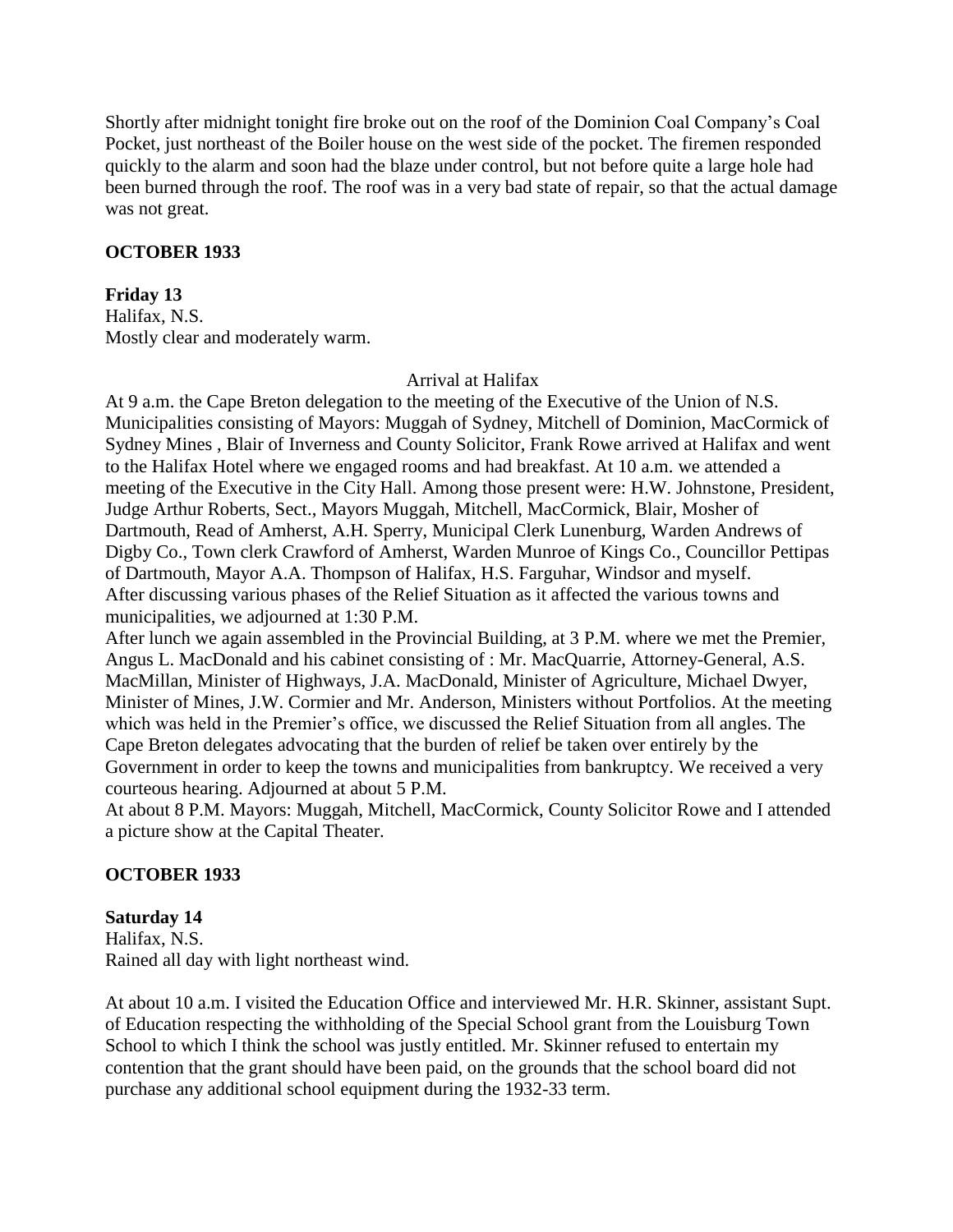Shortly after midnight tonight fire broke out on the roof of the Dominion Coal Company's Coal Pocket, just northeast of the Boiler house on the west side of the pocket. The firemen responded quickly to the alarm and soon had the blaze under control, but not before quite a large hole had been burned through the roof. The roof was in a very bad state of repair, so that the actual damage was not great.

**OCTOBER 1933**

**Friday 13**
Halifax, N.S.
Mostly clear and moderately warm.

Arrival at Halifax

At 9 a.m. the Cape Breton delegation to the meeting of the Executive of the Union of N.S. Municipalities consisting of Mayors: Muggah of Sydney, Mitchell of Dominion, MacCormick of Sydney Mines , Blair of Inverness and County Solicitor, Frank Rowe arrived at Halifax and went to the Halifax Hotel where we engaged rooms and had breakfast. At 10 a.m. we attended a meeting of the Executive in the City Hall. Among those present were: H.W. Johnstone, President, Judge Arthur Roberts, Sect., Mayors Muggah, Mitchell, MacCormick, Blair, Mosher of Dartmouth, Read of Amherst, A.H. Sperry, Municipal Clerk Lunenburg, Warden Andrews of Digby Co., Town clerk Crawford of Amherst, Warden Munroe of Kings Co., Councillor Pettipas of Dartmouth, Mayor A.A. Thompson of Halifax, H.S. Farguhar, Windsor and myself.
After discussing various phases of the Relief Situation as it affected the various towns and municipalities, we adjourned at 1:30 P.M.
After lunch we again assembled in the Provincial Building, at 3 P.M. where we met the Premier, Angus L. MacDonald and his cabinet consisting of : Mr. MacQuarrie, Attorney-General, A.S. MacMillan, Minister of Highways, J.A. MacDonald, Minister of Agriculture, Michael Dwyer, Minister of Mines, J.W. Cormier and Mr. Anderson, Ministers without Portfolios. At the meeting which was held in the Premier's office, we discussed the Relief Situation from all angles. The Cape Breton delegates advocating that the burden of relief be taken over entirely by the Government in order to keep the towns and municipalities from bankruptcy. We received a very courteous hearing. Adjourned at about 5 P.M.
At about 8 P.M. Mayors: Muggah, Mitchell, MacCormick, County Solicitor Rowe and I attended a picture show at the Capital Theater.

**OCTOBER 1933**

**Saturday 14**
Halifax, N.S.
Rained all day with light northeast wind.

At about 10 a.m. I visited the Education Office and interviewed Mr. H.R. Skinner, assistant Supt. of Education respecting the withholding of the Special School grant from the Louisburg Town School to which I think the school was justly entitled. Mr. Skinner refused to entertain my contention that the grant should have been paid, on the grounds that the school board did not purchase any additional school equipment during the 1932-33 term.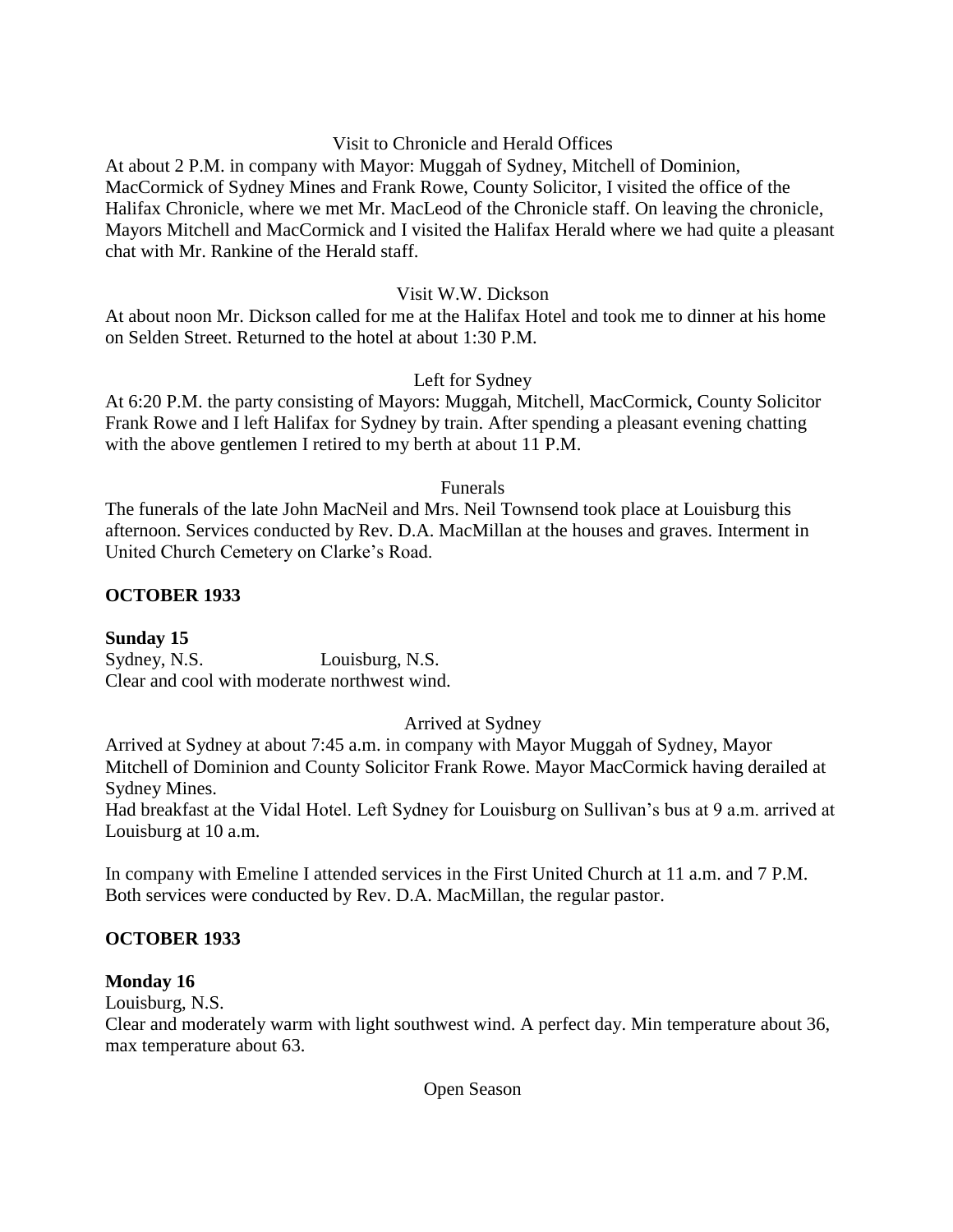Visit to Chronicle and Herald Offices

At about 2 P.M. in company with Mayor: Muggah of Sydney, Mitchell of Dominion, MacCormick of Sydney Mines and Frank Rowe, County Solicitor, I visited the office of the Halifax Chronicle, where we met Mr. MacLeod of the Chronicle staff. On leaving the chronicle, Mayors Mitchell and MacCormick and I visited the Halifax Herald where we had quite a pleasant chat with Mr. Rankine of the Herald staff.

Visit W.W. Dickson

At about noon Mr. Dickson called for me at the Halifax Hotel and took me to dinner at his home on Selden Street. Returned to the hotel at about 1:30 P.M.

Left for Sydney

At 6:20 P.M. the party consisting of Mayors: Muggah, Mitchell, MacCormick, County Solicitor Frank Rowe and I left Halifax for Sydney by train. After spending a pleasant evening chatting with the above gentlemen I retired to my berth at about 11 P.M.

Funerals

The funerals of the late John MacNeil and Mrs. Neil Townsend took place at Louisburg this afternoon. Services conducted by Rev. D.A. MacMillan at the houses and graves. Interment in United Church Cemetery on Clarke's Road.

**OCTOBER 1933**

**Sunday 15**

Sydney, N.S. Louisburg, N.S.

Clear and cool with moderate northwest wind.

Arrived at Sydney

Arrived at Sydney at about 7:45 a.m. in company with Mayor Muggah of Sydney, Mayor Mitchell of Dominion and County Solicitor Frank Rowe. Mayor MacCormick having derailed at Sydney Mines.

Had breakfast at the Vidal Hotel. Left Sydney for Louisburg on Sullivan's bus at 9 a.m. arrived at Louisburg at 10 a.m.

In company with Emeline I attended services in the First United Church at 11 a.m. and 7 P.M. Both services were conducted by Rev. D.A. MacMillan, the regular pastor.

**OCTOBER 1933**

**Monday 16**

Louisburg, N.S.

Clear and moderately warm with light southwest wind. A perfect day. Min temperature about 36, max temperature about 63.

Open Season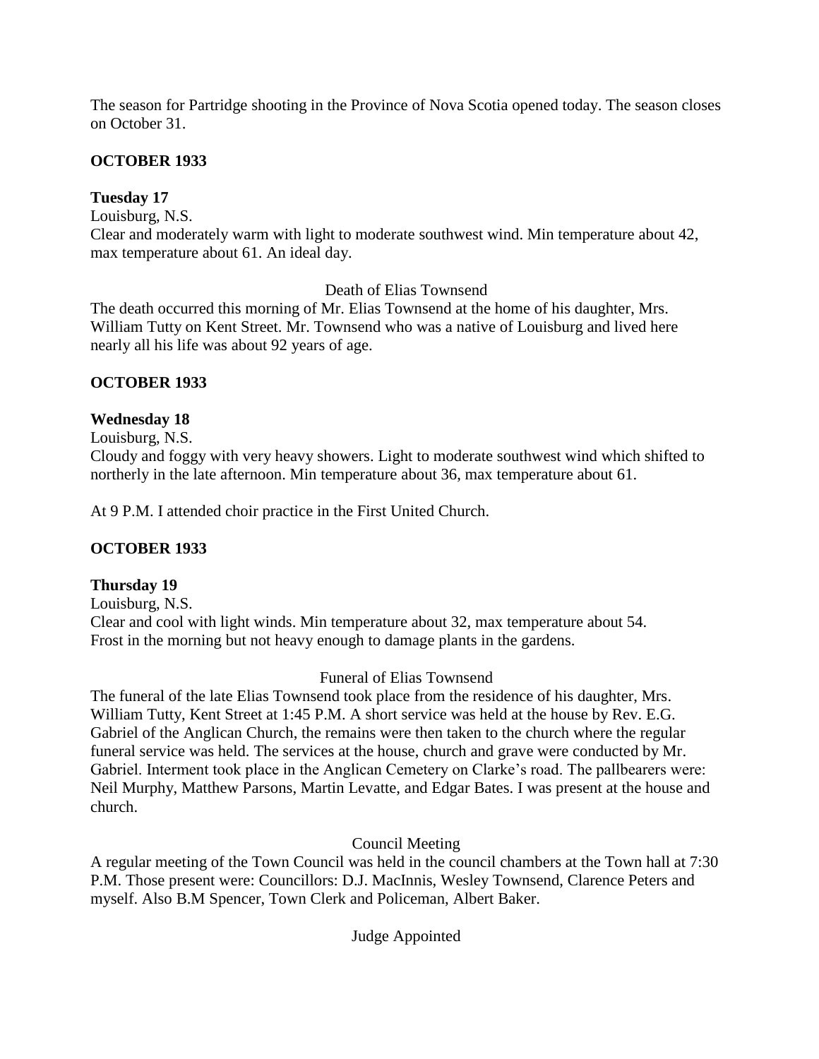The season for Partridge shooting in the Province of Nova Scotia opened today. The season closes on October 31.

**OCTOBER 1933**

**Tuesday 17**

Louisburg, N.S.

Clear and moderately warm with light to moderate southwest wind. Min temperature about 42, max temperature about 61. An ideal day.

Death of Elias Townsend

The death occurred this morning of Mr. Elias Townsend at the home of his daughter, Mrs. William Tutty on Kent Street. Mr. Townsend who was a native of Louisburg and lived here nearly all his life was about 92 years of age.

**OCTOBER 1933**

**Wednesday 18**

Louisburg, N.S.

Cloudy and foggy with very heavy showers. Light to moderate southwest wind which shifted to northerly in the late afternoon. Min temperature about 36, max temperature about 61.

At 9 P.M. I attended choir practice in the First United Church.

**OCTOBER 1933**

**Thursday 19**

Louisburg, N.S.

Clear and cool with light winds. Min temperature about 32, max temperature about 54. Frost in the morning but not heavy enough to damage plants in the gardens.

Funeral of Elias Townsend

The funeral of the late Elias Townsend took place from the residence of his daughter, Mrs. William Tutty, Kent Street at 1:45 P.M. A short service was held at the house by Rev. E.G. Gabriel of the Anglican Church, the remains were then taken to the church where the regular funeral service was held. The services at the house, church and grave were conducted by Mr. Gabriel. Interment took place in the Anglican Cemetery on Clarke's road. The pallbearers were: Neil Murphy, Matthew Parsons, Martin Levatte, and Edgar Bates. I was present at the house and church.

Council Meeting

A regular meeting of the Town Council was held in the council chambers at the Town hall at 7:30 P.M. Those present were: Councillors: D.J. MacInnis, Wesley Townsend, Clarence Peters and myself. Also B.M Spencer, Town Clerk and Policeman, Albert Baker.

Judge Appointed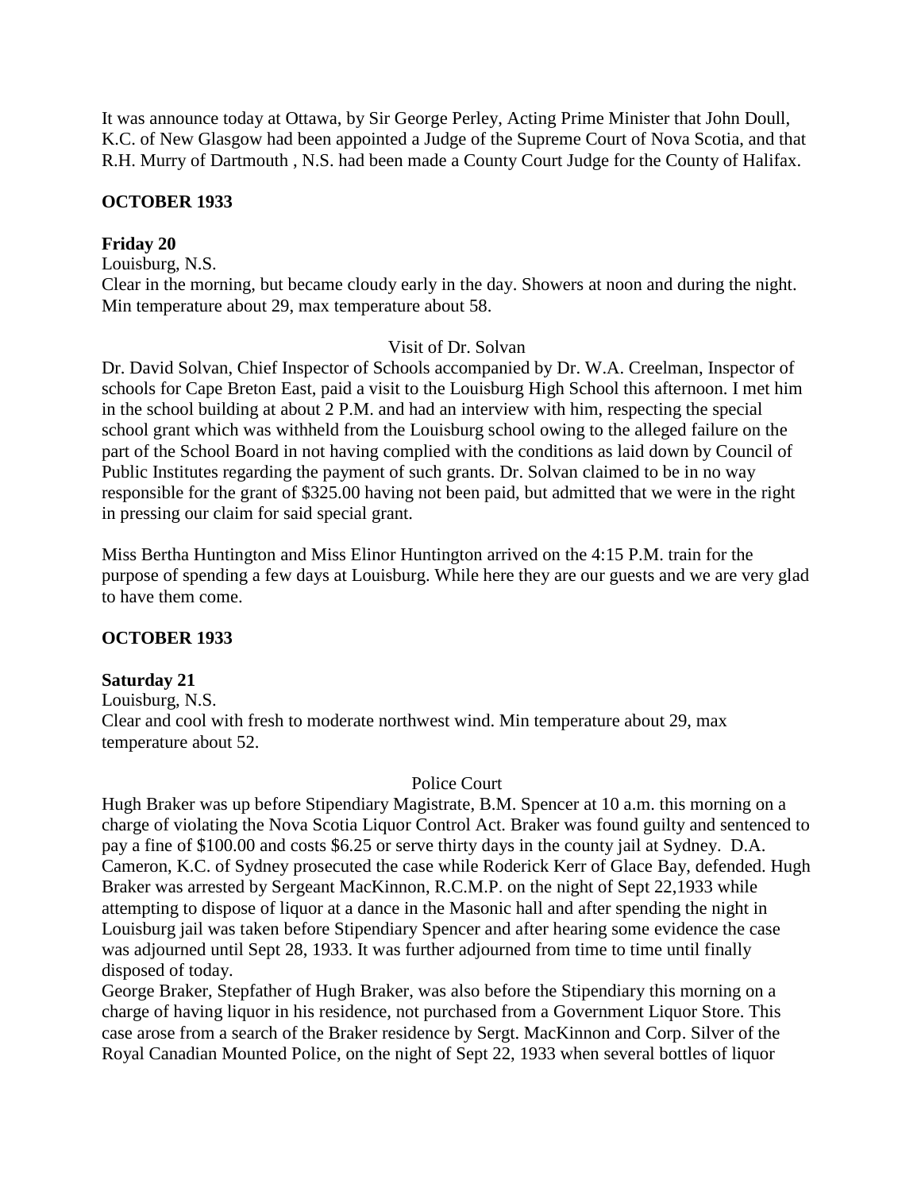It was announce today at Ottawa, by Sir George Perley, Acting Prime Minister that John Doull, K.C. of New Glasgow had been appointed a Judge of the Supreme Court of Nova Scotia, and that R.H. Murry of Dartmouth , N.S. had been made a County Court Judge for the County of Halifax.

**OCTOBER 1933**

**Friday 20**

Louisburg, N.S.

Clear in the morning, but became cloudy early in the day. Showers at noon and during the night. Min temperature about 29, max temperature about 58.

Visit of Dr. Solvan

Dr. David Solvan, Chief Inspector of Schools accompanied by Dr. W.A. Creelman, Inspector of schools for Cape Breton East, paid a visit to the Louisburg High School this afternoon. I met him in the school building at about 2 P.M. and had an interview with him, respecting the special school grant which was withheld from the Louisburg school owing to the alleged failure on the part of the School Board in not having complied with the conditions as laid down by Council of Public Institutes regarding the payment of such grants. Dr. Solvan claimed to be in no way responsible for the grant of $325.00 having not been paid, but admitted that we were in the right in pressing our claim for said special grant.

Miss Bertha Huntington and Miss Elinor Huntington arrived on the 4:15 P.M. train for the purpose of spending a few days at Louisburg. While here they are our guests and we are very glad to have them come.

**OCTOBER 1933**

**Saturday 21**

Louisburg, N.S.

Clear and cool with fresh to moderate northwest wind. Min temperature about 29, max temperature about 52.

Police Court

Hugh Braker was up before Stipendiary Magistrate, B.M. Spencer at 10 a.m. this morning on a charge of violating the Nova Scotia Liquor Control Act. Braker was found guilty and sentenced to pay a fine of $100.00 and costs $6.25 or serve thirty days in the county jail at Sydney. D.A. Cameron, K.C. of Sydney prosecuted the case while Roderick Kerr of Glace Bay, defended. Hugh Braker was arrested by Sergeant MacKinnon, R.C.M.P. on the night of Sept 22,1933 while attempting to dispose of liquor at a dance in the Masonic hall and after spending the night in Louisburg jail was taken before Stipendiary Spencer and after hearing some evidence the case was adjourned until Sept 28, 1933. It was further adjourned from time to time until finally disposed of today.

George Braker, Stepfather of Hugh Braker, was also before the Stipendiary this morning on a charge of having liquor in his residence, not purchased from a Government Liquor Store. This case arose from a search of the Braker residence by Sergt. MacKinnon and Corp. Silver of the Royal Canadian Mounted Police, on the night of Sept 22, 1933 when several bottles of liquor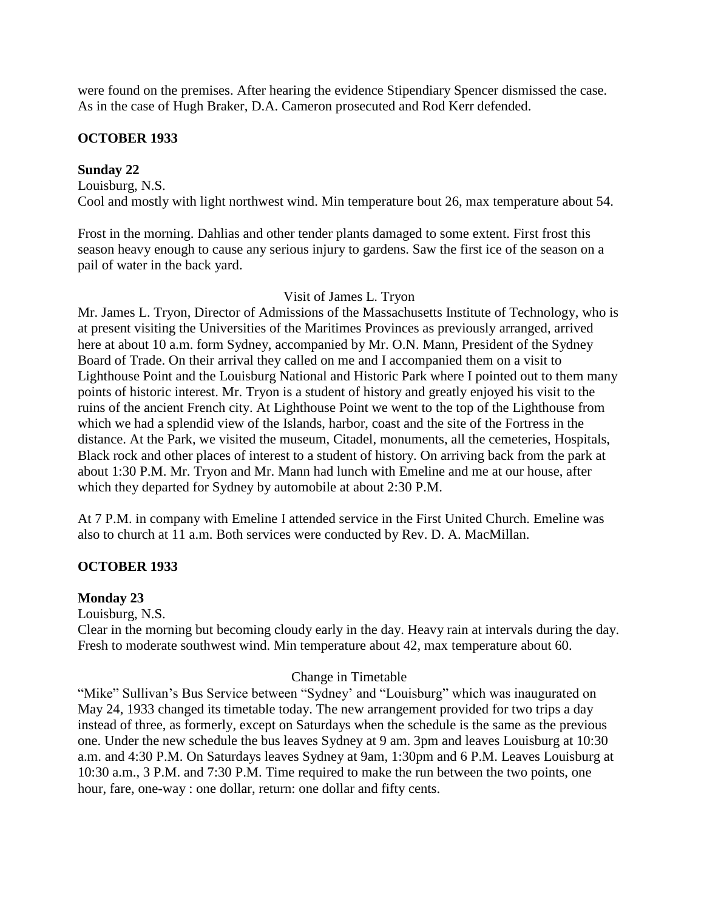were found on the premises. After hearing the evidence Stipendiary Spencer dismissed the case. As in the case of Hugh Braker, D.A. Cameron prosecuted and Rod Kerr defended.

**OCTOBER 1933**

**Sunday 22**

Louisburg, N.S.

Cool and mostly with light northwest wind. Min temperature bout 26, max temperature about 54.

Frost in the morning. Dahlias and other tender plants damaged to some extent. First frost this season heavy enough to cause any serious injury to gardens. Saw the first ice of the season on a pail of water in the back yard.

Visit of James L. Tryon

Mr. James L. Tryon, Director of Admissions of the Massachusetts Institute of Technology, who is at present visiting the Universities of the Maritimes Provinces as previously arranged, arrived here at about 10 a.m. form Sydney, accompanied by Mr. O.N. Mann, President of the Sydney Board of Trade. On their arrival they called on me and I accompanied them on a visit to Lighthouse Point and the Louisburg National and Historic Park where I pointed out to them many points of historic interest. Mr. Tryon is a student of history and greatly enjoyed his visit to the ruins of the ancient French city. At Lighthouse Point we went to the top of the Lighthouse from which we had a splendid view of the Islands, harbor, coast and the site of the Fortress in the distance. At the Park, we visited the museum, Citadel, monuments, all the cemeteries, Hospitals, Black rock and other places of interest to a student of history. On arriving back from the park at about 1:30 P.M. Mr. Tryon and Mr. Mann had lunch with Emeline and me at our house, after which they departed for Sydney by automobile at about 2:30 P.M.

At 7 P.M. in company with Emeline I attended service in the First United Church. Emeline was also to church at 11 a.m. Both services were conducted by Rev. D. A. MacMillan.

**OCTOBER 1933**

**Monday 23**

Louisburg, N.S.

Clear in the morning but becoming cloudy early in the day. Heavy rain at intervals during the day. Fresh to moderate southwest wind. Min temperature about 42, max temperature about 60.

Change in Timetable

"Mike" Sullivan's Bus Service between "Sydney' and "Louisburg" which was inaugurated on May 24, 1933 changed its timetable today. The new arrangement provided for two trips a day instead of three, as formerly, except on Saturdays when the schedule is the same as the previous one. Under the new schedule the bus leaves Sydney at 9 am. 3pm and leaves Louisburg at 10:30 a.m. and 4:30 P.M. On Saturdays leaves Sydney at 9am, 1:30pm and 6 P.M. Leaves Louisburg at 10:30 a.m., 3 P.M. and 7:30 P.M. Time required to make the run between the two points, one hour, fare, one-way : one dollar, return: one dollar and fifty cents.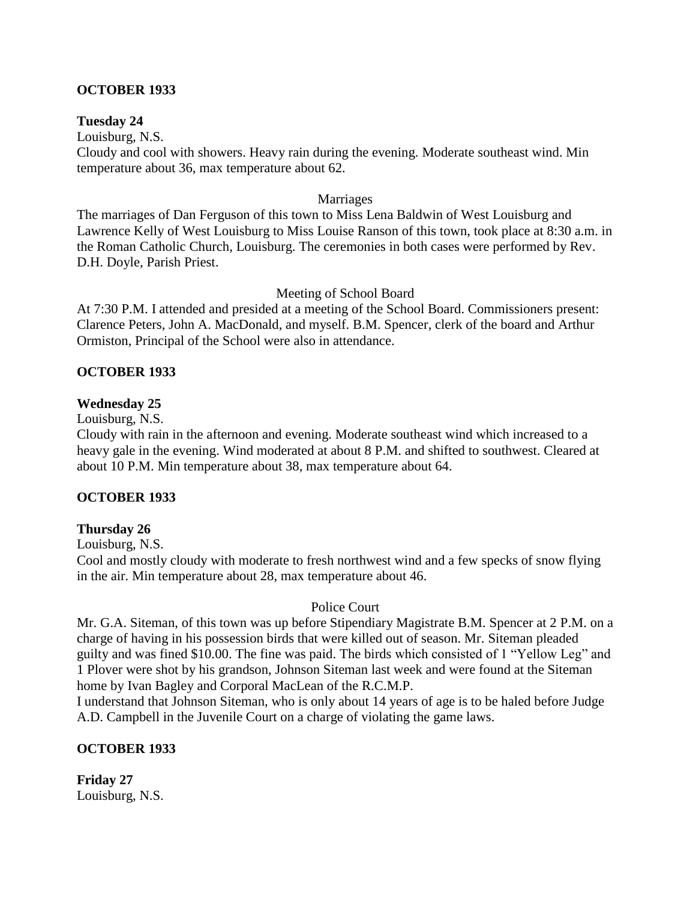**OCTOBER 1933**

**Tuesday 24**

Louisburg, N.S.

Cloudy and cool with showers. Heavy rain during the evening. Moderate southeast wind. Min temperature about 36, max temperature about 62.

Marriages

The marriages of Dan Ferguson of this town to Miss Lena Baldwin of West Louisburg and Lawrence Kelly of West Louisburg to Miss Louise Ranson of this town, took place at 8:30 a.m. in the Roman Catholic Church, Louisburg. The ceremonies in both cases were performed by Rev. D.H. Doyle, Parish Priest.

Meeting of School Board

At 7:30 P.M. I attended and presided at a meeting of the School Board. Commissioners present: Clarence Peters, John A. MacDonald, and myself. B.M. Spencer, clerk of the board and Arthur Ormiston, Principal of the School were also in attendance.

**OCTOBER 1933**

**Wednesday 25**

Louisburg, N.S.

Cloudy with rain in the afternoon and evening. Moderate southeast wind which increased to a heavy gale in the evening. Wind moderated at about 8 P.M. and shifted to southwest. Cleared at about 10 P.M. Min temperature about 38, max temperature about 64.

**OCTOBER 1933**

**Thursday 26**

Louisburg, N.S.

Cool and mostly cloudy with moderate to fresh northwest wind and a few specks of snow flying in the air. Min temperature about 28, max temperature about 46.

Police Court

Mr. G.A. Siteman, of this town was up before Stipendiary Magistrate B.M. Spencer at 2 P.M. on a charge of having in his possession birds that were killed out of season. Mr. Siteman pleaded guilty and was fined $10.00. The fine was paid. The birds which consisted of 1 "Yellow Leg" and 1 Plover were shot by his grandson, Johnson Siteman last week and were found at the Siteman home by Ivan Bagley and Corporal MacLean of the R.C.M.P.

I understand that Johnson Siteman, who is only about 14 years of age is to be haled before Judge A.D. Campbell in the Juvenile Court on a charge of violating the game laws.

**OCTOBER 1933**

**Friday 27**

Louisburg, N.S.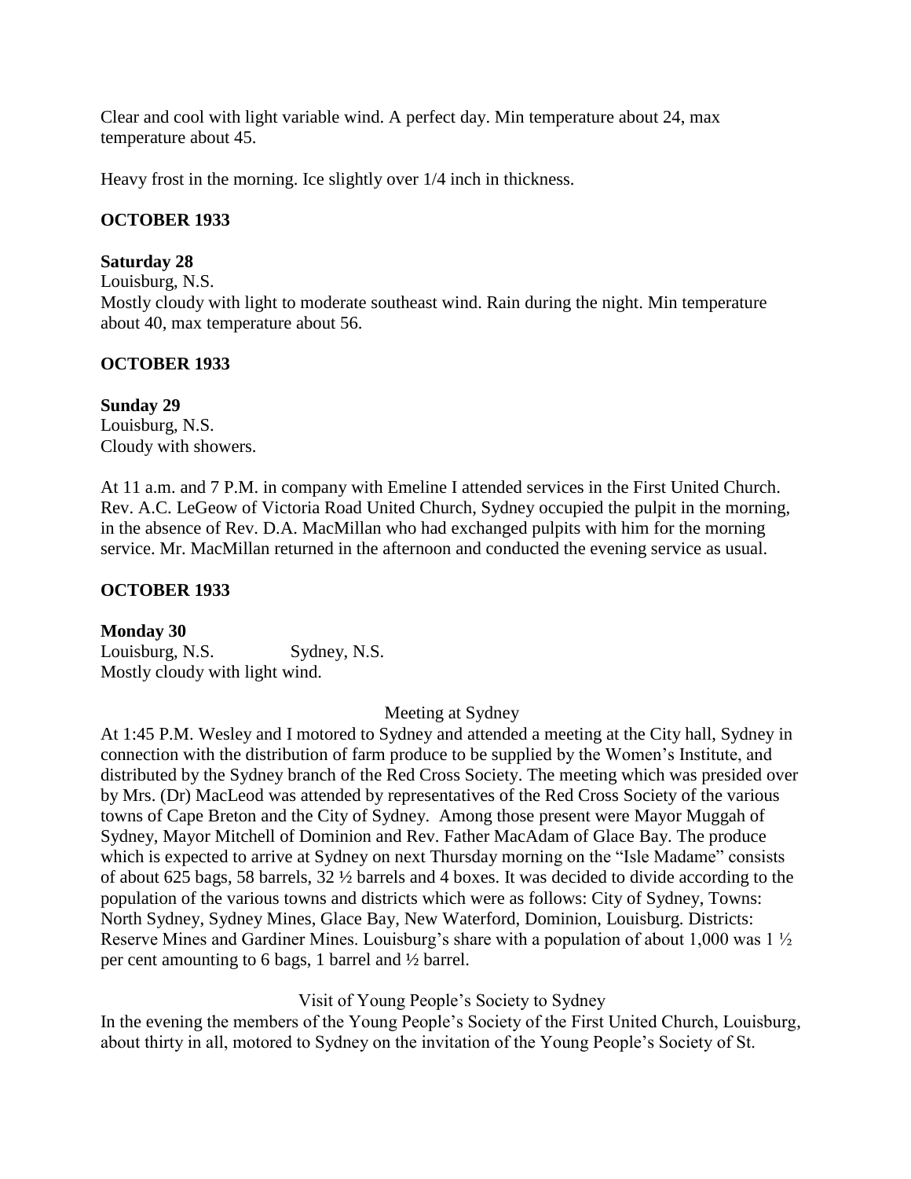Clear and cool with light variable wind. A perfect day. Min temperature about 24, max temperature about 45.

Heavy frost in the morning. Ice slightly over 1/4 inch in thickness.

**OCTOBER 1933**

**Saturday 28**

Louisburg, N.S.

Mostly cloudy with light to moderate southeast wind. Rain during the night. Min temperature about 40, max temperature about 56.

**OCTOBER 1933**

**Sunday 29**

Louisburg, N.S.

Cloudy with showers.

At 11 a.m. and 7 P.M. in company with Emeline I attended services in the First United Church. Rev. A.C. LeGeow of Victoria Road United Church, Sydney occupied the pulpit in the morning, in the absence of Rev. D.A. MacMillan who had exchanged pulpits with him for the morning service. Mr. MacMillan returned in the afternoon and conducted the evening service as usual.

**OCTOBER 1933**

**Monday 30**

Louisburg, N.S. Sydney, N.S.

Mostly cloudy with light wind.

Meeting at Sydney

At 1:45 P.M. Wesley and I motored to Sydney and attended a meeting at the City hall, Sydney in connection with the distribution of farm produce to be supplied by the Women's Institute, and distributed by the Sydney branch of the Red Cross Society. The meeting which was presided over by Mrs. (Dr) MacLeod was attended by representatives of the Red Cross Society of the various towns of Cape Breton and the City of Sydney. Among those present were Mayor Muggah of Sydney, Mayor Mitchell of Dominion and Rev. Father MacAdam of Glace Bay. The produce which is expected to arrive at Sydney on next Thursday morning on the "Isle Madame" consists of about 625 bags, 58 barrels, 32 ½ barrels and 4 boxes. It was decided to divide according to the population of the various towns and districts which were as follows: City of Sydney, Towns: North Sydney, Sydney Mines, Glace Bay, New Waterford, Dominion, Louisburg. Districts: Reserve Mines and Gardiner Mines. Louisburg's share with a population of about 1,000 was 1 ½ per cent amounting to 6 bags, 1 barrel and ½ barrel.

Visit of Young People's Society to Sydney

In the evening the members of the Young People's Society of the First United Church, Louisburg, about thirty in all, motored to Sydney on the invitation of the Young People's Society of St.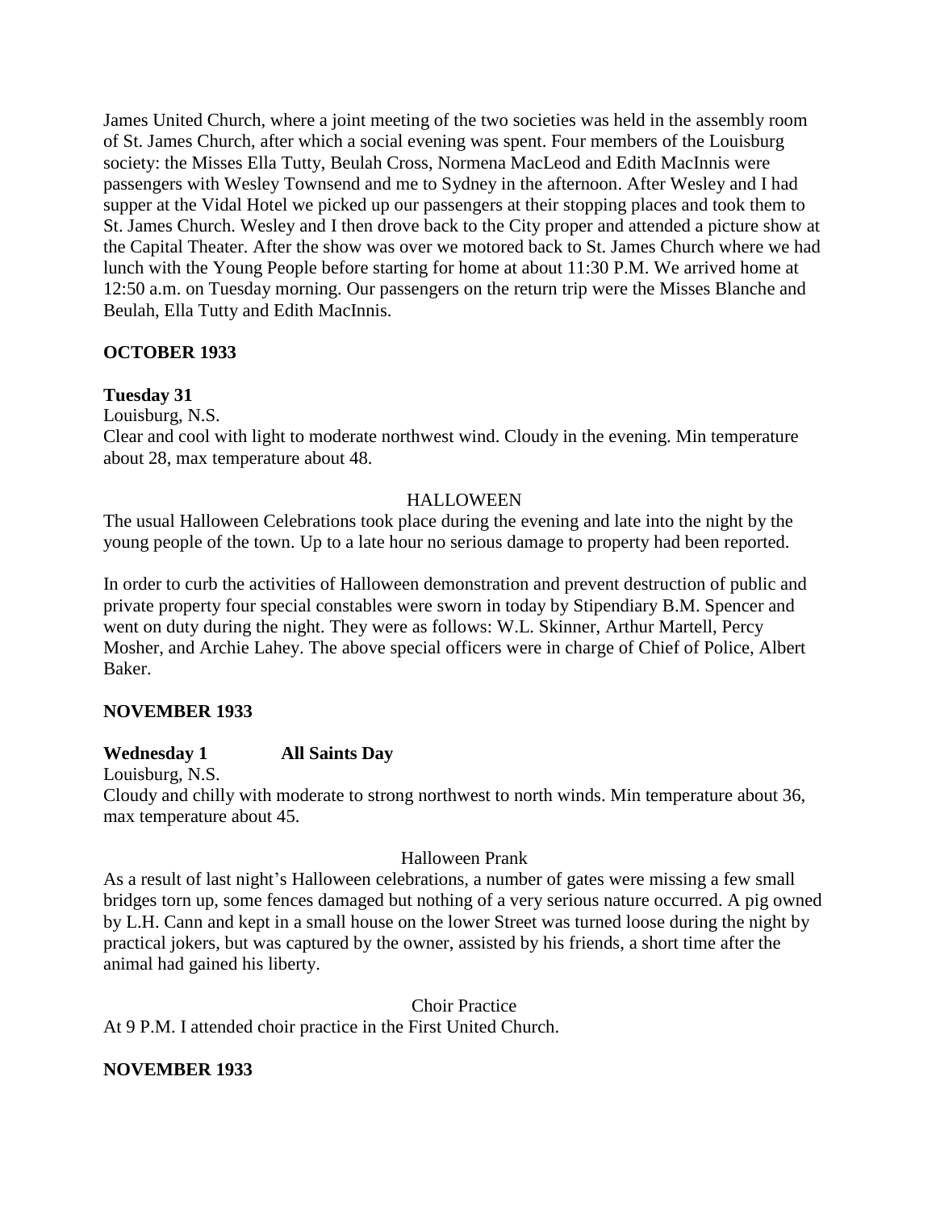James United Church, where a joint meeting of the two societies was held in the assembly room of St. James Church, after which a social evening was spent. Four members of the Louisburg society: the Misses Ella Tutty, Beulah Cross, Normena MacLeod and Edith MacInnis were passengers with Wesley Townsend and me to Sydney in the afternoon. After Wesley and I had supper at the Vidal Hotel we picked up our passengers at their stopping places and took them to St. James Church. Wesley and I then drove back to the City proper and attended a picture show at the Capital Theater. After the show was over we motored back to St. James Church where we had lunch with the Young People before starting for home at about 11:30 P.M. We arrived home at 12:50 a.m. on Tuesday morning. Our passengers on the return trip were the Misses Blanche and Beulah, Ella Tutty and Edith MacInnis.

**OCTOBER 1933**

**Tuesday 31**

Louisburg, N.S.

Clear and cool with light to moderate northwest wind. Cloudy in the evening. Min temperature about 28, max temperature about 48.

HALLOWEEN

The usual Halloween Celebrations took place during the evening and late into the night by the young people of the town. Up to a late hour no serious damage to property had been reported.

In order to curb the activities of Halloween demonstration and prevent destruction of public and private property four special constables were sworn in today by Stipendiary B.M. Spencer and went on duty during the night. They were as follows: W.L. Skinner, Arthur Martell, Percy Mosher, and Archie Lahey. The above special officers were in charge of Chief of Police, Albert Baker.

**NOVEMBER 1933**

**Wednesday 1 All Saints Day**

Louisburg, N.S.

Cloudy and chilly with moderate to strong northwest to north winds. Min temperature about 36, max temperature about 45.

Halloween Prank

As a result of last night's Halloween celebrations, a number of gates were missing a few small bridges torn up, some fences damaged but nothing of a very serious nature occurred. A pig owned by L.H. Cann and kept in a small house on the lower Street was turned loose during the night by practical jokers, but was captured by the owner, assisted by his friends, a short time after the animal had gained his liberty.

Choir Practice

At 9 P.M. I attended choir practice in the First United Church.

**NOVEMBER 1933**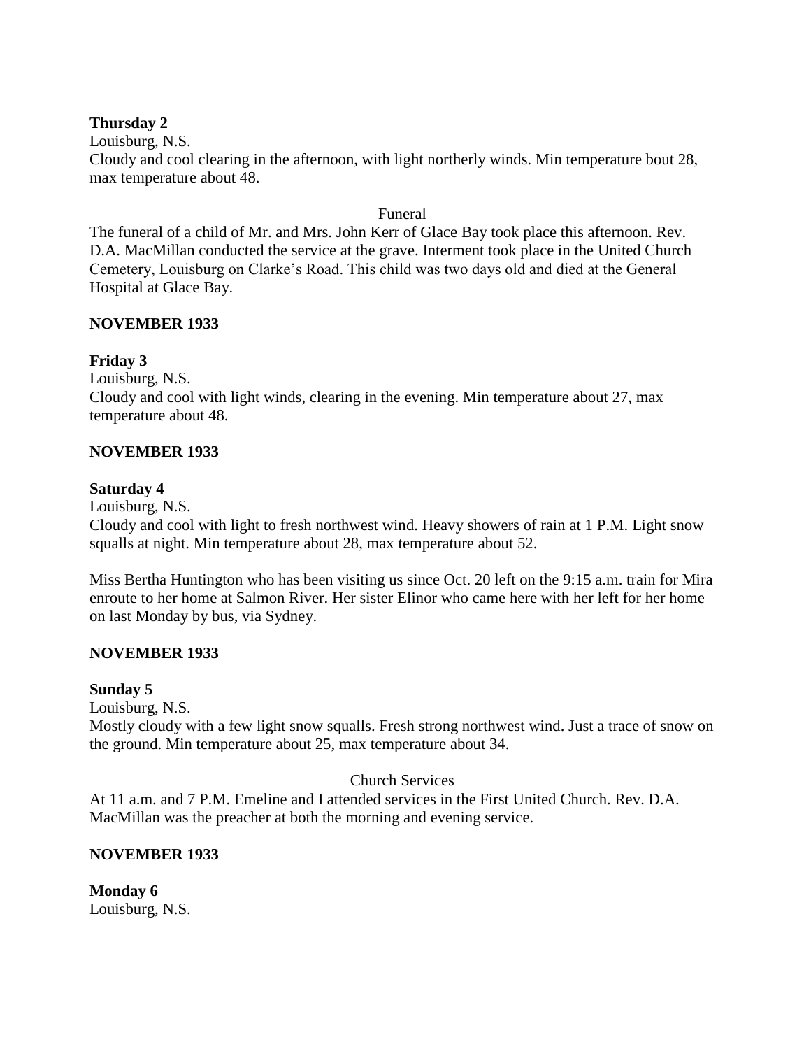**Thursday 2**

Louisburg, N.S.

Cloudy and cool clearing in the afternoon, with light northerly winds. Min temperature bout 28, max temperature about 48.

Funeral

The funeral of a child of Mr. and Mrs. John Kerr of Glace Bay took place this afternoon. Rev. D.A. MacMillan conducted the service at the grave. Interment took place in the United Church Cemetery, Louisburg on Clarke's Road. This child was two days old and died at the General Hospital at Glace Bay.

**NOVEMBER 1933**

**Friday 3**

Louisburg, N.S.

Cloudy and cool with light winds, clearing in the evening. Min temperature about 27, max temperature about 48.

**NOVEMBER 1933**

**Saturday 4**

Louisburg, N.S.

Cloudy and cool with light to fresh northwest wind. Heavy showers of rain at 1 P.M. Light snow squalls at night. Min temperature about 28, max temperature about 52.

Miss Bertha Huntington who has been visiting us since Oct. 20 left on the 9:15 a.m. train for Mira enroute to her home at Salmon River. Her sister Elinor who came here with her left for her home on last Monday by bus, via Sydney.

**NOVEMBER 1933**

**Sunday 5**

Louisburg, N.S.

Mostly cloudy with a few light snow squalls. Fresh strong northwest wind. Just a trace of snow on the ground. Min temperature about 25, max temperature about 34.

Church Services

At 11 a.m. and 7 P.M. Emeline and I attended services in the First United Church. Rev. D.A. MacMillan was the preacher at both the morning and evening service.

**NOVEMBER 1933**

**Monday 6**

Louisburg, N.S.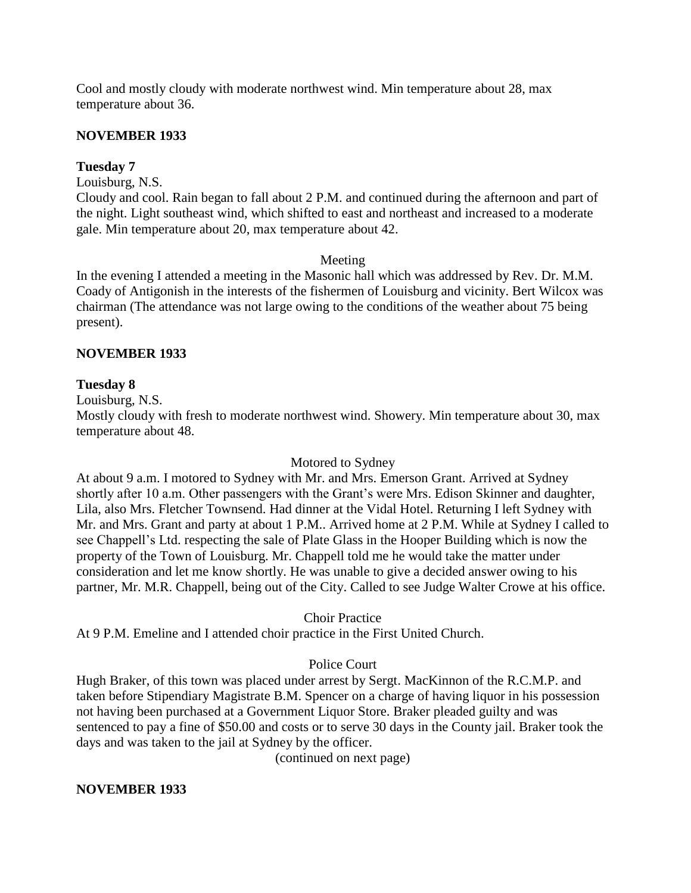Cool and mostly cloudy with moderate northwest wind. Min temperature about 28, max temperature about 36.

**NOVEMBER 1933**

**Tuesday 7**

Louisburg, N.S.

Cloudy and cool. Rain began to fall about 2 P.M. and continued during the afternoon and part of the night. Light southeast wind, which shifted to east and northeast and increased to a moderate gale. Min temperature about 20, max temperature about 42.

Meeting

In the evening I attended a meeting in the Masonic hall which was addressed by Rev. Dr. M.M. Coady of Antigonish in the interests of the fishermen of Louisburg and vicinity. Bert Wilcox was chairman (The attendance was not large owing to the conditions of the weather about 75 being present).

**NOVEMBER 1933**

**Tuesday 8**

Louisburg, N.S.

Mostly cloudy with fresh to moderate northwest wind. Showery. Min temperature about 30, max temperature about 48.

Motored to Sydney

At about 9 a.m. I motored to Sydney with Mr. and Mrs. Emerson Grant. Arrived at Sydney shortly after 10 a.m. Other passengers with the Grant's were Mrs. Edison Skinner and daughter, Lila, also Mrs. Fletcher Townsend. Had dinner at the Vidal Hotel. Returning I left Sydney with Mr. and Mrs. Grant and party at about 1 P.M.. Arrived home at 2 P.M. While at Sydney I called to see Chappell's Ltd. respecting the sale of Plate Glass in the Hooper Building which is now the property of the Town of Louisburg. Mr. Chappell told me he would take the matter under consideration and let me know shortly. He was unable to give a decided answer owing to his partner, Mr. M.R. Chappell, being out of the City. Called to see Judge Walter Crowe at his office.

Choir Practice

At 9 P.M. Emeline and I attended choir practice in the First United Church.

Police Court

Hugh Braker, of this town was placed under arrest by Sergt. MacKinnon of the R.C.M.P. and taken before Stipendiary Magistrate B.M. Spencer on a charge of having liquor in his possession not having been purchased at a Government Liquor Store. Braker pleaded guilty and was sentenced to pay a fine of $50.00 and costs or to serve 30 days in the County jail. Braker took the days and was taken to the jail at Sydney by the officer.

(continued on next page)

**NOVEMBER 1933**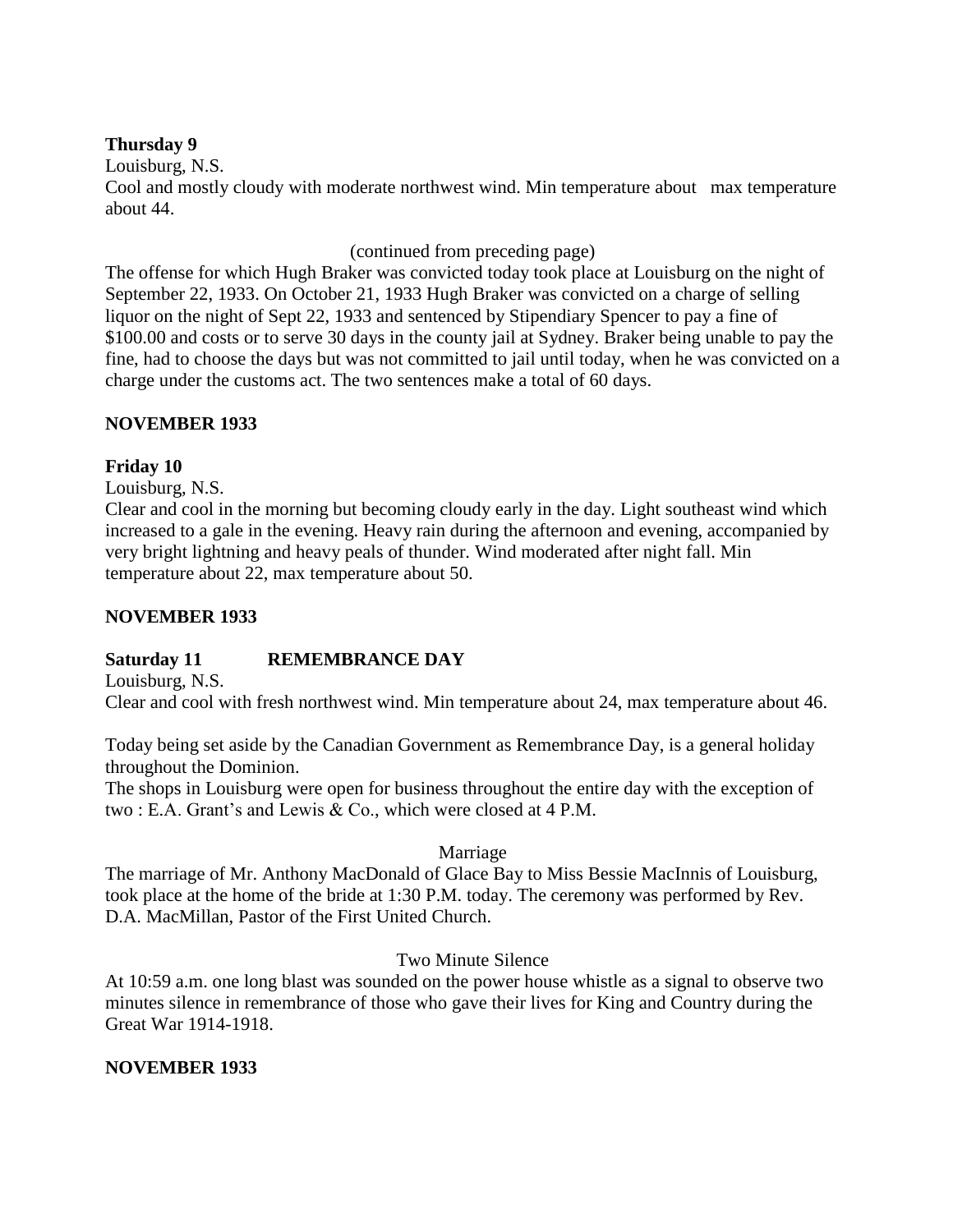**Thursday 9**

Louisburg, N.S.

Cool and mostly cloudy with moderate northwest wind. Min temperature about max temperature about 44.

(continued from preceding page)

The offense for which Hugh Braker was convicted today took place at Louisburg on the night of September 22, 1933. On October 21, 1933 Hugh Braker was convicted on a charge of selling liquor on the night of Sept 22, 1933 and sentenced by Stipendiary Spencer to pay a fine of $100.00 and costs or to serve 30 days in the county jail at Sydney. Braker being unable to pay the fine, had to choose the days but was not committed to jail until today, when he was convicted on a charge under the customs act. The two sentences make a total of 60 days.

**NOVEMBER 1933**

**Friday 10**

Louisburg, N.S.

Clear and cool in the morning but becoming cloudy early in the day. Light southeast wind which increased to a gale in the evening. Heavy rain during the afternoon and evening, accompanied by very bright lightning and heavy peals of thunder. Wind moderated after night fall. Min temperature about 22, max temperature about 50.

**NOVEMBER 1933**

**Saturday 11 REMEMBRANCE DAY**

Louisburg, N.S.

Clear and cool with fresh northwest wind. Min temperature about 24, max temperature about 46.

Today being set aside by the Canadian Government as Remembrance Day, is a general holiday throughout the Dominion.

The shops in Louisburg were open for business throughout the entire day with the exception of two : E.A. Grant's and Lewis & Co., which were closed at 4 P.M.

Marriage

The marriage of Mr. Anthony MacDonald of Glace Bay to Miss Bessie MacInnis of Louisburg, took place at the home of the bride at 1:30 P.M. today. The ceremony was performed by Rev. D.A. MacMillan, Pastor of the First United Church.

Two Minute Silence

At 10:59 a.m. one long blast was sounded on the power house whistle as a signal to observe two minutes silence in remembrance of those who gave their lives for King and Country during the Great War 1914-1918.

**NOVEMBER 1933**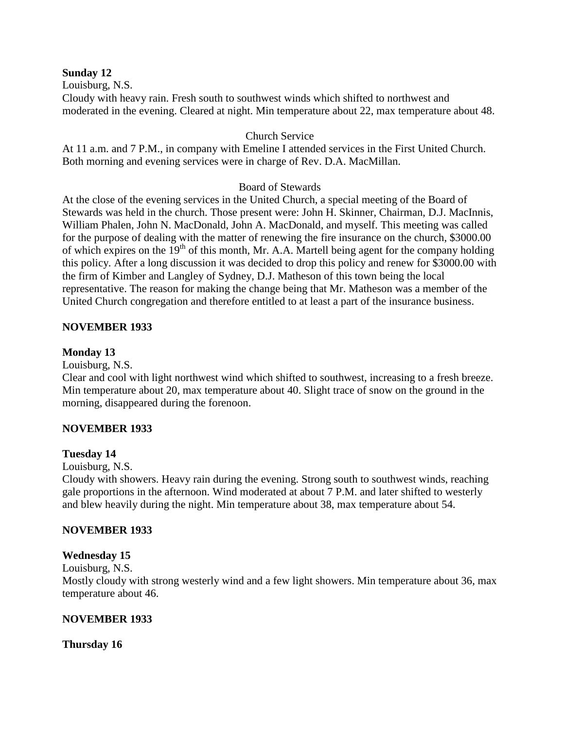**Sunday 12**

Louisburg, N.S.

Cloudy with heavy rain. Fresh south to southwest winds which shifted to northwest and moderated in the evening. Cleared at night. Min temperature about 22, max temperature about 48.

Church Service

At 11 a.m. and 7 P.M., in company with Emeline I attended services in the First United Church. Both morning and evening services were in charge of Rev. D.A. MacMillan.

Board of Stewards

At the close of the evening services in the United Church, a special meeting of the Board of Stewards was held in the church. Those present were: John H. Skinner, Chairman, D.J. MacInnis, William Phalen, John N. MacDonald, John A. MacDonald, and myself. This meeting was called for the purpose of dealing with the matter of renewing the fire insurance on the church, $3000.00 of which expires on the 19th of this month, Mr. A.A. Martell being agent for the company holding this policy. After a long discussion it was decided to drop this policy and renew for $3000.00 with the firm of Kimber and Langley of Sydney, D.J. Matheson of this town being the local representative. The reason for making the change being that Mr. Matheson was a member of the United Church congregation and therefore entitled to at least a part of the insurance business.

**NOVEMBER 1933**

**Monday 13**

Louisburg, N.S.

Clear and cool with light northwest wind which shifted to southwest, increasing to a fresh breeze. Min temperature about 20, max temperature about 40. Slight trace of snow on the ground in the morning, disappeared during the forenoon.

**NOVEMBER 1933**

**Tuesday 14**

Louisburg, N.S.

Cloudy with showers. Heavy rain during the evening. Strong south to southwest winds, reaching gale proportions in the afternoon. Wind moderated at about 7 P.M. and later shifted to westerly and blew heavily during the night. Min temperature about 38, max temperature about 54.

**NOVEMBER 1933**

**Wednesday 15**

Louisburg, N.S.

Mostly cloudy with strong westerly wind and a few light showers. Min temperature about 36, max temperature about 46.

**NOVEMBER 1933**

**Thursday 16**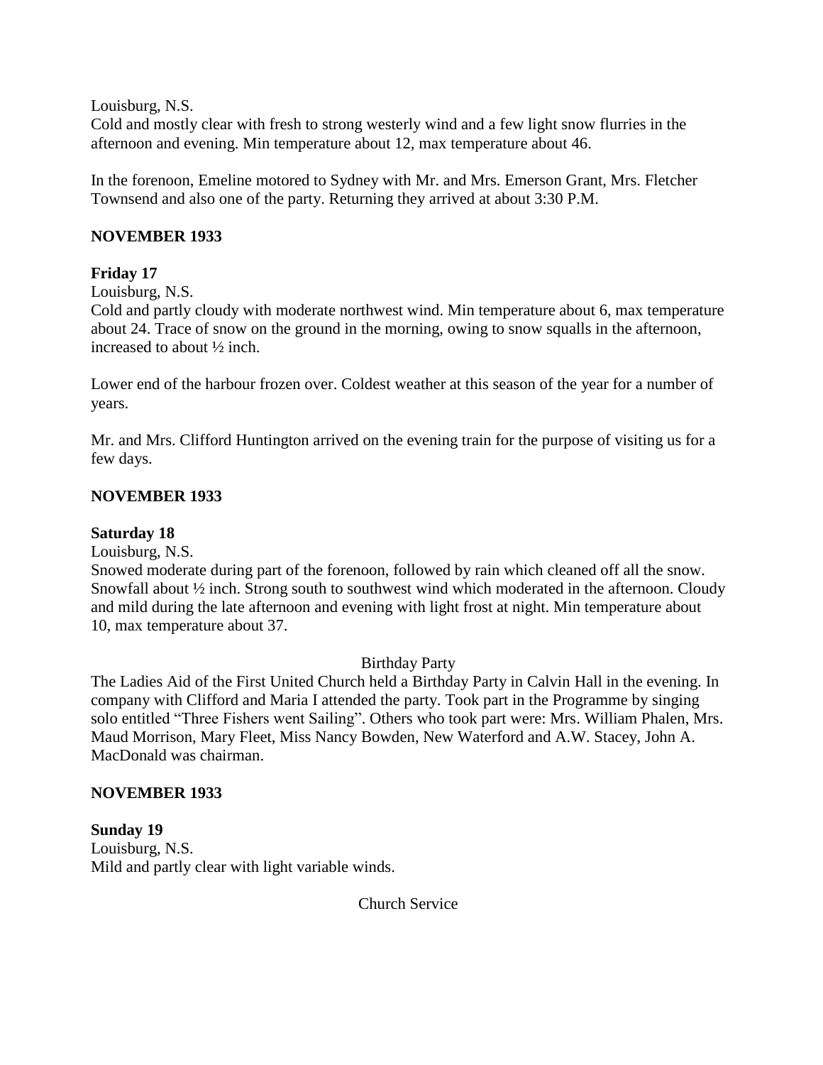Louisburg, N.S.
Cold and mostly clear with fresh to strong westerly wind and a few light snow flurries in the afternoon and evening. Min temperature about 12, max temperature about 46.

In the forenoon, Emeline motored to Sydney with Mr. and Mrs. Emerson Grant, Mrs. Fletcher Townsend and also one of the party. Returning they arrived at about 3:30 P.M.

**NOVEMBER 1933**

**Friday 17**
Louisburg, N.S.
Cold and partly cloudy with moderate northwest wind. Min temperature about 6, max temperature about 24. Trace of snow on the ground in the morning, owing to snow squalls in the afternoon, increased to about ½ inch.

Lower end of the harbour frozen over. Coldest weather at this season of the year for a number of years.

Mr. and Mrs. Clifford Huntington arrived on the evening train for the purpose of visiting us for a few days.

**NOVEMBER 1933**

**Saturday 18**
Louisburg, N.S.
Snowed moderate during part of the forenoon, followed by rain which cleaned off all the snow. Snowfall about ½ inch. Strong south to southwest wind which moderated in the afternoon. Cloudy and mild during the late afternoon and evening with light frost at night. Min temperature about 10, max temperature about 37.

Birthday Party

The Ladies Aid of the First United Church held a Birthday Party in Calvin Hall in the evening. In company with Clifford and Maria I attended the party. Took part in the Programme by singing solo entitled "Three Fishers went Sailing". Others who took part were: Mrs. William Phalen, Mrs. Maud Morrison, Mary Fleet, Miss Nancy Bowden, New Waterford and A.W. Stacey, John A. MacDonald was chairman.

**NOVEMBER 1933**

**Sunday 19**
Louisburg, N.S.
Mild and partly clear with light variable winds.

Church Service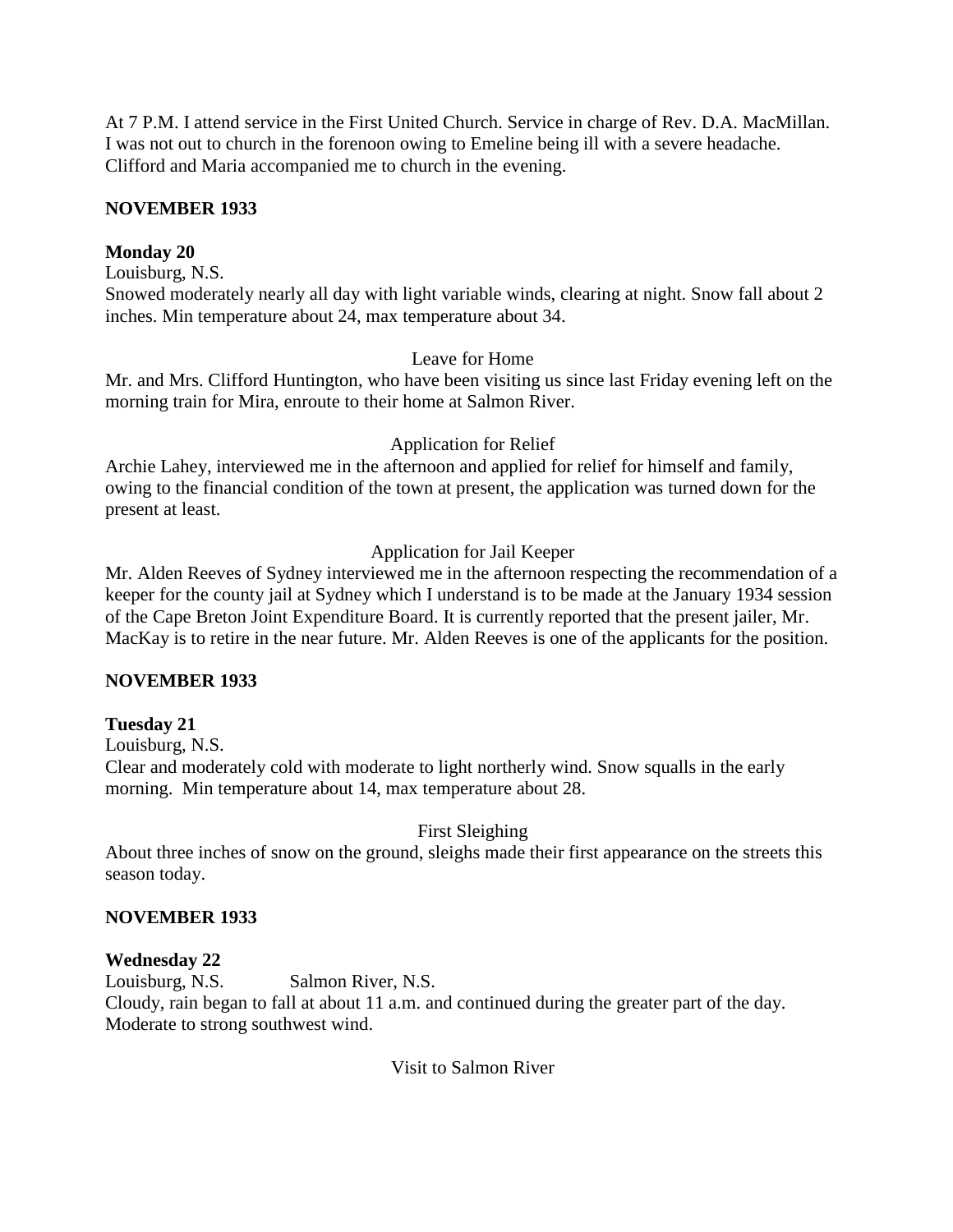At 7 P.M. I attend service in the First United Church. Service in charge of Rev. D.A. MacMillan. I was not out to church in the forenoon owing to Emeline being ill with a severe headache. Clifford and Maria accompanied me to church in the evening.

**NOVEMBER 1933**

**Monday 20**

Louisburg, N.S.

Snowed moderately nearly all day with light variable winds, clearing at night. Snow fall about 2 inches. Min temperature about 24, max temperature about 34.

Leave for Home

Mr. and Mrs. Clifford Huntington, who have been visiting us since last Friday evening left on the morning train for Mira, enroute to their home at Salmon River.

Application for Relief

Archie Lahey, interviewed me in the afternoon and applied for relief for himself and family, owing to the financial condition of the town at present, the application was turned down for the present at least.

Application for Jail Keeper

Mr. Alden Reeves of Sydney interviewed me in the afternoon respecting the recommendation of a keeper for the county jail at Sydney which I understand is to be made at the January 1934 session of the Cape Breton Joint Expenditure Board. It is currently reported that the present jailer, Mr. MacKay is to retire in the near future. Mr. Alden Reeves is one of the applicants for the position.

**NOVEMBER 1933**

**Tuesday 21**

Louisburg, N.S.

Clear and moderately cold with moderate to light northerly wind. Snow squalls in the early morning. Min temperature about 14, max temperature about 28.

First Sleighing

About three inches of snow on the ground, sleighs made their first appearance on the streets this season today.

**NOVEMBER 1933**

**Wednesday 22**

Louisburg, N.S. Salmon River, N.S.

Cloudy, rain began to fall at about 11 a.m. and continued during the greater part of the day. Moderate to strong southwest wind.

Visit to Salmon River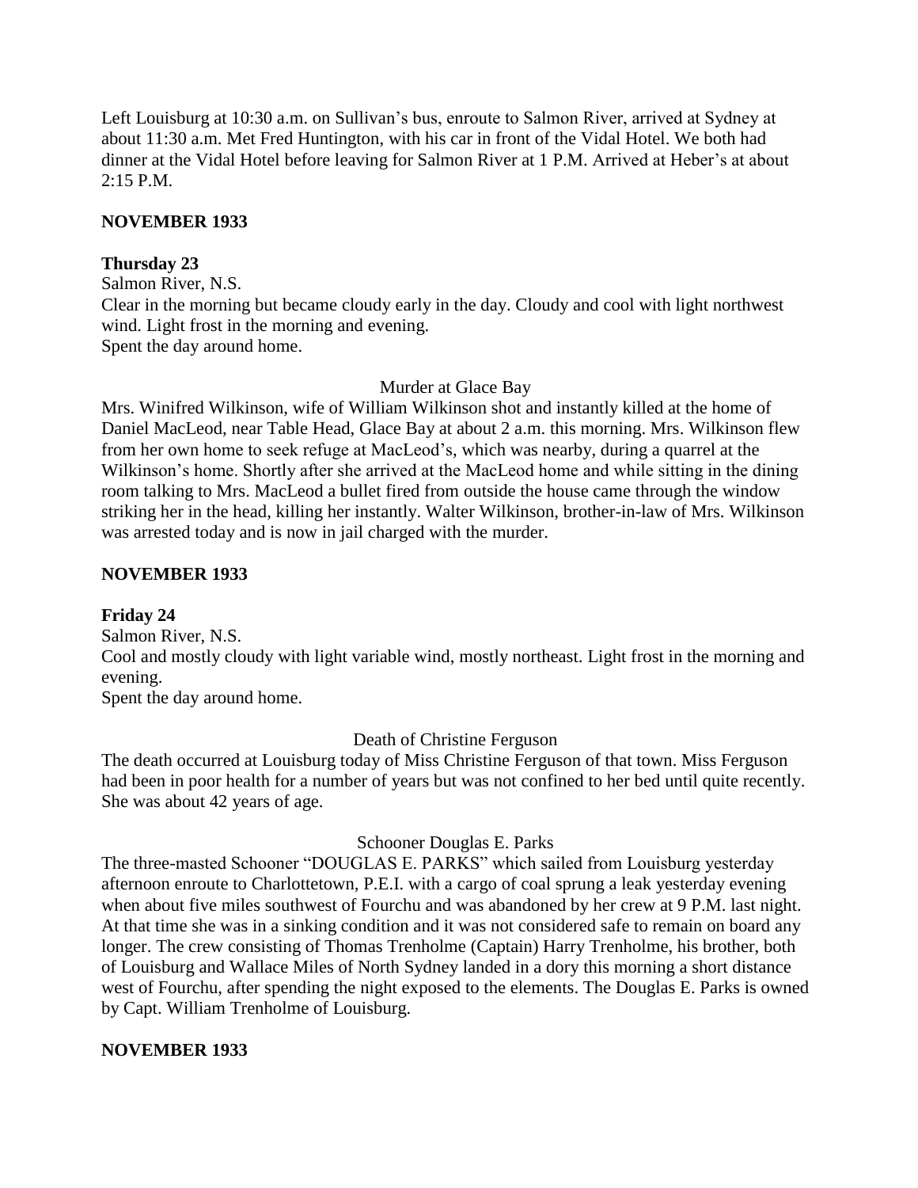Left Louisburg at 10:30 a.m. on Sullivan's bus, enroute to Salmon River, arrived at Sydney at about 11:30 a.m. Met Fred Huntington, with his car in front of the Vidal Hotel. We both had dinner at the Vidal Hotel before leaving for Salmon River at 1 P.M. Arrived at Heber's at about 2:15 P.M.

**NOVEMBER 1933**

**Thursday 23**

Salmon River, N.S.
Clear in the morning but became cloudy early in the day. Cloudy and cool with light northwest wind. Light frost in the morning and evening.
Spent the day around home.

Murder at Glace Bay

Mrs. Winifred Wilkinson, wife of William Wilkinson shot and instantly killed at the home of Daniel MacLeod, near Table Head, Glace Bay at about 2 a.m. this morning. Mrs. Wilkinson flew from her own home to seek refuge at MacLeod's, which was nearby, during a quarrel at the Wilkinson's home. Shortly after she arrived at the MacLeod home and while sitting in the dining room talking to Mrs. MacLeod a bullet fired from outside the house came through the window striking her in the head, killing her instantly. Walter Wilkinson, brother-in-law of Mrs. Wilkinson was arrested today and is now in jail charged with the murder.

**NOVEMBER 1933**

**Friday 24**

Salmon River, N.S.
Cool and mostly cloudy with light variable wind, mostly northeast. Light frost in the morning and evening.
Spent the day around home.

Death of Christine Ferguson

The death occurred at Louisburg today of Miss Christine Ferguson of that town. Miss Ferguson had been in poor health for a number of years but was not confined to her bed until quite recently. She was about 42 years of age.

Schooner Douglas E. Parks

The three-masted Schooner "DOUGLAS E. PARKS" which sailed from Louisburg yesterday afternoon enroute to Charlottetown, P.E.I. with a cargo of coal sprung a leak yesterday evening when about five miles southwest of Fourchu and was abandoned by her crew at 9 P.M. last night. At that time she was in a sinking condition and it was not considered safe to remain on board any longer. The crew consisting of Thomas Trenholme (Captain) Harry Trenholme, his brother, both of Louisburg and Wallace Miles of North Sydney landed in a dory this morning a short distance west of Fourchu, after spending the night exposed to the elements. The Douglas E. Parks is owned by Capt. William Trenholme of Louisburg.

**NOVEMBER 1933**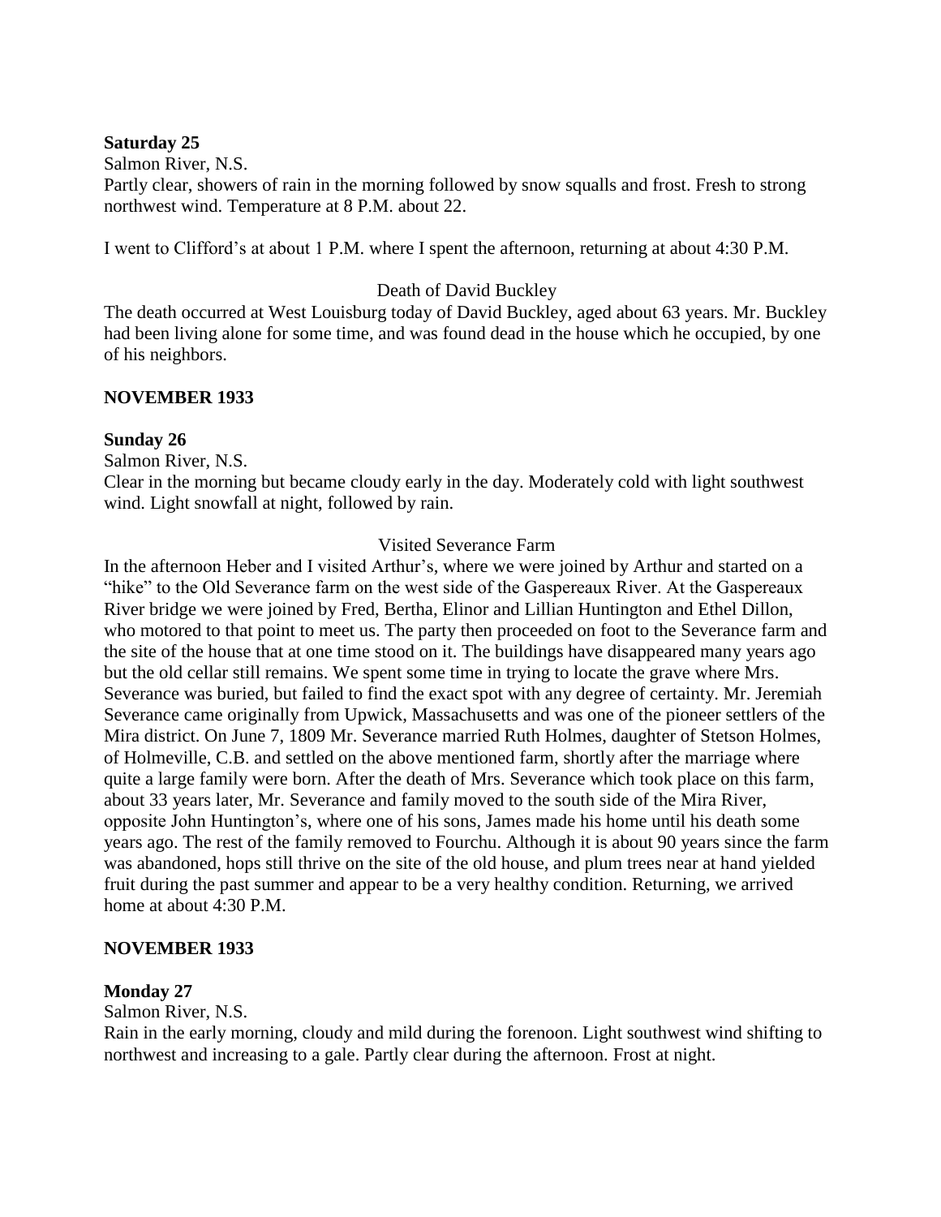**Saturday 25**

Salmon River, N.S.

Partly clear, showers of rain in the morning followed by snow squalls and frost. Fresh to strong northwest wind. Temperature at 8 P.M. about 22.

I went to Clifford's at about 1 P.M. where I spent the afternoon, returning at about 4:30 P.M.

Death of David Buckley

The death occurred at West Louisburg today of David Buckley, aged about 63 years. Mr. Buckley had been living alone for some time, and was found dead in the house which he occupied, by one of his neighbors.

**NOVEMBER 1933**

**Sunday 26**

Salmon River, N.S.

Clear in the morning but became cloudy early in the day. Moderately cold with light southwest wind. Light snowfall at night, followed by rain.

Visited Severance Farm

In the afternoon Heber and I visited Arthur's, where we were joined by Arthur and started on a "hike" to the Old Severance farm on the west side of the Gaspereaux River. At the Gaspereaux River bridge we were joined by Fred, Bertha, Elinor and Lillian Huntington and Ethel Dillon, who motored to that point to meet us. The party then proceeded on foot to the Severance farm and the site of the house that at one time stood on it. The buildings have disappeared many years ago but the old cellar still remains. We spent some time in trying to locate the grave where Mrs. Severance was buried, but failed to find the exact spot with any degree of certainty. Mr. Jeremiah Severance came originally from Upwick, Massachusetts and was one of the pioneer settlers of the Mira district. On June 7, 1809 Mr. Severance married Ruth Holmes, daughter of Stetson Holmes, of Holmeville, C.B. and settled on the above mentioned farm, shortly after the marriage where quite a large family were born. After the death of Mrs. Severance which took place on this farm, about 33 years later, Mr. Severance and family moved to the south side of the Mira River, opposite John Huntington's, where one of his sons, James made his home until his death some years ago. The rest of the family removed to Fourchu. Although it is about 90 years since the farm was abandoned, hops still thrive on the site of the old house, and plum trees near at hand yielded fruit during the past summer and appear to be a very healthy condition. Returning, we arrived home at about 4:30 P.M.

**NOVEMBER 1933**

**Monday 27**

Salmon River, N.S.

Rain in the early morning, cloudy and mild during the forenoon. Light southwest wind shifting to northwest and increasing to a gale. Partly clear during the afternoon. Frost at night.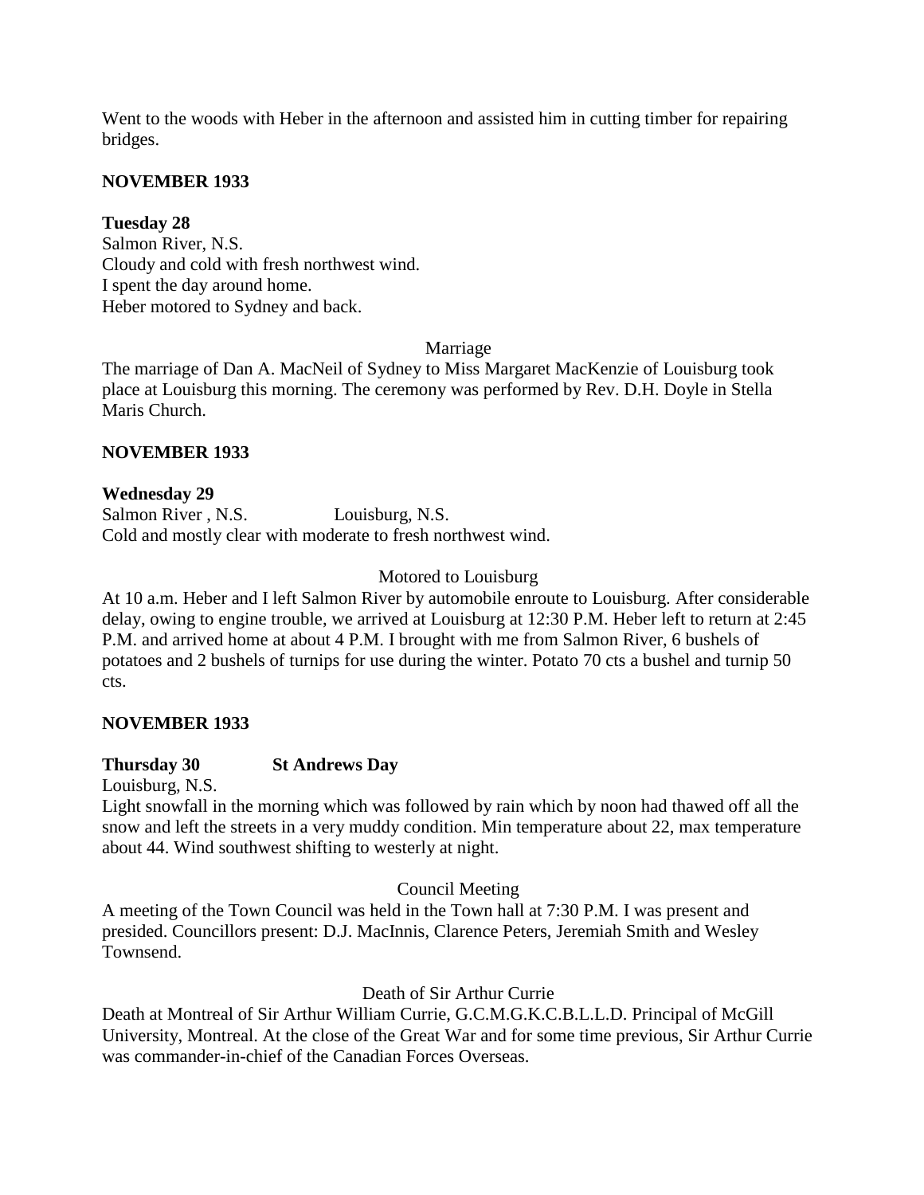Went to the woods with Heber in the afternoon and assisted him in cutting timber for repairing bridges.

**NOVEMBER 1933**

**Tuesday 28**
Salmon River, N.S.
Cloudy and cold with fresh northwest wind.
I spent the day around home.
Heber motored to Sydney and back.

Marriage

The marriage of Dan A. MacNeil of Sydney to Miss Margaret MacKenzie of Louisburg took place at Louisburg this morning. The ceremony was performed by Rev. D.H. Doyle in Stella Maris Church.

**NOVEMBER 1933**

**Wednesday 29**
Salmon River , N.S. Louisburg, N.S.
Cold and mostly clear with moderate to fresh northwest wind.

Motored to Louisburg

At 10 a.m. Heber and I left Salmon River by automobile enroute to Louisburg. After considerable delay, owing to engine trouble, we arrived at Louisburg at 12:30 P.M. Heber left to return at 2:45 P.M. and arrived home at about 4 P.M. I brought with me from Salmon River, 6 bushels of potatoes and 2 bushels of turnips for use during the winter. Potato 70 cts a bushel and turnip 50 cts.

**NOVEMBER 1933**

**Thursday 30 St Andrews Day**
Louisburg, N.S.
Light snowfall in the morning which was followed by rain which by noon had thawed off all the snow and left the streets in a very muddy condition. Min temperature about 22, max temperature about 44. Wind southwest shifting to westerly at night.

Council Meeting

A meeting of the Town Council was held in the Town hall at 7:30 P.M. I was present and presided. Councillors present: D.J. MacInnis, Clarence Peters, Jeremiah Smith and Wesley Townsend.

Death of Sir Arthur Currie

Death at Montreal of Sir Arthur William Currie, G.C.M.G.K.C.B.L.L.D. Principal of McGill University, Montreal. At the close of the Great War and for some time previous, Sir Arthur Currie was commander-in-chief of the Canadian Forces Overseas.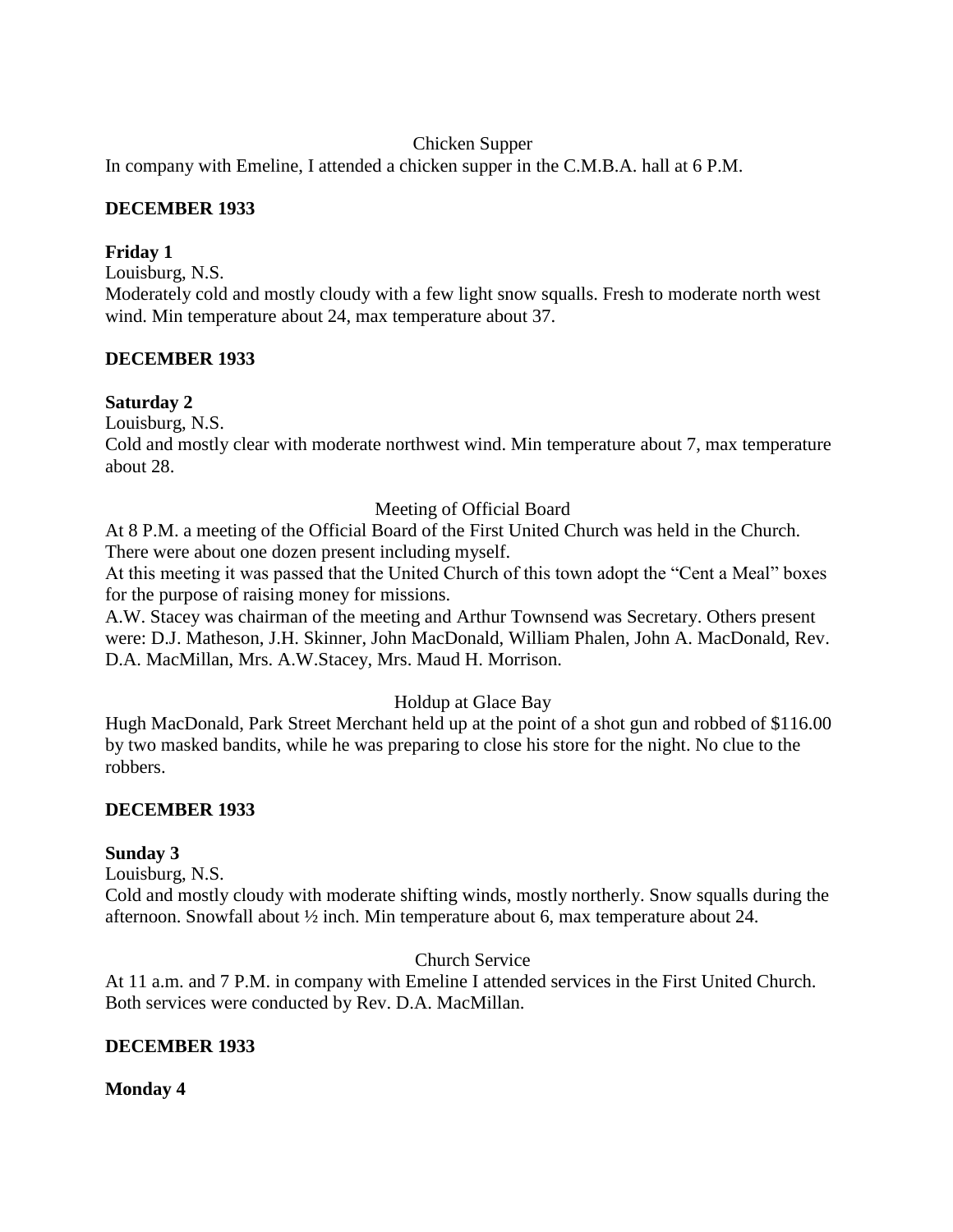Chicken Supper

In company with Emeline, I attended a chicken supper in the C.M.B.A. hall at 6 P.M.

**DECEMBER 1933**

**Friday 1**

Louisburg, N.S.

Moderately cold and mostly cloudy with a few light snow squalls. Fresh to moderate north west wind. Min temperature about 24, max temperature about 37.

**DECEMBER 1933**

**Saturday 2**

Louisburg, N.S.

Cold and mostly clear with moderate northwest wind. Min temperature about 7, max temperature about 28.

Meeting of Official Board

At 8 P.M. a meeting of the Official Board of the First United Church was held in the Church. There were about one dozen present including myself.

At this meeting it was passed that the United Church of this town adopt the "Cent a Meal" boxes for the purpose of raising money for missions.

A.W. Stacey was chairman of the meeting and Arthur Townsend was Secretary. Others present were: D.J. Matheson, J.H. Skinner, John MacDonald, William Phalen, John A. MacDonald, Rev. D.A. MacMillan, Mrs. A.W.Stacey, Mrs. Maud H. Morrison.

Holdup at Glace Bay

Hugh MacDonald, Park Street Merchant held up at the point of a shot gun and robbed of $116.00 by two masked bandits, while he was preparing to close his store for the night. No clue to the robbers.

**DECEMBER 1933**

**Sunday 3**

Louisburg, N.S.

Cold and mostly cloudy with moderate shifting winds, mostly northerly. Snow squalls during the afternoon. Snowfall about ½ inch. Min temperature about 6, max temperature about 24.

Church Service

At 11 a.m. and 7 P.M. in company with Emeline I attended services in the First United Church. Both services were conducted by Rev. D.A. MacMillan.

**DECEMBER 1933**

**Monday 4**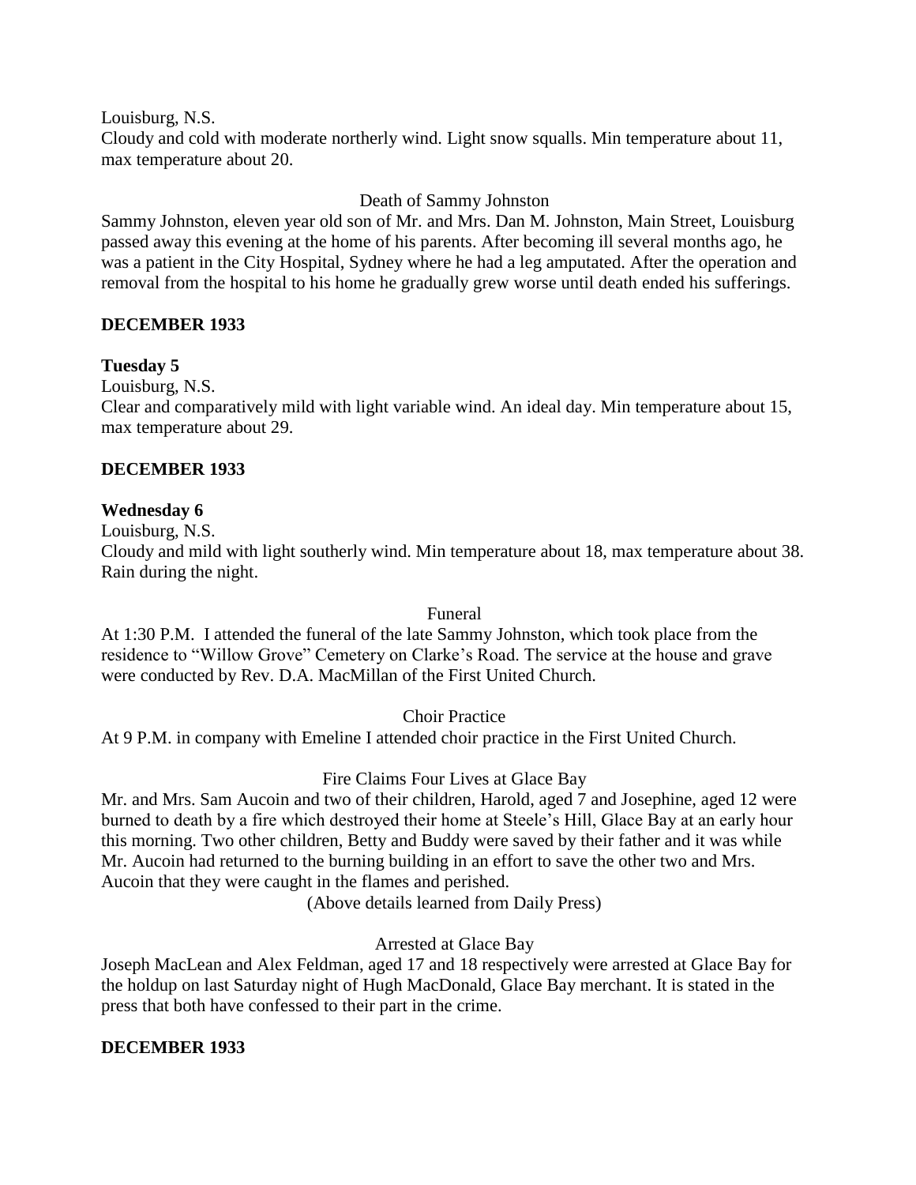Louisburg, N.S.
Cloudy and cold with moderate northerly wind. Light snow squalls. Min temperature about 11, max temperature about 20.

Death of Sammy Johnston

Sammy Johnston, eleven year old son of Mr. and Mrs. Dan M. Johnston, Main Street, Louisburg passed away this evening at the home of his parents. After becoming ill several months ago, he was a patient in the City Hospital, Sydney where he had a leg amputated. After the operation and removal from the hospital to his home he gradually grew worse until death ended his sufferings.

**DECEMBER 1933**

**Tuesday 5**

Louisburg, N.S.
Clear and comparatively mild with light variable wind. An ideal day. Min temperature about 15, max temperature about 29.

**DECEMBER 1933**

**Wednesday 6**

Louisburg, N.S.
Cloudy and mild with light southerly wind. Min temperature about 18, max temperature about 38. Rain during the night.

Funeral

At 1:30 P.M. I attended the funeral of the late Sammy Johnston, which took place from the residence to "Willow Grove" Cemetery on Clarke's Road. The service at the house and grave were conducted by Rev. D.A. MacMillan of the First United Church.

Choir Practice

At 9 P.M. in company with Emeline I attended choir practice in the First United Church.

Fire Claims Four Lives at Glace Bay

Mr. and Mrs. Sam Aucoin and two of their children, Harold, aged 7 and Josephine, aged 12 were burned to death by a fire which destroyed their home at Steele's Hill, Glace Bay at an early hour this morning. Two other children, Betty and Buddy were saved by their father and it was while Mr. Aucoin had returned to the burning building in an effort to save the other two and Mrs. Aucoin that they were caught in the flames and perished.

(Above details learned from Daily Press)

Arrested at Glace Bay

Joseph MacLean and Alex Feldman, aged 17 and 18 respectively were arrested at Glace Bay for the holdup on last Saturday night of Hugh MacDonald, Glace Bay merchant. It is stated in the press that both have confessed to their part in the crime.

**DECEMBER 1933**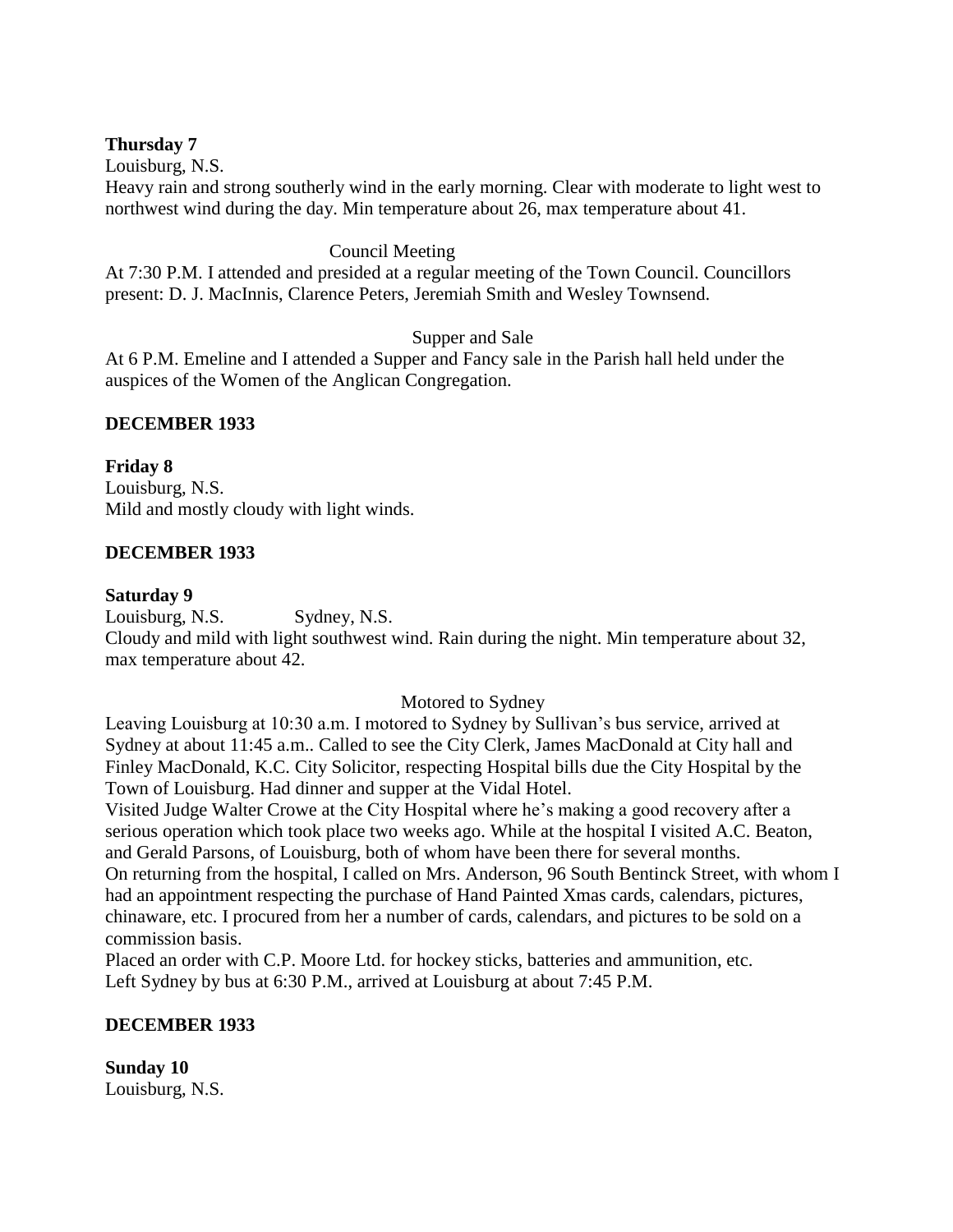**Thursday 7**
Louisburg, N.S.
Heavy rain and strong southerly wind in the early morning. Clear with moderate to light west to northwest wind during the day. Min temperature about 26, max temperature about 41.

Council Meeting

At 7:30 P.M. I attended and presided at a regular meeting of the Town Council. Councillors present: D. J. MacInnis, Clarence Peters, Jeremiah Smith and Wesley Townsend.

Supper and Sale

At 6 P.M. Emeline and I attended a Supper and Fancy sale in the Parish hall held under the auspices of the Women of the Anglican Congregation.

**DECEMBER 1933**

**Friday 8**
Louisburg, N.S.
Mild and mostly cloudy with light winds.

**DECEMBER 1933**

**Saturday 9**
Louisburg, N.S. Sydney, N.S.
Cloudy and mild with light southwest wind. Rain during the night. Min temperature about 32, max temperature about 42.

Motored to Sydney

Leaving Louisburg at 10:30 a.m. I motored to Sydney by Sullivan's bus service, arrived at Sydney at about 11:45 a.m.. Called to see the City Clerk, James MacDonald at City hall and Finley MacDonald, K.C. City Solicitor, respecting Hospital bills due the City Hospital by the Town of Louisburg. Had dinner and supper at the Vidal Hotel.
Visited Judge Walter Crowe at the City Hospital where he's making a good recovery after a serious operation which took place two weeks ago. While at the hospital I visited A.C. Beaton, and Gerald Parsons, of Louisburg, both of whom have been there for several months.
On returning from the hospital, I called on Mrs. Anderson, 96 South Bentinck Street, with whom I had an appointment respecting the purchase of Hand Painted Xmas cards, calendars, pictures, chinaware, etc. I procured from her a number of cards, calendars, and pictures to be sold on a commission basis.
Placed an order with C.P. Moore Ltd. for hockey sticks, batteries and ammunition, etc.
Left Sydney by bus at 6:30 P.M., arrived at Louisburg at about 7:45 P.M.

**DECEMBER 1933**

**Sunday 10**
Louisburg, N.S.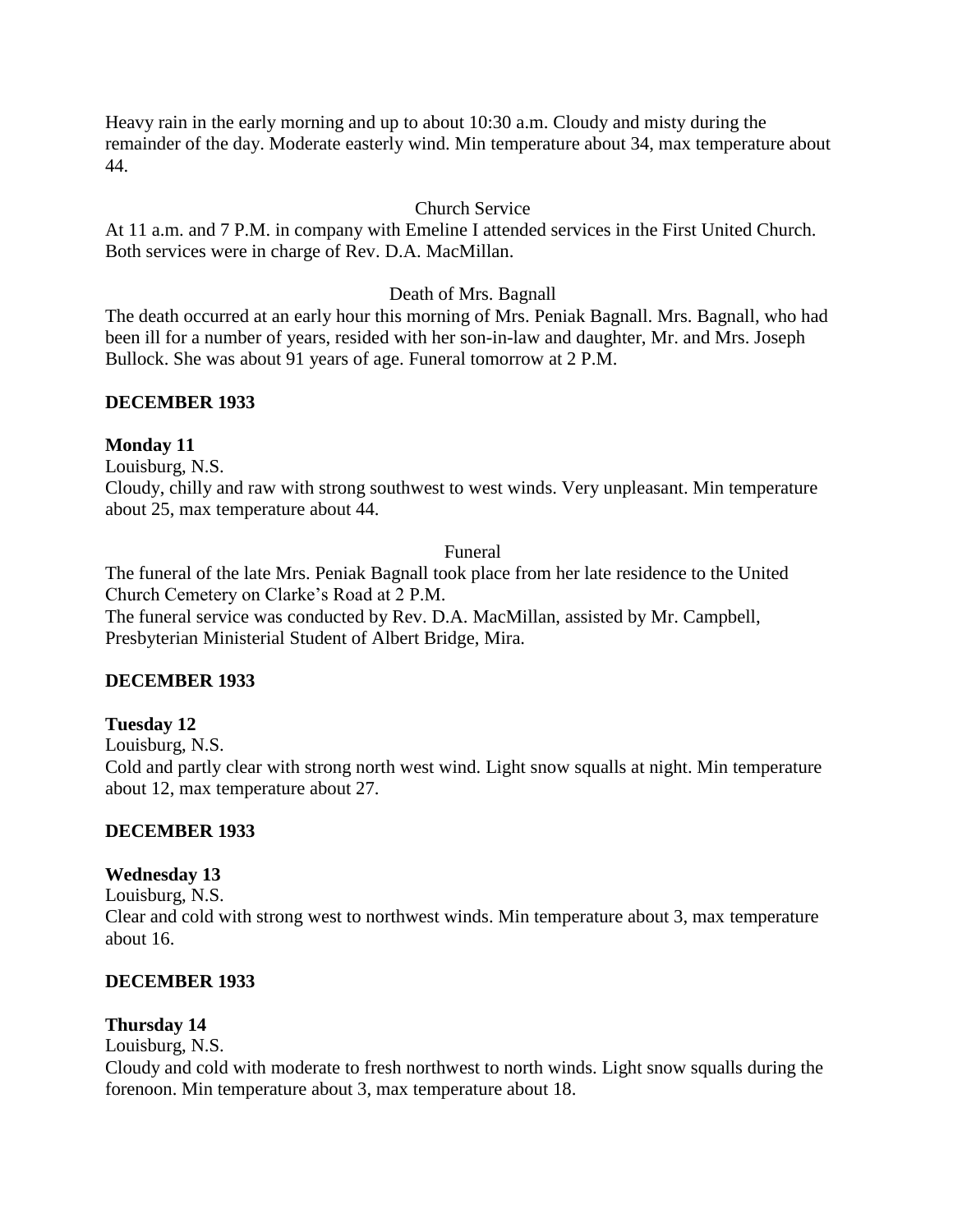Heavy rain in the early morning and up to about 10:30 a.m. Cloudy and misty during the remainder of the day. Moderate easterly wind. Min temperature about 34, max temperature about 44.

Church Service

At 11 a.m. and 7 P.M. in company with Emeline I attended services in the First United Church. Both services were in charge of Rev. D.A. MacMillan.

Death of Mrs. Bagnall

The death occurred at an early hour this morning of Mrs. Peniak Bagnall. Mrs. Bagnall, who had been ill for a number of years, resided with her son-in-law and daughter, Mr. and Mrs. Joseph Bullock. She was about 91 years of age. Funeral tomorrow at 2 P.M.

**DECEMBER 1933**

**Monday 11**

Louisburg, N.S.

Cloudy, chilly and raw with strong southwest to west winds. Very unpleasant. Min temperature about 25, max temperature about 44.

Funeral

The funeral of the late Mrs. Peniak Bagnall took place from her late residence to the United Church Cemetery on Clarke's Road at 2 P.M.

The funeral service was conducted by Rev. D.A. MacMillan, assisted by Mr. Campbell, Presbyterian Ministerial Student of Albert Bridge, Mira.

**DECEMBER 1933**

**Tuesday 12**

Louisburg, N.S.

Cold and partly clear with strong north west wind. Light snow squalls at night. Min temperature about 12, max temperature about 27.

**DECEMBER 1933**

**Wednesday 13**

Louisburg, N.S.

Clear and cold with strong west to northwest winds. Min temperature about 3, max temperature about 16.

**DECEMBER 1933**

**Thursday 14**

Louisburg, N.S.

Cloudy and cold with moderate to fresh northwest to north winds. Light snow squalls during the forenoon. Min temperature about 3, max temperature about 18.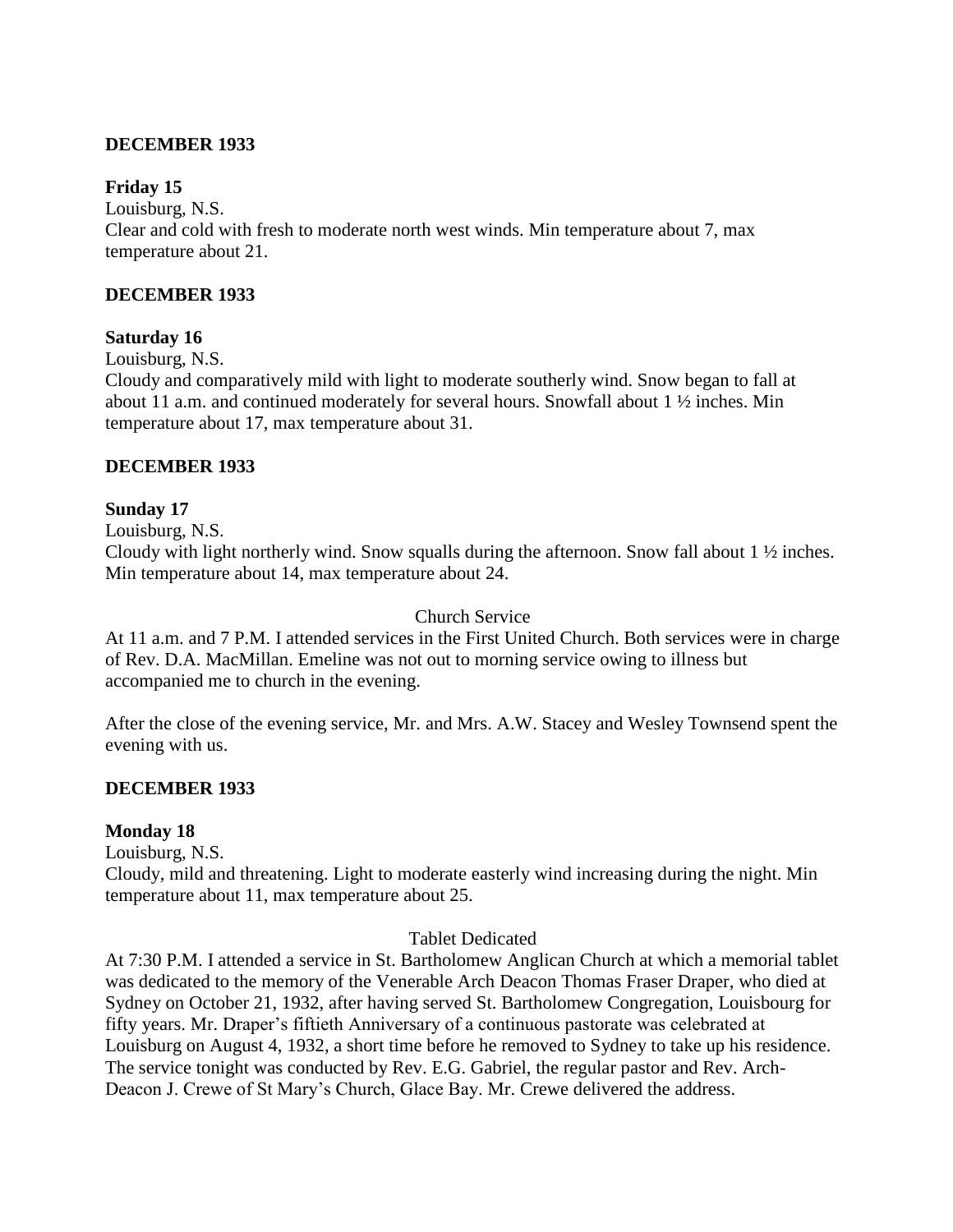**DECEMBER 1933**

**Friday 15**

Louisburg, N.S.

Clear and cold with fresh to moderate north west winds. Min temperature about 7, max temperature about 21.

**DECEMBER 1933**

**Saturday 16**

Louisburg, N.S.

Cloudy and comparatively mild with light to moderate southerly wind. Snow began to fall at about 11 a.m. and continued moderately for several hours. Snowfall about 1 ½ inches. Min temperature about 17, max temperature about 31.

**DECEMBER 1933**

**Sunday 17**

Louisburg, N.S.

Cloudy with light northerly wind. Snow squalls during the afternoon. Snow fall about 1 ½ inches. Min temperature about 14, max temperature about 24.

Church Service

At 11 a.m. and 7 P.M. I attended services in the First United Church. Both services were in charge of Rev. D.A. MacMillan. Emeline was not out to morning service owing to illness but accompanied me to church in the evening.

After the close of the evening service, Mr. and Mrs. A.W. Stacey and Wesley Townsend spent the evening with us.

**DECEMBER 1933**

**Monday 18**

Louisburg, N.S.

Cloudy, mild and threatening. Light to moderate easterly wind increasing during the night. Min temperature about 11, max temperature about 25.

Tablet Dedicated

At 7:30 P.M. I attended a service in St. Bartholomew Anglican Church at which a memorial tablet was dedicated to the memory of the Venerable Arch Deacon Thomas Fraser Draper, who died at Sydney on October 21, 1932, after having served St. Bartholomew Congregation, Louisbourg for fifty years. Mr. Draper's fiftieth Anniversary of a continuous pastorate was celebrated at Louisburg on August 4, 1932, a short time before he removed to Sydney to take up his residence. The service tonight was conducted by Rev. E.G. Gabriel, the regular pastor and Rev. Arch-Deacon J. Crewe of St Mary's Church, Glace Bay. Mr. Crewe delivered the address.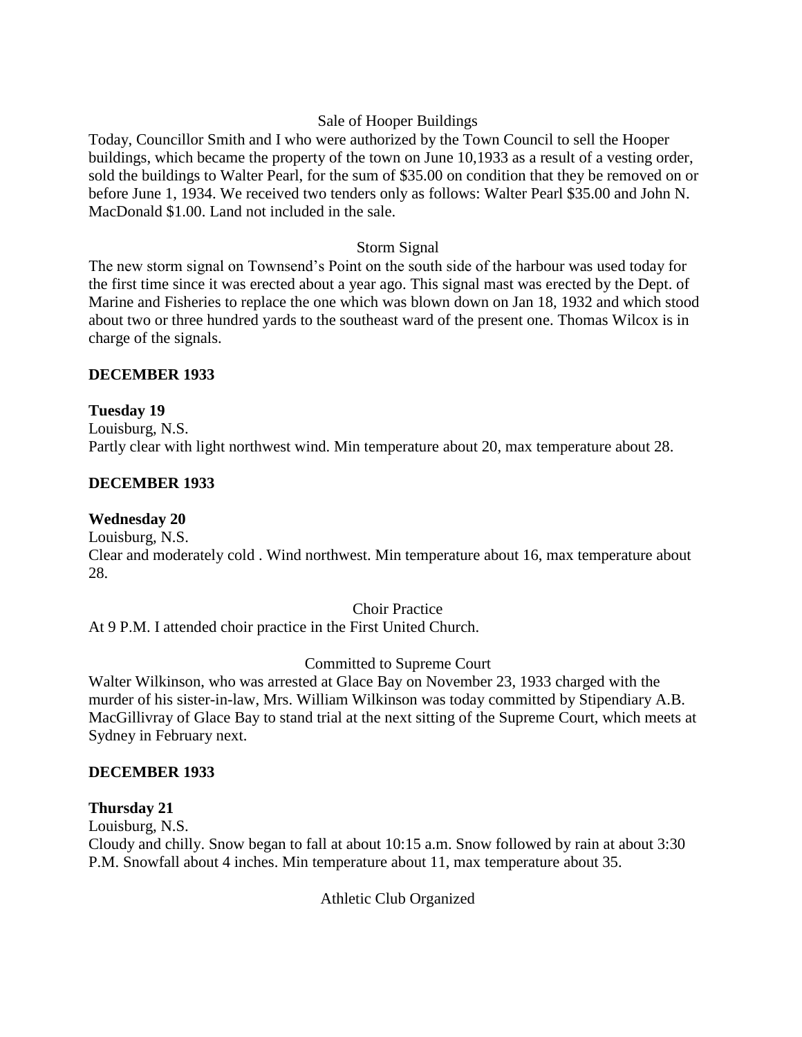Sale of Hooper Buildings

Today, Councillor Smith and I who were authorized by the Town Council to sell the Hooper buildings, which became the property of the town on June 10,1933 as a result of a vesting order, sold the buildings to Walter Pearl, for the sum of $35.00 on condition that they be removed on or before June 1, 1934. We received two tenders only as follows: Walter Pearl $35.00 and John N. MacDonald $1.00. Land not included in the sale.

Storm Signal

The new storm signal on Townsend's Point on the south side of the harbour was used today for the first time since it was erected about a year ago. This signal mast was erected by the Dept. of Marine and Fisheries to replace the one which was blown down on Jan 18, 1932 and which stood about two or three hundred yards to the southeast ward of the present one. Thomas Wilcox is in charge of the signals.

**DECEMBER 1933**

**Tuesday 19**

Louisburg, N.S.

Partly clear with light northwest wind. Min temperature about 20, max temperature about 28.

**DECEMBER 1933**

**Wednesday 20**

Louisburg, N.S.

Clear and moderately cold . Wind northwest. Min temperature about 16, max temperature about 28.

Choir Practice

At 9 P.M. I attended choir practice in the First United Church.

Committed to Supreme Court

Walter Wilkinson, who was arrested at Glace Bay on November 23, 1933 charged with the murder of his sister-in-law, Mrs. William Wilkinson was today committed by Stipendiary A.B. MacGillivray of Glace Bay to stand trial at the next sitting of the Supreme Court, which meets at Sydney in February next.

**DECEMBER 1933**

**Thursday 21**

Louisburg, N.S.

Cloudy and chilly. Snow began to fall at about 10:15 a.m. Snow followed by rain at about 3:30 P.M. Snowfall about 4 inches. Min temperature about 11, max temperature about 35.

Athletic Club Organized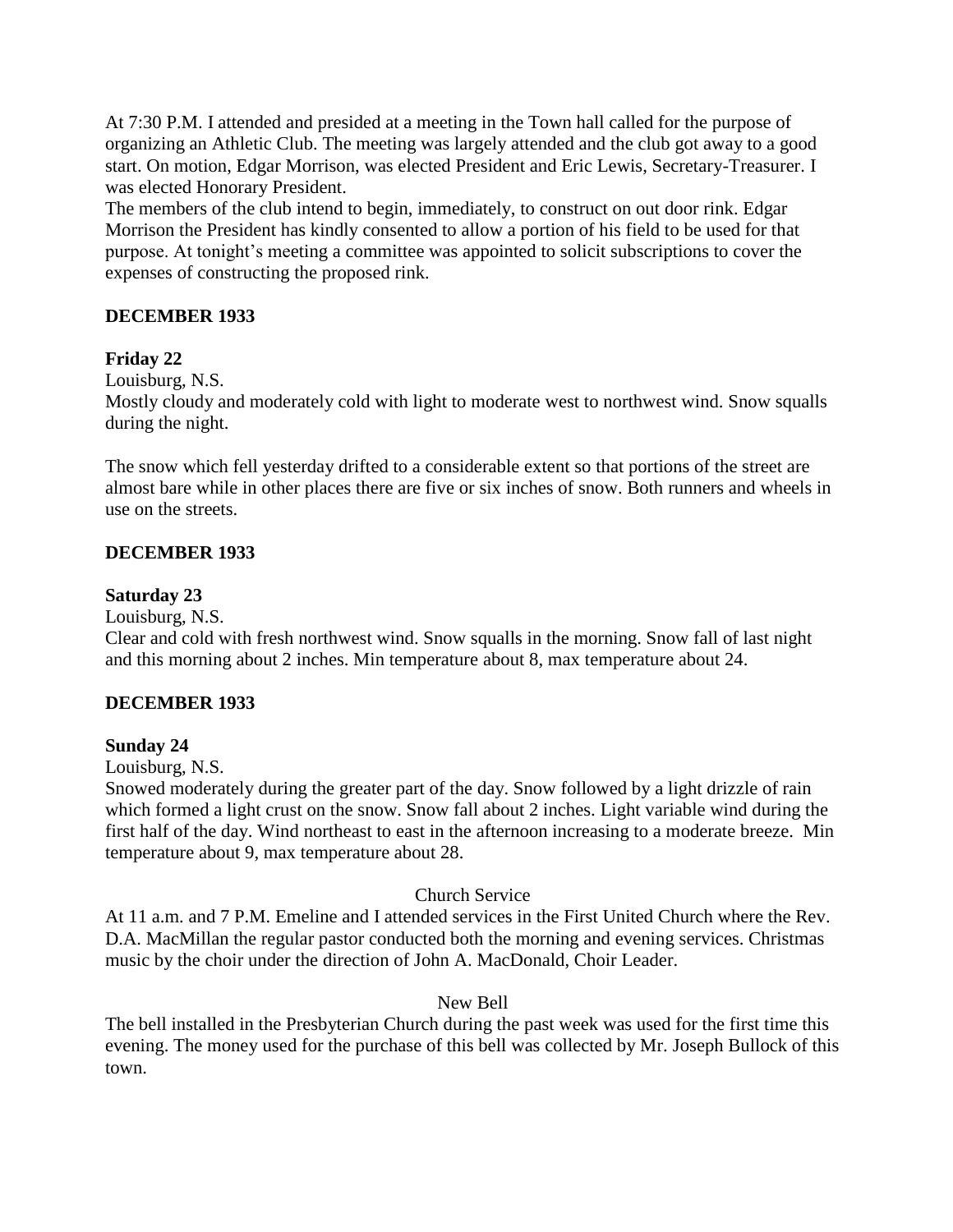At 7:30 P.M. I attended and presided at a meeting in the Town hall called for the purpose of organizing an Athletic Club. The meeting was largely attended and the club got away to a good start. On motion, Edgar Morrison, was elected President and Eric Lewis, Secretary-Treasurer. I was elected Honorary President.

The members of the club intend to begin, immediately, to construct on out door rink. Edgar Morrison the President has kindly consented to allow a portion of his field to be used for that purpose. At tonight's meeting a committee was appointed to solicit subscriptions to cover the expenses of constructing the proposed rink.

**DECEMBER 1933**

**Friday 22**

Louisburg, N.S.

Mostly cloudy and moderately cold with light to moderate west to northwest wind. Snow squalls during the night.

The snow which fell yesterday drifted to a considerable extent so that portions of the street are almost bare while in other places there are five or six inches of snow. Both runners and wheels in use on the streets.

**DECEMBER 1933**

**Saturday 23**

Louisburg, N.S.

Clear and cold with fresh northwest wind. Snow squalls in the morning. Snow fall of last night and this morning about 2 inches. Min temperature about 8, max temperature about 24.

**DECEMBER 1933**

**Sunday 24**

Louisburg, N.S.

Snowed moderately during the greater part of the day. Snow followed by a light drizzle of rain which formed a light crust on the snow. Snow fall about 2 inches. Light variable wind during the first half of the day. Wind northeast to east in the afternoon increasing to a moderate breeze. Min temperature about 9, max temperature about 28.

Church Service

At 11 a.m. and 7 P.M. Emeline and I attended services in the First United Church where the Rev. D.A. MacMillan the regular pastor conducted both the morning and evening services. Christmas music by the choir under the direction of John A. MacDonald, Choir Leader.

New Bell

The bell installed in the Presbyterian Church during the past week was used for the first time this evening. The money used for the purchase of this bell was collected by Mr. Joseph Bullock of this town.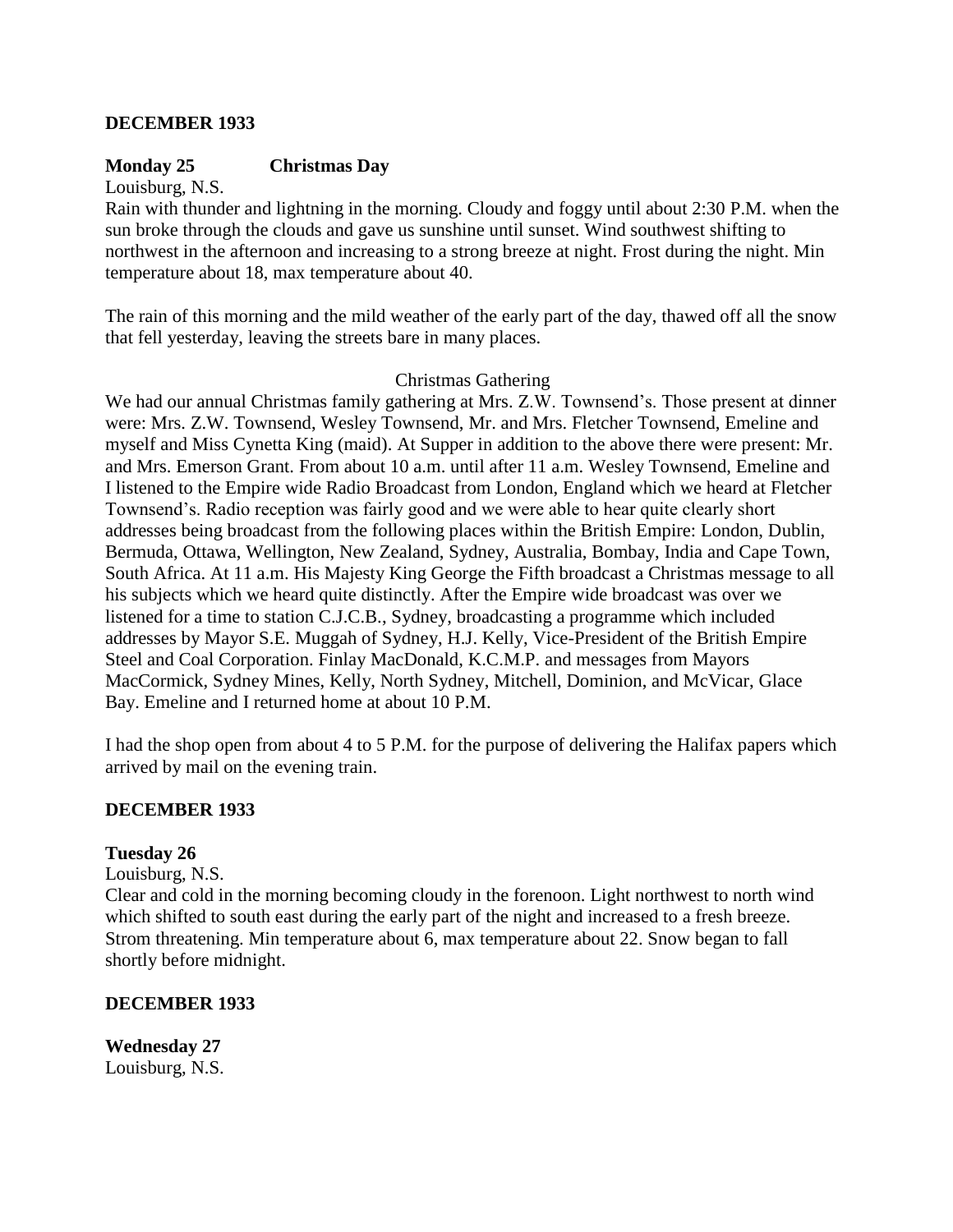**DECEMBER 1933**

**Monday 25 Christmas Day**

Louisburg, N.S.

Rain with thunder and lightning in the morning. Cloudy and foggy until about 2:30 P.M. when the sun broke through the clouds and gave us sunshine until sunset. Wind southwest shifting to northwest in the afternoon and increasing to a strong breeze at night. Frost during the night. Min temperature about 18, max temperature about 40.

The rain of this morning and the mild weather of the early part of the day, thawed off all the snow that fell yesterday, leaving the streets bare in many places.

Christmas Gathering

We had our annual Christmas family gathering at Mrs. Z.W. Townsend's. Those present at dinner were: Mrs. Z.W. Townsend, Wesley Townsend, Mr. and Mrs. Fletcher Townsend, Emeline and myself and Miss Cynetta King (maid). At Supper in addition to the above there were present: Mr. and Mrs. Emerson Grant. From about 10 a.m. until after 11 a.m. Wesley Townsend, Emeline and I listened to the Empire wide Radio Broadcast from London, England which we heard at Fletcher Townsend's. Radio reception was fairly good and we were able to hear quite clearly short addresses being broadcast from the following places within the British Empire: London, Dublin, Bermuda, Ottawa, Wellington, New Zealand, Sydney, Australia, Bombay, India and Cape Town, South Africa. At 11 a.m. His Majesty King George the Fifth broadcast a Christmas message to all his subjects which we heard quite distinctly. After the Empire wide broadcast was over we listened for a time to station C.J.C.B., Sydney, broadcasting a programme which included addresses by Mayor S.E. Muggah of Sydney, H.J. Kelly, Vice-President of the British Empire Steel and Coal Corporation. Finlay MacDonald, K.C.M.P. and messages from Mayors MacCormick, Sydney Mines, Kelly, North Sydney, Mitchell, Dominion, and McVicar, Glace Bay. Emeline and I returned home at about 10 P.M.

I had the shop open from about 4 to 5 P.M. for the purpose of delivering the Halifax papers which arrived by mail on the evening train.

**DECEMBER 1933**

**Tuesday 26**

Louisburg, N.S.

Clear and cold in the morning becoming cloudy in the forenoon. Light northwest to north wind which shifted to south east during the early part of the night and increased to a fresh breeze. Strom threatening. Min temperature about 6, max temperature about 22. Snow began to fall shortly before midnight.

**DECEMBER 1933**

**Wednesday 27**

Louisburg, N.S.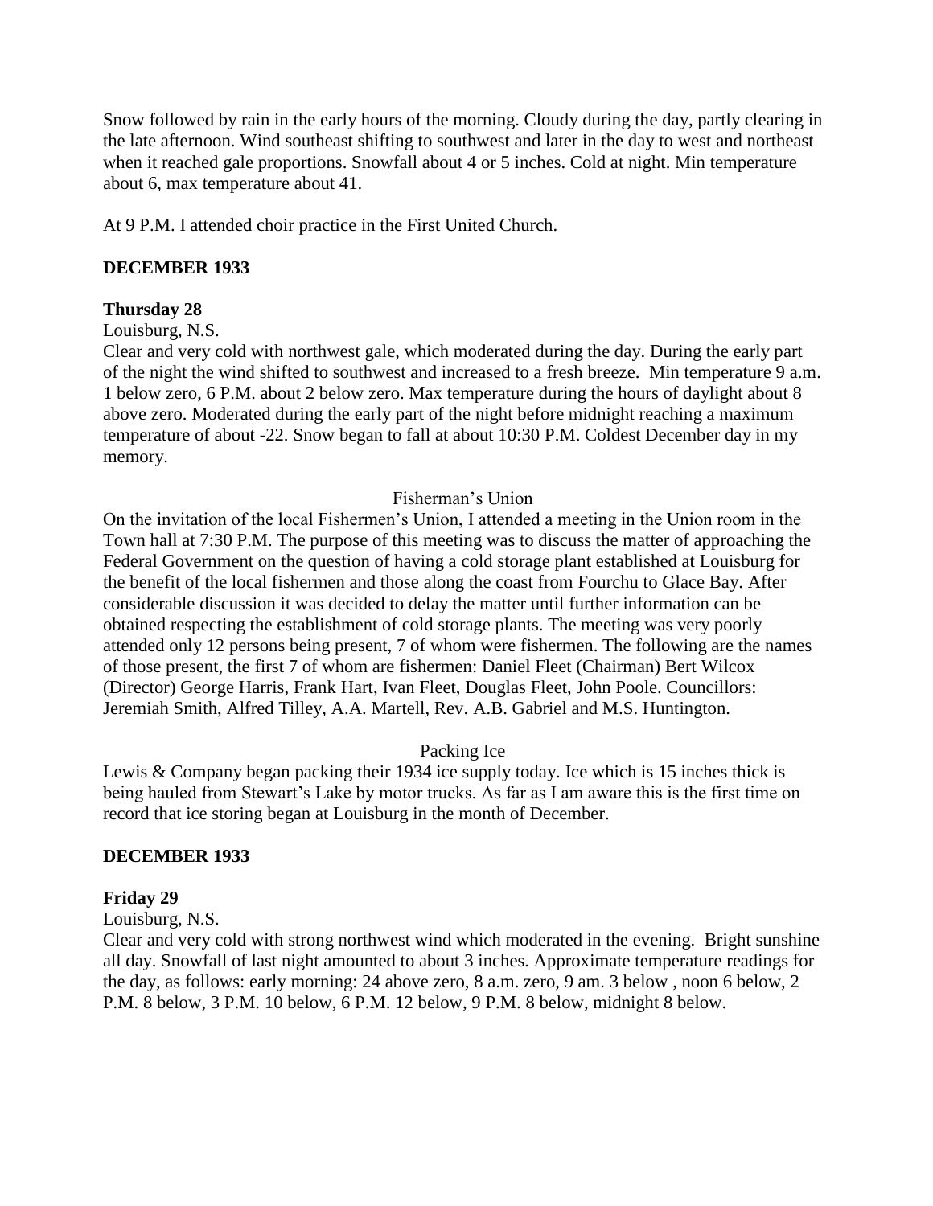Snow followed by rain in the early hours of the morning. Cloudy during the day, partly clearing in the late afternoon. Wind southeast shifting to southwest and later in the day to west and northeast when it reached gale proportions. Snowfall about 4 or 5 inches. Cold at night. Min temperature about 6, max temperature about 41.

At 9 P.M. I attended choir practice in the First United Church.

**DECEMBER 1933**

**Thursday 28**

Louisburg, N.S.

Clear and very cold with northwest gale, which moderated during the day. During the early part of the night the wind shifted to southwest and increased to a fresh breeze. Min temperature 9 a.m. 1 below zero, 6 P.M. about 2 below zero. Max temperature during the hours of daylight about 8 above zero. Moderated during the early part of the night before midnight reaching a maximum temperature of about -22. Snow began to fall at about 10:30 P.M. Coldest December day in my memory.

Fisherman's Union

On the invitation of the local Fishermen's Union, I attended a meeting in the Union room in the Town hall at 7:30 P.M. The purpose of this meeting was to discuss the matter of approaching the Federal Government on the question of having a cold storage plant established at Louisburg for the benefit of the local fishermen and those along the coast from Fourchu to Glace Bay. After considerable discussion it was decided to delay the matter until further information can be obtained respecting the establishment of cold storage plants. The meeting was very poorly attended only 12 persons being present, 7 of whom were fishermen. The following are the names of those present, the first 7 of whom are fishermen: Daniel Fleet (Chairman) Bert Wilcox (Director) George Harris, Frank Hart, Ivan Fleet, Douglas Fleet, John Poole. Councillors: Jeremiah Smith, Alfred Tilley, A.A. Martell, Rev. A.B. Gabriel and M.S. Huntington.

Packing Ice

Lewis & Company began packing their 1934 ice supply today. Ice which is 15 inches thick is being hauled from Stewart's Lake by motor trucks. As far as I am aware this is the first time on record that ice storing began at Louisburg in the month of December.

**DECEMBER 1933**

**Friday 29**

Louisburg, N.S.

Clear and very cold with strong northwest wind which moderated in the evening. Bright sunshine all day. Snowfall of last night amounted to about 3 inches. Approximate temperature readings for the day, as follows: early morning: 24 above zero, 8 a.m. zero, 9 am. 3 below , noon 6 below, 2 P.M. 8 below, 3 P.M. 10 below, 6 P.M. 12 below, 9 P.M. 8 below, midnight 8 below.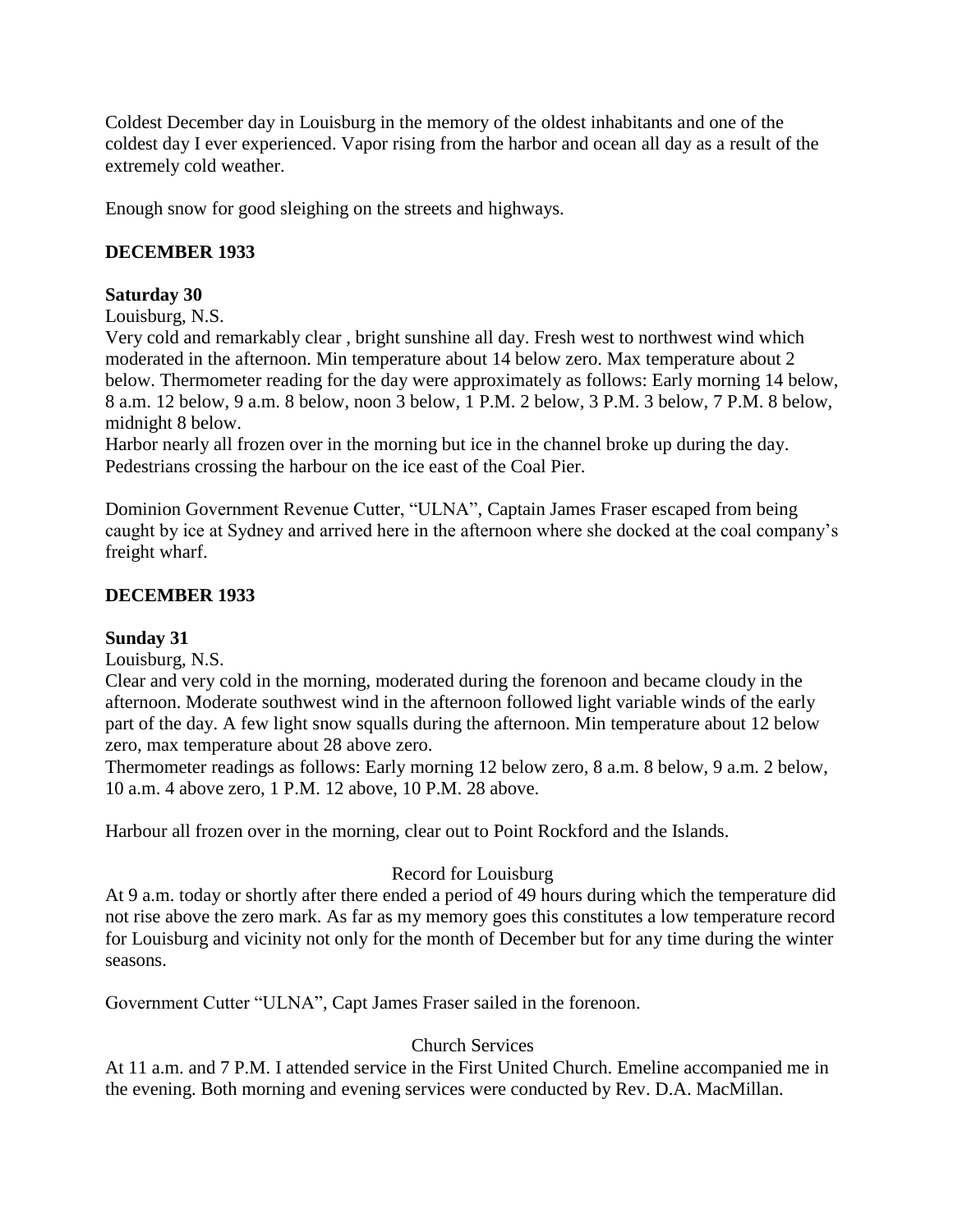Coldest December day in Louisburg in the memory of the oldest inhabitants and one of the coldest day I ever experienced. Vapor rising from the harbor and ocean all day as a result of the extremely cold weather.

Enough snow for good sleighing on the streets and highways.

**DECEMBER 1933**

**Saturday 30**

Louisburg, N.S.

Very cold and remarkably clear , bright sunshine all day. Fresh west to northwest wind which moderated in the afternoon. Min temperature about 14 below zero. Max temperature about 2 below. Thermometer reading for the day were approximately as follows: Early morning 14 below, 8 a.m. 12 below, 9 a.m. 8 below, noon 3 below, 1 P.M. 2 below, 3 P.M. 3 below, 7 P.M. 8 below, midnight 8 below.

Harbor nearly all frozen over in the morning but ice in the channel broke up during the day. Pedestrians crossing the harbour on the ice east of the Coal Pier.

Dominion Government Revenue Cutter, "ULNA", Captain James Fraser escaped from being caught by ice at Sydney and arrived here in the afternoon where she docked at the coal company's freight wharf.

**DECEMBER 1933**

**Sunday 31**

Louisburg, N.S.

Clear and very cold in the morning, moderated during the forenoon and became cloudy in the afternoon. Moderate southwest wind in the afternoon followed light variable winds of the early part of the day. A few light snow squalls during the afternoon. Min temperature about 12 below zero, max temperature about 28 above zero.

Thermometer readings as follows: Early morning 12 below zero, 8 a.m. 8 below, 9 a.m. 2 below, 10 a.m. 4 above zero, 1 P.M. 12 above, 10 P.M. 28 above.

Harbour all frozen over in the morning, clear out to Point Rockford and the Islands.

Record for Louisburg

At 9 a.m. today or shortly after there ended a period of 49 hours during which the temperature did not rise above the zero mark. As far as my memory goes this constitutes a low temperature record for Louisburg and vicinity not only for the month of December but for any time during the winter seasons.

Government Cutter "ULNA", Capt James Fraser sailed in the forenoon.

Church Services

At 11 a.m. and 7 P.M. I attended service in the First United Church. Emeline accompanied me in the evening. Both morning and evening services were conducted by Rev. D.A. MacMillan.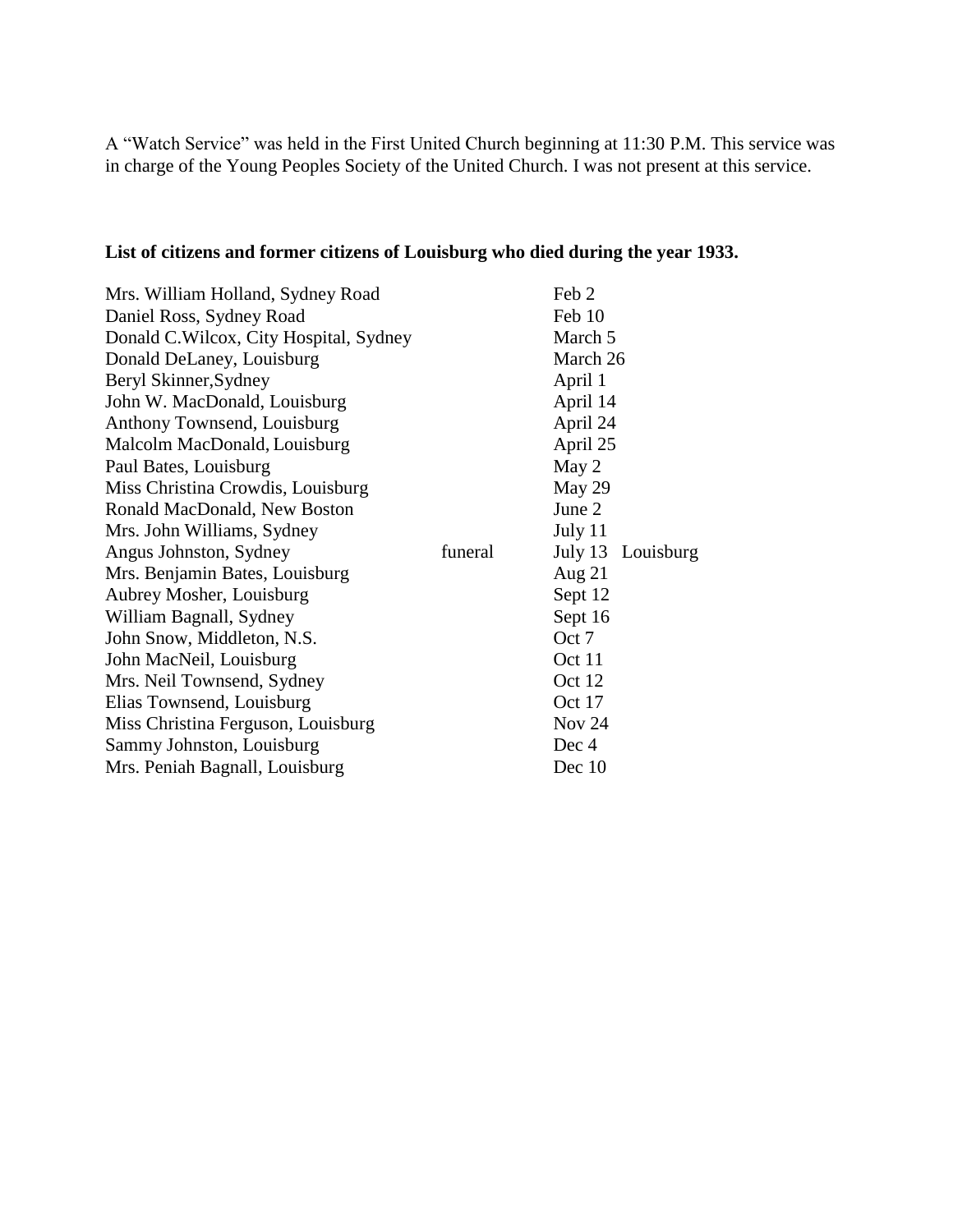A “Watch Service” was held in the First United Church beginning at 11:30 P.M. This service was in charge of the Young Peoples Society of the United Church. I was not present at this service.

**List of citizens and former citizens of Louisburg who died during the year 1933.**

| | | | |
|---|---|---|---|
| Mrs. William Holland, Sydney Road | | Feb 2 | |
| Daniel Ross, Sydney Road | | Feb 10 | |
| Donald C.Wilcox, City Hospital, Sydney | | March 5 | |
| Donald DeLaney, Louisburg | | March 26 | |
| Beryl Skinner,Sydney | | April 1 | |
| John W. MacDonald, Louisburg | | April 14 | |
| Anthony Townsend, Louisburg | | April 24 | |
| Malcolm MacDonald, Louisburg | | April 25 | |
| Paul Bates, Louisburg | | May 2 | |
| Miss Christina Crowdis, Louisburg | | May 29 | |
| Ronald MacDonald, New Boston | | June 2 | |
| Mrs. John Williams, Sydney | | July 11 | |
| Angus Johnston, Sydney | funeral | July 13 | Louisburg |
| Mrs. Benjamin Bates, Louisburg | | Aug 21 | |
| Aubrey Mosher, Louisburg | | Sept 12 | |
| William Bagnall, Sydney | | Sept 16 | |
| John Snow, Middleton, N.S. | | Oct 7 | |
| John MacNeil, Louisburg | | Oct 11 | |
| Mrs. Neil Townsend, Sydney | | Oct 12 | |
| Elias Townsend, Louisburg | | Oct 17 | |
| Miss Christina Ferguson, Louisburg | | Nov 24 | |
| Sammy Johnston, Louisburg | | Dec 4 | |
| Mrs. Peniah Bagnall, Louisburg | | Dec 10 | |